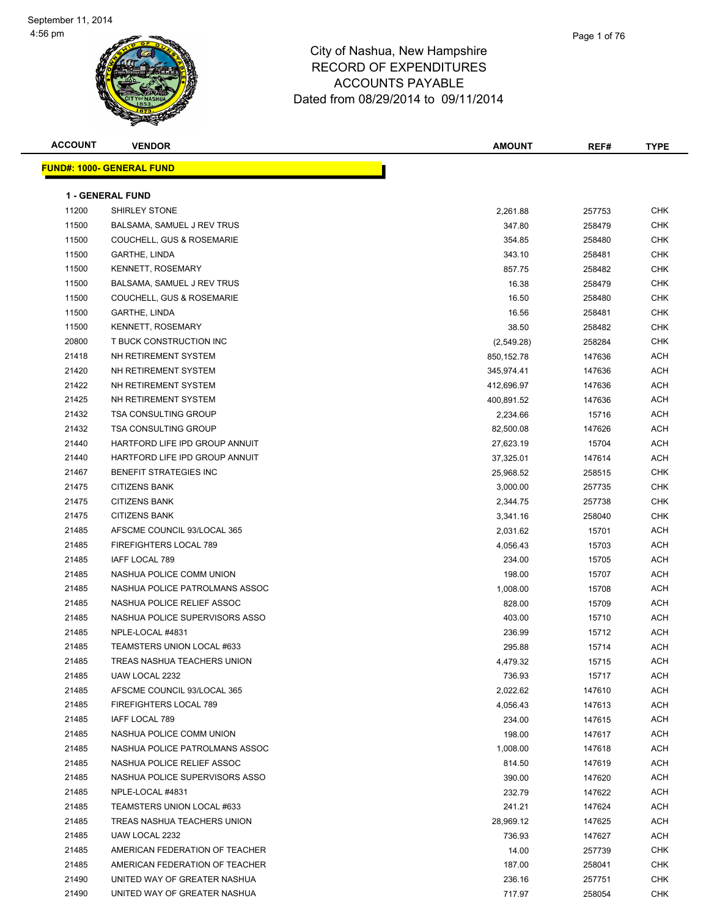September 11, 2014
4:56 pm

# City of Nashua, New Hampshire
## RECORD OF EXPENDITURES
## ACCOUNTS PAYABLE
## Dated from 08/29/2014 to 09/11/2014

**FUND#: 1000- GENERAL FUND**

**1 - GENERAL FUND**

| ACCOUNT | VENDOR | AMOUNT | REF# | TYPE |
|---|---|---|---|---|
| 11200 | SHIRLEY STONE | 2,261.88 | 257753 | CHK |
| 11500 | BALSAMA, SAMUEL J REV TRUS | 347.80 | 258479 | CHK |
| 11500 | COUCHELL, GUS & ROSEMARIE | 354.85 | 258480 | CHK |
| 11500 | GARTHE, LINDA | 343.10 | 258481 | CHK |
| 11500 | KENNETT, ROSEMARY | 857.75 | 258482 | CHK |
| 11500 | BALSAMA, SAMUEL J REV TRUS | 16.38 | 258479 | CHK |
| 11500 | COUCHELL, GUS & ROSEMARIE | 16.50 | 258480 | CHK |
| 11500 | GARTHE, LINDA | 16.56 | 258481 | CHK |
| 11500 | KENNETT, ROSEMARY | 38.50 | 258482 | CHK |
| 20800 | T BUCK CONSTRUCTION INC | (2,549.28) | 258284 | CHK |
| 21418 | NH RETIREMENT SYSTEM | 850,152.78 | 147636 | ACH |
| 21420 | NH RETIREMENT SYSTEM | 345,974.41 | 147636 | ACH |
| 21422 | NH RETIREMENT SYSTEM | 412,696.97 | 147636 | ACH |
| 21425 | NH RETIREMENT SYSTEM | 400,891.52 | 147636 | ACH |
| 21432 | TSA CONSULTING GROUP | 2,234.66 | 15716 | ACH |
| 21432 | TSA CONSULTING GROUP | 82,500.08 | 147626 | ACH |
| 21440 | HARTFORD LIFE IPD GROUP ANNUIT | 27,623.19 | 15704 | ACH |
| 21440 | HARTFORD LIFE IPD GROUP ANNUIT | 37,325.01 | 147614 | ACH |
| 21467 | BENEFIT STRATEGIES INC | 25,968.52 | 258515 | CHK |
| 21475 | CITIZENS BANK | 3,000.00 | 257735 | CHK |
| 21475 | CITIZENS BANK | 2,344.75 | 257738 | CHK |
| 21475 | CITIZENS BANK | 3,341.16 | 258040 | CHK |
| 21485 | AFSCME COUNCIL 93/LOCAL 365 | 2,031.62 | 15701 | ACH |
| 21485 | FIREFIGHTERS LOCAL 789 | 4,056.43 | 15703 | ACH |
| 21485 | IAFF LOCAL 789 | 234.00 | 15705 | ACH |
| 21485 | NASHUA POLICE COMM UNION | 198.00 | 15707 | ACH |
| 21485 | NASHUA POLICE PATROLMANS ASSOC | 1,008.00 | 15708 | ACH |
| 21485 | NASHUA POLICE RELIEF ASSOC | 828.00 | 15709 | ACH |
| 21485 | NASHUA POLICE SUPERVISORS ASSO | 403.00 | 15710 | ACH |
| 21485 | NPLE-LOCAL #4831 | 236.99 | 15712 | ACH |
| 21485 | TEAMSTERS UNION LOCAL #633 | 295.88 | 15714 | ACH |
| 21485 | TREAS NASHUA TEACHERS UNION | 4,479.32 | 15715 | ACH |
| 21485 | UAW LOCAL 2232 | 736.93 | 15717 | ACH |
| 21485 | AFSCME COUNCIL 93/LOCAL 365 | 2,022.62 | 147610 | ACH |
| 21485 | FIREFIGHTERS LOCAL 789 | 4,056.43 | 147613 | ACH |
| 21485 | IAFF LOCAL 789 | 234.00 | 147615 | ACH |
| 21485 | NASHUA POLICE COMM UNION | 198.00 | 147617 | ACH |
| 21485 | NASHUA POLICE PATROLMANS ASSOC | 1,008.00 | 147618 | ACH |
| 21485 | NASHUA POLICE RELIEF ASSOC | 814.50 | 147619 | ACH |
| 21485 | NASHUA POLICE SUPERVISORS ASSO | 390.00 | 147620 | ACH |
| 21485 | NPLE-LOCAL #4831 | 232.79 | 147622 | ACH |
| 21485 | TEAMSTERS UNION LOCAL #633 | 241.21 | 147624 | ACH |
| 21485 | TREAS NASHUA TEACHERS UNION | 28,969.12 | 147625 | ACH |
| 21485 | UAW LOCAL 2232 | 736.93 | 147627 | ACH |
| 21485 | AMERICAN FEDERATION OF TEACHER | 14.00 | 257739 | CHK |
| 21485 | AMERICAN FEDERATION OF TEACHER | 187.00 | 258041 | CHK |
| 21490 | UNITED WAY OF GREATER NASHUA | 236.16 | 257751 | CHK |
| 21490 | UNITED WAY OF GREATER NASHUA | 717.97 | 258054 | CHK |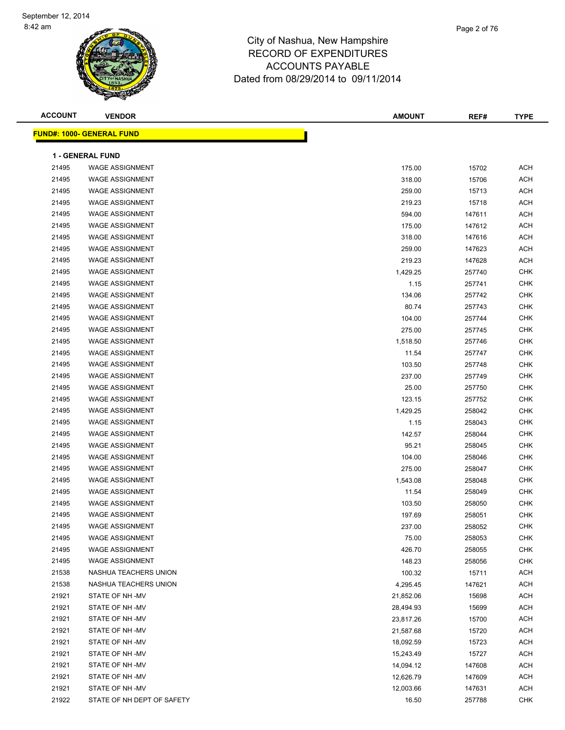# City of Nashua, New Hampshire
## RECORD OF EXPENDITURES
## ACCOUNTS PAYABLE
### Dated from 08/29/2014 to 09/11/2014

| ACCOUNT | VENDOR | AMOUNT | REF# | TYPE |
|---|---|---|---|---|

**FUND#: 1000- GENERAL FUND**

**1 - GENERAL FUND**

| ACCOUNT | VENDOR | AMOUNT | REF# | TYPE |
|---|---|---|---|---|
| 21495 | WAGE ASSIGNMENT | 175.00 | 15702 | ACH |
| 21495 | WAGE ASSIGNMENT | 318.00 | 15706 | ACH |
| 21495 | WAGE ASSIGNMENT | 259.00 | 15713 | ACH |
| 21495 | WAGE ASSIGNMENT | 219.23 | 15718 | ACH |
| 21495 | WAGE ASSIGNMENT | 594.00 | 147611 | ACH |
| 21495 | WAGE ASSIGNMENT | 175.00 | 147612 | ACH |
| 21495 | WAGE ASSIGNMENT | 318.00 | 147616 | ACH |
| 21495 | WAGE ASSIGNMENT | 259.00 | 147623 | ACH |
| 21495 | WAGE ASSIGNMENT | 219.23 | 147628 | ACH |
| 21495 | WAGE ASSIGNMENT | 1,429.25 | 257740 | CHK |
| 21495 | WAGE ASSIGNMENT | 1.15 | 257741 | CHK |
| 21495 | WAGE ASSIGNMENT | 134.06 | 257742 | CHK |
| 21495 | WAGE ASSIGNMENT | 80.74 | 257743 | CHK |
| 21495 | WAGE ASSIGNMENT | 104.00 | 257744 | CHK |
| 21495 | WAGE ASSIGNMENT | 275.00 | 257745 | CHK |
| 21495 | WAGE ASSIGNMENT | 1,518.50 | 257746 | CHK |
| 21495 | WAGE ASSIGNMENT | 11.54 | 257747 | CHK |
| 21495 | WAGE ASSIGNMENT | 103.50 | 257748 | CHK |
| 21495 | WAGE ASSIGNMENT | 237.00 | 257749 | CHK |
| 21495 | WAGE ASSIGNMENT | 25.00 | 257750 | CHK |
| 21495 | WAGE ASSIGNMENT | 123.15 | 257752 | CHK |
| 21495 | WAGE ASSIGNMENT | 1,429.25 | 258042 | CHK |
| 21495 | WAGE ASSIGNMENT | 1.15 | 258043 | CHK |
| 21495 | WAGE ASSIGNMENT | 142.57 | 258044 | CHK |
| 21495 | WAGE ASSIGNMENT | 95.21 | 258045 | CHK |
| 21495 | WAGE ASSIGNMENT | 104.00 | 258046 | CHK |
| 21495 | WAGE ASSIGNMENT | 275.00 | 258047 | CHK |
| 21495 | WAGE ASSIGNMENT | 1,543.08 | 258048 | CHK |
| 21495 | WAGE ASSIGNMENT | 11.54 | 258049 | CHK |
| 21495 | WAGE ASSIGNMENT | 103.50 | 258050 | CHK |
| 21495 | WAGE ASSIGNMENT | 197.69 | 258051 | CHK |
| 21495 | WAGE ASSIGNMENT | 237.00 | 258052 | CHK |
| 21495 | WAGE ASSIGNMENT | 75.00 | 258053 | CHK |
| 21495 | WAGE ASSIGNMENT | 426.70 | 258055 | CHK |
| 21495 | WAGE ASSIGNMENT | 148.23 | 258056 | CHK |
| 21538 | NASHUA TEACHERS UNION | 100.32 | 15711 | ACH |
| 21538 | NASHUA TEACHERS UNION | 4,295.45 | 147621 | ACH |
| 21921 | STATE OF NH -MV | 21,852.06 | 15698 | ACH |
| 21921 | STATE OF NH -MV | 28,494.93 | 15699 | ACH |
| 21921 | STATE OF NH -MV | 23,817.26 | 15700 | ACH |
| 21921 | STATE OF NH -MV | 21,587.68 | 15720 | ACH |
| 21921 | STATE OF NH -MV | 18,092.59 | 15723 | ACH |
| 21921 | STATE OF NH -MV | 15,243.49 | 15727 | ACH |
| 21921 | STATE OF NH -MV | 14,094.12 | 147608 | ACH |
| 21921 | STATE OF NH -MV | 12,626.79 | 147609 | ACH |
| 21921 | STATE OF NH -MV | 12,003.66 | 147631 | ACH |
| 21922 | STATE OF NH DEPT OF SAFETY | 16.50 | 257788 | CHK |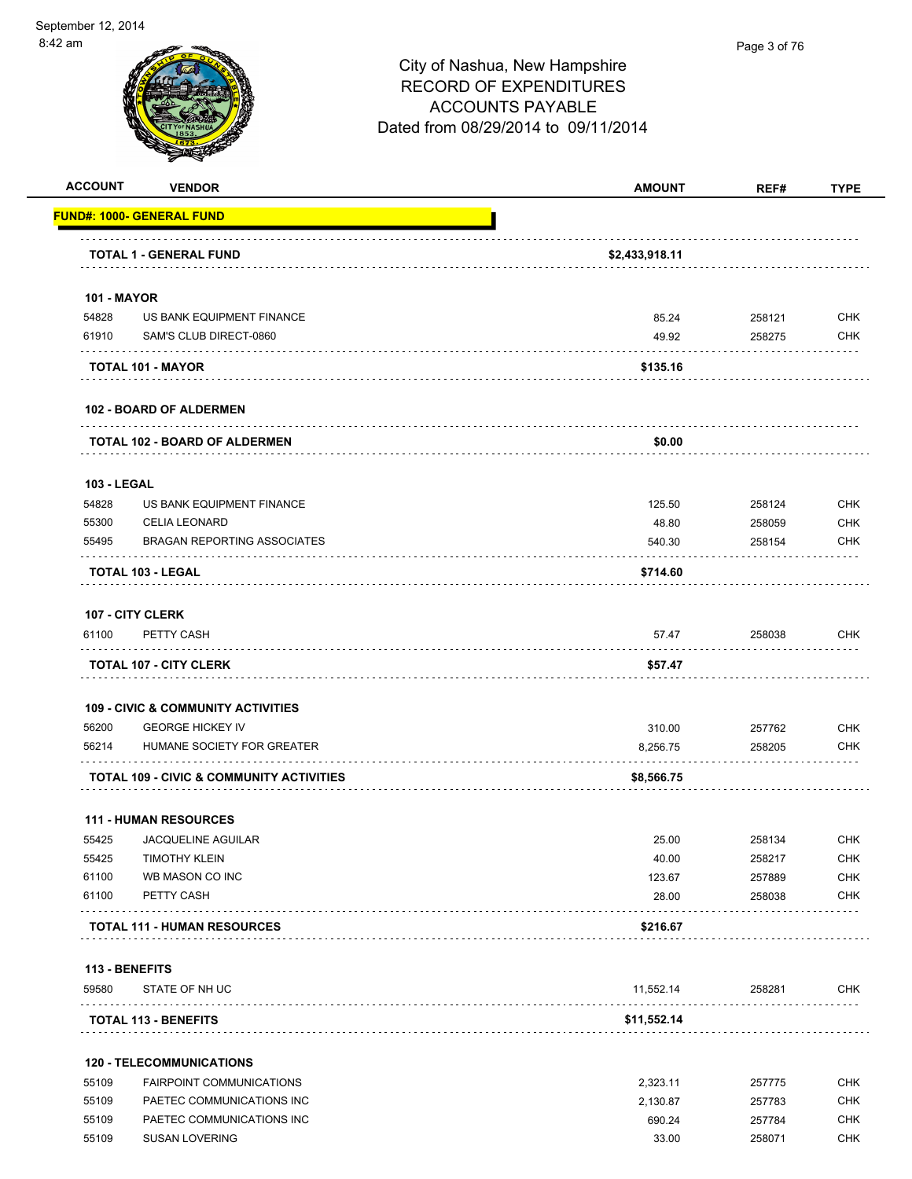# City of Nashua, New Hampshire
## RECORD OF EXPENDITURES
## ACCOUNTS PAYABLE
### Dated from 08/29/2014 to 09/11/2014

September 12, 2014
8:42 am

| ACCOUNT | VENDOR | AMOUNT | REF# | TYPE |
|---|---|---|---|---|
| **FUND#: 1000- GENERAL FUND** | | | | |
| | **TOTAL 1 - GENERAL FUND** | **$2,433,918.11** | | |
| **101 - MAYOR** | | | | |
| 54828 | US BANK EQUIPMENT FINANCE | 85.24 | 258121 | CHK |
| 61910 | SAM'S CLUB DIRECT-0860 | 49.92 | 258275 | CHK |
| | **TOTAL 101 - MAYOR** | **$135.16** | | |
| **102 - BOARD OF ALDERMEN** | | | | |
| | **TOTAL 102 - BOARD OF ALDERMEN** | **$0.00** | | |
| **103 - LEGAL** | | | | |
| 54828 | US BANK EQUIPMENT FINANCE | 125.50 | 258124 | CHK |
| 55300 | CELIA LEONARD | 48.80 | 258059 | CHK |
| 55495 | BRAGAN REPORTING ASSOCIATES | 540.30 | 258154 | CHK |
| | **TOTAL 103 - LEGAL** | **$714.60** | | |
| **107 - CITY CLERK** | | | | |
| 61100 | PETTY CASH | 57.47 | 258038 | CHK |
| | **TOTAL 107 - CITY CLERK** | **$57.47** | | |
| **109 - CIVIC & COMMUNITY ACTIVITIES** | | | | |
| 56200 | GEORGE HICKEY IV | 310.00 | 257762 | CHK |
| 56214 | HUMANE SOCIETY FOR GREATER | 8,256.75 | 258205 | CHK |
| | **TOTAL 109 - CIVIC & COMMUNITY ACTIVITIES** | **$8,566.75** | | |
| **111 - HUMAN RESOURCES** | | | | |
| 55425 | JACQUELINE AGUILAR | 25.00 | 258134 | CHK |
| 55425 | TIMOTHY KLEIN | 40.00 | 258217 | CHK |
| 61100 | WB MASON CO INC | 123.67 | 257889 | CHK |
| 61100 | PETTY CASH | 28.00 | 258038 | CHK |
| | **TOTAL 111 - HUMAN RESOURCES** | **$216.67** | | |
| **113 - BENEFITS** | | | | |
| 59580 | STATE OF NH UC | 11,552.14 | 258281 | CHK |
| | **TOTAL 113 - BENEFITS** | **$11,552.14** | | |
| **120 - TELECOMMUNICATIONS** | | | | |
| 55109 | FAIRPOINT COMMUNICATIONS | 2,323.11 | 257775 | CHK |
| 55109 | PAETEC COMMUNICATIONS INC | 2,130.87 | 257783 | CHK |
| 55109 | PAETEC COMMUNICATIONS INC | 690.24 | 257784 | CHK |
| 55109 | SUSAN LOVERING | 33.00 | 258071 | CHK |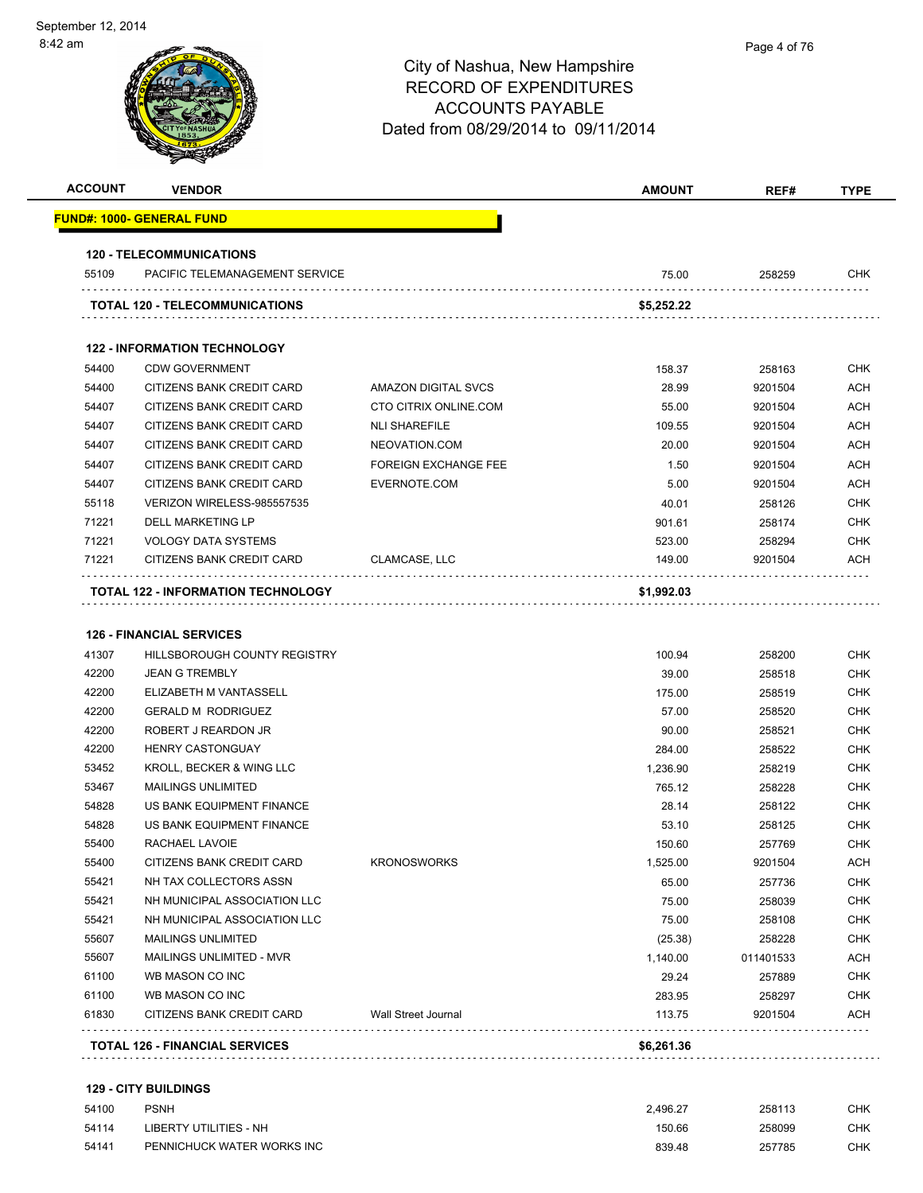City of Nashua, New Hampshire
RECORD OF EXPENDITURES
ACCOUNTS PAYABLE
Dated from 08/29/2014 to 09/11/2014

| ACCOUNT | VENDOR | | AMOUNT | REF# | TYPE |
|---|---|---|---|---|---|
| **FUND#: 1000- GENERAL FUND** | | | | | |
| **120 - TELECOMMUNICATIONS** | | | | | |
| 55109 | PACIFIC TELEMANAGEMENT SERVICE | | 75.00 | 258259 | CHK |
| **TOTAL 120 - TELECOMMUNICATIONS** | | | **$5,252.22** | | |
| **122 - INFORMATION TECHNOLOGY** | | | | | |
| 54400 | CDW GOVERNMENT | | 158.37 | 258163 | CHK |
| 54400 | CITIZENS BANK CREDIT CARD | AMAZON DIGITAL SVCS | 28.99 | 9201504 | ACH |
| 54407 | CITIZENS BANK CREDIT CARD | CTO CITRIX ONLINE.COM | 55.00 | 9201504 | ACH |
| 54407 | CITIZENS BANK CREDIT CARD | NLI SHAREFILE | 109.55 | 9201504 | ACH |
| 54407 | CITIZENS BANK CREDIT CARD | NEOVATION.COM | 20.00 | 9201504 | ACH |
| 54407 | CITIZENS BANK CREDIT CARD | FOREIGN EXCHANGE FEE | 1.50 | 9201504 | ACH |
| 54407 | CITIZENS BANK CREDIT CARD | EVERNOTE.COM | 5.00 | 9201504 | ACH |
| 55118 | VERIZON WIRELESS-985557535 | | 40.01 | 258126 | CHK |
| 71221 | DELL MARKETING LP | | 901.61 | 258174 | CHK |
| 71221 | VOLOGY DATA SYSTEMS | | 523.00 | 258294 | CHK |
| 71221 | CITIZENS BANK CREDIT CARD | CLAMCASE, LLC | 149.00 | 9201504 | ACH |
| **TOTAL 122 - INFORMATION TECHNOLOGY** | | | **$1,992.03** | | |
| **126 - FINANCIAL SERVICES** | | | | | |
| 41307 | HILLSBOROUGH COUNTY REGISTRY | | 100.94 | 258200 | CHK |
| 42200 | JEAN G TREMBLY | | 39.00 | 258518 | CHK |
| 42200 | ELIZABETH M VANTASSELL | | 175.00 | 258519 | CHK |
| 42200 | GERALD M RODRIGUEZ | | 57.00 | 258520 | CHK |
| 42200 | ROBERT J REARDON JR | | 90.00 | 258521 | CHK |
| 42200 | HENRY CASTONGUAY | | 284.00 | 258522 | CHK |
| 53452 | KROLL, BECKER & WING LLC | | 1,236.90 | 258219 | CHK |
| 53467 | MAILINGS UNLIMITED | | 765.12 | 258228 | CHK |
| 54828 | US BANK EQUIPMENT FINANCE | | 28.14 | 258122 | CHK |
| 54828 | US BANK EQUIPMENT FINANCE | | 53.10 | 258125 | CHK |
| 55400 | RACHAEL LAVOIE | | 150.60 | 257769 | CHK |
| 55400 | CITIZENS BANK CREDIT CARD | KRONOSWORKS | 1,525.00 | 9201504 | ACH |
| 55421 | NH TAX COLLECTORS ASSN | | 65.00 | 257736 | CHK |
| 55421 | NH MUNICIPAL ASSOCIATION LLC | | 75.00 | 258039 | CHK |
| 55421 | NH MUNICIPAL ASSOCIATION LLC | | 75.00 | 258108 | CHK |
| 55607 | MAILINGS UNLIMITED | | (25.38) | 258228 | CHK |
| 55607 | MAILINGS UNLIMITED - MVR | | 1,140.00 | 011401533 | ACH |
| 61100 | WB MASON CO INC | | 29.24 | 257889 | CHK |
| 61100 | WB MASON CO INC | | 283.95 | 258297 | CHK |
| 61830 | CITIZENS BANK CREDIT CARD | Wall Street Journal | 113.75 | 9201504 | ACH |
| **TOTAL 126 - FINANCIAL SERVICES** | | | **$6,261.36** | | |
| **129 - CITY BUILDINGS** | | | | | |
| 54100 | PSNH | | 2,496.27 | 258113 | CHK |
| 54114 | LIBERTY UTILITIES - NH | | 150.66 | 258099 | CHK |
| 54141 | PENNICHUCK WATER WORKS INC | | 839.48 | 257785 | CHK |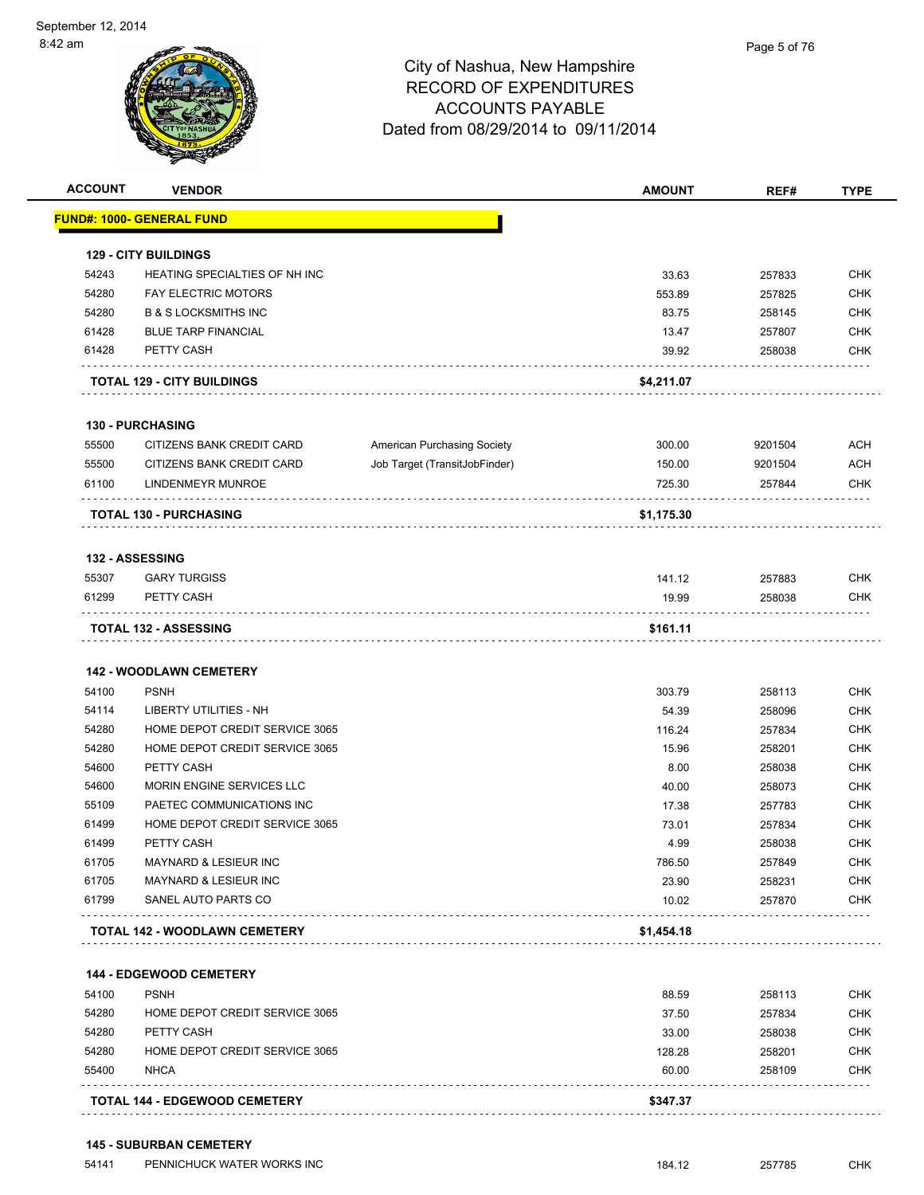# City of Nashua, New Hampshire
## RECORD OF EXPENDITURES
## ACCOUNTS PAYABLE
## Dated from 08/29/2014 to 09/11/2014

| ACCOUNT | VENDOR | | AMOUNT | REF# | TYPE |
|---|---|---|---|---|---|
| **FUND#: 1000- GENERAL FUND** | | | | | |
| **129 - CITY BUILDINGS** | | | | | |
| 54243 | HEATING SPECIALTIES OF NH INC | | 33.63 | 257833 | CHK |
| 54280 | FAY ELECTRIC MOTORS | | 553.89 | 257825 | CHK |
| 54280 | B & S LOCKSMITHS INC | | 83.75 | 258145 | CHK |
| 61428 | BLUE TARP FINANCIAL | | 13.47 | 257807 | CHK |
| 61428 | PETTY CASH | | 39.92 | 258038 | CHK |
| **TOTAL 129 - CITY BUILDINGS** | | | **$4,211.07** | | |
| **130 - PURCHASING** | | | | | |
| 55500 | CITIZENS BANK CREDIT CARD | American Purchasing Society | 300.00 | 9201504 | ACH |
| 55500 | CITIZENS BANK CREDIT CARD | Job Target (TransitJobFinder) | 150.00 | 9201504 | ACH |
| 61100 | LINDENMEYR MUNROE | | 725.30 | 257844 | CHK |
| **TOTAL 130 - PURCHASING** | | | **$1,175.30** | | |
| **132 - ASSESSING** | | | | | |
| 55307 | GARY TURGISS | | 141.12 | 257883 | CHK |
| 61299 | PETTY CASH | | 19.99 | 258038 | CHK |
| **TOTAL 132 - ASSESSING** | | | **$161.11** | | |
| **142 - WOODLAWN CEMETERY** | | | | | |
| 54100 | PSNH | | 303.79 | 258113 | CHK |
| 54114 | LIBERTY UTILITIES - NH | | 54.39 | 258096 | CHK |
| 54280 | HOME DEPOT CREDIT SERVICE 3065 | | 116.24 | 257834 | CHK |
| 54280 | HOME DEPOT CREDIT SERVICE 3065 | | 15.96 | 258201 | CHK |
| 54600 | PETTY CASH | | 8.00 | 258038 | CHK |
| 54600 | MORIN ENGINE SERVICES LLC | | 40.00 | 258073 | CHK |
| 55109 | PAETEC COMMUNICATIONS INC | | 17.38 | 257783 | CHK |
| 61499 | HOME DEPOT CREDIT SERVICE 3065 | | 73.01 | 257834 | CHK |
| 61499 | PETTY CASH | | 4.99 | 258038 | CHK |
| 61705 | MAYNARD & LESIEUR INC | | 786.50 | 257849 | CHK |
| 61705 | MAYNARD & LESIEUR INC | | 23.90 | 258231 | CHK |
| 61799 | SANEL AUTO PARTS CO | | 10.02 | 257870 | CHK |
| **TOTAL 142 - WOODLAWN CEMETERY** | | | **$1,454.18** | | |
| **144 - EDGEWOOD CEMETERY** | | | | | |
| 54100 | PSNH | | 88.59 | 258113 | CHK |
| 54280 | HOME DEPOT CREDIT SERVICE 3065 | | 37.50 | 257834 | CHK |
| 54280 | PETTY CASH | | 33.00 | 258038 | CHK |
| 54280 | HOME DEPOT CREDIT SERVICE 3065 | | 128.28 | 258201 | CHK |
| 55400 | NHCA | | 60.00 | 258109 | CHK |
| **TOTAL 144 - EDGEWOOD CEMETERY** | | | **$347.37** | | |
| **145 - SUBURBAN CEMETERY** | | | | | |
| 54141 | PENNICHUCK WATER WORKS INC | | 184.12 | 257785 | CHK |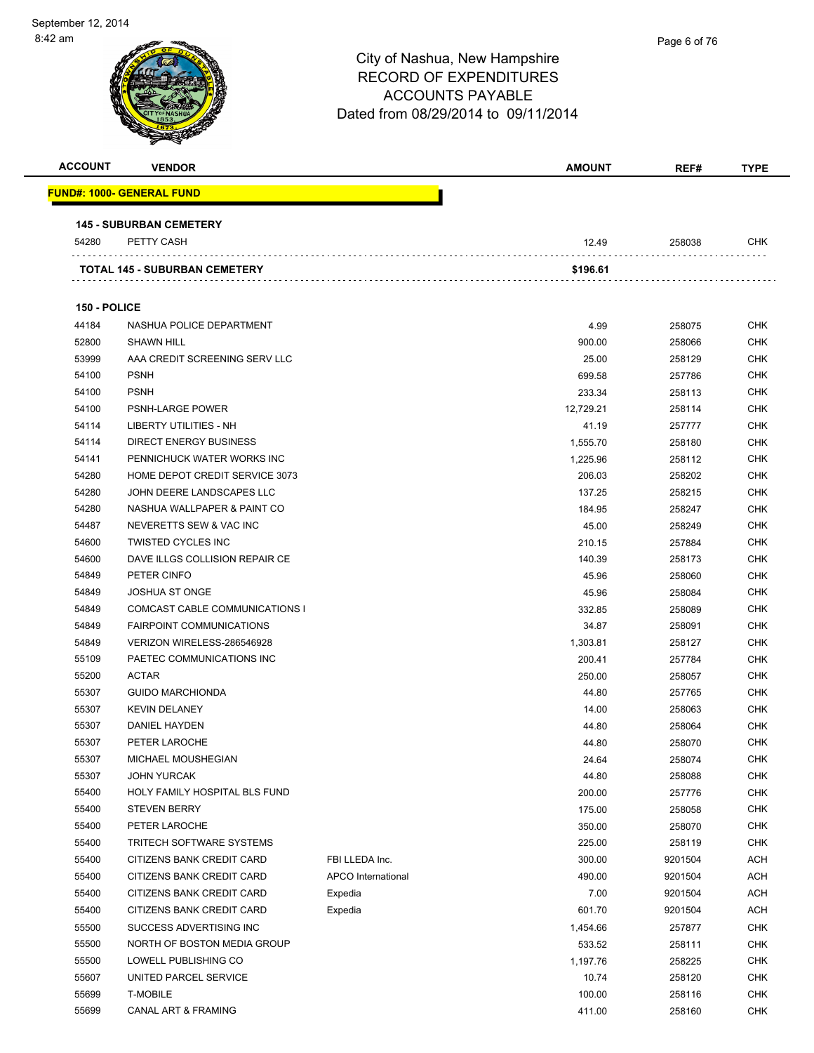City of Nashua, New Hampshire
RECORD OF EXPENDITURES
ACCOUNTS PAYABLE
Dated from 08/29/2014 to 09/11/2014

| ACCOUNT | VENDOR | | AMOUNT | REF# | TYPE |
|---|---|---|---|---|---|
| **FUND#: 1000- GENERAL FUND** | | | | | |
| **145 - SUBURBAN CEMETERY** | | | | | |
| 54280 | PETTY CASH | | 12.49 | 258038 | CHK |
| **TOTAL 145 - SUBURBAN CEMETERY** | | | **$196.61** | | |
| **150 - POLICE** | | | | | |
| 44184 | NASHUA POLICE DEPARTMENT | | 4.99 | 258075 | CHK |
| 52800 | SHAWN HILL | | 900.00 | 258066 | CHK |
| 53999 | AAA CREDIT SCREENING SERV LLC | | 25.00 | 258129 | CHK |
| 54100 | PSNH | | 699.58 | 257786 | CHK |
| 54100 | PSNH | | 233.34 | 258113 | CHK |
| 54100 | PSNH-LARGE POWER | | 12,729.21 | 258114 | CHK |
| 54114 | LIBERTY UTILITIES - NH | | 41.19 | 257777 | CHK |
| 54114 | DIRECT ENERGY BUSINESS | | 1,555.70 | 258180 | CHK |
| 54141 | PENNICHUCK WATER WORKS INC | | 1,225.96 | 258112 | CHK |
| 54280 | HOME DEPOT CREDIT SERVICE 3073 | | 206.03 | 258202 | CHK |
| 54280 | JOHN DEERE LANDSCAPES LLC | | 137.25 | 258215 | CHK |
| 54280 | NASHUA WALLPAPER & PAINT CO | | 184.95 | 258247 | CHK |
| 54487 | NEVERETTS SEW & VAC INC | | 45.00 | 258249 | CHK |
| 54600 | TWISTED CYCLES INC | | 210.15 | 257884 | CHK |
| 54600 | DAVE ILLGS COLLISION REPAIR CE | | 140.39 | 258173 | CHK |
| 54849 | PETER CINFO | | 45.96 | 258060 | CHK |
| 54849 | JOSHUA ST ONGE | | 45.96 | 258084 | CHK |
| 54849 | COMCAST CABLE COMMUNICATIONS I | | 332.85 | 258089 | CHK |
| 54849 | FAIRPOINT COMMUNICATIONS | | 34.87 | 258091 | CHK |
| 54849 | VERIZON WIRELESS-286546928 | | 1,303.81 | 258127 | CHK |
| 55109 | PAETEC COMMUNICATIONS INC | | 200.41 | 257784 | CHK |
| 55200 | ACTAR | | 250.00 | 258057 | CHK |
| 55307 | GUIDO MARCHIONDA | | 44.80 | 257765 | CHK |
| 55307 | KEVIN DELANEY | | 14.00 | 258063 | CHK |
| 55307 | DANIEL HAYDEN | | 44.80 | 258064 | CHK |
| 55307 | PETER LAROCHE | | 44.80 | 258070 | CHK |
| 55307 | MICHAEL MOUSHEGIAN | | 24.64 | 258074 | CHK |
| 55307 | JOHN YURCAK | | 44.80 | 258088 | CHK |
| 55400 | HOLY FAMILY HOSPITAL BLS FUND | | 200.00 | 257776 | CHK |
| 55400 | STEVEN BERRY | | 175.00 | 258058 | CHK |
| 55400 | PETER LAROCHE | | 350.00 | 258070 | CHK |
| 55400 | TRITECH SOFTWARE SYSTEMS | | 225.00 | 258119 | CHK |
| 55400 | CITIZENS BANK CREDIT CARD | FBI LLEDA Inc. | 300.00 | 9201504 | ACH |
| 55400 | CITIZENS BANK CREDIT CARD | APCO International | 490.00 | 9201504 | ACH |
| 55400 | CITIZENS BANK CREDIT CARD | Expedia | 7.00 | 9201504 | ACH |
| 55400 | CITIZENS BANK CREDIT CARD | Expedia | 601.70 | 9201504 | ACH |
| 55500 | SUCCESS ADVERTISING INC | | 1,454.66 | 257877 | CHK |
| 55500 | NORTH OF BOSTON MEDIA GROUP | | 533.52 | 258111 | CHK |
| 55500 | LOWELL PUBLISHING CO | | 1,197.76 | 258225 | CHK |
| 55607 | UNITED PARCEL SERVICE | | 10.74 | 258120 | CHK |
| 55699 | T-MOBILE | | 100.00 | 258116 | CHK |
| 55699 | CANAL ART & FRAMING | | 411.00 | 258160 | CHK |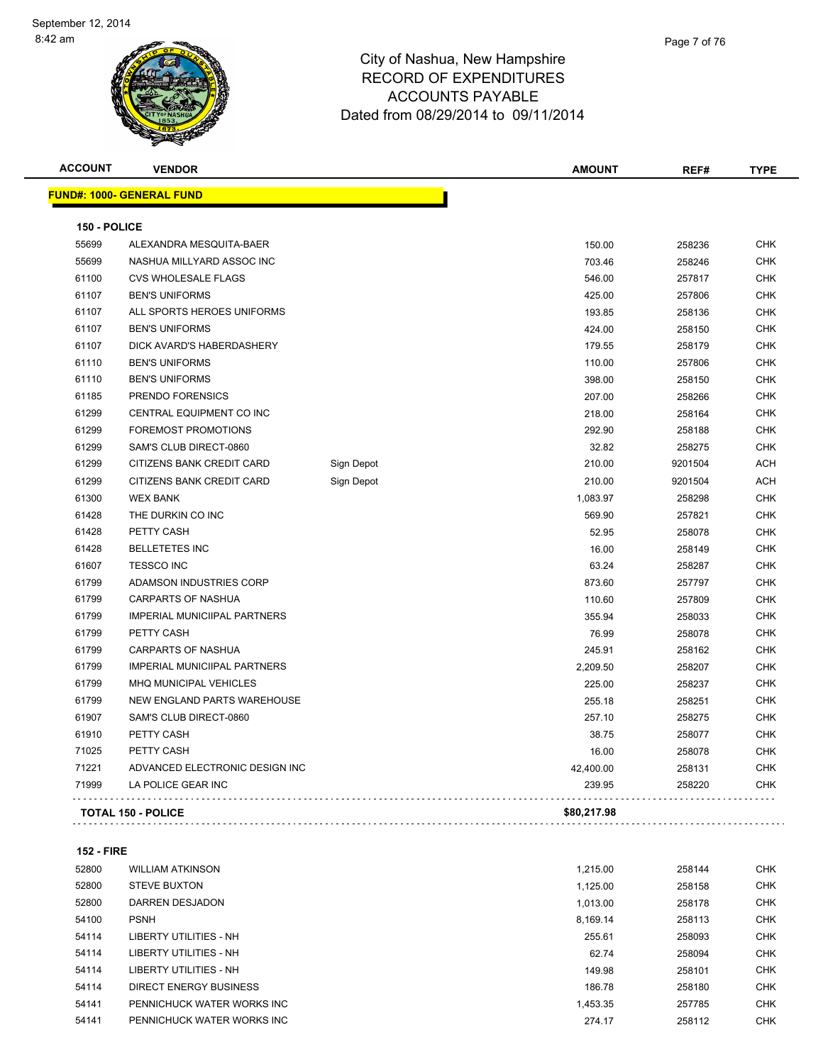City of Nashua, New Hampshire
RECORD OF EXPENDITURES
ACCOUNTS PAYABLE
Dated from 08/29/2014 to 09/11/2014

**FUND#: 1000- GENERAL FUND**

**150 - POLICE**

| ACCOUNT | VENDOR | | AMOUNT | REF# | TYPE |
|---|---|---|---|---|---|
| 55699 | ALEXANDRA MESQUITA-BAER | | 150.00 | 258236 | CHK |
| 55699 | NASHUA MILLYARD ASSOC INC | | 703.46 | 258246 | CHK |
| 61100 | CVS WHOLESALE FLAGS | | 546.00 | 257817 | CHK |
| 61107 | BEN'S UNIFORMS | | 425.00 | 257806 | CHK |
| 61107 | ALL SPORTS HEROES UNIFORMS | | 193.85 | 258136 | CHK |
| 61107 | BEN'S UNIFORMS | | 424.00 | 258150 | CHK |
| 61107 | DICK AVARD'S HABERDASHERY | | 179.55 | 258179 | CHK |
| 61110 | BEN'S UNIFORMS | | 110.00 | 257806 | CHK |
| 61110 | BEN'S UNIFORMS | | 398.00 | 258150 | CHK |
| 61185 | PRENDO FORENSICS | | 207.00 | 258266 | CHK |
| 61299 | CENTRAL EQUIPMENT CO INC | | 218.00 | 258164 | CHK |
| 61299 | FOREMOST PROMOTIONS | | 292.90 | 258188 | CHK |
| 61299 | SAM'S CLUB DIRECT-0860 | | 32.82 | 258275 | CHK |
| 61299 | CITIZENS BANK CREDIT CARD | Sign Depot | 210.00 | 9201504 | ACH |
| 61299 | CITIZENS BANK CREDIT CARD | Sign Depot | 210.00 | 9201504 | ACH |
| 61300 | WEX BANK | | 1,083.97 | 258298 | CHK |
| 61428 | THE DURKIN CO INC | | 569.90 | 257821 | CHK |
| 61428 | PETTY CASH | | 52.95 | 258078 | CHK |
| 61428 | BELLETETES INC | | 16.00 | 258149 | CHK |
| 61607 | TESSCO INC | | 63.24 | 258287 | CHK |
| 61799 | ADAMSON INDUSTRIES CORP | | 873.60 | 257797 | CHK |
| 61799 | CARPARTS OF NASHUA | | 110.60 | 257809 | CHK |
| 61799 | IMPERIAL MUNICIIPAL PARTNERS | | 355.94 | 258033 | CHK |
| 61799 | PETTY CASH | | 76.99 | 258078 | CHK |
| 61799 | CARPARTS OF NASHUA | | 245.91 | 258162 | CHK |
| 61799 | IMPERIAL MUNICIIPAL PARTNERS | | 2,209.50 | 258207 | CHK |
| 61799 | MHQ MUNICIPAL VEHICLES | | 225.00 | 258237 | CHK |
| 61799 | NEW ENGLAND PARTS WAREHOUSE | | 255.18 | 258251 | CHK |
| 61907 | SAM'S CLUB DIRECT-0860 | | 257.10 | 258275 | CHK |
| 61910 | PETTY CASH | | 38.75 | 258077 | CHK |
| 71025 | PETTY CASH | | 16.00 | 258078 | CHK |
| 71221 | ADVANCED ELECTRONIC DESIGN INC | | 42,400.00 | 258131 | CHK |
| 71999 | LA POLICE GEAR INC | | 239.95 | 258220 | CHK |
| **TOTAL 150 - POLICE** | | | **$80,217.98** | | |

**152 - FIRE**

| ACCOUNT | VENDOR | AMOUNT | REF# | TYPE |
|---|---|---|---|---|
| 52800 | WILLIAM ATKINSON | 1,215.00 | 258144 | CHK |
| 52800 | STEVE BUXTON | 1,125.00 | 258158 | CHK |
| 52800 | DARREN DESJADON | 1,013.00 | 258178 | CHK |
| 54100 | PSNH | 8,169.14 | 258113 | CHK |
| 54114 | LIBERTY UTILITIES - NH | 255.61 | 258093 | CHK |
| 54114 | LIBERTY UTILITIES - NH | 62.74 | 258094 | CHK |
| 54114 | LIBERTY UTILITIES - NH | 149.98 | 258101 | CHK |
| 54114 | DIRECT ENERGY BUSINESS | 186.78 | 258180 | CHK |
| 54141 | PENNICHUCK WATER WORKS INC | 1,453.35 | 257785 | CHK |
| 54141 | PENNICHUCK WATER WORKS INC | 274.17 | 258112 | CHK |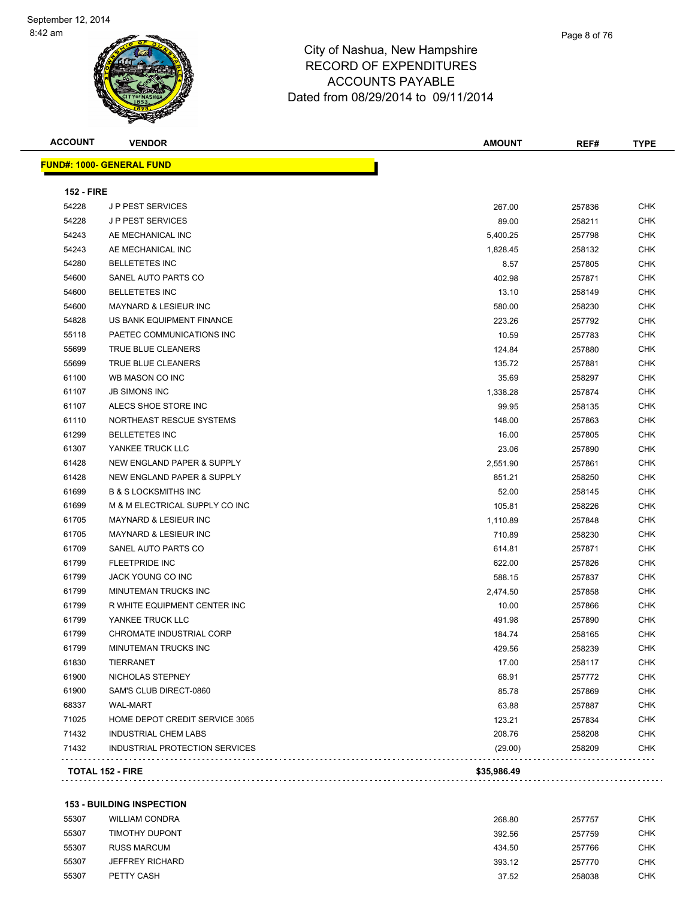# City of Nashua, New Hampshire
## RECORD OF EXPENDITURES
## ACCOUNTS PAYABLE
## Dated from 08/29/2014 to 09/11/2014

| ACCOUNT | VENDOR | AMOUNT | REF# | TYPE |
|---|---|---|---|---|
| **FUND#: 1000- GENERAL FUND** | | | | |
| **152 - FIRE** | | | | |
| 54228 | J P PEST SERVICES | 267.00 | 257836 | CHK |
| 54228 | J P PEST SERVICES | 89.00 | 258211 | CHK |
| 54243 | AE MECHANICAL INC | 5,400.25 | 257798 | CHK |
| 54243 | AE MECHANICAL INC | 1,828.45 | 258132 | CHK |
| 54280 | BELLETETES INC | 8.57 | 257805 | CHK |
| 54600 | SANEL AUTO PARTS CO | 402.98 | 257871 | CHK |
| 54600 | BELLETETES INC | 13.10 | 258149 | CHK |
| 54600 | MAYNARD & LESIEUR INC | 580.00 | 258230 | CHK |
| 54828 | US BANK EQUIPMENT FINANCE | 223.26 | 257792 | CHK |
| 55118 | PAETEC COMMUNICATIONS INC | 10.59 | 257783 | CHK |
| 55699 | TRUE BLUE CLEANERS | 124.84 | 257880 | CHK |
| 55699 | TRUE BLUE CLEANERS | 135.72 | 257881 | CHK |
| 61100 | WB MASON CO INC | 35.69 | 258297 | CHK |
| 61107 | JB SIMONS INC | 1,338.28 | 257874 | CHK |
| 61107 | ALECS SHOE STORE INC | 99.95 | 258135 | CHK |
| 61110 | NORTHEAST RESCUE SYSTEMS | 148.00 | 257863 | CHK |
| 61299 | BELLETETES INC | 16.00 | 257805 | CHK |
| 61307 | YANKEE TRUCK LLC | 23.06 | 257890 | CHK |
| 61428 | NEW ENGLAND PAPER & SUPPLY | 2,551.90 | 257861 | CHK |
| 61428 | NEW ENGLAND PAPER & SUPPLY | 851.21 | 258250 | CHK |
| 61699 | B & S LOCKSMITHS INC | 52.00 | 258145 | CHK |
| 61699 | M & M ELECTRICAL SUPPLY CO INC | 105.81 | 258226 | CHK |
| 61705 | MAYNARD & LESIEUR INC | 1,110.89 | 257848 | CHK |
| 61705 | MAYNARD & LESIEUR INC | 710.89 | 258230 | CHK |
| 61709 | SANEL AUTO PARTS CO | 614.81 | 257871 | CHK |
| 61799 | FLEETPRIDE INC | 622.00 | 257826 | CHK |
| 61799 | JACK YOUNG CO INC | 588.15 | 257837 | CHK |
| 61799 | MINUTEMAN TRUCKS INC | 2,474.50 | 257858 | CHK |
| 61799 | R WHITE EQUIPMENT CENTER INC | 10.00 | 257866 | CHK |
| 61799 | YANKEE TRUCK LLC | 491.98 | 257890 | CHK |
| 61799 | CHROMATE INDUSTRIAL CORP | 184.74 | 258165 | CHK |
| 61799 | MINUTEMAN TRUCKS INC | 429.56 | 258239 | CHK |
| 61830 | TIERRANET | 17.00 | 258117 | CHK |
| 61900 | NICHOLAS STEPNEY | 68.91 | 257772 | CHK |
| 61900 | SAM'S CLUB DIRECT-0860 | 85.78 | 257869 | CHK |
| 68337 | WAL-MART | 63.88 | 257887 | CHK |
| 71025 | HOME DEPOT CREDIT SERVICE 3065 | 123.21 | 257834 | CHK |
| 71432 | INDUSTRIAL CHEM LABS | 208.76 | 258208 | CHK |
| 71432 | INDUSTRIAL PROTECTION SERVICES | (29.00) | 258209 | CHK |
| **TOTAL 152 - FIRE** | | **$35,986.49** | | |
| **153 - BUILDING INSPECTION** | | | | |
| 55307 | WILLIAM CONDRA | 268.80 | 257757 | CHK |
| 55307 | TIMOTHY DUPONT | 392.56 | 257759 | CHK |
| 55307 | RUSS MARCUM | 434.50 | 257766 | CHK |
| 55307 | JEFFREY RICHARD | 393.12 | 257770 | CHK |
| 55307 | PETTY CASH | 37.52 | 258038 | CHK |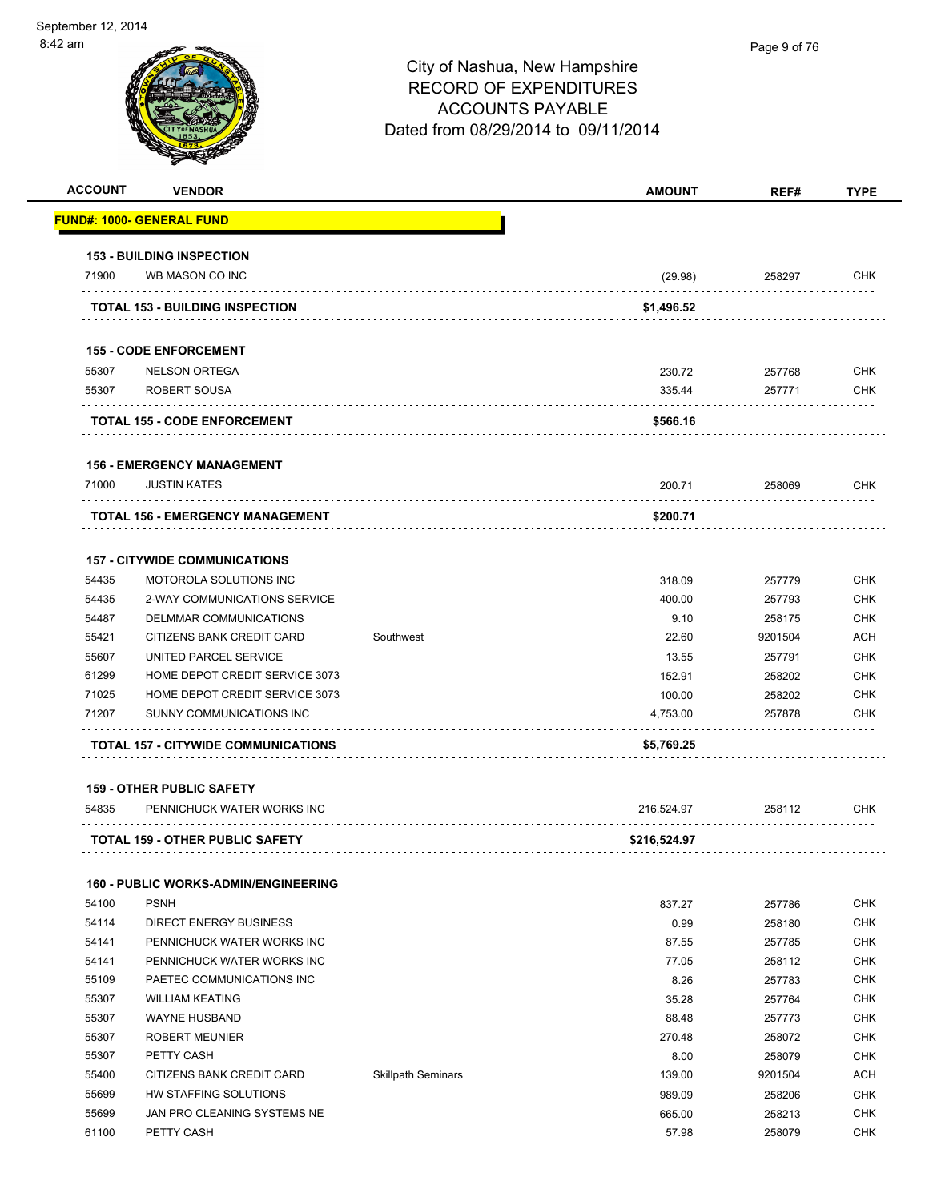# City of Nashua, New Hampshire
## RECORD OF EXPENDITURES
## ACCOUNTS PAYABLE
### Dated from 08/29/2014 to 09/11/2014

September 12, 2014
8:42 am

| ACCOUNT | VENDOR | | AMOUNT | REF# | TYPE |
|---|---|---|---|---|---|
| **FUND#: 1000- GENERAL FUND** | | | | | |
| **153 - BUILDING INSPECTION** | | | | | |
| 71900 | WB MASON CO INC | | (29.98) | 258297 | CHK |
| **TOTAL 153 - BUILDING INSPECTION** | | | **$1,496.52** | | |
| **155 - CODE ENFORCEMENT** | | | | | |
| 55307 | NELSON ORTEGA | | 230.72 | 257768 | CHK |
| 55307 | ROBERT SOUSA | | 335.44 | 257771 | CHK |
| **TOTAL 155 - CODE ENFORCEMENT** | | | **$566.16** | | |
| **156 - EMERGENCY MANAGEMENT** | | | | | |
| 71000 | JUSTIN KATES | | 200.71 | 258069 | CHK |
| **TOTAL 156 - EMERGENCY MANAGEMENT** | | | **$200.71** | | |
| **157 - CITYWIDE COMMUNICATIONS** | | | | | |
| 54435 | MOTOROLA SOLUTIONS INC | | 318.09 | 257779 | CHK |
| 54435 | 2-WAY COMMUNICATIONS SERVICE | | 400.00 | 257793 | CHK |
| 54487 | DELMMAR COMMUNICATIONS | | 9.10 | 258175 | CHK |
| 55421 | CITIZENS BANK CREDIT CARD | Southwest | 22.60 | 9201504 | ACH |
| 55607 | UNITED PARCEL SERVICE | | 13.55 | 257791 | CHK |
| 61299 | HOME DEPOT CREDIT SERVICE 3073 | | 152.91 | 258202 | CHK |
| 71025 | HOME DEPOT CREDIT SERVICE 3073 | | 100.00 | 258202 | CHK |
| 71207 | SUNNY COMMUNICATIONS INC | | 4,753.00 | 257878 | CHK |
| **TOTAL 157 - CITYWIDE COMMUNICATIONS** | | | **$5,769.25** | | |
| **159 - OTHER PUBLIC SAFETY** | | | | | |
| 54835 | PENNICHUCK WATER WORKS INC | | 216,524.97 | 258112 | CHK |
| **TOTAL 159 - OTHER PUBLIC SAFETY** | | | **$216,524.97** | | |
| **160 - PUBLIC WORKS-ADMIN/ENGINEERING** | | | | | |
| 54100 | PSNH | | 837.27 | 257786 | CHK |
| 54114 | DIRECT ENERGY BUSINESS | | 0.99 | 258180 | CHK |
| 54141 | PENNICHUCK WATER WORKS INC | | 87.55 | 257785 | CHK |
| 54141 | PENNICHUCK WATER WORKS INC | | 77.05 | 258112 | CHK |
| 55109 | PAETEC COMMUNICATIONS INC | | 8.26 | 257783 | CHK |
| 55307 | WILLIAM KEATING | | 35.28 | 257764 | CHK |
| 55307 | WAYNE HUSBAND | | 88.48 | 257773 | CHK |
| 55307 | ROBERT MEUNIER | | 270.48 | 258072 | CHK |
| 55307 | PETTY CASH | | 8.00 | 258079 | CHK |
| 55400 | CITIZENS BANK CREDIT CARD | Skillpath Seminars | 139.00 | 9201504 | ACH |
| 55699 | HW STAFFING SOLUTIONS | | 989.09 | 258206 | CHK |
| 55699 | JAN PRO CLEANING SYSTEMS NE | | 665.00 | 258213 | CHK |
| 61100 | PETTY CASH | | 57.98 | 258079 | CHK |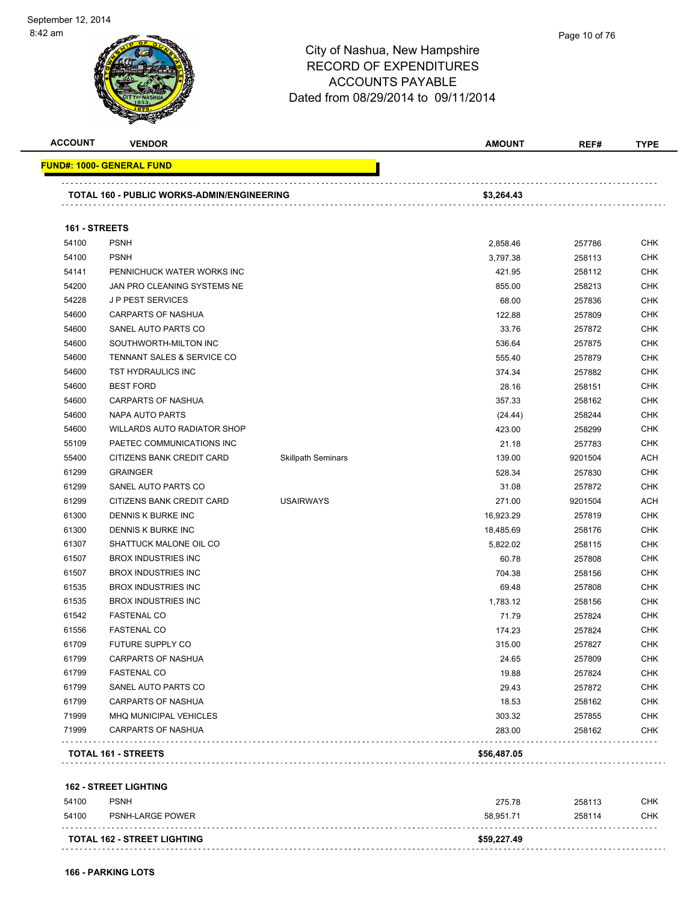City of Nashua, New Hampshire
RECORD OF EXPENDITURES
ACCOUNTS PAYABLE
Dated from 08/29/2014 to 09/11/2014

| ACCOUNT | VENDOR | | AMOUNT | REF# | TYPE |
|---|---|---|---|---|---|
| **FUND#: 1000- GENERAL FUND** | | | | | |
| **TOTAL 160 - PUBLIC WORKS-ADMIN/ENGINEERING** | | | **$3,264.43** | | |
| **161 - STREETS** | | | | | |
| 54100 | PSNH | | 2,858.46 | 257786 | CHK |
| 54100 | PSNH | | 3,797.38 | 258113 | CHK |
| 54141 | PENNICHUCK WATER WORKS INC | | 421.95 | 258112 | CHK |
| 54200 | JAN PRO CLEANING SYSTEMS NE | | 855.00 | 258213 | CHK |
| 54228 | J P PEST SERVICES | | 68.00 | 257836 | CHK |
| 54600 | CARPARTS OF NASHUA | | 122.88 | 257809 | CHK |
| 54600 | SANEL AUTO PARTS CO | | 33.76 | 257872 | CHK |
| 54600 | SOUTHWORTH-MILTON INC | | 536.64 | 257875 | CHK |
| 54600 | TENNANT SALES & SERVICE CO | | 555.40 | 257879 | CHK |
| 54600 | TST HYDRAULICS INC | | 374.34 | 257882 | CHK |
| 54600 | BEST FORD | | 28.16 | 258151 | CHK |
| 54600 | CARPARTS OF NASHUA | | 357.33 | 258162 | CHK |
| 54600 | NAPA AUTO PARTS | | (24.44) | 258244 | CHK |
| 54600 | WILLARDS AUTO RADIATOR SHOP | | 423.00 | 258299 | CHK |
| 55109 | PAETEC COMMUNICATIONS INC | | 21.18 | 257783 | CHK |
| 55400 | CITIZENS BANK CREDIT CARD | Skillpath Seminars | 139.00 | 9201504 | ACH |
| 61299 | GRAINGER | | 528.34 | 257830 | CHK |
| 61299 | SANEL AUTO PARTS CO | | 31.08 | 257872 | CHK |
| 61299 | CITIZENS BANK CREDIT CARD | USAIRWAYS | 271.00 | 9201504 | ACH |
| 61300 | DENNIS K BURKE INC | | 16,923.29 | 257819 | CHK |
| 61300 | DENNIS K BURKE INC | | 18,485.69 | 258176 | CHK |
| 61307 | SHATTUCK MALONE OIL CO | | 5,822.02 | 258115 | CHK |
| 61507 | BROX INDUSTRIES INC | | 60.78 | 257808 | CHK |
| 61507 | BROX INDUSTRIES INC | | 704.38 | 258156 | CHK |
| 61535 | BROX INDUSTRIES INC | | 69.48 | 257808 | CHK |
| 61535 | BROX INDUSTRIES INC | | 1,783.12 | 258156 | CHK |
| 61542 | FASTENAL CO | | 71.79 | 257824 | CHK |
| 61556 | FASTENAL CO | | 174.23 | 257824 | CHK |
| 61709 | FUTURE SUPPLY CO | | 315.00 | 257827 | CHK |
| 61799 | CARPARTS OF NASHUA | | 24.65 | 257809 | CHK |
| 61799 | FASTENAL CO | | 19.88 | 257824 | CHK |
| 61799 | SANEL AUTO PARTS CO | | 29.43 | 257872 | CHK |
| 61799 | CARPARTS OF NASHUA | | 18.53 | 258162 | CHK |
| 71999 | MHQ MUNICIPAL VEHICLES | | 303.32 | 257855 | CHK |
| 71999 | CARPARTS OF NASHUA | | 283.00 | 258162 | CHK |
| **TOTAL 161 - STREETS** | | | **$56,487.05** | | |
| **162 - STREET LIGHTING** | | | | | |
| 54100 | PSNH | | 275.78 | 258113 | CHK |
| 54100 | PSNH-LARGE POWER | | 58,951.71 | 258114 | CHK |
| **TOTAL 162 - STREET LIGHTING** | | | **$59,227.49** | | |
| **166 - PARKING LOTS** | | | | | |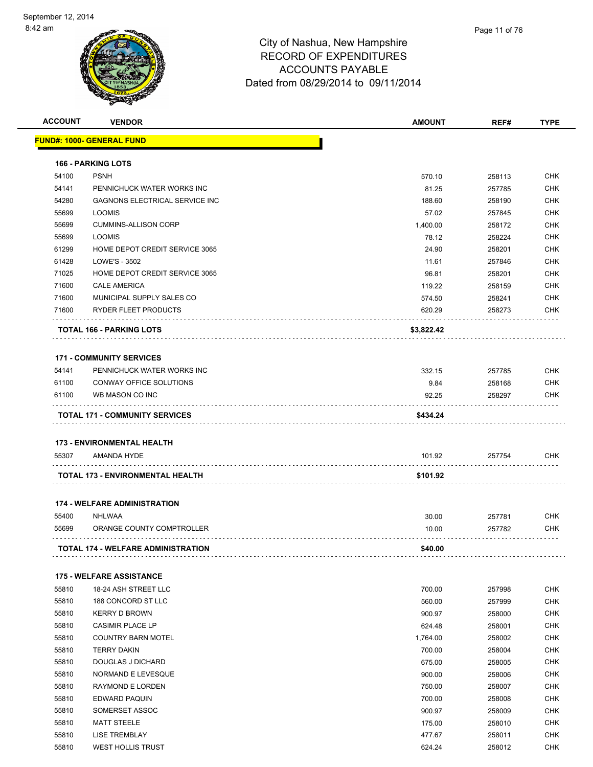# City of Nashua, New Hampshire
## RECORD OF EXPENDITURES
## ACCOUNTS PAYABLE
## Dated from 08/29/2014 to 09/11/2014

| ACCOUNT | VENDOR | AMOUNT | REF# | TYPE |
|---|---|---|---|---|
| **FUND#: 1000- GENERAL FUND** | | | | |
| **166 - PARKING LOTS** | | | | |
| 54100 | PSNH | 570.10 | 258113 | CHK |
| 54141 | PENNICHUCK WATER WORKS INC | 81.25 | 257785 | CHK |
| 54280 | GAGNONS ELECTRICAL SERVICE INC | 188.60 | 258190 | CHK |
| 55699 | LOOMIS | 57.02 | 257845 | CHK |
| 55699 | CUMMINS-ALLISON CORP | 1,400.00 | 258172 | CHK |
| 55699 | LOOMIS | 78.12 | 258224 | CHK |
| 61299 | HOME DEPOT CREDIT SERVICE 3065 | 24.90 | 258201 | CHK |
| 61428 | LOWE'S - 3502 | 11.61 | 257846 | CHK |
| 71025 | HOME DEPOT CREDIT SERVICE 3065 | 96.81 | 258201 | CHK |
| 71600 | CALE AMERICA | 119.22 | 258159 | CHK |
| 71600 | MUNICIPAL SUPPLY SALES CO | 574.50 | 258241 | CHK |
| 71600 | RYDER FLEET PRODUCTS | 620.29 | 258273 | CHK |
| **TOTAL 166 - PARKING LOTS** | | **$3,822.42** | | |
| **171 - COMMUNITY SERVICES** | | | | |
| 54141 | PENNICHUCK WATER WORKS INC | 332.15 | 257785 | CHK |
| 61100 | CONWAY OFFICE SOLUTIONS | 9.84 | 258168 | CHK |
| 61100 | WB MASON CO INC | 92.25 | 258297 | CHK |
| **TOTAL 171 - COMMUNITY SERVICES** | | **$434.24** | | |
| **173 - ENVIRONMENTAL HEALTH** | | | | |
| 55307 | AMANDA HYDE | 101.92 | 257754 | CHK |
| **TOTAL 173 - ENVIRONMENTAL HEALTH** | | **$101.92** | | |
| **174 - WELFARE ADMINISTRATION** | | | | |
| 55400 | NHLWAA | 30.00 | 257781 | CHK |
| 55699 | ORANGE COUNTY COMPTROLLER | 10.00 | 257782 | CHK |
| **TOTAL 174 - WELFARE ADMINISTRATION** | | **$40.00** | | |
| **175 - WELFARE ASSISTANCE** | | | | |
| 55810 | 18-24 ASH STREET LLC | 700.00 | 257998 | CHK |
| 55810 | 188 CONCORD ST LLC | 560.00 | 257999 | CHK |
| 55810 | KERRY D BROWN | 900.97 | 258000 | CHK |
| 55810 | CASIMIR PLACE LP | 624.48 | 258001 | CHK |
| 55810 | COUNTRY BARN MOTEL | 1,764.00 | 258002 | CHK |
| 55810 | TERRY DAKIN | 700.00 | 258004 | CHK |
| 55810 | DOUGLAS J DICHARD | 675.00 | 258005 | CHK |
| 55810 | NORMAND E LEVESQUE | 900.00 | 258006 | CHK |
| 55810 | RAYMOND E LORDEN | 750.00 | 258007 | CHK |
| 55810 | EDWARD PAQUIN | 700.00 | 258008 | CHK |
| 55810 | SOMERSET ASSOC | 900.97 | 258009 | CHK |
| 55810 | MATT STEELE | 175.00 | 258010 | CHK |
| 55810 | LISE TREMBLAY | 477.67 | 258011 | CHK |
| 55810 | WEST HOLLIS TRUST | 624.24 | 258012 | CHK |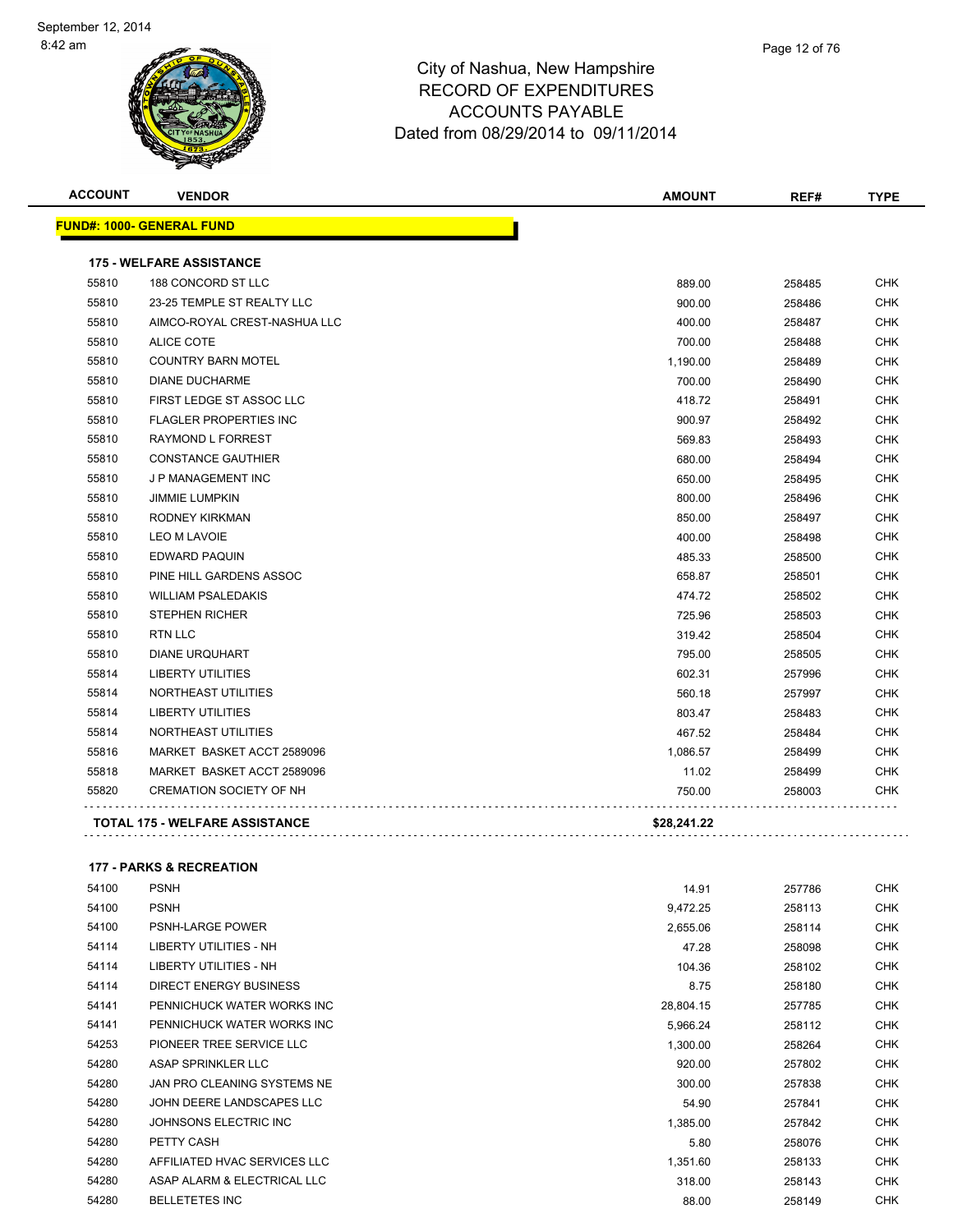# City of Nashua, New Hampshire
## RECORD OF EXPENDITURES
## ACCOUNTS PAYABLE
### Dated from 08/29/2014 to 09/11/2014

| ACCOUNT | VENDOR | AMOUNT | REF# | TYPE |
|---|---|---|---|---|
| **FUND#: 1000- GENERAL FUND** | | | | |
| **175 - WELFARE ASSISTANCE** | | | | |
| 55810 | 188 CONCORD ST LLC | 889.00 | 258485 | CHK |
| 55810 | 23-25 TEMPLE ST REALTY LLC | 900.00 | 258486 | CHK |
| 55810 | AIMCO-ROYAL CREST-NASHUA LLC | 400.00 | 258487 | CHK |
| 55810 | ALICE COTE | 700.00 | 258488 | CHK |
| 55810 | COUNTRY BARN MOTEL | 1,190.00 | 258489 | CHK |
| 55810 | DIANE DUCHARME | 700.00 | 258490 | CHK |
| 55810 | FIRST LEDGE ST ASSOC LLC | 418.72 | 258491 | CHK |
| 55810 | FLAGLER PROPERTIES INC | 900.97 | 258492 | CHK |
| 55810 | RAYMOND L FORREST | 569.83 | 258493 | CHK |
| 55810 | CONSTANCE GAUTHIER | 680.00 | 258494 | CHK |
| 55810 | J P MANAGEMENT INC | 650.00 | 258495 | CHK |
| 55810 | JIMMIE LUMPKIN | 800.00 | 258496 | CHK |
| 55810 | RODNEY KIRKMAN | 850.00 | 258497 | CHK |
| 55810 | LEO M LAVOIE | 400.00 | 258498 | CHK |
| 55810 | EDWARD PAQUIN | 485.33 | 258500 | CHK |
| 55810 | PINE HILL GARDENS ASSOC | 658.87 | 258501 | CHK |
| 55810 | WILLIAM PSALEDAKIS | 474.72 | 258502 | CHK |
| 55810 | STEPHEN RICHER | 725.96 | 258503 | CHK |
| 55810 | RTN LLC | 319.42 | 258504 | CHK |
| 55810 | DIANE URQUHART | 795.00 | 258505 | CHK |
| 55814 | LIBERTY UTILITIES | 602.31 | 257996 | CHK |
| 55814 | NORTHEAST UTILITIES | 560.18 | 257997 | CHK |
| 55814 | LIBERTY UTILITIES | 803.47 | 258483 | CHK |
| 55814 | NORTHEAST UTILITIES | 467.52 | 258484 | CHK |
| 55816 | MARKET BASKET ACCT 2589096 | 1,086.57 | 258499 | CHK |
| 55818 | MARKET BASKET ACCT 2589096 | 11.02 | 258499 | CHK |
| 55820 | CREMATION SOCIETY OF NH | 750.00 | 258003 | CHK |
| **TOTAL 175 - WELFARE ASSISTANCE** | | **$28,241.22** | | |
| **177 - PARKS & RECREATION** | | | | |
| 54100 | PSNH | 14.91 | 257786 | CHK |
| 54100 | PSNH | 9,472.25 | 258113 | CHK |
| 54100 | PSNH-LARGE POWER | 2,655.06 | 258114 | CHK |
| 54114 | LIBERTY UTILITIES - NH | 47.28 | 258098 | CHK |
| 54114 | LIBERTY UTILITIES - NH | 104.36 | 258102 | CHK |
| 54114 | DIRECT ENERGY BUSINESS | 8.75 | 258180 | CHK |
| 54141 | PENNICHUCK WATER WORKS INC | 28,804.15 | 257785 | CHK |
| 54141 | PENNICHUCK WATER WORKS INC | 5,966.24 | 258112 | CHK |
| 54253 | PIONEER TREE SERVICE LLC | 1,300.00 | 258264 | CHK |
| 54280 | ASAP SPRINKLER LLC | 920.00 | 257802 | CHK |
| 54280 | JAN PRO CLEANING SYSTEMS NE | 300.00 | 257838 | CHK |
| 54280 | JOHN DEERE LANDSCAPES LLC | 54.90 | 257841 | CHK |
| 54280 | JOHNSONS ELECTRIC INC | 1,385.00 | 257842 | CHK |
| 54280 | PETTY CASH | 5.80 | 258076 | CHK |
| 54280 | AFFILIATED HVAC SERVICES LLC | 1,351.60 | 258133 | CHK |
| 54280 | ASAP ALARM & ELECTRICAL LLC | 318.00 | 258143 | CHK |
| 54280 | BELLETETES INC | 88.00 | 258149 | CHK |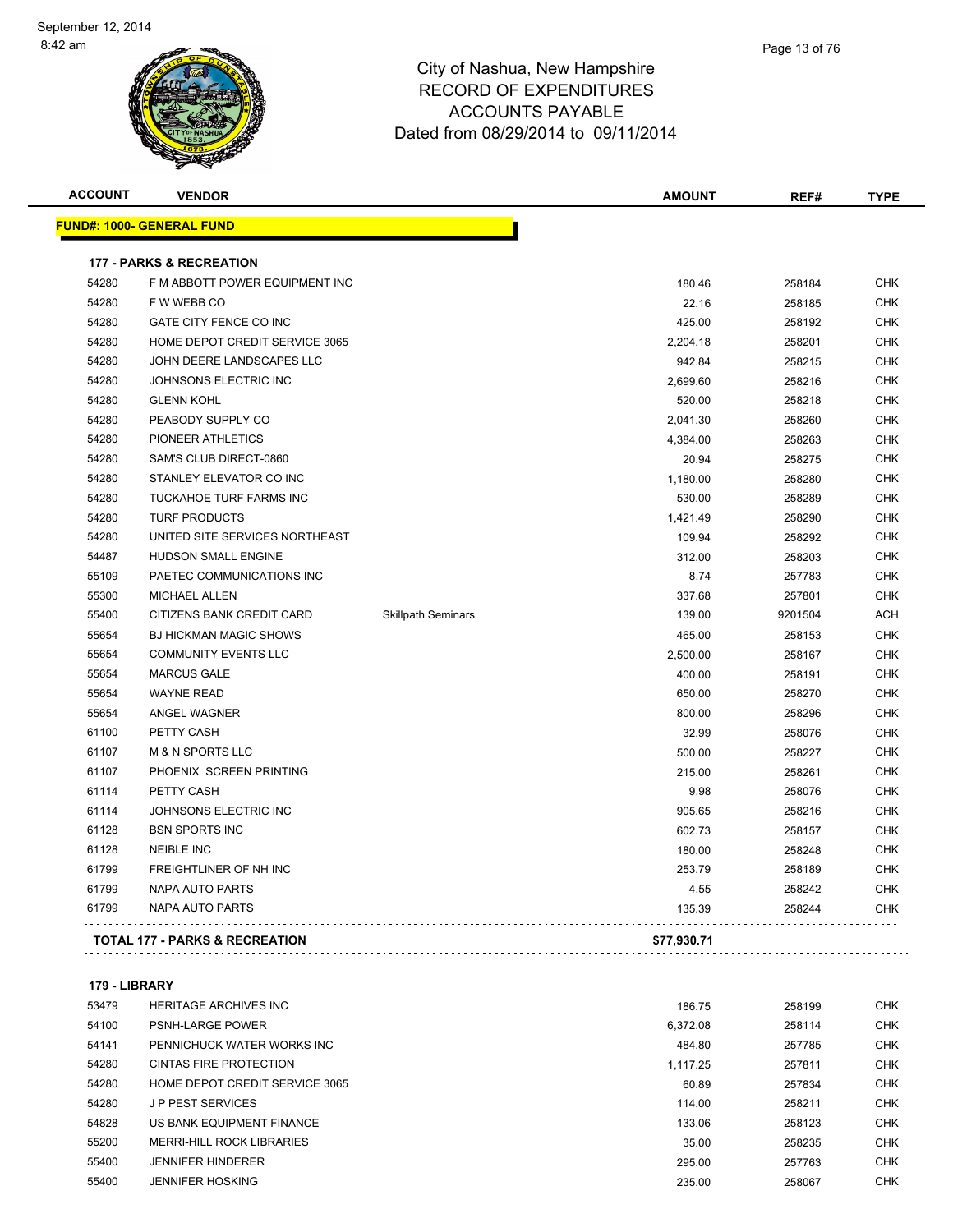City of Nashua, New Hampshire
RECORD OF EXPENDITURES
ACCOUNTS PAYABLE
Dated from 08/29/2014 to 09/11/2014

| ACCOUNT | VENDOR | | AMOUNT | REF# | TYPE |
|---|---|---|---|---|---|
| **FUND#: 1000- GENERAL FUND** | | | | | |
| **177 - PARKS & RECREATION** | | | | | |
| 54280 | F M ABBOTT POWER EQUIPMENT INC | | 180.46 | 258184 | CHK |
| 54280 | F W WEBB CO | | 22.16 | 258185 | CHK |
| 54280 | GATE CITY FENCE CO INC | | 425.00 | 258192 | CHK |
| 54280 | HOME DEPOT CREDIT SERVICE 3065 | | 2,204.18 | 258201 | CHK |
| 54280 | JOHN DEERE LANDSCAPES LLC | | 942.84 | 258215 | CHK |
| 54280 | JOHNSONS ELECTRIC INC | | 2,699.60 | 258216 | CHK |
| 54280 | GLENN KOHL | | 520.00 | 258218 | CHK |
| 54280 | PEABODY SUPPLY CO | | 2,041.30 | 258260 | CHK |
| 54280 | PIONEER ATHLETICS | | 4,384.00 | 258263 | CHK |
| 54280 | SAM'S CLUB DIRECT-0860 | | 20.94 | 258275 | CHK |
| 54280 | STANLEY ELEVATOR CO INC | | 1,180.00 | 258280 | CHK |
| 54280 | TUCKAHOE TURF FARMS INC | | 530.00 | 258289 | CHK |
| 54280 | TURF PRODUCTS | | 1,421.49 | 258290 | CHK |
| 54280 | UNITED SITE SERVICES NORTHEAST | | 109.94 | 258292 | CHK |
| 54487 | HUDSON SMALL ENGINE | | 312.00 | 258203 | CHK |
| 55109 | PAETEC COMMUNICATIONS INC | | 8.74 | 257783 | CHK |
| 55300 | MICHAEL ALLEN | | 337.68 | 257801 | CHK |
| 55400 | CITIZENS BANK CREDIT CARD | Skillpath Seminars | 139.00 | 9201504 | ACH |
| 55654 | BJ HICKMAN MAGIC SHOWS | | 465.00 | 258153 | CHK |
| 55654 | COMMUNITY EVENTS LLC | | 2,500.00 | 258167 | CHK |
| 55654 | MARCUS GALE | | 400.00 | 258191 | CHK |
| 55654 | WAYNE READ | | 650.00 | 258270 | CHK |
| 55654 | ANGEL WAGNER | | 800.00 | 258296 | CHK |
| 61100 | PETTY CASH | | 32.99 | 258076 | CHK |
| 61107 | M & N SPORTS LLC | | 500.00 | 258227 | CHK |
| 61107 | PHOENIX SCREEN PRINTING | | 215.00 | 258261 | CHK |
| 61114 | PETTY CASH | | 9.98 | 258076 | CHK |
| 61114 | JOHNSONS ELECTRIC INC | | 905.65 | 258216 | CHK |
| 61128 | BSN SPORTS INC | | 602.73 | 258157 | CHK |
| 61128 | NEIBLE INC | | 180.00 | 258248 | CHK |
| 61799 | FREIGHTLINER OF NH INC | | 253.79 | 258189 | CHK |
| 61799 | NAPA AUTO PARTS | | 4.55 | 258242 | CHK |
| 61799 | NAPA AUTO PARTS | | 135.39 | 258244 | CHK |
| **TOTAL 177 - PARKS & RECREATION** | | | **$77,930.71** | | |
| **179 - LIBRARY** | | | | | |
| 53479 | HERITAGE ARCHIVES INC | | 186.75 | 258199 | CHK |
| 54100 | PSNH-LARGE POWER | | 6,372.08 | 258114 | CHK |
| 54141 | PENNICHUCK WATER WORKS INC | | 484.80 | 257785 | CHK |
| 54280 | CINTAS FIRE PROTECTION | | 1,117.25 | 257811 | CHK |
| 54280 | HOME DEPOT CREDIT SERVICE 3065 | | 60.89 | 257834 | CHK |
| 54280 | J P PEST SERVICES | | 114.00 | 258211 | CHK |
| 54828 | US BANK EQUIPMENT FINANCE | | 133.06 | 258123 | CHK |
| 55200 | MERRI-HILL ROCK LIBRARIES | | 35.00 | 258235 | CHK |
| 55400 | JENNIFER HINDERER | | 295.00 | 257763 | CHK |
| 55400 | JENNIFER HOSKING | | 235.00 | 258067 | CHK |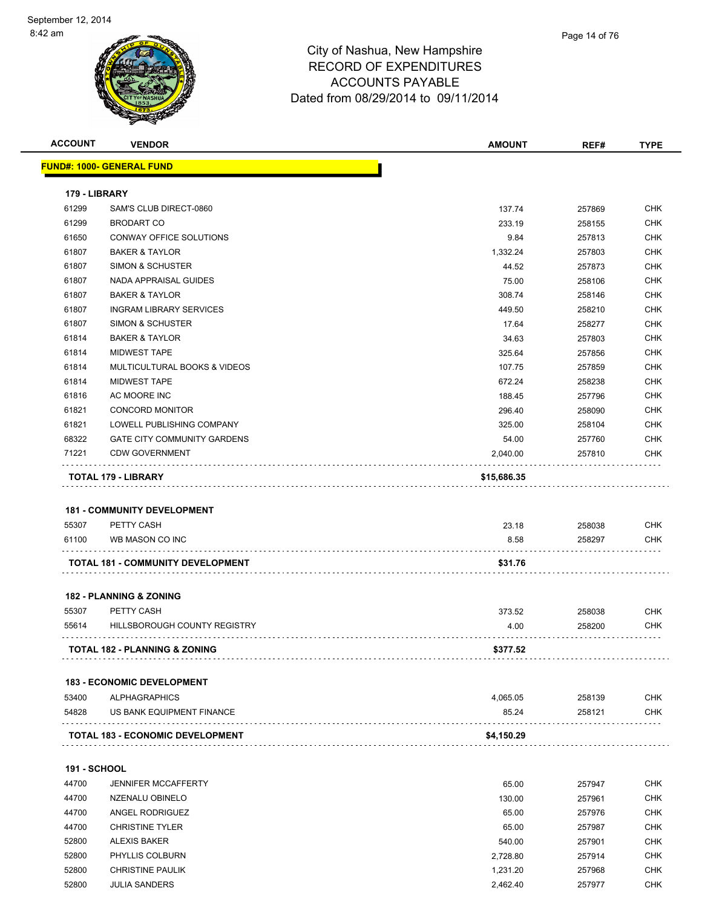# City of Nashua, New Hampshire
# RECORD OF EXPENDITURES
# ACCOUNTS PAYABLE
# Dated from 08/29/2014 to 09/11/2014

| ACCOUNT | VENDOR | AMOUNT | REF# | TYPE |
|---|---|---|---|---|
| **FUND#: 1000- GENERAL FUND** | | | | |
| **179 - LIBRARY** | | | | |
| 61299 | SAM'S CLUB DIRECT-0860 | 137.74 | 257869 | CHK |
| 61299 | BRODART CO | 233.19 | 258155 | CHK |
| 61650 | CONWAY OFFICE SOLUTIONS | 9.84 | 257813 | CHK |
| 61807 | BAKER & TAYLOR | 1,332.24 | 257803 | CHK |
| 61807 | SIMON & SCHUSTER | 44.52 | 257873 | CHK |
| 61807 | NADA APPRAISAL GUIDES | 75.00 | 258106 | CHK |
| 61807 | BAKER & TAYLOR | 308.74 | 258146 | CHK |
| 61807 | INGRAM LIBRARY SERVICES | 449.50 | 258210 | CHK |
| 61807 | SIMON & SCHUSTER | 17.64 | 258277 | CHK |
| 61814 | BAKER & TAYLOR | 34.63 | 257803 | CHK |
| 61814 | MIDWEST TAPE | 325.64 | 257856 | CHK |
| 61814 | MULTICULTURAL BOOKS & VIDEOS | 107.75 | 257859 | CHK |
| 61814 | MIDWEST TAPE | 672.24 | 258238 | CHK |
| 61816 | AC MOORE INC | 188.45 | 257796 | CHK |
| 61821 | CONCORD MONITOR | 296.40 | 258090 | CHK |
| 61821 | LOWELL PUBLISHING COMPANY | 325.00 | 258104 | CHK |
| 68322 | GATE CITY COMMUNITY GARDENS | 54.00 | 257760 | CHK |
| 71221 | CDW GOVERNMENT | 2,040.00 | 257810 | CHK |
| | **TOTAL 179 - LIBRARY** | **$15,686.35** | | |
| **181 - COMMUNITY DEVELOPMENT** | | | | |
| 55307 | PETTY CASH | 23.18 | 258038 | CHK |
| 61100 | WB MASON CO INC | 8.58 | 258297 | CHK |
| | **TOTAL 181 - COMMUNITY DEVELOPMENT** | **$31.76** | | |
| **182 - PLANNING & ZONING** | | | | |
| 55307 | PETTY CASH | 373.52 | 258038 | CHK |
| 55614 | HILLSBOROUGH COUNTY REGISTRY | 4.00 | 258200 | CHK |
| | **TOTAL 182 - PLANNING & ZONING** | **$377.52** | | |
| **183 - ECONOMIC DEVELOPMENT** | | | | |
| 53400 | ALPHAGRAPHICS | 4,065.05 | 258139 | CHK |
| 54828 | US BANK EQUIPMENT FINANCE | 85.24 | 258121 | CHK |
| | **TOTAL 183 - ECONOMIC DEVELOPMENT** | **$4,150.29** | | |
| **191 - SCHOOL** | | | | |
| 44700 | JENNIFER MCCAFFERTY | 65.00 | 257947 | CHK |
| 44700 | NZENALU OBINELO | 130.00 | 257961 | CHK |
| 44700 | ANGEL RODRIGUEZ | 65.00 | 257976 | CHK |
| 44700 | CHRISTINE TYLER | 65.00 | 257987 | CHK |
| 52800 | ALEXIS BAKER | 540.00 | 257901 | CHK |
| 52800 | PHYLLIS COLBURN | 2,728.80 | 257914 | CHK |
| 52800 | CHRISTINE PAULIK | 1,231.20 | 257968 | CHK |
| 52800 | JULIA SANDERS | 2,462.40 | 257977 | CHK |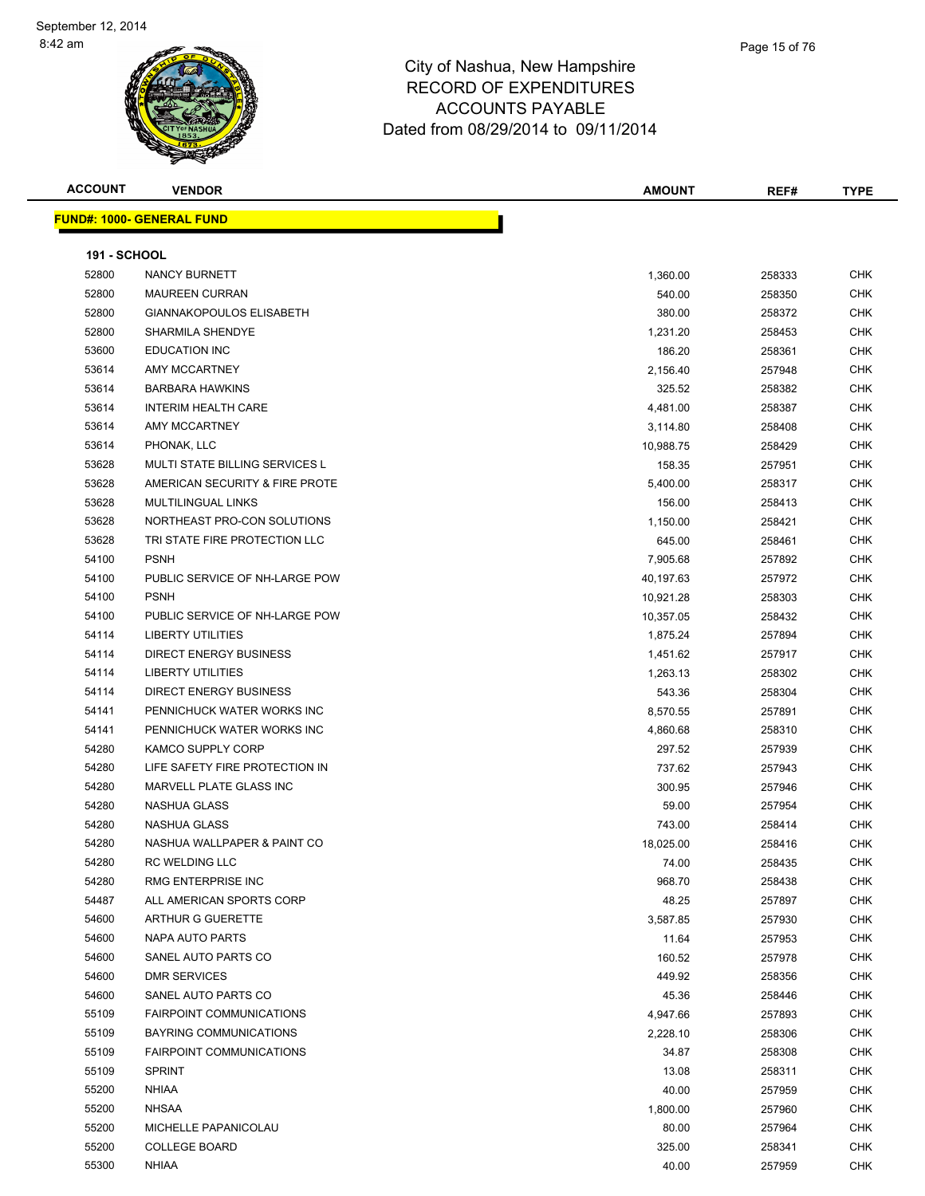# City of Nashua, New Hampshire
## RECORD OF EXPENDITURES
## ACCOUNTS PAYABLE
### Dated from 08/29/2014 to 09/11/2014

| ACCOUNT | VENDOR | AMOUNT | REF# | TYPE |
|---|---|---|---|---|

**FUND#: 1000- GENERAL FUND**

**191 - SCHOOL**

| ACCOUNT | VENDOR | AMOUNT | REF# | TYPE |
|---|---|---|---|---|
| 52800 | NANCY BURNETT | 1,360.00 | 258333 | CHK |
| 52800 | MAUREEN CURRAN | 540.00 | 258350 | CHK |
| 52800 | GIANNAKOPOULOS ELISABETH | 380.00 | 258372 | CHK |
| 52800 | SHARMILA SHENDYE | 1,231.20 | 258453 | CHK |
| 53600 | EDUCATION INC | 186.20 | 258361 | CHK |
| 53614 | AMY MCCARTNEY | 2,156.40 | 257948 | CHK |
| 53614 | BARBARA HAWKINS | 325.52 | 258382 | CHK |
| 53614 | INTERIM HEALTH CARE | 4,481.00 | 258387 | CHK |
| 53614 | AMY MCCARTNEY | 3,114.80 | 258408 | CHK |
| 53614 | PHONAK, LLC | 10,988.75 | 258429 | CHK |
| 53628 | MULTI STATE BILLING SERVICES L | 158.35 | 257951 | CHK |
| 53628 | AMERICAN SECURITY & FIRE PROTE | 5,400.00 | 258317 | CHK |
| 53628 | MULTILINGUAL LINKS | 156.00 | 258413 | CHK |
| 53628 | NORTHEAST PRO-CON SOLUTIONS | 1,150.00 | 258421 | CHK |
| 53628 | TRI STATE FIRE PROTECTION LLC | 645.00 | 258461 | CHK |
| 54100 | PSNH | 7,905.68 | 257892 | CHK |
| 54100 | PUBLIC SERVICE OF NH-LARGE POW | 40,197.63 | 257972 | CHK |
| 54100 | PSNH | 10,921.28 | 258303 | CHK |
| 54100 | PUBLIC SERVICE OF NH-LARGE POW | 10,357.05 | 258432 | CHK |
| 54114 | LIBERTY UTILITIES | 1,875.24 | 257894 | CHK |
| 54114 | DIRECT ENERGY BUSINESS | 1,451.62 | 257917 | CHK |
| 54114 | LIBERTY UTILITIES | 1,263.13 | 258302 | CHK |
| 54114 | DIRECT ENERGY BUSINESS | 543.36 | 258304 | CHK |
| 54141 | PENNICHUCK WATER WORKS INC | 8,570.55 | 257891 | CHK |
| 54141 | PENNICHUCK WATER WORKS INC | 4,860.68 | 258310 | CHK |
| 54280 | KAMCO SUPPLY CORP | 297.52 | 257939 | CHK |
| 54280 | LIFE SAFETY FIRE PROTECTION IN | 737.62 | 257943 | CHK |
| 54280 | MARVELL PLATE GLASS INC | 300.95 | 257946 | CHK |
| 54280 | NASHUA GLASS | 59.00 | 257954 | CHK |
| 54280 | NASHUA GLASS | 743.00 | 258414 | CHK |
| 54280 | NASHUA WALLPAPER & PAINT CO | 18,025.00 | 258416 | CHK |
| 54280 | RC WELDING LLC | 74.00 | 258435 | CHK |
| 54280 | RMG ENTERPRISE INC | 968.70 | 258438 | CHK |
| 54487 | ALL AMERICAN SPORTS CORP | 48.25 | 257897 | CHK |
| 54600 | ARTHUR G GUERETTE | 3,587.85 | 257930 | CHK |
| 54600 | NAPA AUTO PARTS | 11.64 | 257953 | CHK |
| 54600 | SANEL AUTO PARTS CO | 160.52 | 257978 | CHK |
| 54600 | DMR SERVICES | 449.92 | 258356 | CHK |
| 54600 | SANEL AUTO PARTS CO | 45.36 | 258446 | CHK |
| 55109 | FAIRPOINT COMMUNICATIONS | 4,947.66 | 257893 | CHK |
| 55109 | BAYRING COMMUNICATIONS | 2,228.10 | 258306 | CHK |
| 55109 | FAIRPOINT COMMUNICATIONS | 34.87 | 258308 | CHK |
| 55109 | SPRINT | 13.08 | 258311 | CHK |
| 55200 | NHIAA | 40.00 | 257959 | CHK |
| 55200 | NHSAA | 1,800.00 | 257960 | CHK |
| 55200 | MICHELLE PAPANICOLAU | 80.00 | 257964 | CHK |
| 55200 | COLLEGE BOARD | 325.00 | 258341 | CHK |
| 55300 | NHIAA | 40.00 | 257959 | CHK |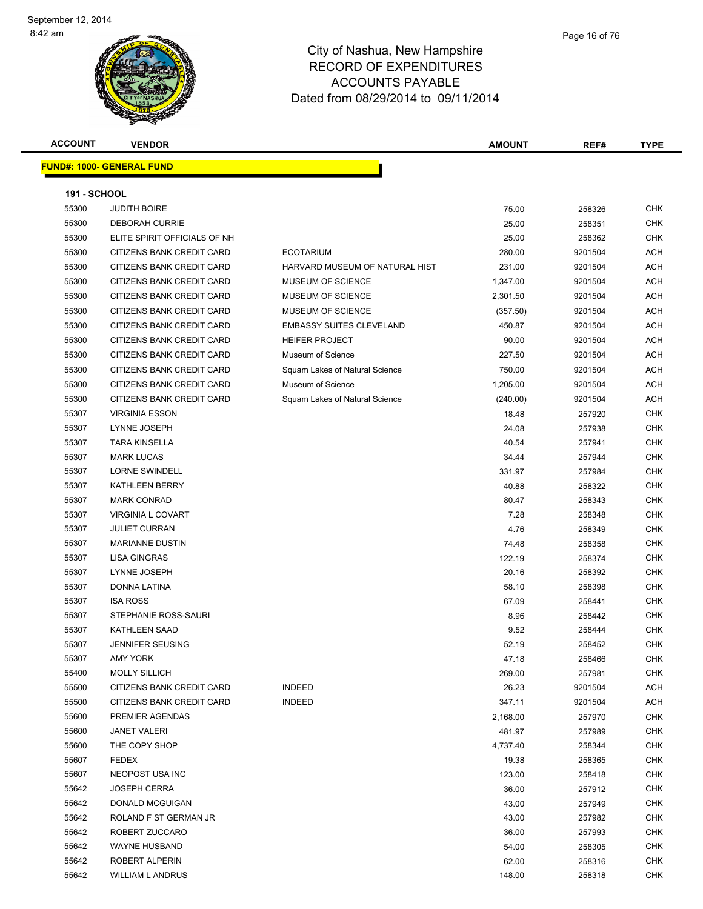September 12, 2014
8:42 am

# City of Nashua, New Hampshire
## RECORD OF EXPENDITURES
## ACCOUNTS PAYABLE
## Dated from 08/29/2014 to 09/11/2014

**FUND#: 1000- GENERAL FUND**

**191 - SCHOOL**

| ACCOUNT | VENDOR | | AMOUNT | REF# | TYPE |
|---|---|---|---|---|---|
| 55300 | JUDITH BOIRE | | 75.00 | 258326 | CHK |
| 55300 | DEBORAH CURRIE | | 25.00 | 258351 | CHK |
| 55300 | ELITE SPIRIT OFFICIALS OF NH | | 25.00 | 258362 | CHK |
| 55300 | CITIZENS BANK CREDIT CARD | ECOTARIUM | 280.00 | 9201504 | ACH |
| 55300 | CITIZENS BANK CREDIT CARD | HARVARD MUSEUM OF NATURAL HIST | 231.00 | 9201504 | ACH |
| 55300 | CITIZENS BANK CREDIT CARD | MUSEUM OF SCIENCE | 1,347.00 | 9201504 | ACH |
| 55300 | CITIZENS BANK CREDIT CARD | MUSEUM OF SCIENCE | 2,301.50 | 9201504 | ACH |
| 55300 | CITIZENS BANK CREDIT CARD | MUSEUM OF SCIENCE | (357.50) | 9201504 | ACH |
| 55300 | CITIZENS BANK CREDIT CARD | EMBASSY SUITES CLEVELAND | 450.87 | 9201504 | ACH |
| 55300 | CITIZENS BANK CREDIT CARD | HEIFER PROJECT | 90.00 | 9201504 | ACH |
| 55300 | CITIZENS BANK CREDIT CARD | Museum of Science | 227.50 | 9201504 | ACH |
| 55300 | CITIZENS BANK CREDIT CARD | Squam Lakes of Natural Science | 750.00 | 9201504 | ACH |
| 55300 | CITIZENS BANK CREDIT CARD | Museum of Science | 1,205.00 | 9201504 | ACH |
| 55300 | CITIZENS BANK CREDIT CARD | Squam Lakes of Natural Science | (240.00) | 9201504 | ACH |
| 55307 | VIRGINIA ESSON | | 18.48 | 257920 | CHK |
| 55307 | LYNNE JOSEPH | | 24.08 | 257938 | CHK |
| 55307 | TARA KINSELLA | | 40.54 | 257941 | CHK |
| 55307 | MARK LUCAS | | 34.44 | 257944 | CHK |
| 55307 | LORNE SWINDELL | | 331.97 | 257984 | CHK |
| 55307 | KATHLEEN BERRY | | 40.88 | 258322 | CHK |
| 55307 | MARK CONRAD | | 80.47 | 258343 | CHK |
| 55307 | VIRGINIA L COVART | | 7.28 | 258348 | CHK |
| 55307 | JULIET CURRAN | | 4.76 | 258349 | CHK |
| 55307 | MARIANNE DUSTIN | | 74.48 | 258358 | CHK |
| 55307 | LISA GINGRAS | | 122.19 | 258374 | CHK |
| 55307 | LYNNE JOSEPH | | 20.16 | 258392 | CHK |
| 55307 | DONNA LATINA | | 58.10 | 258398 | CHK |
| 55307 | ISA ROSS | | 67.09 | 258441 | CHK |
| 55307 | STEPHANIE ROSS-SAURI | | 8.96 | 258442 | CHK |
| 55307 | KATHLEEN SAAD | | 9.52 | 258444 | CHK |
| 55307 | JENNIFER SEUSING | | 52.19 | 258452 | CHK |
| 55307 | AMY YORK | | 47.18 | 258466 | CHK |
| 55400 | MOLLY SILLICH | | 269.00 | 257981 | CHK |
| 55500 | CITIZENS BANK CREDIT CARD | INDEED | 26.23 | 9201504 | ACH |
| 55500 | CITIZENS BANK CREDIT CARD | INDEED | 347.11 | 9201504 | ACH |
| 55600 | PREMIER AGENDAS | | 2,168.00 | 257970 | CHK |
| 55600 | JANET VALERI | | 481.97 | 257989 | CHK |
| 55600 | THE COPY SHOP | | 4,737.40 | 258344 | CHK |
| 55607 | FEDEX | | 19.38 | 258365 | CHK |
| 55607 | NEOPOST USA INC | | 123.00 | 258418 | CHK |
| 55642 | JOSEPH CERRA | | 36.00 | 257912 | CHK |
| 55642 | DONALD MCGUIGAN | | 43.00 | 257949 | CHK |
| 55642 | ROLAND F ST GERMAN JR | | 43.00 | 257982 | CHK |
| 55642 | ROBERT ZUCCARO | | 36.00 | 257993 | CHK |
| 55642 | WAYNE HUSBAND | | 54.00 | 258305 | CHK |
| 55642 | ROBERT ALPERIN | | 62.00 | 258316 | CHK |
| 55642 | WILLIAM L ANDRUS | | 148.00 | 258318 | CHK |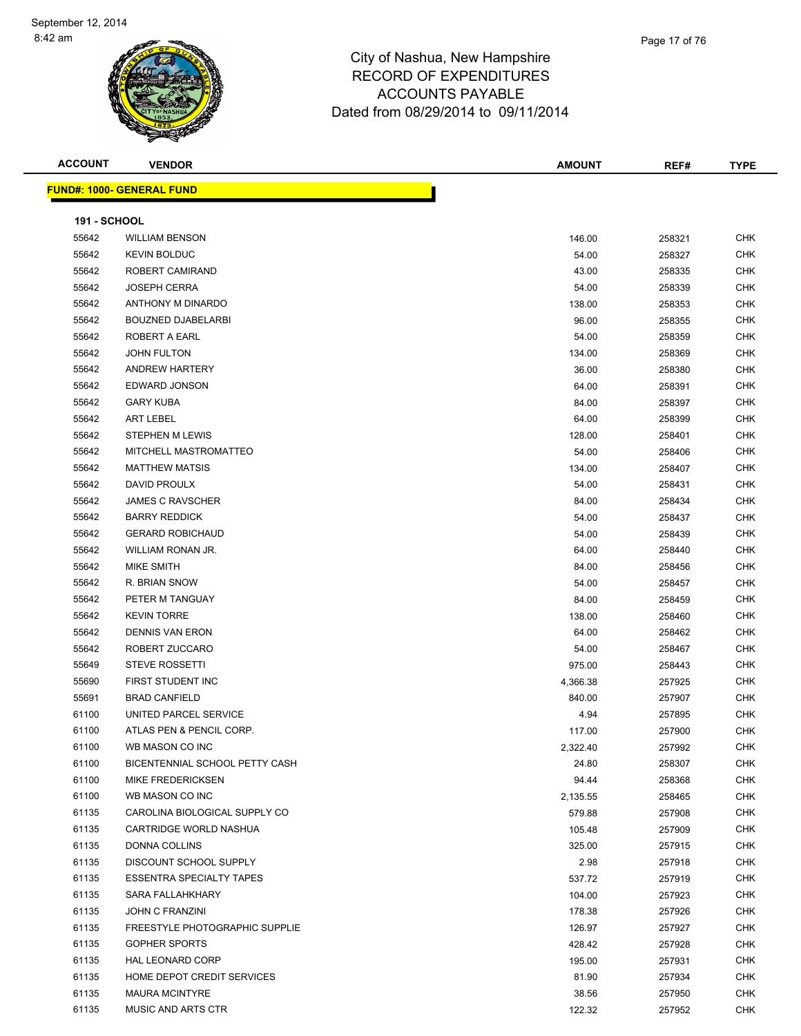# City of Nashua, New Hampshire
## RECORD OF EXPENDITURES
## ACCOUNTS PAYABLE
### Dated from 08/29/2014 to 09/11/2014

**FUND#: 1000- GENERAL FUND**

**191 - SCHOOL**

| ACCOUNT | VENDOR | AMOUNT | REF# | TYPE |
|---|---|---|---|---|
| 55642 | WILLIAM BENSON | 146.00 | 258321 | CHK |
| 55642 | KEVIN BOLDUC | 54.00 | 258327 | CHK |
| 55642 | ROBERT CAMIRAND | 43.00 | 258335 | CHK |
| 55642 | JOSEPH CERRA | 54.00 | 258339 | CHK |
| 55642 | ANTHONY M DINARDO | 138.00 | 258353 | CHK |
| 55642 | BOUZNED DJABELARBI | 96.00 | 258355 | CHK |
| 55642 | ROBERT A EARL | 54.00 | 258359 | CHK |
| 55642 | JOHN FULTON | 134.00 | 258369 | CHK |
| 55642 | ANDREW HARTERY | 36.00 | 258380 | CHK |
| 55642 | EDWARD JONSON | 64.00 | 258391 | CHK |
| 55642 | GARY KUBA | 84.00 | 258397 | CHK |
| 55642 | ART LEBEL | 64.00 | 258399 | CHK |
| 55642 | STEPHEN M LEWIS | 128.00 | 258401 | CHK |
| 55642 | MITCHELL MASTROMATTEO | 54.00 | 258406 | CHK |
| 55642 | MATTHEW MATSIS | 134.00 | 258407 | CHK |
| 55642 | DAVID PROULX | 54.00 | 258431 | CHK |
| 55642 | JAMES C RAVSCHER | 84.00 | 258434 | CHK |
| 55642 | BARRY REDDICK | 54.00 | 258437 | CHK |
| 55642 | GERARD ROBICHAUD | 54.00 | 258439 | CHK |
| 55642 | WILLIAM RONAN JR. | 64.00 | 258440 | CHK |
| 55642 | MIKE SMITH | 84.00 | 258456 | CHK |
| 55642 | R. BRIAN SNOW | 54.00 | 258457 | CHK |
| 55642 | PETER M TANGUAY | 84.00 | 258459 | CHK |
| 55642 | KEVIN TORRE | 138.00 | 258460 | CHK |
| 55642 | DENNIS VAN ERON | 64.00 | 258462 | CHK |
| 55642 | ROBERT ZUCCARO | 54.00 | 258467 | CHK |
| 55649 | STEVE ROSSETTI | 975.00 | 258443 | CHK |
| 55690 | FIRST STUDENT INC | 4,366.38 | 257925 | CHK |
| 55691 | BRAD CANFIELD | 840.00 | 257907 | CHK |
| 61100 | UNITED PARCEL SERVICE | 4.94 | 257895 | CHK |
| 61100 | ATLAS PEN & PENCIL CORP. | 117.00 | 257900 | CHK |
| 61100 | WB MASON CO INC | 2,322.40 | 257992 | CHK |
| 61100 | BICENTENNIAL SCHOOL PETTY CASH | 24.80 | 258307 | CHK |
| 61100 | MIKE FREDERICKSEN | 94.44 | 258368 | CHK |
| 61100 | WB MASON CO INC | 2,135.55 | 258465 | CHK |
| 61135 | CAROLINA BIOLOGICAL SUPPLY CO | 579.88 | 257908 | CHK |
| 61135 | CARTRIDGE WORLD NASHUA | 105.48 | 257909 | CHK |
| 61135 | DONNA COLLINS | 325.00 | 257915 | CHK |
| 61135 | DISCOUNT SCHOOL SUPPLY | 2.98 | 257918 | CHK |
| 61135 | ESSENTRA SPECIALTY TAPES | 537.72 | 257919 | CHK |
| 61135 | SARA FALLAHKHARY | 104.00 | 257923 | CHK |
| 61135 | JOHN C FRANZINI | 178.38 | 257926 | CHK |
| 61135 | FREESTYLE PHOTOGRAPHIC SUPPLIE | 126.97 | 257927 | CHK |
| 61135 | GOPHER SPORTS | 428.42 | 257928 | CHK |
| 61135 | HAL LEONARD CORP | 195.00 | 257931 | CHK |
| 61135 | HOME DEPOT CREDIT SERVICES | 81.90 | 257934 | CHK |
| 61135 | MAURA MCINTYRE | 38.56 | 257950 | CHK |
| 61135 | MUSIC AND ARTS CTR | 122.32 | 257952 | CHK |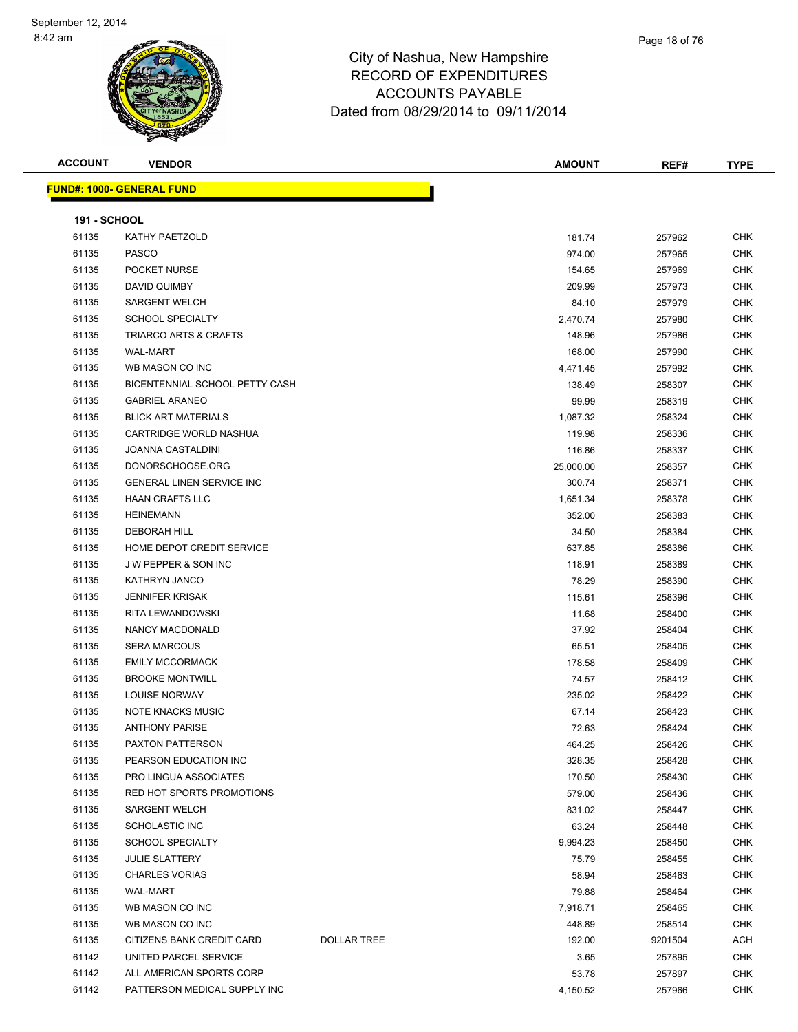# City of Nashua, New Hampshire
## RECORD OF EXPENDITURES
## ACCOUNTS PAYABLE
### Dated from 08/29/2014 to 09/11/2014

September 12, 2014
8:42 am

| ACCOUNT | VENDOR | | AMOUNT | REF# | TYPE |
|---|---|---|---|---|---|
| **FUND#: 1000- GENERAL FUND** | | | | | |
| **191 - SCHOOL** | | | | | |
| 61135 | KATHY PAETZOLD | | 181.74 | 257962 | CHK |
| 61135 | PASCO | | 974.00 | 257965 | CHK |
| 61135 | POCKET NURSE | | 154.65 | 257969 | CHK |
| 61135 | DAVID QUIMBY | | 209.99 | 257973 | CHK |
| 61135 | SARGENT WELCH | | 84.10 | 257979 | CHK |
| 61135 | SCHOOL SPECIALTY | | 2,470.74 | 257980 | CHK |
| 61135 | TRIARCO ARTS & CRAFTS | | 148.96 | 257986 | CHK |
| 61135 | WAL-MART | | 168.00 | 257990 | CHK |
| 61135 | WB MASON CO INC | | 4,471.45 | 257992 | CHK |
| 61135 | BICENTENNIAL SCHOOL PETTY CASH | | 138.49 | 258307 | CHK |
| 61135 | GABRIEL ARANEO | | 99.99 | 258319 | CHK |
| 61135 | BLICK ART MATERIALS | | 1,087.32 | 258324 | CHK |
| 61135 | CARTRIDGE WORLD NASHUA | | 119.98 | 258336 | CHK |
| 61135 | JOANNA CASTALDINI | | 116.86 | 258337 | CHK |
| 61135 | DONORSCHOOSE.ORG | | 25,000.00 | 258357 | CHK |
| 61135 | GENERAL LINEN SERVICE INC | | 300.74 | 258371 | CHK |
| 61135 | HAAN CRAFTS LLC | | 1,651.34 | 258378 | CHK |
| 61135 | HEINEMANN | | 352.00 | 258383 | CHK |
| 61135 | DEBORAH HILL | | 34.50 | 258384 | CHK |
| 61135 | HOME DEPOT CREDIT SERVICE | | 637.85 | 258386 | CHK |
| 61135 | J W PEPPER & SON INC | | 118.91 | 258389 | CHK |
| 61135 | KATHRYN JANCO | | 78.29 | 258390 | CHK |
| 61135 | JENNIFER KRISAK | | 115.61 | 258396 | CHK |
| 61135 | RITA LEWANDOWSKI | | 11.68 | 258400 | CHK |
| 61135 | NANCY MACDONALD | | 37.92 | 258404 | CHK |
| 61135 | SERA MARCOUS | | 65.51 | 258405 | CHK |
| 61135 | EMILY MCCORMACK | | 178.58 | 258409 | CHK |
| 61135 | BROOKE MONTWILL | | 74.57 | 258412 | CHK |
| 61135 | LOUISE NORWAY | | 235.02 | 258422 | CHK |
| 61135 | NOTE KNACKS MUSIC | | 67.14 | 258423 | CHK |
| 61135 | ANTHONY PARISE | | 72.63 | 258424 | CHK |
| 61135 | PAXTON PATTERSON | | 464.25 | 258426 | CHK |
| 61135 | PEARSON EDUCATION INC | | 328.35 | 258428 | CHK |
| 61135 | PRO LINGUA ASSOCIATES | | 170.50 | 258430 | CHK |
| 61135 | RED HOT SPORTS PROMOTIONS | | 579.00 | 258436 | CHK |
| 61135 | SARGENT WELCH | | 831.02 | 258447 | CHK |
| 61135 | SCHOLASTIC INC | | 63.24 | 258448 | CHK |
| 61135 | SCHOOL SPECIALTY | | 9,994.23 | 258450 | CHK |
| 61135 | JULIE SLATTERY | | 75.79 | 258455 | CHK |
| 61135 | CHARLES VORIAS | | 58.94 | 258463 | CHK |
| 61135 | WAL-MART | | 79.88 | 258464 | CHK |
| 61135 | WB MASON CO INC | | 7,918.71 | 258465 | CHK |
| 61135 | WB MASON CO INC | | 448.89 | 258514 | CHK |
| 61135 | CITIZENS BANK CREDIT CARD | DOLLAR TREE | 192.00 | 9201504 | ACH |
| 61142 | UNITED PARCEL SERVICE | | 3.65 | 257895 | CHK |
| 61142 | ALL AMERICAN SPORTS CORP | | 53.78 | 257897 | CHK |
| 61142 | PATTERSON MEDICAL SUPPLY INC | | 4,150.52 | 257966 | CHK |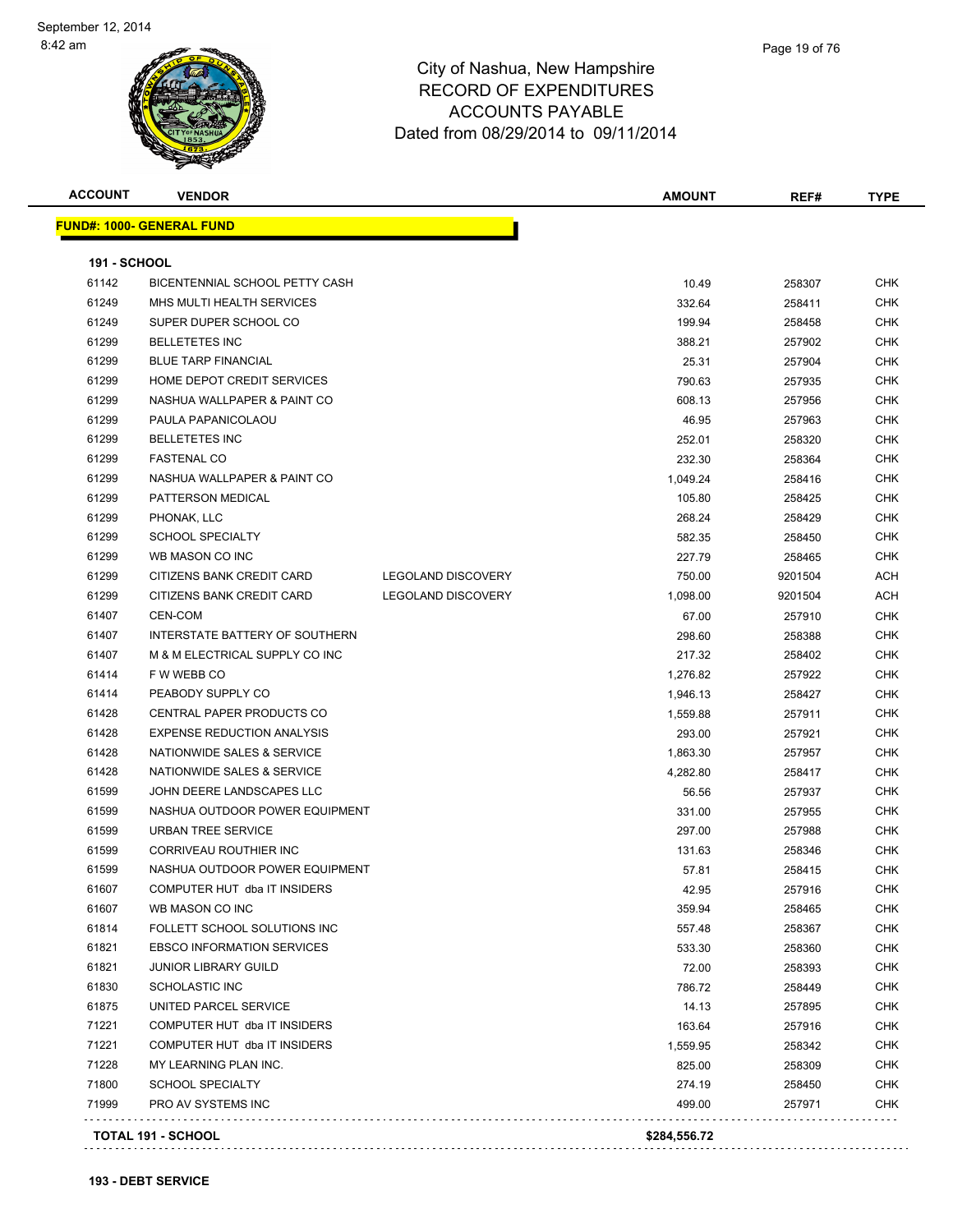# City of Nashua, New Hampshire
## RECORD OF EXPENDITURES
## ACCOUNTS PAYABLE
## Dated from 08/29/2014 to 09/11/2014

| ACCOUNT | VENDOR | | AMOUNT | REF# | TYPE |
|---|---|---|---|---|---|
| **FUND#: 1000- GENERAL FUND** | | | | | |
| **191 - SCHOOL** | | | | | |
| 61142 | BICENTENNIAL SCHOOL PETTY CASH | | 10.49 | 258307 | CHK |
| 61249 | MHS MULTI HEALTH SERVICES | | 332.64 | 258411 | CHK |
| 61249 | SUPER DUPER SCHOOL CO | | 199.94 | 258458 | CHK |
| 61299 | BELLETETES INC | | 388.21 | 257902 | CHK |
| 61299 | BLUE TARP FINANCIAL | | 25.31 | 257904 | CHK |
| 61299 | HOME DEPOT CREDIT SERVICES | | 790.63 | 257935 | CHK |
| 61299 | NASHUA WALLPAPER & PAINT CO | | 608.13 | 257956 | CHK |
| 61299 | PAULA PAPANICOLAOU | | 46.95 | 257963 | CHK |
| 61299 | BELLETETES INC | | 252.01 | 258320 | CHK |
| 61299 | FASTENAL CO | | 232.30 | 258364 | CHK |
| 61299 | NASHUA WALLPAPER & PAINT CO | | 1,049.24 | 258416 | CHK |
| 61299 | PATTERSON MEDICAL | | 105.80 | 258425 | CHK |
| 61299 | PHONAK, LLC | | 268.24 | 258429 | CHK |
| 61299 | SCHOOL SPECIALTY | | 582.35 | 258450 | CHK |
| 61299 | WB MASON CO INC | | 227.79 | 258465 | CHK |
| 61299 | CITIZENS BANK CREDIT CARD | LEGOLAND DISCOVERY | 750.00 | 9201504 | ACH |
| 61299 | CITIZENS BANK CREDIT CARD | LEGOLAND DISCOVERY | 1,098.00 | 9201504 | ACH |
| 61407 | CEN-COM | | 67.00 | 257910 | CHK |
| 61407 | INTERSTATE BATTERY OF SOUTHERN | | 298.60 | 258388 | CHK |
| 61407 | M & M ELECTRICAL SUPPLY CO INC | | 217.32 | 258402 | CHK |
| 61414 | F W WEBB CO | | 1,276.82 | 257922 | CHK |
| 61414 | PEABODY SUPPLY CO | | 1,946.13 | 258427 | CHK |
| 61428 | CENTRAL PAPER PRODUCTS CO | | 1,559.88 | 257911 | CHK |
| 61428 | EXPENSE REDUCTION ANALYSIS | | 293.00 | 257921 | CHK |
| 61428 | NATIONWIDE SALES & SERVICE | | 1,863.30 | 257957 | CHK |
| 61428 | NATIONWIDE SALES & SERVICE | | 4,282.80 | 258417 | CHK |
| 61599 | JOHN DEERE LANDSCAPES LLC | | 56.56 | 257937 | CHK |
| 61599 | NASHUA OUTDOOR POWER EQUIPMENT | | 331.00 | 257955 | CHK |
| 61599 | URBAN TREE SERVICE | | 297.00 | 257988 | CHK |
| 61599 | CORRIVEAU ROUTHIER INC | | 131.63 | 258346 | CHK |
| 61599 | NASHUA OUTDOOR POWER EQUIPMENT | | 57.81 | 258415 | CHK |
| 61607 | COMPUTER HUT dba IT INSIDERS | | 42.95 | 257916 | CHK |
| 61607 | WB MASON CO INC | | 359.94 | 258465 | CHK |
| 61814 | FOLLETT SCHOOL SOLUTIONS INC | | 557.48 | 258367 | CHK |
| 61821 | EBSCO INFORMATION SERVICES | | 533.30 | 258360 | CHK |
| 61821 | JUNIOR LIBRARY GUILD | | 72.00 | 258393 | CHK |
| 61830 | SCHOLASTIC INC | | 786.72 | 258449 | CHK |
| 61875 | UNITED PARCEL SERVICE | | 14.13 | 257895 | CHK |
| 71221 | COMPUTER HUT dba IT INSIDERS | | 163.64 | 257916 | CHK |
| 71221 | COMPUTER HUT dba IT INSIDERS | | 1,559.95 | 258342 | CHK |
| 71228 | MY LEARNING PLAN INC. | | 825.00 | 258309 | CHK |
| 71800 | SCHOOL SPECIALTY | | 274.19 | 258450 | CHK |
| 71999 | PRO AV SYSTEMS INC | | 499.00 | 257971 | CHK |
| **TOTAL 191 - SCHOOL** | | | **$284,556.72** | | |

**193 - DEBT SERVICE**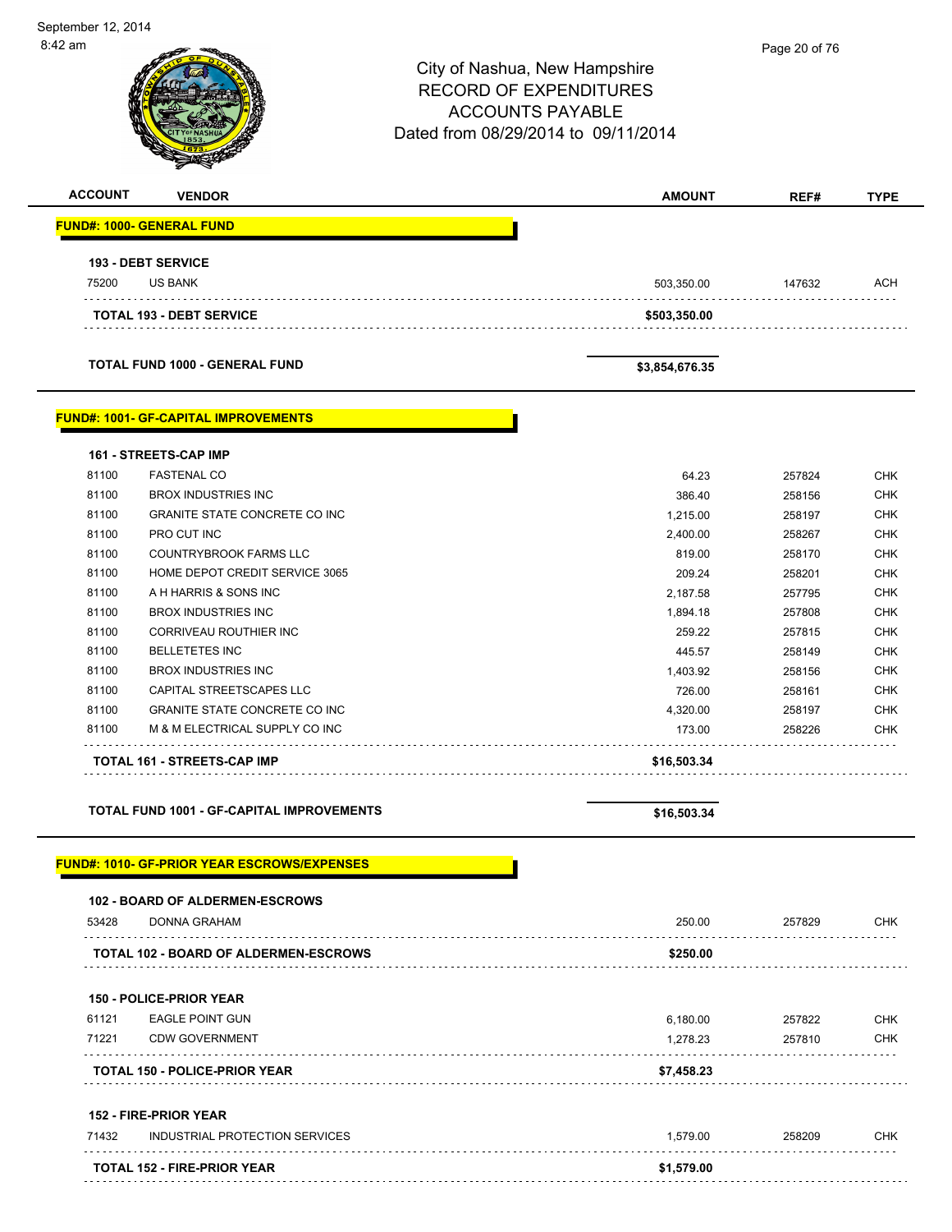City of Nashua, New Hampshire
RECORD OF EXPENDITURES
ACCOUNTS PAYABLE
Dated from 08/29/2014 to 09/11/2014

| ACCOUNT | VENDOR | AMOUNT | REF# | TYPE |
|---|---|---|---|---|
| **FUND#: 1000- GENERAL FUND** | | | | |
| **193 - DEBT SERVICE** | | | | |
| 75200 | US BANK | 503,350.00 | 147632 | ACH |
| **TOTAL 193 - DEBT SERVICE** | | **$503,350.00** | | |
| **TOTAL FUND 1000 - GENERAL FUND** | | **$3,854,676.35** | | |
| **FUND#: 1001- GF-CAPITAL IMPROVEMENTS** | | | | |
| **161 - STREETS-CAP IMP** | | | | |
| 81100 | FASTENAL CO | 64.23 | 257824 | CHK |
| 81100 | BROX INDUSTRIES INC | 386.40 | 258156 | CHK |
| 81100 | GRANITE STATE CONCRETE CO INC | 1,215.00 | 258197 | CHK |
| 81100 | PRO CUT INC | 2,400.00 | 258267 | CHK |
| 81100 | COUNTRYBROOK FARMS LLC | 819.00 | 258170 | CHK |
| 81100 | HOME DEPOT CREDIT SERVICE 3065 | 209.24 | 258201 | CHK |
| 81100 | A H HARRIS & SONS INC | 2,187.58 | 257795 | CHK |
| 81100 | BROX INDUSTRIES INC | 1,894.18 | 257808 | CHK |
| 81100 | CORRIVEAU ROUTHIER INC | 259.22 | 257815 | CHK |
| 81100 | BELLETETES INC | 445.57 | 258149 | CHK |
| 81100 | BROX INDUSTRIES INC | 1,403.92 | 258156 | CHK |
| 81100 | CAPITAL STREETSCAPES LLC | 726.00 | 258161 | CHK |
| 81100 | GRANITE STATE CONCRETE CO INC | 4,320.00 | 258197 | CHK |
| 81100 | M & M ELECTRICAL SUPPLY CO INC | 173.00 | 258226 | CHK |
| **TOTAL 161 - STREETS-CAP IMP** | | **$16,503.34** | | |
| **TOTAL FUND 1001 - GF-CAPITAL IMPROVEMENTS** | | **$16,503.34** | | |
| **FUND#: 1010- GF-PRIOR YEAR ESCROWS/EXPENSES** | | | | |
| **102 - BOARD OF ALDERMEN-ESCROWS** | | | | |
| 53428 | DONNA GRAHAM | 250.00 | 257829 | CHK |
| **TOTAL 102 - BOARD OF ALDERMEN-ESCROWS** | | **$250.00** | | |
| **150 - POLICE-PRIOR YEAR** | | | | |
| 61121 | EAGLE POINT GUN | 6,180.00 | 257822 | CHK |
| 71221 | CDW GOVERNMENT | 1,278.23 | 257810 | CHK |
| **TOTAL 150 - POLICE-PRIOR YEAR** | | **$7,458.23** | | |
| **152 - FIRE-PRIOR YEAR** | | | | |
| 71432 | INDUSTRIAL PROTECTION SERVICES | 1,579.00 | 258209 | CHK |
| **TOTAL 152 - FIRE-PRIOR YEAR** | | **$1,579.00** | | |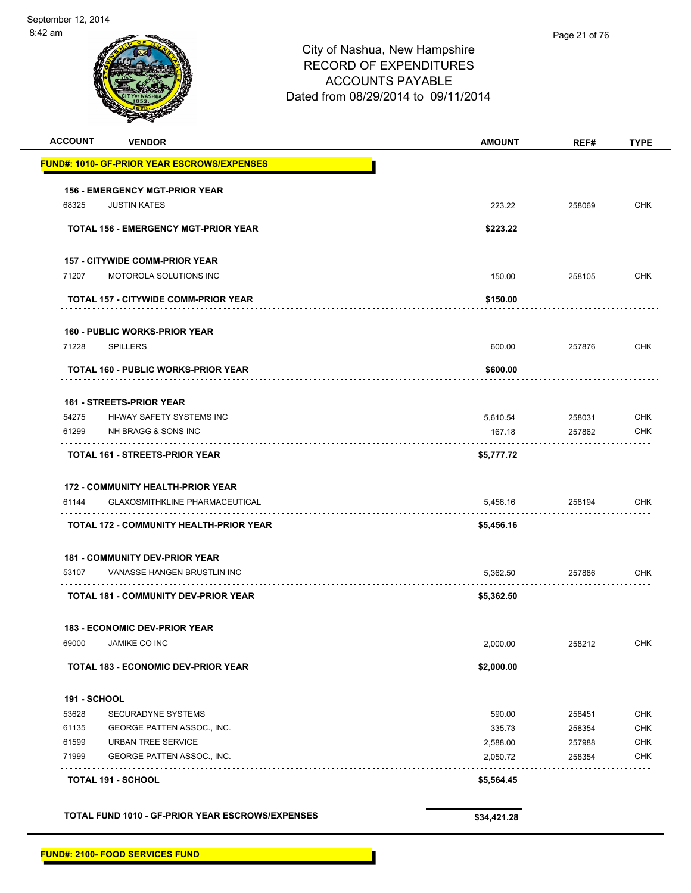City of Nashua, New Hampshire
RECORD OF EXPENDITURES
ACCOUNTS PAYABLE
Dated from 08/29/2014 to 09/11/2014

| ACCOUNT | VENDOR | AMOUNT | REF# | TYPE |
|---|---|---|---|---|
| **FUND#: 1010- GF-PRIOR YEAR ESCROWS/EXPENSES** | | | | |
| **156 - EMERGENCY MGT-PRIOR YEAR** | | | | |
| 68325 | JUSTIN KATES | 223.22 | 258069 | CHK |
| **TOTAL 156 - EMERGENCY MGT-PRIOR YEAR** | | **$223.22** | | |
| **157 - CITYWIDE COMM-PRIOR YEAR** | | | | |
| 71207 | MOTOROLA SOLUTIONS INC | 150.00 | 258105 | CHK |
| **TOTAL 157 - CITYWIDE COMM-PRIOR YEAR** | | **$150.00** | | |
| **160 - PUBLIC WORKS-PRIOR YEAR** | | | | |
| 71228 | SPILLERS | 600.00 | 257876 | CHK |
| **TOTAL 160 - PUBLIC WORKS-PRIOR YEAR** | | **$600.00** | | |
| **161 - STREETS-PRIOR YEAR** | | | | |
| 54275 | HI-WAY SAFETY SYSTEMS INC | 5,610.54 | 258031 | CHK |
| 61299 | NH BRAGG & SONS INC | 167.18 | 257862 | CHK |
| **TOTAL 161 - STREETS-PRIOR YEAR** | | **$5,777.72** | | |
| **172 - COMMUNITY HEALTH-PRIOR YEAR** | | | | |
| 61144 | GLAXOSMITHKLINE PHARMACEUTICAL | 5,456.16 | 258194 | CHK |
| **TOTAL 172 - COMMUNITY HEALTH-PRIOR YEAR** | | **$5,456.16** | | |
| **181 - COMMUNITY DEV-PRIOR YEAR** | | | | |
| 53107 | VANASSE HANGEN BRUSTLIN INC | 5,362.50 | 257886 | CHK |
| **TOTAL 181 - COMMUNITY DEV-PRIOR YEAR** | | **$5,362.50** | | |
| **183 - ECONOMIC DEV-PRIOR YEAR** | | | | |
| 69000 | JAMIKE CO INC | 2,000.00 | 258212 | CHK |
| **TOTAL 183 - ECONOMIC DEV-PRIOR YEAR** | | **$2,000.00** | | |
| **191 - SCHOOL** | | | | |
| 53628 | SECURADYNE SYSTEMS | 590.00 | 258451 | CHK |
| 61135 | GEORGE PATTEN ASSOC., INC. | 335.73 | 258354 | CHK |
| 61599 | URBAN TREE SERVICE | 2,588.00 | 257988 | CHK |
| 71999 | GEORGE PATTEN ASSOC., INC. | 2,050.72 | 258354 | CHK |
| **TOTAL 191 - SCHOOL** | | **$5,564.45** | | |
| **TOTAL FUND 1010 - GF-PRIOR YEAR ESCROWS/EXPENSES** | | **$34,421.28** | | |

**FUND#: 2100- FOOD SERVICES FUND**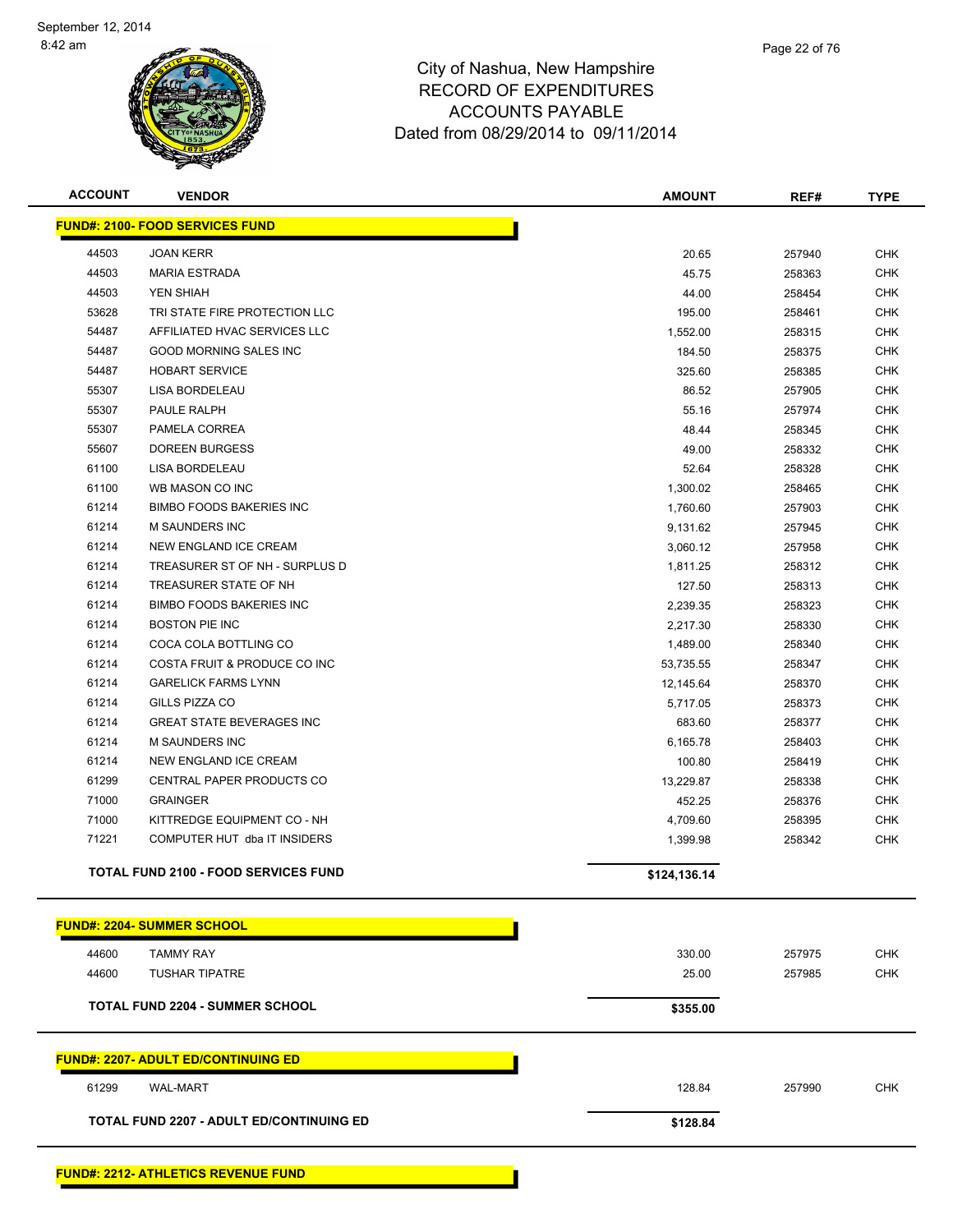# City of Nashua, New Hampshire
## RECORD OF EXPENDITURES
## ACCOUNTS PAYABLE
## Dated from 08/29/2014 to 09/11/2014

| ACCOUNT | VENDOR | AMOUNT | REF# | TYPE |
|---|---|---|---|---|
| **FUND#: 2100- FOOD SERVICES FUND** | | | | |
| 44503 | JOAN KERR | 20.65 | 257940 | CHK |
| 44503 | MARIA ESTRADA | 45.75 | 258363 | CHK |
| 44503 | YEN SHIAH | 44.00 | 258454 | CHK |
| 53628 | TRI STATE FIRE PROTECTION LLC | 195.00 | 258461 | CHK |
| 54487 | AFFILIATED HVAC SERVICES LLC | 1,552.00 | 258315 | CHK |
| 54487 | GOOD MORNING SALES INC | 184.50 | 258375 | CHK |
| 54487 | HOBART SERVICE | 325.60 | 258385 | CHK |
| 55307 | LISA BORDELEAU | 86.52 | 257905 | CHK |
| 55307 | PAULE RALPH | 55.16 | 257974 | CHK |
| 55307 | PAMELA CORREA | 48.44 | 258345 | CHK |
| 55607 | DOREEN BURGESS | 49.00 | 258332 | CHK |
| 61100 | LISA BORDELEAU | 52.64 | 258328 | CHK |
| 61100 | WB MASON CO INC | 1,300.02 | 258465 | CHK |
| 61214 | BIMBO FOODS BAKERIES INC | 1,760.60 | 257903 | CHK |
| 61214 | M SAUNDERS INC | 9,131.62 | 257945 | CHK |
| 61214 | NEW ENGLAND ICE CREAM | 3,060.12 | 257958 | CHK |
| 61214 | TREASURER ST OF NH - SURPLUS D | 1,811.25 | 258312 | CHK |
| 61214 | TREASURER STATE OF NH | 127.50 | 258313 | CHK |
| 61214 | BIMBO FOODS BAKERIES INC | 2,239.35 | 258323 | CHK |
| 61214 | BOSTON PIE INC | 2,217.30 | 258330 | CHK |
| 61214 | COCA COLA BOTTLING CO | 1,489.00 | 258340 | CHK |
| 61214 | COSTA FRUIT & PRODUCE CO INC | 53,735.55 | 258347 | CHK |
| 61214 | GARELICK FARMS LYNN | 12,145.64 | 258370 | CHK |
| 61214 | GILLS PIZZA CO | 5,717.05 | 258373 | CHK |
| 61214 | GREAT STATE BEVERAGES INC | 683.60 | 258377 | CHK |
| 61214 | M SAUNDERS INC | 6,165.78 | 258403 | CHK |
| 61214 | NEW ENGLAND ICE CREAM | 100.80 | 258419 | CHK |
| 61299 | CENTRAL PAPER PRODUCTS CO | 13,229.87 | 258338 | CHK |
| 71000 | GRAINGER | 452.25 | 258376 | CHK |
| 71000 | KITTREDGE EQUIPMENT CO - NH | 4,709.60 | 258395 | CHK |
| 71221 | COMPUTER HUT dba IT INSIDERS | 1,399.98 | 258342 | CHK |
| **TOTAL FUND 2100 - FOOD SERVICES FUND** | | **$124,136.14** | | |
| **FUND#: 2204- SUMMER SCHOOL** | | | | |
| 44600 | TAMMY RAY | 330.00 | 257975 | CHK |
| 44600 | TUSHAR TIPATRE | 25.00 | 257985 | CHK |
| **TOTAL FUND 2204 - SUMMER SCHOOL** | | **$355.00** | | |
| **FUND#: 2207- ADULT ED/CONTINUING ED** | | | | |
| 61299 | WAL-MART | 128.84 | 257990 | CHK |
| **TOTAL FUND 2207 - ADULT ED/CONTINUING ED** | | **$128.84** | | |
| **FUND#: 2212- ATHLETICS REVENUE FUND** | | | | |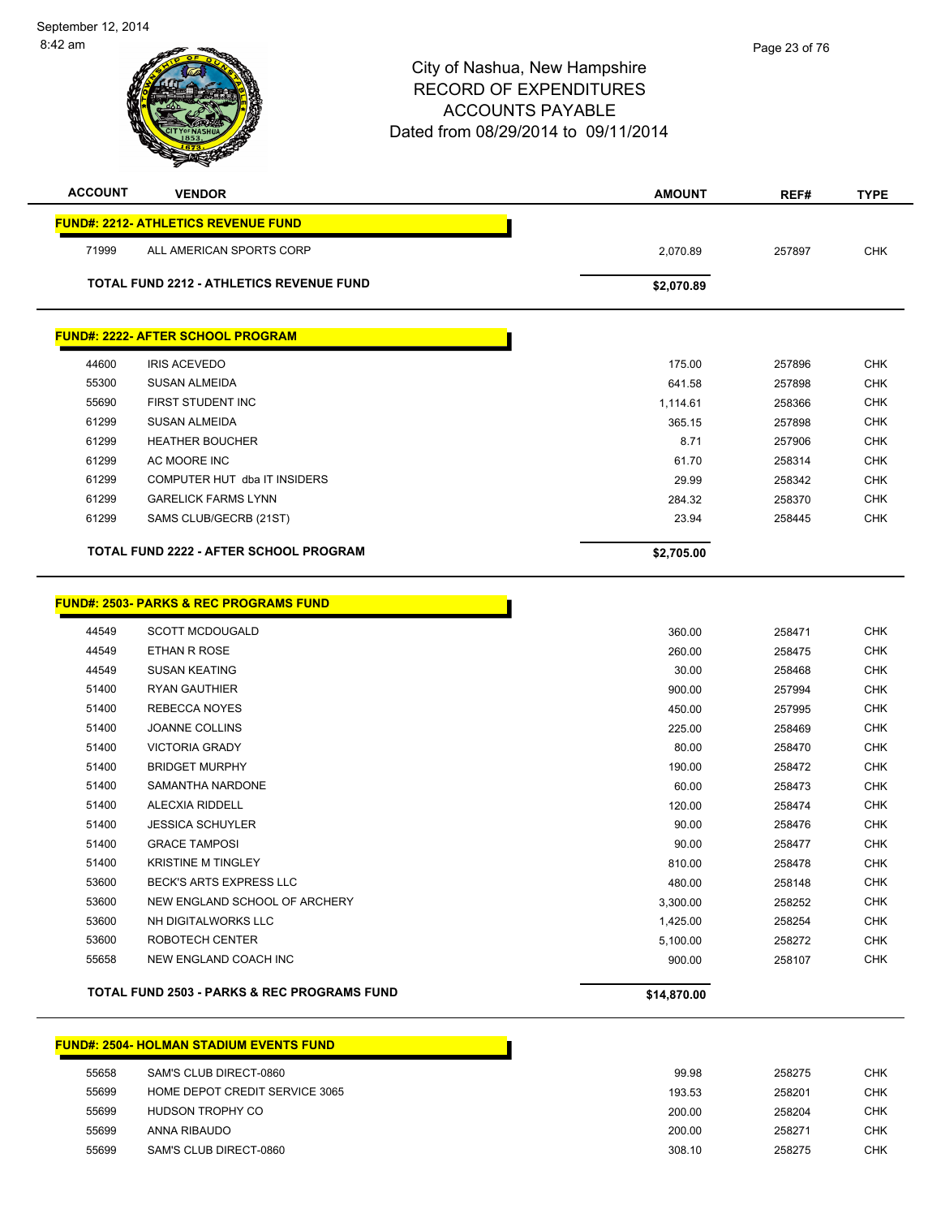# City of Nashua, New Hampshire
## RECORD OF EXPENDITURES
## ACCOUNTS PAYABLE
### Dated from 08/29/2014 to 09/11/2014

| ACCOUNT | VENDOR | AMOUNT | REF# | TYPE |
|---|---|---|---|---|
| **FUND#: 2212- ATHLETICS REVENUE FUND** | | | | |
| 71999 | ALL AMERICAN SPORTS CORP | 2,070.89 | 257897 | CHK |
| | **TOTAL FUND 2212 - ATHLETICS REVENUE FUND** | **$2,070.89** | | |
| **FUND#: 2222- AFTER SCHOOL PROGRAM** | | | | |
| 44600 | IRIS ACEVEDO | 175.00 | 257896 | CHK |
| 55300 | SUSAN ALMEIDA | 641.58 | 257898 | CHK |
| 55690 | FIRST STUDENT INC | 1,114.61 | 258366 | CHK |
| 61299 | SUSAN ALMEIDA | 365.15 | 257898 | CHK |
| 61299 | HEATHER BOUCHER | 8.71 | 257906 | CHK |
| 61299 | AC MOORE INC | 61.70 | 258314 | CHK |
| 61299 | COMPUTER HUT dba IT INSIDERS | 29.99 | 258342 | CHK |
| 61299 | GARELICK FARMS LYNN | 284.32 | 258370 | CHK |
| 61299 | SAMS CLUB/GECRB (21ST) | 23.94 | 258445 | CHK |
| | **TOTAL FUND 2222 - AFTER SCHOOL PROGRAM** | **$2,705.00** | | |
| **FUND#: 2503- PARKS & REC PROGRAMS FUND** | | | | |
| 44549 | SCOTT MCDOUGALD | 360.00 | 258471 | CHK |
| 44549 | ETHAN R ROSE | 260.00 | 258475 | CHK |
| 44549 | SUSAN KEATING | 30.00 | 258468 | CHK |
| 51400 | RYAN GAUTHIER | 900.00 | 257994 | CHK |
| 51400 | REBECCA NOYES | 450.00 | 257995 | CHK |
| 51400 | JOANNE COLLINS | 225.00 | 258469 | CHK |
| 51400 | VICTORIA GRADY | 80.00 | 258470 | CHK |
| 51400 | BRIDGET MURPHY | 190.00 | 258472 | CHK |
| 51400 | SAMANTHA NARDONE | 60.00 | 258473 | CHK |
| 51400 | ALECXIA RIDDELL | 120.00 | 258474 | CHK |
| 51400 | JESSICA SCHUYLER | 90.00 | 258476 | CHK |
| 51400 | GRACE TAMPOSI | 90.00 | 258477 | CHK |
| 51400 | KRISTINE M TINGLEY | 810.00 | 258478 | CHK |
| 53600 | BECK'S ARTS EXPRESS LLC | 480.00 | 258148 | CHK |
| 53600 | NEW ENGLAND SCHOOL OF ARCHERY | 3,300.00 | 258252 | CHK |
| 53600 | NH DIGITALWORKS LLC | 1,425.00 | 258254 | CHK |
| 53600 | ROBOTECH CENTER | 5,100.00 | 258272 | CHK |
| 55658 | NEW ENGLAND COACH INC | 900.00 | 258107 | CHK |
| | **TOTAL FUND 2503 - PARKS & REC PROGRAMS FUND** | **$14,870.00** | | |
| **FUND#: 2504- HOLMAN STADIUM EVENTS FUND** | | | | |
| 55658 | SAM'S CLUB DIRECT-0860 | 99.98 | 258275 | CHK |
| 55699 | HOME DEPOT CREDIT SERVICE 3065 | 193.53 | 258201 | CHK |
| 55699 | HUDSON TROPHY CO | 200.00 | 258204 | CHK |
| 55699 | ANNA RIBAUDO | 200.00 | 258271 | CHK |
| 55699 | SAM'S CLUB DIRECT-0860 | 308.10 | 258275 | CHK |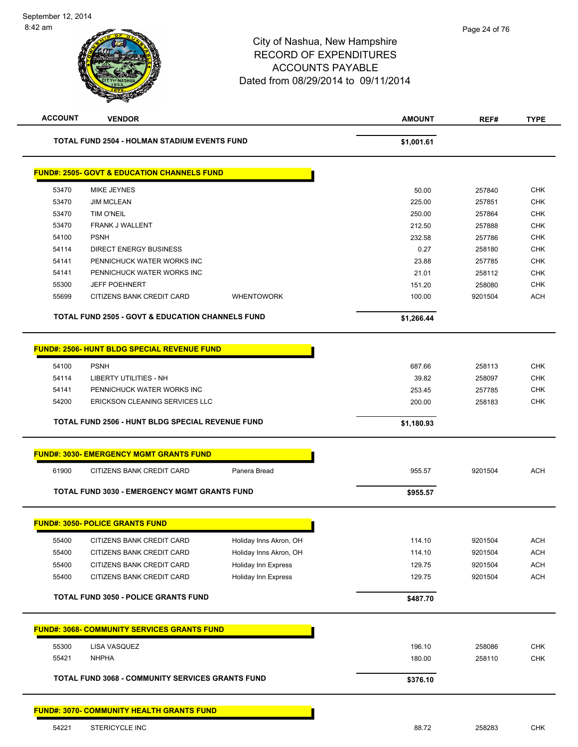September 12, 2014
8:42 am

# City of Nashua, New Hampshire
## RECORD OF EXPENDITURES
## ACCOUNTS PAYABLE
## Dated from 08/29/2014 to 09/11/2014

| ACCOUNT | VENDOR | | AMOUNT | REF# | TYPE |
|---|---|---|---|---|---|
| | **TOTAL FUND 2504 - HOLMAN STADIUM EVENTS FUND** | | **$1,001.61** | | |
| | **FUND#: 2505- GOVT & EDUCATION CHANNELS FUND** | | | | |
| 53470 | MIKE JEYNES | | 50.00 | 257840 | CHK |
| 53470 | JIM MCLEAN | | 225.00 | 257851 | CHK |
| 53470 | TIM O'NEIL | | 250.00 | 257864 | CHK |
| 53470 | FRANK J WALLENT | | 212.50 | 257888 | CHK |
| 54100 | PSNH | | 232.58 | 257786 | CHK |
| 54114 | DIRECT ENERGY BUSINESS | | 0.27 | 258180 | CHK |
| 54141 | PENNICHUCK WATER WORKS INC | | 23.88 | 257785 | CHK |
| 54141 | PENNICHUCK WATER WORKS INC | | 21.01 | 258112 | CHK |
| 55300 | JEFF POEHNERT | | 151.20 | 258080 | CHK |
| 55699 | CITIZENS BANK CREDIT CARD | WHENTOWORK | 100.00 | 9201504 | ACH |
| | **TOTAL FUND 2505 - GOVT & EDUCATION CHANNELS FUND** | | **$1,266.44** | | |
| | **FUND#: 2506- HUNT BLDG SPECIAL REVENUE FUND** | | | | |
| 54100 | PSNH | | 687.66 | 258113 | CHK |
| 54114 | LIBERTY UTILITIES - NH | | 39.82 | 258097 | CHK |
| 54141 | PENNICHUCK WATER WORKS INC | | 253.45 | 257785 | CHK |
| 54200 | ERICKSON CLEANING SERVICES LLC | | 200.00 | 258183 | CHK |
| | **TOTAL FUND 2506 - HUNT BLDG SPECIAL REVENUE FUND** | | **$1,180.93** | | |
| | **FUND#: 3030- EMERGENCY MGMT GRANTS FUND** | | | | |
| 61900 | CITIZENS BANK CREDIT CARD | Panera Bread | 955.57 | 9201504 | ACH |
| | **TOTAL FUND 3030 - EMERGENCY MGMT GRANTS FUND** | | **$955.57** | | |
| | **FUND#: 3050- POLICE GRANTS FUND** | | | | |
| 55400 | CITIZENS BANK CREDIT CARD | Holiday Inns Akron, OH | 114.10 | 9201504 | ACH |
| 55400 | CITIZENS BANK CREDIT CARD | Holiday Inns Akron, OH | 114.10 | 9201504 | ACH |
| 55400 | CITIZENS BANK CREDIT CARD | Holiday Inn Express | 129.75 | 9201504 | ACH |
| 55400 | CITIZENS BANK CREDIT CARD | Holiday Inn Express | 129.75 | 9201504 | ACH |
| | **TOTAL FUND 3050 - POLICE GRANTS FUND** | | **$487.70** | | |
| | **FUND#: 3068- COMMUNITY SERVICES GRANTS FUND** | | | | |
| 55300 | LISA VASQUEZ | | 196.10 | 258086 | CHK |
| 55421 | NHPHA | | 180.00 | 258110 | CHK |
| | **TOTAL FUND 3068 - COMMUNITY SERVICES GRANTS FUND** | | **$376.10** | | |
| | **FUND#: 3070- COMMUNITY HEALTH GRANTS FUND** | | | | |
| 54221 | STERICYCLE INC | | 88.72 | 258283 | CHK |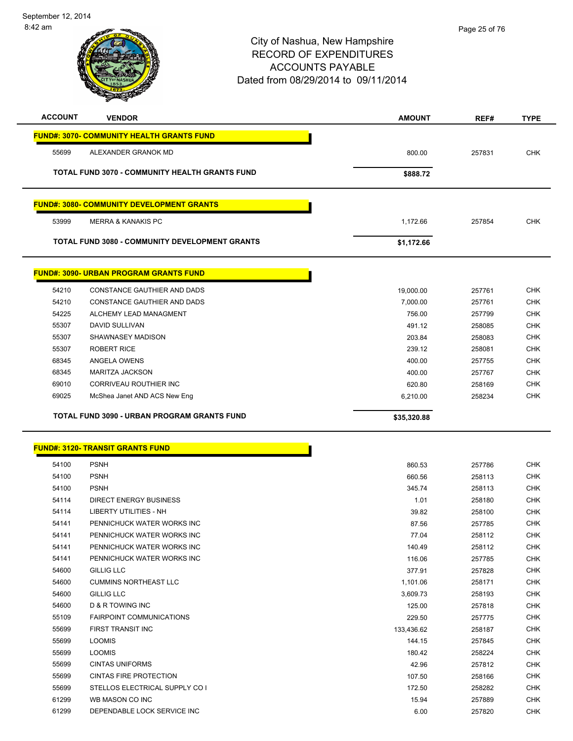City of Nashua, New Hampshire
RECORD OF EXPENDITURES
ACCOUNTS PAYABLE
Dated from 08/29/2014 to 09/11/2014

| ACCOUNT | VENDOR | AMOUNT | REF# | TYPE |
|---|---|---|---|---|
| **FUND#: 3070- COMMUNITY HEALTH GRANTS FUND** | | | | |
| 55699 | ALEXANDER GRANOK MD | 800.00 | 257831 | CHK |
| **TOTAL FUND 3070 - COMMUNITY HEALTH GRANTS FUND** | | **$888.72** | | |
| **FUND#: 3080- COMMUNITY DEVELOPMENT GRANTS** | | | | |
| 53999 | MERRA & KANAKIS PC | 1,172.66 | 257854 | CHK |
| **TOTAL FUND 3080 - COMMUNITY DEVELOPMENT GRANTS** | | **$1,172.66** | | |
| **FUND#: 3090- URBAN PROGRAM GRANTS FUND** | | | | |
| 54210 | CONSTANCE GAUTHIER AND DADS | 19,000.00 | 257761 | CHK |
| 54210 | CONSTANCE GAUTHIER AND DADS | 7,000.00 | 257761 | CHK |
| 54225 | ALCHEMY LEAD MANAGMENT | 756.00 | 257799 | CHK |
| 55307 | DAVID SULLIVAN | 491.12 | 258085 | CHK |
| 55307 | SHAWNASEY MADISON | 203.84 | 258083 | CHK |
| 55307 | ROBERT RICE | 239.12 | 258081 | CHK |
| 68345 | ANGELA OWENS | 400.00 | 257755 | CHK |
| 68345 | MARITZA JACKSON | 400.00 | 257767 | CHK |
| 69010 | CORRIVEAU ROUTHIER INC | 620.80 | 258169 | CHK |
| 69025 | McShea Janet AND ACS New Eng | 6,210.00 | 258234 | CHK |
| **TOTAL FUND 3090 - URBAN PROGRAM GRANTS FUND** | | **$35,320.88** | | |
| **FUND#: 3120- TRANSIT GRANTS FUND** | | | | |
| 54100 | PSNH | 860.53 | 257786 | CHK |
| 54100 | PSNH | 660.56 | 258113 | CHK |
| 54100 | PSNH | 345.74 | 258113 | CHK |
| 54114 | DIRECT ENERGY BUSINESS | 1.01 | 258180 | CHK |
| 54114 | LIBERTY UTILITIES - NH | 39.82 | 258100 | CHK |
| 54141 | PENNICHUCK WATER WORKS INC | 87.56 | 257785 | CHK |
| 54141 | PENNICHUCK WATER WORKS INC | 77.04 | 258112 | CHK |
| 54141 | PENNICHUCK WATER WORKS INC | 140.49 | 258112 | CHK |
| 54141 | PENNICHUCK WATER WORKS INC | 116.06 | 257785 | CHK |
| 54600 | GILLIG LLC | 377.91 | 257828 | CHK |
| 54600 | CUMMINS NORTHEAST LLC | 1,101.06 | 258171 | CHK |
| 54600 | GILLIG LLC | 3,609.73 | 258193 | CHK |
| 54600 | D & R TOWING INC | 125.00 | 257818 | CHK |
| 55109 | FAIRPOINT COMMUNICATIONS | 229.50 | 257775 | CHK |
| 55699 | FIRST TRANSIT INC | 133,436.62 | 258187 | CHK |
| 55699 | LOOMIS | 144.15 | 257845 | CHK |
| 55699 | LOOMIS | 180.42 | 258224 | CHK |
| 55699 | CINTAS UNIFORMS | 42.96 | 257812 | CHK |
| 55699 | CINTAS FIRE PROTECTION | 107.50 | 258166 | CHK |
| 55699 | STELLOS ELECTRICAL SUPPLY CO I | 172.50 | 258282 | CHK |
| 61299 | WB MASON CO INC | 15.94 | 257889 | CHK |
| 61299 | DEPENDABLE LOCK SERVICE INC | 6.00 | 257820 | CHK |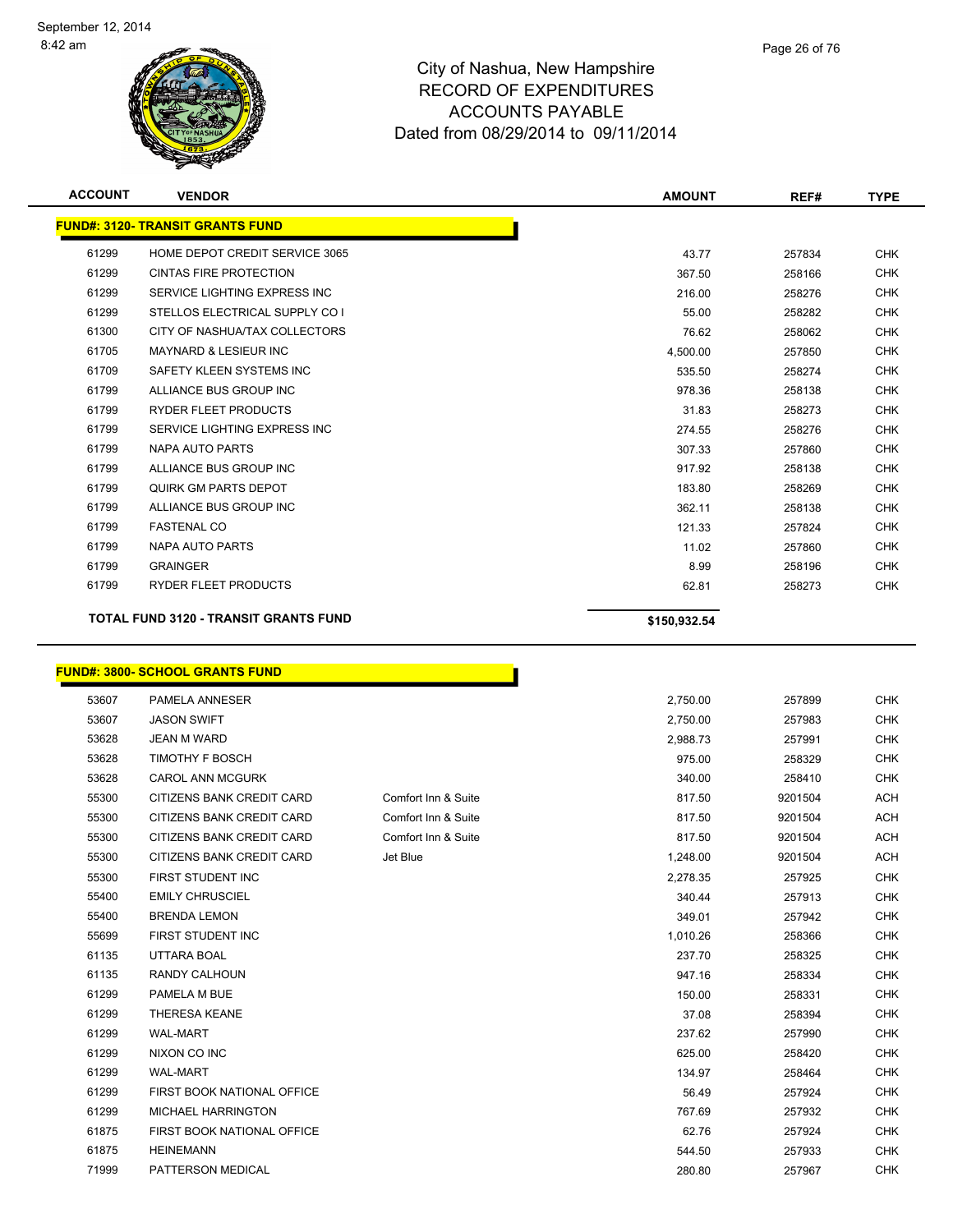# City of Nashua, New Hampshire
# RECORD OF EXPENDITURES
# ACCOUNTS PAYABLE
# Dated from 08/29/2014 to 09/11/2014

| ACCOUNT | VENDOR | | AMOUNT | REF# | TYPE |
|---|---|---|---|---|---|
| **FUND#: 3120- TRANSIT GRANTS FUND** | | | | | |
| 61299 | HOME DEPOT CREDIT SERVICE 3065 | | 43.77 | 257834 | CHK |
| 61299 | CINTAS FIRE PROTECTION | | 367.50 | 258166 | CHK |
| 61299 | SERVICE LIGHTING EXPRESS INC | | 216.00 | 258276 | CHK |
| 61299 | STELLOS ELECTRICAL SUPPLY CO I | | 55.00 | 258282 | CHK |
| 61300 | CITY OF NASHUA/TAX COLLECTORS | | 76.62 | 258062 | CHK |
| 61705 | MAYNARD & LESIEUR INC | | 4,500.00 | 257850 | CHK |
| 61709 | SAFETY KLEEN SYSTEMS INC | | 535.50 | 258274 | CHK |
| 61799 | ALLIANCE BUS GROUP INC | | 978.36 | 258138 | CHK |
| 61799 | RYDER FLEET PRODUCTS | | 31.83 | 258273 | CHK |
| 61799 | SERVICE LIGHTING EXPRESS INC | | 274.55 | 258276 | CHK |
| 61799 | NAPA AUTO PARTS | | 307.33 | 257860 | CHK |
| 61799 | ALLIANCE BUS GROUP INC | | 917.92 | 258138 | CHK |
| 61799 | QUIRK GM PARTS DEPOT | | 183.80 | 258269 | CHK |
| 61799 | ALLIANCE BUS GROUP INC | | 362.11 | 258138 | CHK |
| 61799 | FASTENAL CO | | 121.33 | 257824 | CHK |
| 61799 | NAPA AUTO PARTS | | 11.02 | 257860 | CHK |
| 61799 | GRAINGER | | 8.99 | 258196 | CHK |
| 61799 | RYDER FLEET PRODUCTS | | 62.81 | 258273 | CHK |
| **TOTAL FUND 3120 - TRANSIT GRANTS FUND** | | | **$150,932.54** | | |
| **FUND#: 3800- SCHOOL GRANTS FUND** | | | | | |
| 53607 | PAMELA ANNESER | | 2,750.00 | 257899 | CHK |
| 53607 | JASON SWIFT | | 2,750.00 | 257983 | CHK |
| 53628 | JEAN M WARD | | 2,988.73 | 257991 | CHK |
| 53628 | TIMOTHY F BOSCH | | 975.00 | 258329 | CHK |
| 53628 | CAROL ANN MCGURK | | 340.00 | 258410 | CHK |
| 55300 | CITIZENS BANK CREDIT CARD | Comfort Inn & Suite | 817.50 | 9201504 | ACH |
| 55300 | CITIZENS BANK CREDIT CARD | Comfort Inn & Suite | 817.50 | 9201504 | ACH |
| 55300 | CITIZENS BANK CREDIT CARD | Comfort Inn & Suite | 817.50 | 9201504 | ACH |
| 55300 | CITIZENS BANK CREDIT CARD | Jet Blue | 1,248.00 | 9201504 | ACH |
| 55300 | FIRST STUDENT INC | | 2,278.35 | 257925 | CHK |
| 55400 | EMILY CHRUSCIEL | | 340.44 | 257913 | CHK |
| 55400 | BRENDA LEMON | | 349.01 | 257942 | CHK |
| 55699 | FIRST STUDENT INC | | 1,010.26 | 258366 | CHK |
| 61135 | UTTARA BOAL | | 237.70 | 258325 | CHK |
| 61135 | RANDY CALHOUN | | 947.16 | 258334 | CHK |
| 61299 | PAMELA M BUE | | 150.00 | 258331 | CHK |
| 61299 | THERESA KEANE | | 37.08 | 258394 | CHK |
| 61299 | WAL-MART | | 237.62 | 257990 | CHK |
| 61299 | NIXON CO INC | | 625.00 | 258420 | CHK |
| 61299 | WAL-MART | | 134.97 | 258464 | CHK |
| 61299 | FIRST BOOK NATIONAL OFFICE | | 56.49 | 257924 | CHK |
| 61299 | MICHAEL HARRINGTON | | 767.69 | 257932 | CHK |
| 61875 | FIRST BOOK NATIONAL OFFICE | | 62.76 | 257924 | CHK |
| 61875 | HEINEMANN | | 544.50 | 257933 | CHK |
| 71999 | PATTERSON MEDICAL | | 280.80 | 257967 | CHK |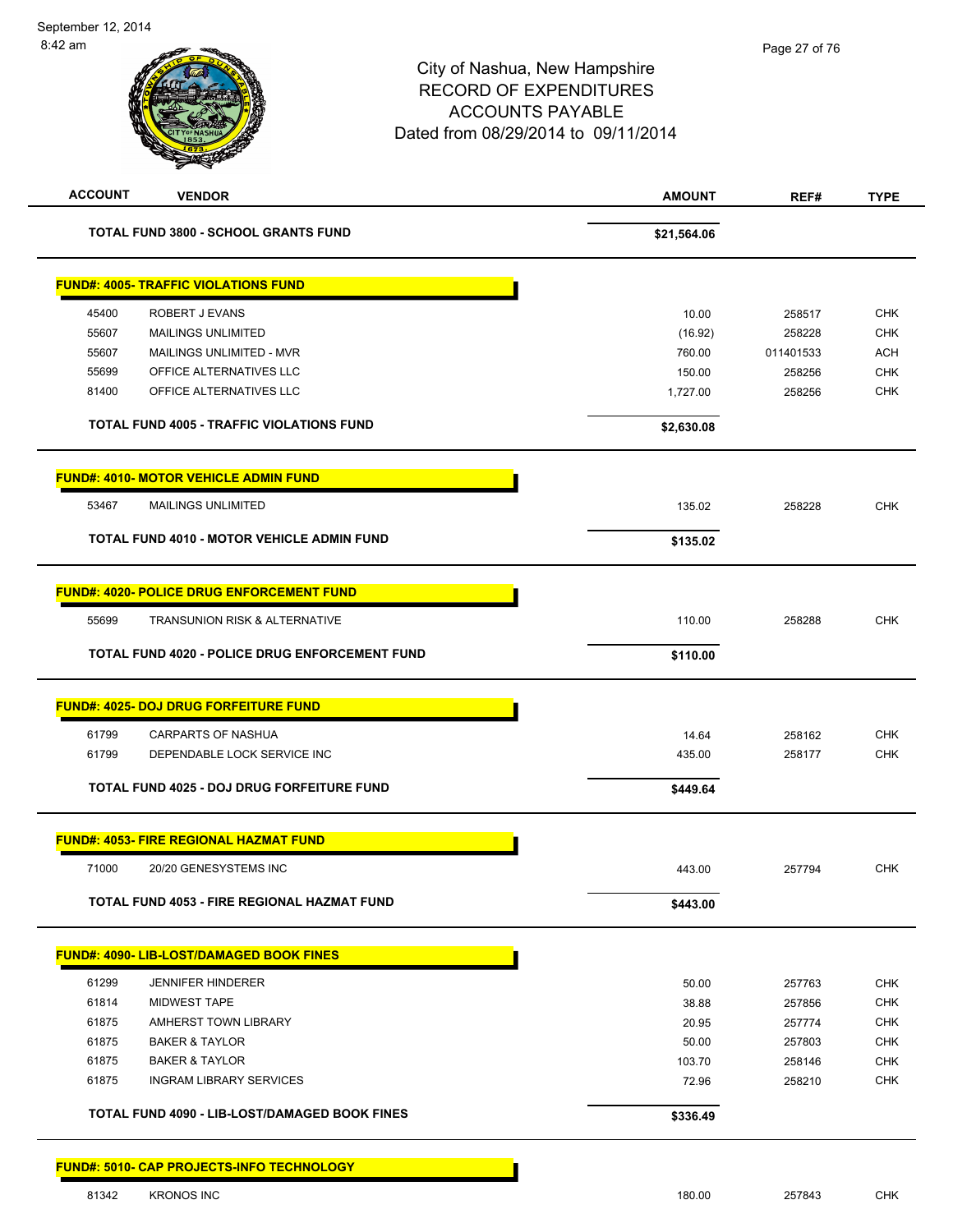City of Nashua, New Hampshire
RECORD OF EXPENDITURES
ACCOUNTS PAYABLE
Dated from 08/29/2014 to 09/11/2014

| ACCOUNT | VENDOR | AMOUNT | REF# | TYPE |
|---|---|---|---|---|
| | **TOTAL FUND 3800 - SCHOOL GRANTS FUND** | **$21,564.06** | | |
| | **FUND#: 4005- TRAFFIC VIOLATIONS FUND** | | | |
| 45400 | ROBERT J EVANS | 10.00 | 258517 | CHK |
| 55607 | MAILINGS UNLIMITED | (16.92) | 258228 | CHK |
| 55607 | MAILINGS UNLIMITED - MVR | 760.00 | 011401533 | ACH |
| 55699 | OFFICE ALTERNATIVES LLC | 150.00 | 258256 | CHK |
| 81400 | OFFICE ALTERNATIVES LLC | 1,727.00 | 258256 | CHK |
| | **TOTAL FUND 4005 - TRAFFIC VIOLATIONS FUND** | **$2,630.08** | | |
| | **FUND#: 4010- MOTOR VEHICLE ADMIN FUND** | | | |
| 53467 | MAILINGS UNLIMITED | 135.02 | 258228 | CHK |
| | **TOTAL FUND 4010 - MOTOR VEHICLE ADMIN FUND** | **$135.02** | | |
| | **FUND#: 4020- POLICE DRUG ENFORCEMENT FUND** | | | |
| 55699 | TRANSUNION RISK & ALTERNATIVE | 110.00 | 258288 | CHK |
| | **TOTAL FUND 4020 - POLICE DRUG ENFORCEMENT FUND** | **$110.00** | | |
| | **FUND#: 4025- DOJ DRUG FORFEITURE FUND** | | | |
| 61799 | CARPARTS OF NASHUA | 14.64 | 258162 | CHK |
| 61799 | DEPENDABLE LOCK SERVICE INC | 435.00 | 258177 | CHK |
| | **TOTAL FUND 4025 - DOJ DRUG FORFEITURE FUND** | **$449.64** | | |
| | **FUND#: 4053- FIRE REGIONAL HAZMAT FUND** | | | |
| 71000 | 20/20 GENESYSTEMS INC | 443.00 | 257794 | CHK |
| | **TOTAL FUND 4053 - FIRE REGIONAL HAZMAT FUND** | **$443.00** | | |
| | **FUND#: 4090- LIB-LOST/DAMAGED BOOK FINES** | | | |
| 61299 | JENNIFER HINDERER | 50.00 | 257763 | CHK |
| 61814 | MIDWEST TAPE | 38.88 | 257856 | CHK |
| 61875 | AMHERST TOWN LIBRARY | 20.95 | 257774 | CHK |
| 61875 | BAKER & TAYLOR | 50.00 | 257803 | CHK |
| 61875 | BAKER & TAYLOR | 103.70 | 258146 | CHK |
| 61875 | INGRAM LIBRARY SERVICES | 72.96 | 258210 | CHK |
| | **TOTAL FUND 4090 - LIB-LOST/DAMAGED BOOK FINES** | **$336.49** | | |
| | **FUND#: 5010- CAP PROJECTS-INFO TECHNOLOGY** | | | |
| 81342 | KRONOS INC | 180.00 | 257843 | CHK |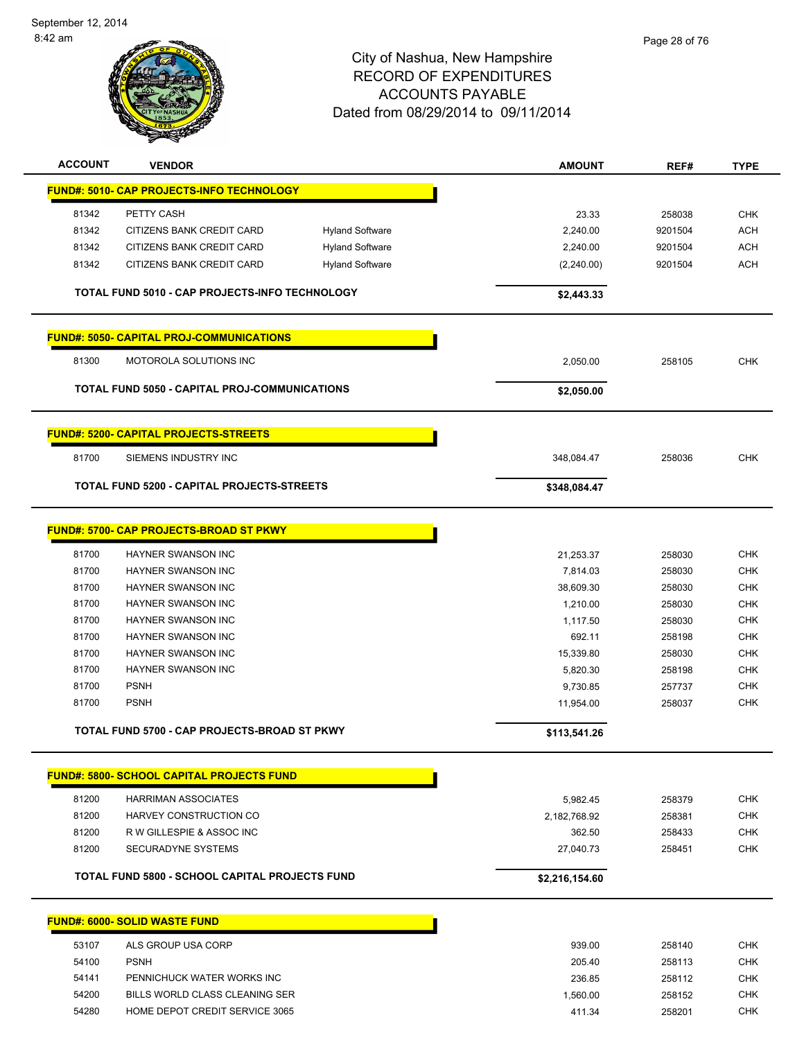# City of Nashua, New Hampshire
## RECORD OF EXPENDITURES
## ACCOUNTS PAYABLE
### Dated from 08/29/2014 to 09/11/2014

| ACCOUNT | VENDOR | | AMOUNT | REF# | TYPE |
|---|---|---|---|---|---|
| **FUND#: 5010- CAP PROJECTS-INFO TECHNOLOGY** | | | | | |
| 81342 | PETTY CASH | | 23.33 | 258038 | CHK |
| 81342 | CITIZENS BANK CREDIT CARD | Hyland Software | 2,240.00 | 9201504 | ACH |
| 81342 | CITIZENS BANK CREDIT CARD | Hyland Software | 2,240.00 | 9201504 | ACH |
| 81342 | CITIZENS BANK CREDIT CARD | Hyland Software | (2,240.00) | 9201504 | ACH |
| **TOTAL FUND 5010 - CAP PROJECTS-INFO TECHNOLOGY** | | | **$2,443.33** | | |
| **FUND#: 5050- CAPITAL PROJ-COMMUNICATIONS** | | | | | |
| 81300 | MOTOROLA SOLUTIONS INC | | 2,050.00 | 258105 | CHK |
| **TOTAL FUND 5050 - CAPITAL PROJ-COMMUNICATIONS** | | | **$2,050.00** | | |
| **FUND#: 5200- CAPITAL PROJECTS-STREETS** | | | | | |
| 81700 | SIEMENS INDUSTRY INC | | 348,084.47 | 258036 | CHK |
| **TOTAL FUND 5200 - CAPITAL PROJECTS-STREETS** | | | **$348,084.47** | | |
| **FUND#: 5700- CAP PROJECTS-BROAD ST PKWY** | | | | | |
| 81700 | HAYNER SWANSON INC | | 21,253.37 | 258030 | CHK |
| 81700 | HAYNER SWANSON INC | | 7,814.03 | 258030 | CHK |
| 81700 | HAYNER SWANSON INC | | 38,609.30 | 258030 | CHK |
| 81700 | HAYNER SWANSON INC | | 1,210.00 | 258030 | CHK |
| 81700 | HAYNER SWANSON INC | | 1,117.50 | 258030 | CHK |
| 81700 | HAYNER SWANSON INC | | 692.11 | 258198 | CHK |
| 81700 | HAYNER SWANSON INC | | 15,339.80 | 258030 | CHK |
| 81700 | HAYNER SWANSON INC | | 5,820.30 | 258198 | CHK |
| 81700 | PSNH | | 9,730.85 | 257737 | CHK |
| 81700 | PSNH | | 11,954.00 | 258037 | CHK |
| **TOTAL FUND 5700 - CAP PROJECTS-BROAD ST PKWY** | | | **$113,541.26** | | |
| **FUND#: 5800- SCHOOL CAPITAL PROJECTS FUND** | | | | | |
| 81200 | HARRIMAN ASSOCIATES | | 5,982.45 | 258379 | CHK |
| 81200 | HARVEY CONSTRUCTION CO | | 2,182,768.92 | 258381 | CHK |
| 81200 | R W GILLESPIE & ASSOC INC | | 362.50 | 258433 | CHK |
| 81200 | SECURADYNE SYSTEMS | | 27,040.73 | 258451 | CHK |
| **TOTAL FUND 5800 - SCHOOL CAPITAL PROJECTS FUND** | | | **$2,216,154.60** | | |
| **FUND#: 6000- SOLID WASTE FUND** | | | | | |
| 53107 | ALS GROUP USA CORP | | 939.00 | 258140 | CHK |
| 54100 | PSNH | | 205.40 | 258113 | CHK |
| 54141 | PENNICHUCK WATER WORKS INC | | 236.85 | 258112 | CHK |
| 54200 | BILLS WORLD CLASS CLEANING SER | | 1,560.00 | 258152 | CHK |
| 54280 | HOME DEPOT CREDIT SERVICE 3065 | | 411.34 | 258201 | CHK |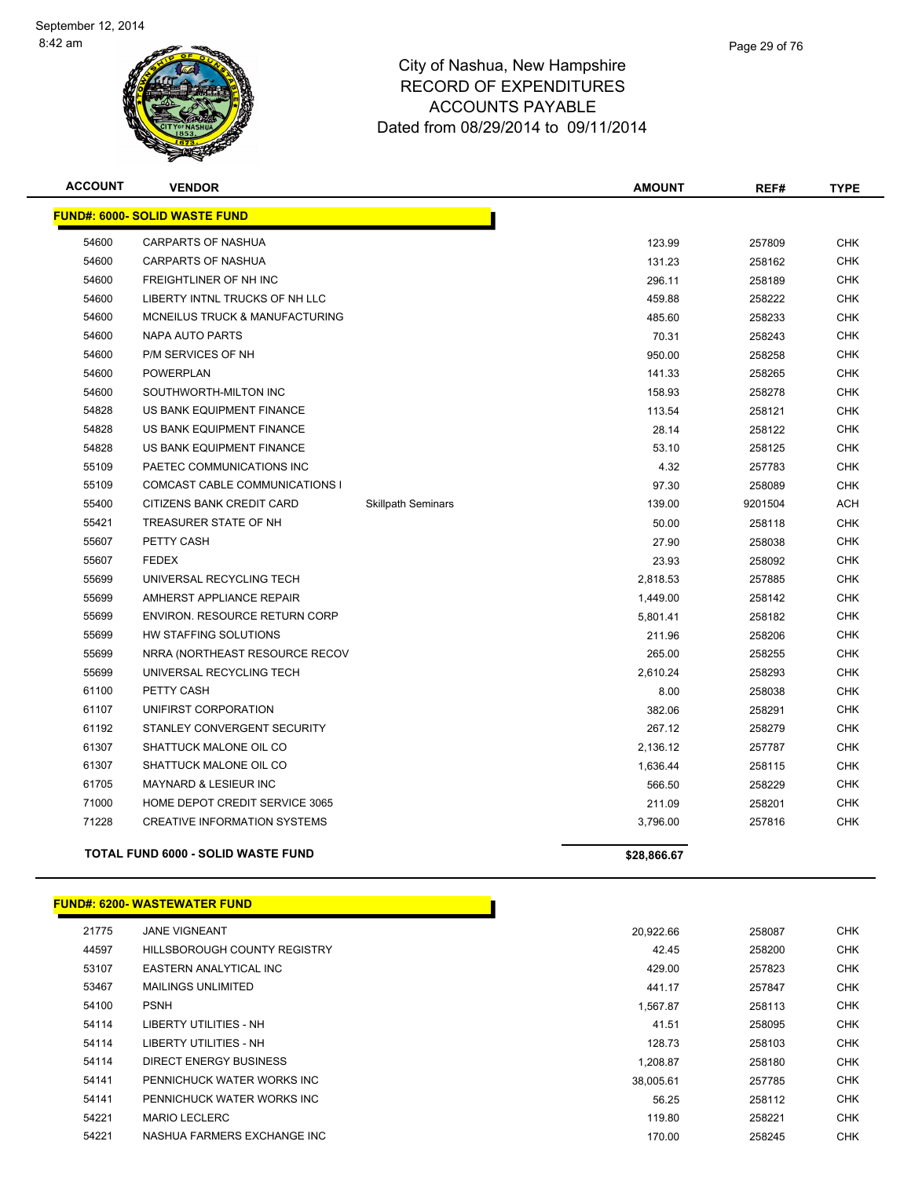# City of Nashua, New Hampshire
# RECORD OF EXPENDITURES
# ACCOUNTS PAYABLE
# Dated from 08/29/2014 to 09/11/2014

## FUND#: 6000- SOLID WASTE FUND

| ACCOUNT | VENDOR | | AMOUNT | REF# | TYPE |
|---|---|---|---|---|---|
| 54600 | CARPARTS OF NASHUA | | 123.99 | 257809 | CHK |
| 54600 | CARPARTS OF NASHUA | | 131.23 | 258162 | CHK |
| 54600 | FREIGHTLINER OF NH INC | | 296.11 | 258189 | CHK |
| 54600 | LIBERTY INTNL TRUCKS OF NH LLC | | 459.88 | 258222 | CHK |
| 54600 | MCNEILUS TRUCK & MANUFACTURING | | 485.60 | 258233 | CHK |
| 54600 | NAPA AUTO PARTS | | 70.31 | 258243 | CHK |
| 54600 | P/M SERVICES OF NH | | 950.00 | 258258 | CHK |
| 54600 | POWERPLAN | | 141.33 | 258265 | CHK |
| 54600 | SOUTHWORTH-MILTON INC | | 158.93 | 258278 | CHK |
| 54828 | US BANK EQUIPMENT FINANCE | | 113.54 | 258121 | CHK |
| 54828 | US BANK EQUIPMENT FINANCE | | 28.14 | 258122 | CHK |
| 54828 | US BANK EQUIPMENT FINANCE | | 53.10 | 258125 | CHK |
| 55109 | PAETEC COMMUNICATIONS INC | | 4.32 | 257783 | CHK |
| 55109 | COMCAST CABLE COMMUNICATIONS I | | 97.30 | 258089 | CHK |
| 55400 | CITIZENS BANK CREDIT CARD | Skillpath Seminars | 139.00 | 9201504 | ACH |
| 55421 | TREASURER STATE OF NH | | 50.00 | 258118 | CHK |
| 55607 | PETTY CASH | | 27.90 | 258038 | CHK |
| 55607 | FEDEX | | 23.93 | 258092 | CHK |
| 55699 | UNIVERSAL RECYCLING TECH | | 2,818.53 | 257885 | CHK |
| 55699 | AMHERST APPLIANCE REPAIR | | 1,449.00 | 258142 | CHK |
| 55699 | ENVIRON. RESOURCE RETURN CORP | | 5,801.41 | 258182 | CHK |
| 55699 | HW STAFFING SOLUTIONS | | 211.96 | 258206 | CHK |
| 55699 | NRRA (NORTHEAST RESOURCE RECOV | | 265.00 | 258255 | CHK |
| 55699 | UNIVERSAL RECYCLING TECH | | 2,610.24 | 258293 | CHK |
| 61100 | PETTY CASH | | 8.00 | 258038 | CHK |
| 61107 | UNIFIRST CORPORATION | | 382.06 | 258291 | CHK |
| 61192 | STANLEY CONVERGENT SECURITY | | 267.12 | 258279 | CHK |
| 61307 | SHATTUCK MALONE OIL CO | | 2,136.12 | 257787 | CHK |
| 61307 | SHATTUCK MALONE OIL CO | | 1,636.44 | 258115 | CHK |
| 61705 | MAYNARD & LESIEUR INC | | 566.50 | 258229 | CHK |
| 71000 | HOME DEPOT CREDIT SERVICE 3065 | | 211.09 | 258201 | CHK |
| 71228 | CREATIVE INFORMATION SYSTEMS | | 3,796.00 | 257816 | CHK |

**TOTAL FUND 6000 - SOLID WASTE FUND** **$28,866.67**

## FUND#: 6200- WASTEWATER FUND

| ACCOUNT | VENDOR | AMOUNT | REF# | TYPE |
|---|---|---|---|---|
| 21775 | JANE VIGNEANT | 20,922.66 | 258087 | CHK |
| 44597 | HILLSBOROUGH COUNTY REGISTRY | 42.45 | 258200 | CHK |
| 53107 | EASTERN ANALYTICAL INC | 429.00 | 257823 | CHK |
| 53467 | MAILINGS UNLIMITED | 441.17 | 257847 | CHK |
| 54100 | PSNH | 1,567.87 | 258113 | CHK |
| 54114 | LIBERTY UTILITIES - NH | 41.51 | 258095 | CHK |
| 54114 | LIBERTY UTILITIES - NH | 128.73 | 258103 | CHK |
| 54114 | DIRECT ENERGY BUSINESS | 1,208.87 | 258180 | CHK |
| 54141 | PENNICHUCK WATER WORKS INC | 38,005.61 | 257785 | CHK |
| 54141 | PENNICHUCK WATER WORKS INC | 56.25 | 258112 | CHK |
| 54221 | MARIO LECLERC | 119.80 | 258221 | CHK |
| 54221 | NASHUA FARMERS EXCHANGE INC | 170.00 | 258245 | CHK |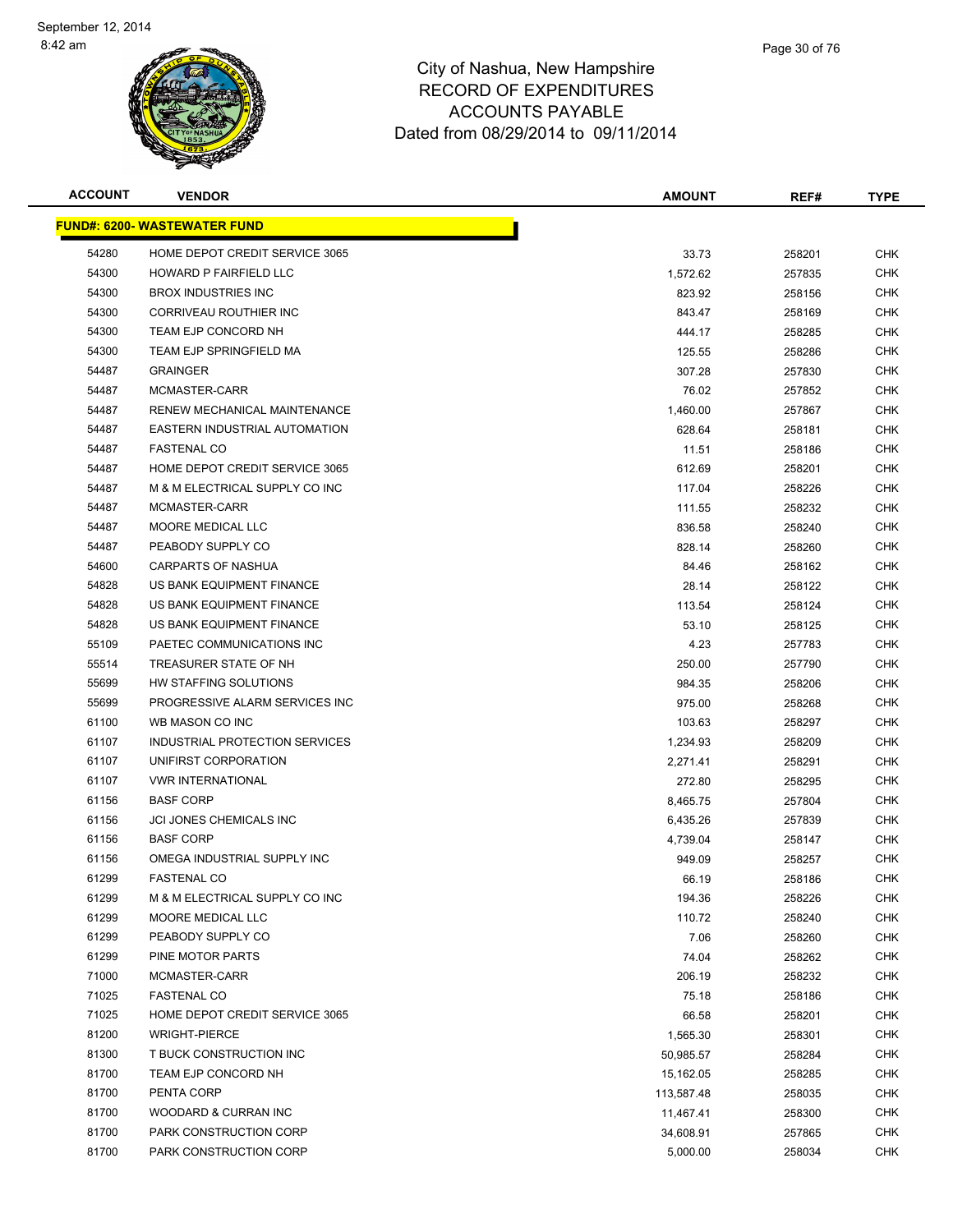# City of Nashua, New Hampshire
## RECORD OF EXPENDITURES
## ACCOUNTS PAYABLE
## Dated from 08/29/2014 to 09/11/2014

| ACCOUNT | VENDOR | AMOUNT | REF# | TYPE |
|---|---|---|---|---|
| **FUND#: 6200- WASTEWATER FUND** | | | | |
| 54280 | HOME DEPOT CREDIT SERVICE 3065 | 33.73 | 258201 | CHK |
| 54300 | HOWARD P FAIRFIELD LLC | 1,572.62 | 257835 | CHK |
| 54300 | BROX INDUSTRIES INC | 823.92 | 258156 | CHK |
| 54300 | CORRIVEAU ROUTHIER INC | 843.47 | 258169 | CHK |
| 54300 | TEAM EJP CONCORD NH | 444.17 | 258285 | CHK |
| 54300 | TEAM EJP SPRINGFIELD MA | 125.55 | 258286 | CHK |
| 54487 | GRAINGER | 307.28 | 257830 | CHK |
| 54487 | MCMASTER-CARR | 76.02 | 257852 | CHK |
| 54487 | RENEW MECHANICAL MAINTENANCE | 1,460.00 | 257867 | CHK |
| 54487 | EASTERN INDUSTRIAL AUTOMATION | 628.64 | 258181 | CHK |
| 54487 | FASTENAL CO | 11.51 | 258186 | CHK |
| 54487 | HOME DEPOT CREDIT SERVICE 3065 | 612.69 | 258201 | CHK |
| 54487 | M & M ELECTRICAL SUPPLY CO INC | 117.04 | 258226 | CHK |
| 54487 | MCMASTER-CARR | 111.55 | 258232 | CHK |
| 54487 | MOORE MEDICAL LLC | 836.58 | 258240 | CHK |
| 54487 | PEABODY SUPPLY CO | 828.14 | 258260 | CHK |
| 54600 | CARPARTS OF NASHUA | 84.46 | 258162 | CHK |
| 54828 | US BANK EQUIPMENT FINANCE | 28.14 | 258122 | CHK |
| 54828 | US BANK EQUIPMENT FINANCE | 113.54 | 258124 | CHK |
| 54828 | US BANK EQUIPMENT FINANCE | 53.10 | 258125 | CHK |
| 55109 | PAETEC COMMUNICATIONS INC | 4.23 | 257783 | CHK |
| 55514 | TREASURER STATE OF NH | 250.00 | 257790 | CHK |
| 55699 | HW STAFFING SOLUTIONS | 984.35 | 258206 | CHK |
| 55699 | PROGRESSIVE ALARM SERVICES INC | 975.00 | 258268 | CHK |
| 61100 | WB MASON CO INC | 103.63 | 258297 | CHK |
| 61107 | INDUSTRIAL PROTECTION SERVICES | 1,234.93 | 258209 | CHK |
| 61107 | UNIFIRST CORPORATION | 2,271.41 | 258291 | CHK |
| 61107 | VWR INTERNATIONAL | 272.80 | 258295 | CHK |
| 61156 | BASF CORP | 8,465.75 | 257804 | CHK |
| 61156 | JCI JONES CHEMICALS INC | 6,435.26 | 257839 | CHK |
| 61156 | BASF CORP | 4,739.04 | 258147 | CHK |
| 61156 | OMEGA INDUSTRIAL SUPPLY INC | 949.09 | 258257 | CHK |
| 61299 | FASTENAL CO | 66.19 | 258186 | CHK |
| 61299 | M & M ELECTRICAL SUPPLY CO INC | 194.36 | 258226 | CHK |
| 61299 | MOORE MEDICAL LLC | 110.72 | 258240 | CHK |
| 61299 | PEABODY SUPPLY CO | 7.06 | 258260 | CHK |
| 61299 | PINE MOTOR PARTS | 74.04 | 258262 | CHK |
| 71000 | MCMASTER-CARR | 206.19 | 258232 | CHK |
| 71025 | FASTENAL CO | 75.18 | 258186 | CHK |
| 71025 | HOME DEPOT CREDIT SERVICE 3065 | 66.58 | 258201 | CHK |
| 81200 | WRIGHT-PIERCE | 1,565.30 | 258301 | CHK |
| 81300 | T BUCK CONSTRUCTION INC | 50,985.57 | 258284 | CHK |
| 81700 | TEAM EJP CONCORD NH | 15,162.05 | 258285 | CHK |
| 81700 | PENTA CORP | 113,587.48 | 258035 | CHK |
| 81700 | WOODARD & CURRAN INC | 11,467.41 | 258300 | CHK |
| 81700 | PARK CONSTRUCTION CORP | 34,608.91 | 257865 | CHK |
| 81700 | PARK CONSTRUCTION CORP | 5,000.00 | 258034 | CHK |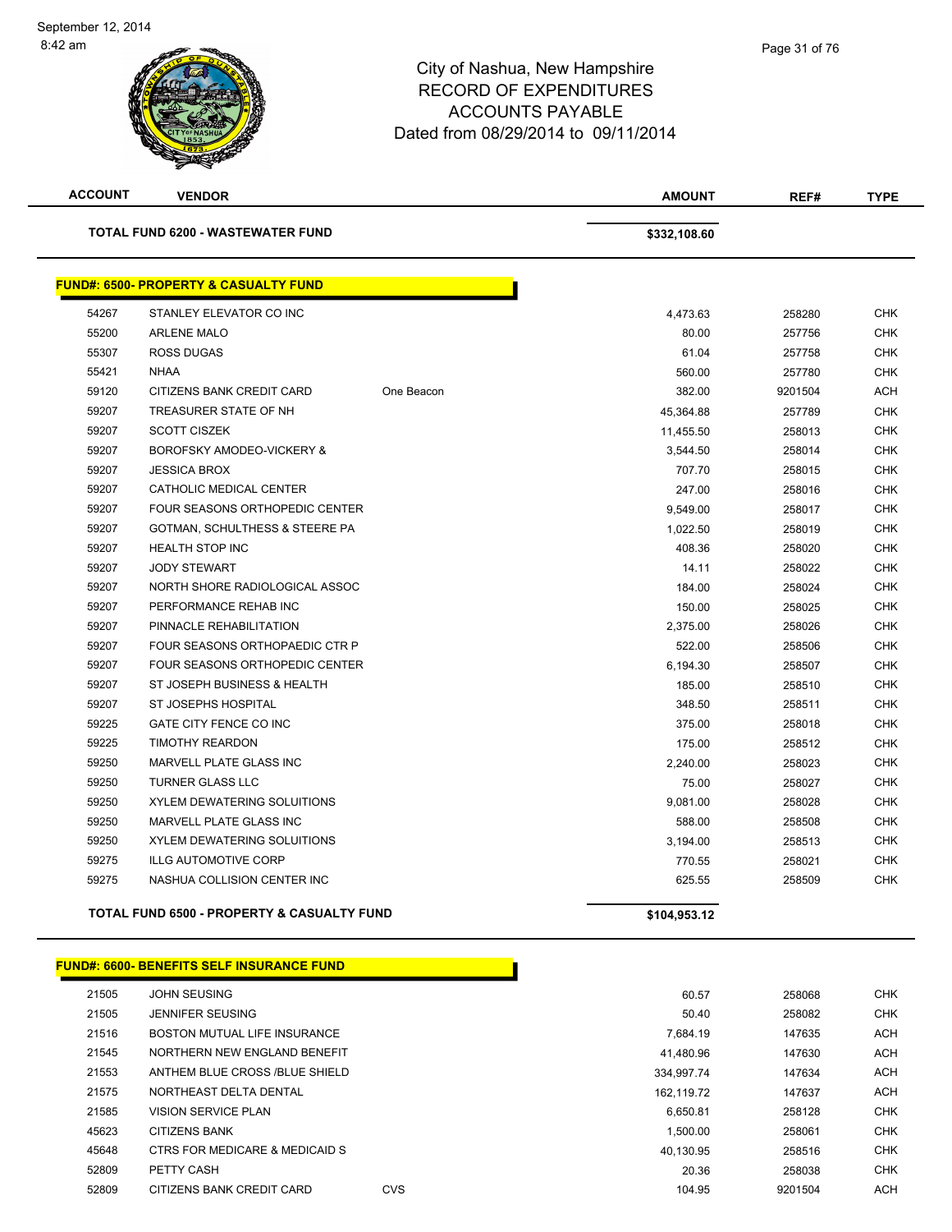# City of Nashua, New Hampshire
## RECORD OF EXPENDITURES
## ACCOUNTS PAYABLE
### Dated from 08/29/2014 to 09/11/2014

| ACCOUNT | VENDOR | | AMOUNT | REF# | TYPE |
|---|---|---|---|---|---|
| **TOTAL FUND 6200 - WASTEWATER FUND** | | | **$332,108.60** | | |

**FUND#: 6500- PROPERTY & CASUALTY FUND**

| ACCOUNT | VENDOR | | AMOUNT | REF# | TYPE |
|---|---|---|---|---|---|
| 54267 | STANLEY ELEVATOR CO INC | | 4,473.63 | 258280 | CHK |
| 55200 | ARLENE MALO | | 80.00 | 257756 | CHK |
| 55307 | ROSS DUGAS | | 61.04 | 257758 | CHK |
| 55421 | NHAA | | 560.00 | 257780 | CHK |
| 59120 | CITIZENS BANK CREDIT CARD | One Beacon | 382.00 | 9201504 | ACH |
| 59207 | TREASURER STATE OF NH | | 45,364.88 | 257789 | CHK |
| 59207 | SCOTT CISZEK | | 11,455.50 | 258013 | CHK |
| 59207 | BOROFSKY AMODEO-VICKERY & | | 3,544.50 | 258014 | CHK |
| 59207 | JESSICA BROX | | 707.70 | 258015 | CHK |
| 59207 | CATHOLIC MEDICAL CENTER | | 247.00 | 258016 | CHK |
| 59207 | FOUR SEASONS ORTHOPEDIC CENTER | | 9,549.00 | 258017 | CHK |
| 59207 | GOTMAN, SCHULTHESS & STEERE PA | | 1,022.50 | 258019 | CHK |
| 59207 | HEALTH STOP INC | | 408.36 | 258020 | CHK |
| 59207 | JODY STEWART | | 14.11 | 258022 | CHK |
| 59207 | NORTH SHORE RADIOLOGICAL ASSOC | | 184.00 | 258024 | CHK |
| 59207 | PERFORMANCE REHAB INC | | 150.00 | 258025 | CHK |
| 59207 | PINNACLE REHABILITATION | | 2,375.00 | 258026 | CHK |
| 59207 | FOUR SEASONS ORTHOPAEDIC CTR P | | 522.00 | 258506 | CHK |
| 59207 | FOUR SEASONS ORTHOPEDIC CENTER | | 6,194.30 | 258507 | CHK |
| 59207 | ST JOSEPH BUSINESS & HEALTH | | 185.00 | 258510 | CHK |
| 59207 | ST JOSEPHS HOSPITAL | | 348.50 | 258511 | CHK |
| 59225 | GATE CITY FENCE CO INC | | 375.00 | 258018 | CHK |
| 59225 | TIMOTHY REARDON | | 175.00 | 258512 | CHK |
| 59250 | MARVELL PLATE GLASS INC | | 2,240.00 | 258023 | CHK |
| 59250 | TURNER GLASS LLC | | 75.00 | 258027 | CHK |
| 59250 | XYLEM DEWATERING SOLUITIONS | | 9,081.00 | 258028 | CHK |
| 59250 | MARVELL PLATE GLASS INC | | 588.00 | 258508 | CHK |
| 59250 | XYLEM DEWATERING SOLUITIONS | | 3,194.00 | 258513 | CHK |
| 59275 | ILLG AUTOMOTIVE CORP | | 770.55 | 258021 | CHK |
| 59275 | NASHUA COLLISION CENTER INC | | 625.55 | 258509 | CHK |
| **TOTAL FUND 6500 - PROPERTY & CASUALTY FUND** | | | **$104,953.12** | | |

**FUND#: 6600- BENEFITS SELF INSURANCE FUND**

| ACCOUNT | VENDOR | | AMOUNT | REF# | TYPE |
|---|---|---|---|---|---|
| 21505 | JOHN SEUSING | | 60.57 | 258068 | CHK |
| 21505 | JENNIFER SEUSING | | 50.40 | 258082 | CHK |
| 21516 | BOSTON MUTUAL LIFE INSURANCE | | 7,684.19 | 147635 | ACH |
| 21545 | NORTHERN NEW ENGLAND BENEFIT | | 41,480.96 | 147630 | ACH |
| 21553 | ANTHEM BLUE CROSS /BLUE SHIELD | | 334,997.74 | 147634 | ACH |
| 21575 | NORTHEAST DELTA DENTAL | | 162,119.72 | 147637 | ACH |
| 21585 | VISION SERVICE PLAN | | 6,650.81 | 258128 | CHK |
| 45623 | CITIZENS BANK | | 1,500.00 | 258061 | CHK |
| 45648 | CTRS FOR MEDICARE & MEDICAID S | | 40,130.95 | 258516 | CHK |
| 52809 | PETTY CASH | | 20.36 | 258038 | CHK |
| 52809 | CITIZENS BANK CREDIT CARD | CVS | 104.95 | 9201504 | ACH |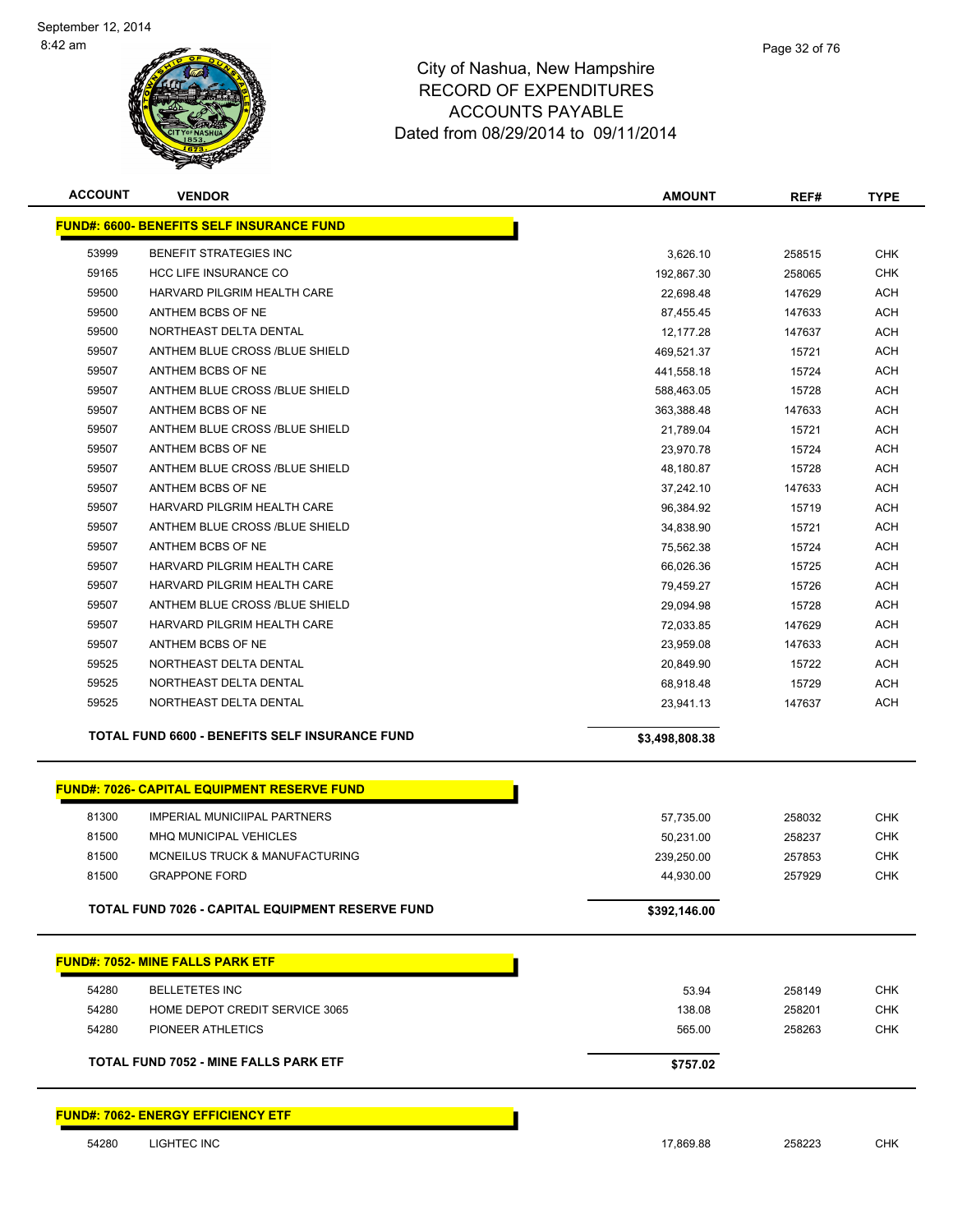# City of Nashua, New Hampshire
## RECORD OF EXPENDITURES
## ACCOUNTS PAYABLE
### Dated from 08/29/2014 to 09/11/2014

| ACCOUNT | VENDOR | AMOUNT | REF# | TYPE |
|---|---|---|---|---|
| **FUND#: 6600- BENEFITS SELF INSURANCE FUND** | | | | |
| 53999 | BENEFIT STRATEGIES INC | 3,626.10 | 258515 | CHK |
| 59165 | HCC LIFE INSURANCE CO | 192,867.30 | 258065 | CHK |
| 59500 | HARVARD PILGRIM HEALTH CARE | 22,698.48 | 147629 | ACH |
| 59500 | ANTHEM BCBS OF NE | 87,455.45 | 147633 | ACH |
| 59500 | NORTHEAST DELTA DENTAL | 12,177.28 | 147637 | ACH |
| 59507 | ANTHEM BLUE CROSS /BLUE SHIELD | 469,521.37 | 15721 | ACH |
| 59507 | ANTHEM BCBS OF NE | 441,558.18 | 15724 | ACH |
| 59507 | ANTHEM BLUE CROSS /BLUE SHIELD | 588,463.05 | 15728 | ACH |
| 59507 | ANTHEM BCBS OF NE | 363,388.48 | 147633 | ACH |
| 59507 | ANTHEM BLUE CROSS /BLUE SHIELD | 21,789.04 | 15721 | ACH |
| 59507 | ANTHEM BCBS OF NE | 23,970.78 | 15724 | ACH |
| 59507 | ANTHEM BLUE CROSS /BLUE SHIELD | 48,180.87 | 15728 | ACH |
| 59507 | ANTHEM BCBS OF NE | 37,242.10 | 147633 | ACH |
| 59507 | HARVARD PILGRIM HEALTH CARE | 96,384.92 | 15719 | ACH |
| 59507 | ANTHEM BLUE CROSS /BLUE SHIELD | 34,838.90 | 15721 | ACH |
| 59507 | ANTHEM BCBS OF NE | 75,562.38 | 15724 | ACH |
| 59507 | HARVARD PILGRIM HEALTH CARE | 66,026.36 | 15725 | ACH |
| 59507 | HARVARD PILGRIM HEALTH CARE | 79,459.27 | 15726 | ACH |
| 59507 | ANTHEM BLUE CROSS /BLUE SHIELD | 29,094.98 | 15728 | ACH |
| 59507 | HARVARD PILGRIM HEALTH CARE | 72,033.85 | 147629 | ACH |
| 59507 | ANTHEM BCBS OF NE | 23,959.08 | 147633 | ACH |
| 59525 | NORTHEAST DELTA DENTAL | 20,849.90 | 15722 | ACH |
| 59525 | NORTHEAST DELTA DENTAL | 68,918.48 | 15729 | ACH |
| 59525 | NORTHEAST DELTA DENTAL | 23,941.13 | 147637 | ACH |
| **TOTAL FUND 6600 - BENEFITS SELF INSURANCE FUND** | | **$3,498,808.38** | | |
| **FUND#: 7026- CAPITAL EQUIPMENT RESERVE FUND** | | | | |
| 81300 | IMPERIAL MUNICIIPAL PARTNERS | 57,735.00 | 258032 | CHK |
| 81500 | MHQ MUNICIPAL VEHICLES | 50,231.00 | 258237 | CHK |
| 81500 | MCNEILUS TRUCK & MANUFACTURING | 239,250.00 | 257853 | CHK |
| 81500 | GRAPPONE FORD | 44,930.00 | 257929 | CHK |
| **TOTAL FUND 7026 - CAPITAL EQUIPMENT RESERVE FUND** | | **$392,146.00** | | |
| **FUND#: 7052- MINE FALLS PARK ETF** | | | | |
| 54280 | BELLETETES INC | 53.94 | 258149 | CHK |
| 54280 | HOME DEPOT CREDIT SERVICE 3065 | 138.08 | 258201 | CHK |
| 54280 | PIONEER ATHLETICS | 565.00 | 258263 | CHK |
| **TOTAL FUND 7052 - MINE FALLS PARK ETF** | | **$757.02** | | |
| **FUND#: 7062- ENERGY EFFICIENCY ETF** | | | | |
| 54280 | LIGHTEC INC | 17,869.88 | 258223 | CHK |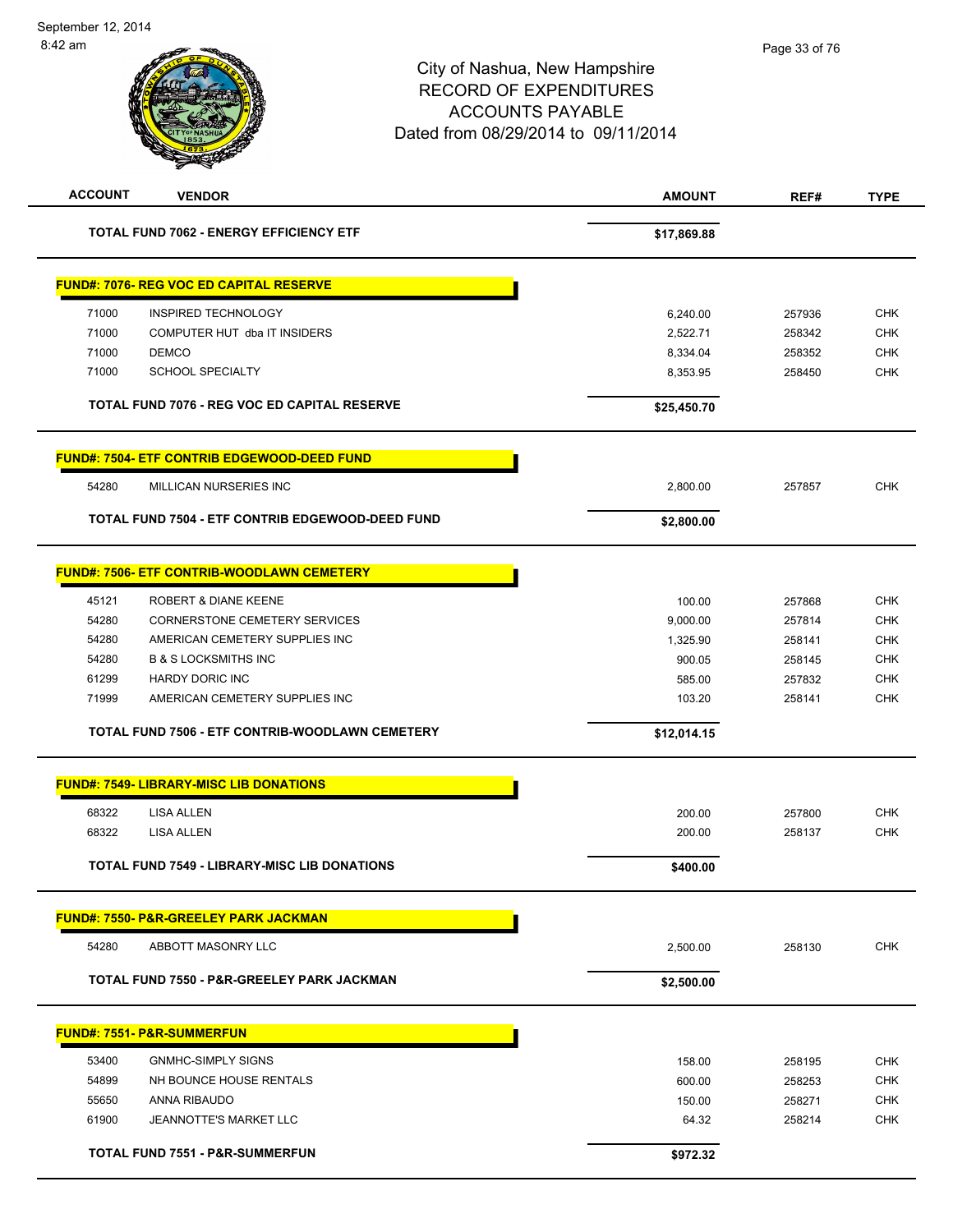City of Nashua, New Hampshire
RECORD OF EXPENDITURES
ACCOUNTS PAYABLE
Dated from 08/29/2014 to 09/11/2014

| ACCOUNT | VENDOR | AMOUNT | REF# | TYPE |
|---|---|---|---|---|
| | **TOTAL FUND 7062 - ENERGY EFFICIENCY ETF** | **$17,869.88** | | |

**FUND#: 7076- REG VOC ED CAPITAL RESERVE**

| ACCOUNT | VENDOR | AMOUNT | REF# | TYPE |
|---|---|---|---|---|
| 71000 | INSPIRED TECHNOLOGY | 6,240.00 | 257936 | CHK |
| 71000 | COMPUTER HUT dba IT INSIDERS | 2,522.71 | 258342 | CHK |
| 71000 | DEMCO | 8,334.04 | 258352 | CHK |
| 71000 | SCHOOL SPECIALTY | 8,353.95 | 258450 | CHK |
| | **TOTAL FUND 7076 - REG VOC ED CAPITAL RESERVE** | **$25,450.70** | | |

**FUND#: 7504- ETF CONTRIB EDGEWOOD-DEED FUND**

| ACCOUNT | VENDOR | AMOUNT | REF# | TYPE |
|---|---|---|---|---|
| 54280 | MILLICAN NURSERIES INC | 2,800.00 | 257857 | CHK |
| | **TOTAL FUND 7504 - ETF CONTRIB EDGEWOOD-DEED FUND** | **$2,800.00** | | |

**FUND#: 7506- ETF CONTRIB-WOODLAWN CEMETERY**

| ACCOUNT | VENDOR | AMOUNT | REF# | TYPE |
|---|---|---|---|---|
| 45121 | ROBERT & DIANE KEENE | 100.00 | 257868 | CHK |
| 54280 | CORNERSTONE CEMETERY SERVICES | 9,000.00 | 257814 | CHK |
| 54280 | AMERICAN CEMETERY SUPPLIES INC | 1,325.90 | 258141 | CHK |
| 54280 | B & S LOCKSMITHS INC | 900.05 | 258145 | CHK |
| 61299 | HARDY DORIC INC | 585.00 | 257832 | CHK |
| 71999 | AMERICAN CEMETERY SUPPLIES INC | 103.20 | 258141 | CHK |
| | **TOTAL FUND 7506 - ETF CONTRIB-WOODLAWN CEMETERY** | **$12,014.15** | | |

**FUND#: 7549- LIBRARY-MISC LIB DONATIONS**

| ACCOUNT | VENDOR | AMOUNT | REF# | TYPE |
|---|---|---|---|---|
| 68322 | LISA ALLEN | 200.00 | 257800 | CHK |
| 68322 | LISA ALLEN | 200.00 | 258137 | CHK |
| | **TOTAL FUND 7549 - LIBRARY-MISC LIB DONATIONS** | **$400.00** | | |

**FUND#: 7550- P&R-GREELEY PARK JACKMAN**

| ACCOUNT | VENDOR | AMOUNT | REF# | TYPE |
|---|---|---|---|---|
| 54280 | ABBOTT MASONRY LLC | 2,500.00 | 258130 | CHK |
| | **TOTAL FUND 7550 - P&R-GREELEY PARK JACKMAN** | **$2,500.00** | | |

**FUND#: 7551- P&R-SUMMERFUN**

| ACCOUNT | VENDOR | AMOUNT | REF# | TYPE |
|---|---|---|---|---|
| 53400 | GNMHC-SIMPLY SIGNS | 158.00 | 258195 | CHK |
| 54899 | NH BOUNCE HOUSE RENTALS | 600.00 | 258253 | CHK |
| 55650 | ANNA RIBAUDO | 150.00 | 258271 | CHK |
| 61900 | JEANNOTTE'S MARKET LLC | 64.32 | 258214 | CHK |
| | **TOTAL FUND 7551 - P&R-SUMMERFUN** | **$972.32** | | |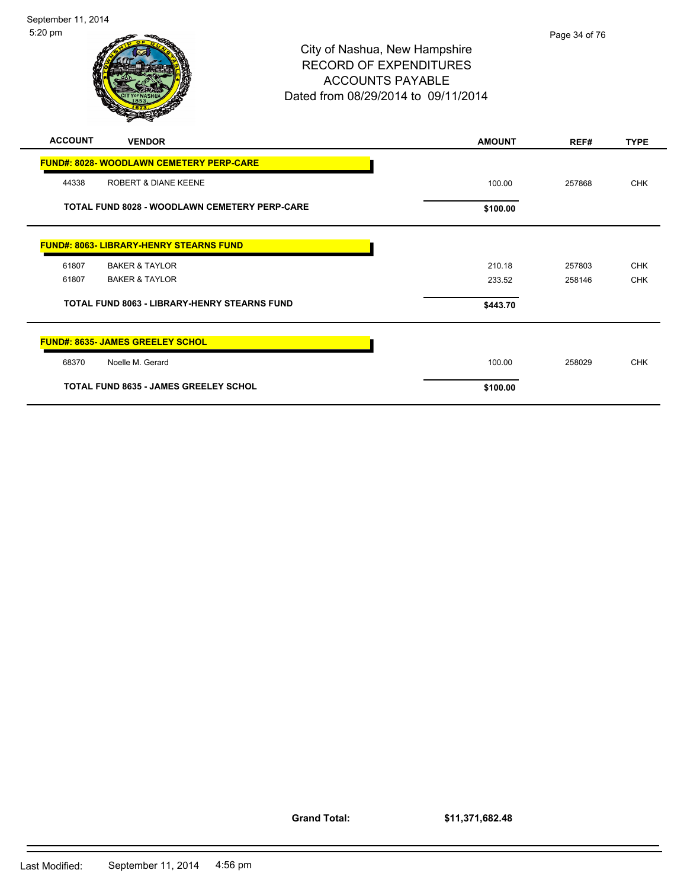# City of Nashua, New Hampshire
## RECORD OF EXPENDITURES
## ACCOUNTS PAYABLE
### Dated from 08/29/2014 to 09/11/2014

| ACCOUNT | VENDOR | AMOUNT | REF# | TYPE |
|---|---|---|---|---|
| **FUND#: 8028- WOODLAWN CEMETERY PERP-CARE** | | | | |
| 44338 | ROBERT & DIANE KEENE | 100.00 | 257868 | CHK |
| | **TOTAL FUND 8028 - WOODLAWN CEMETERY PERP-CARE** | **$100.00** | | |
| **FUND#: 8063- LIBRARY-HENRY STEARNS FUND** | | | | |
| 61807 | BAKER & TAYLOR | 210.18 | 257803 | CHK |
| 61807 | BAKER & TAYLOR | 233.52 | 258146 | CHK |
| | **TOTAL FUND 8063 - LIBRARY-HENRY STEARNS FUND** | **$443.70** | | |
| **FUND#: 8635- JAMES GREELEY SCHOL** | | | | |
| 68370 | Noelle M. Gerard | 100.00 | 258029 | CHK |
| | **TOTAL FUND 8635 - JAMES GREELEY SCHOL** | **$100.00** | | |

**Grand Total:** **$11,371,682.48**

Last Modified: September 11, 2014 4:56 pm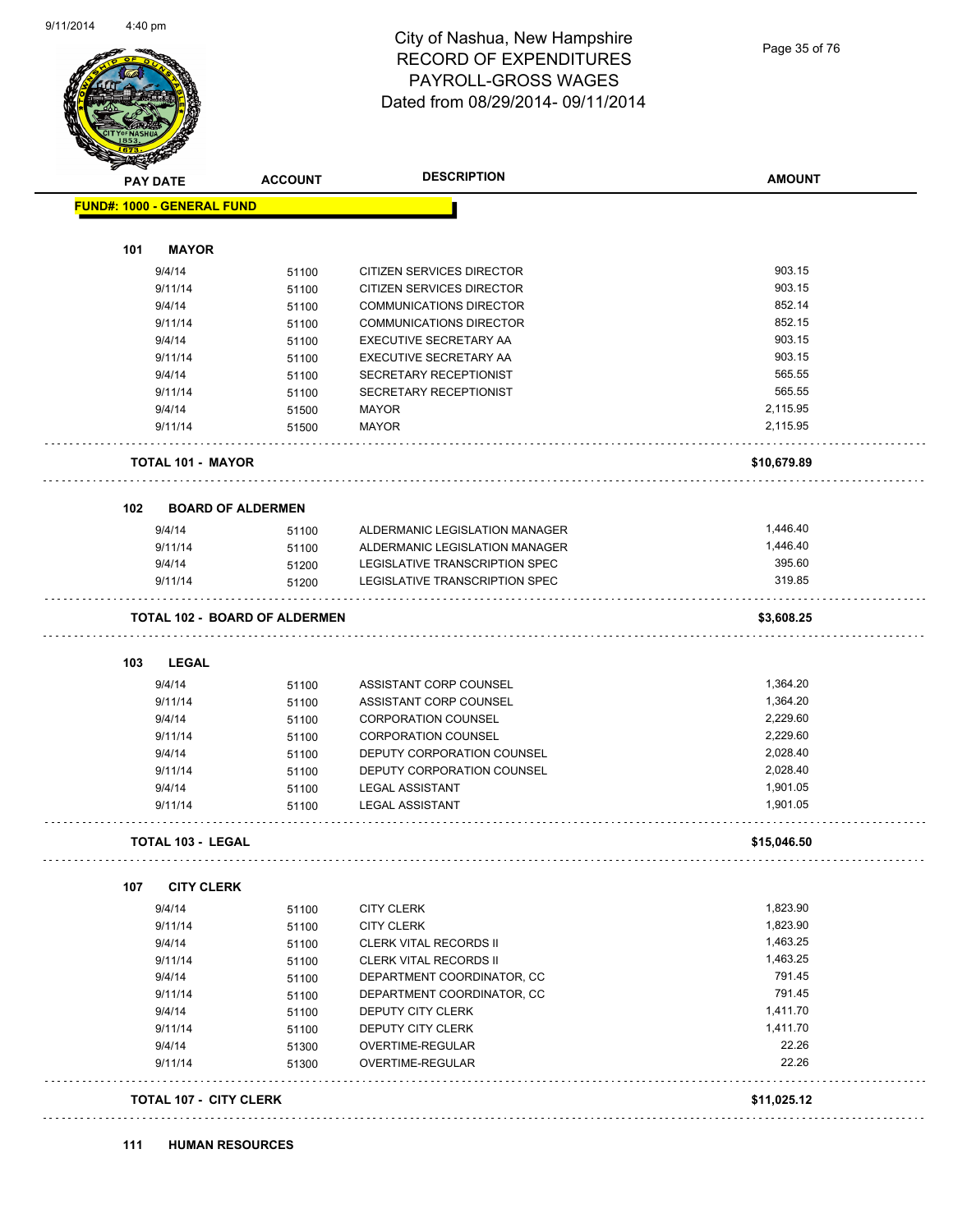# City of Nashua, New Hampshire
## RECORD OF EXPENDITURES
## PAYROLL-GROSS WAGES
## Dated from 08/29/2014- 09/11/2014

| PAY DATE | ACCOUNT | DESCRIPTION | AMOUNT |
|---|---|---|---|
| **FUND#: 1000 - GENERAL FUND** | | | |
| **101 MAYOR** | | | |
| 9/4/14 | 51100 | CITIZEN SERVICES DIRECTOR | 903.15 |
| 9/11/14 | 51100 | CITIZEN SERVICES DIRECTOR | 903.15 |
| 9/4/14 | 51100 | COMMUNICATIONS DIRECTOR | 852.14 |
| 9/11/14 | 51100 | COMMUNICATIONS DIRECTOR | 852.15 |
| 9/4/14 | 51100 | EXECUTIVE SECRETARY AA | 903.15 |
| 9/11/14 | 51100 | EXECUTIVE SECRETARY AA | 903.15 |
| 9/4/14 | 51100 | SECRETARY RECEPTIONIST | 565.55 |
| 9/11/14 | 51100 | SECRETARY RECEPTIONIST | 565.55 |
| 9/4/14 | 51500 | MAYOR | 2,115.95 |
| 9/11/14 | 51500 | MAYOR | 2,115.95 |
| **TOTAL 101 - MAYOR** | | | **$10,679.89** |
| **102 BOARD OF ALDERMEN** | | | |
| 9/4/14 | 51100 | ALDERMANIC LEGISLATION MANAGER | 1,446.40 |
| 9/11/14 | 51100 | ALDERMANIC LEGISLATION MANAGER | 1,446.40 |
| 9/4/14 | 51200 | LEGISLATIVE TRANSCRIPTION SPEC | 395.60 |
| 9/11/14 | 51200 | LEGISLATIVE TRANSCRIPTION SPEC | 319.85 |
| **TOTAL 102 - BOARD OF ALDERMEN** | | | **$3,608.25** |
| **103 LEGAL** | | | |
| 9/4/14 | 51100 | ASSISTANT CORP COUNSEL | 1,364.20 |
| 9/11/14 | 51100 | ASSISTANT CORP COUNSEL | 1,364.20 |
| 9/4/14 | 51100 | CORPORATION COUNSEL | 2,229.60 |
| 9/11/14 | 51100 | CORPORATION COUNSEL | 2,229.60 |
| 9/4/14 | 51100 | DEPUTY CORPORATION COUNSEL | 2,028.40 |
| 9/11/14 | 51100 | DEPUTY CORPORATION COUNSEL | 2,028.40 |
| 9/4/14 | 51100 | LEGAL ASSISTANT | 1,901.05 |
| 9/11/14 | 51100 | LEGAL ASSISTANT | 1,901.05 |
| **TOTAL 103 - LEGAL** | | | **$15,046.50** |
| **107 CITY CLERK** | | | |
| 9/4/14 | 51100 | CITY CLERK | 1,823.90 |
| 9/11/14 | 51100 | CITY CLERK | 1,823.90 |
| 9/4/14 | 51100 | CLERK VITAL RECORDS II | 1,463.25 |
| 9/11/14 | 51100 | CLERK VITAL RECORDS II | 1,463.25 |
| 9/4/14 | 51100 | DEPARTMENT COORDINATOR, CC | 791.45 |
| 9/11/14 | 51100 | DEPARTMENT COORDINATOR, CC | 791.45 |
| 9/4/14 | 51100 | DEPUTY CITY CLERK | 1,411.70 |
| 9/11/14 | 51100 | DEPUTY CITY CLERK | 1,411.70 |
| 9/4/14 | 51300 | OVERTIME-REGULAR | 22.26 |
| 9/11/14 | 51300 | OVERTIME-REGULAR | 22.26 |
| **TOTAL 107 - CITY CLERK** | | | **$11,025.12** |
| **111 HUMAN RESOURCES** | | | |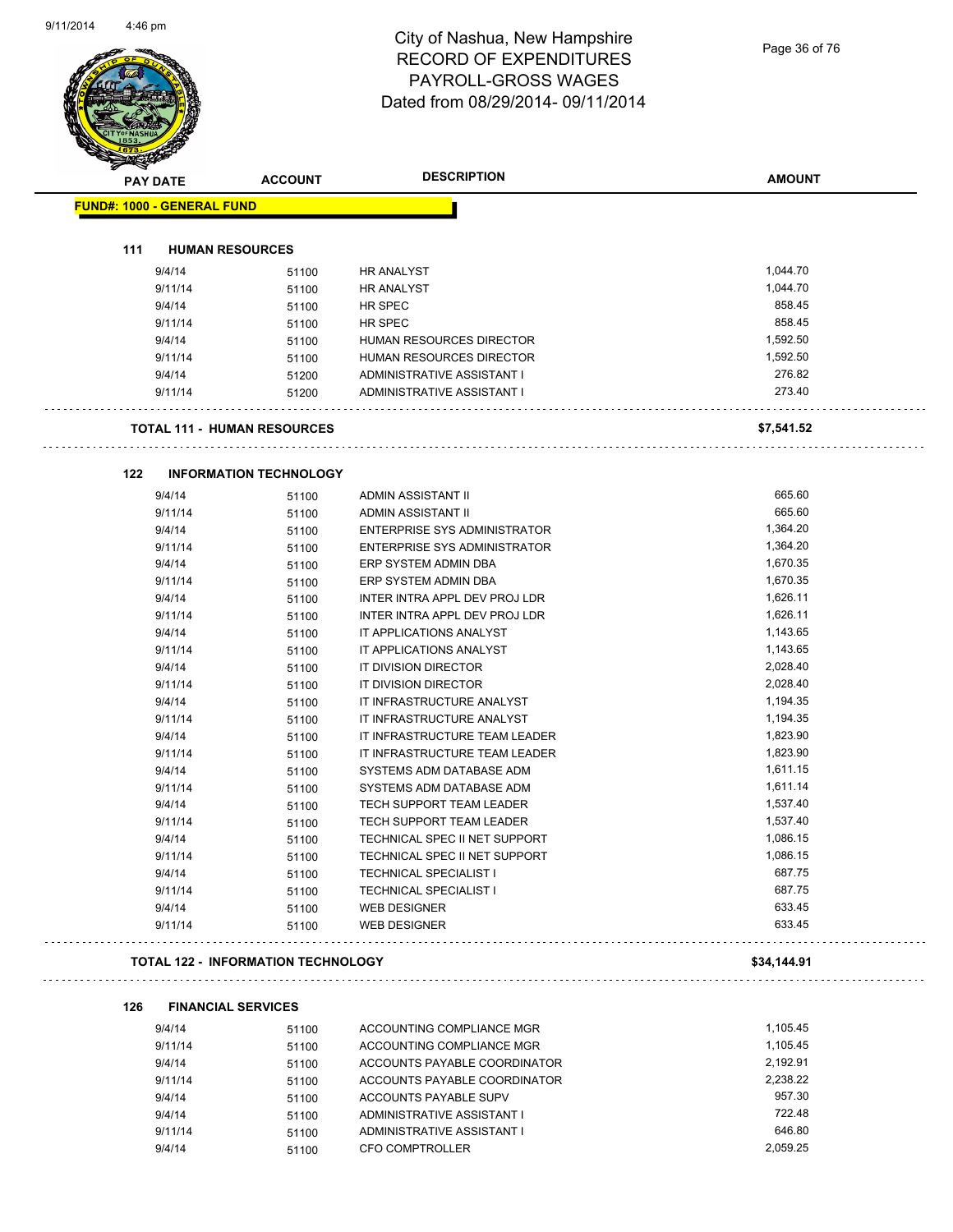# City of Nashua, New Hampshire
## RECORD OF EXPENDITURES
## PAYROLL-GROSS WAGES
## Dated from 08/29/2014- 09/11/2014

| PAY DATE | ACCOUNT | DESCRIPTION | AMOUNT |
|---|---|---|---|

**FUND#: 1000 - GENERAL FUND**

**111 HUMAN RESOURCES**

| PAY DATE | ACCOUNT | DESCRIPTION | AMOUNT |
|---|---|---|---|
| 9/4/14 | 51100 | HR ANALYST | 1,044.70 |
| 9/11/14 | 51100 | HR ANALYST | 1,044.70 |
| 9/4/14 | 51100 | HR SPEC | 858.45 |
| 9/11/14 | 51100 | HR SPEC | 858.45 |
| 9/4/14 | 51100 | HUMAN RESOURCES DIRECTOR | 1,592.50 |
| 9/11/14 | 51100 | HUMAN RESOURCES DIRECTOR | 1,592.50 |
| 9/4/14 | 51200 | ADMINISTRATIVE ASSISTANT I | 276.82 |
| 9/11/14 | 51200 | ADMINISTRATIVE ASSISTANT I | 273.40 |

**TOTAL 111 - HUMAN RESOURCES** **$7,541.52**

**122 INFORMATION TECHNOLOGY**

| PAY DATE | ACCOUNT | DESCRIPTION | AMOUNT |
|---|---|---|---|
| 9/4/14 | 51100 | ADMIN ASSISTANT II | 665.60 |
| 9/11/14 | 51100 | ADMIN ASSISTANT II | 665.60 |
| 9/4/14 | 51100 | ENTERPRISE SYS ADMINISTRATOR | 1,364.20 |
| 9/11/14 | 51100 | ENTERPRISE SYS ADMINISTRATOR | 1,364.20 |
| 9/4/14 | 51100 | ERP SYSTEM ADMIN DBA | 1,670.35 |
| 9/11/14 | 51100 | ERP SYSTEM ADMIN DBA | 1,670.35 |
| 9/4/14 | 51100 | INTER INTRA APPL DEV PROJ LDR | 1,626.11 |
| 9/11/14 | 51100 | INTER INTRA APPL DEV PROJ LDR | 1,626.11 |
| 9/4/14 | 51100 | IT APPLICATIONS ANALYST | 1,143.65 |
| 9/11/14 | 51100 | IT APPLICATIONS ANALYST | 1,143.65 |
| 9/4/14 | 51100 | IT DIVISION DIRECTOR | 2,028.40 |
| 9/11/14 | 51100 | IT DIVISION DIRECTOR | 2,028.40 |
| 9/4/14 | 51100 | IT INFRASTRUCTURE ANALYST | 1,194.35 |
| 9/11/14 | 51100 | IT INFRASTRUCTURE ANALYST | 1,194.35 |
| 9/4/14 | 51100 | IT INFRASTRUCTURE TEAM LEADER | 1,823.90 |
| 9/11/14 | 51100 | IT INFRASTRUCTURE TEAM LEADER | 1,823.90 |
| 9/4/14 | 51100 | SYSTEMS ADM DATABASE ADM | 1,611.15 |
| 9/11/14 | 51100 | SYSTEMS ADM DATABASE ADM | 1,611.14 |
| 9/4/14 | 51100 | TECH SUPPORT TEAM LEADER | 1,537.40 |
| 9/11/14 | 51100 | TECH SUPPORT TEAM LEADER | 1,537.40 |
| 9/4/14 | 51100 | TECHNICAL SPEC II NET SUPPORT | 1,086.15 |
| 9/11/14 | 51100 | TECHNICAL SPEC II NET SUPPORT | 1,086.15 |
| 9/4/14 | 51100 | TECHNICAL SPECIALIST I | 687.75 |
| 9/11/14 | 51100 | TECHNICAL SPECIALIST I | 687.75 |
| 9/4/14 | 51100 | WEB DESIGNER | 633.45 |
| 9/11/14 | 51100 | WEB DESIGNER | 633.45 |

**TOTAL 122 - INFORMATION TECHNOLOGY** **$34,144.91**

**126 FINANCIAL SERVICES**

| PAY DATE | ACCOUNT | DESCRIPTION | AMOUNT |
|---|---|---|---|
| 9/4/14 | 51100 | ACCOUNTING COMPLIANCE MGR | 1,105.45 |
| 9/11/14 | 51100 | ACCOUNTING COMPLIANCE MGR | 1,105.45 |
| 9/4/14 | 51100 | ACCOUNTS PAYABLE COORDINATOR | 2,192.91 |
| 9/11/14 | 51100 | ACCOUNTS PAYABLE COORDINATOR | 2,238.22 |
| 9/4/14 | 51100 | ACCOUNTS PAYABLE SUPV | 957.30 |
| 9/4/14 | 51100 | ADMINISTRATIVE ASSISTANT I | 722.48 |
| 9/11/14 | 51100 | ADMINISTRATIVE ASSISTANT I | 646.80 |
| 9/4/14 | 51100 | CFO COMPTROLLER | 2,059.25 |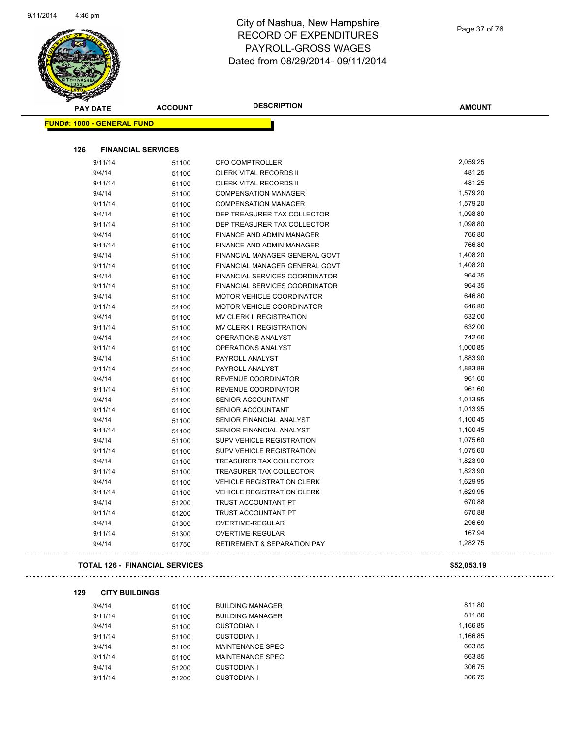# City of Nashua, New Hampshire
## RECORD OF EXPENDITURES
## PAYROLL-GROSS WAGES
## Dated from 08/29/2014- 09/11/2014

**FUND#: 1000 - GENERAL FUND**

### 126 FINANCIAL SERVICES

| PAY DATE | ACCOUNT | DESCRIPTION | AMOUNT |
|---|---|---|---|
| 9/11/14 | 51100 | CFO COMPTROLLER | 2,059.25 |
| 9/4/14 | 51100 | CLERK VITAL RECORDS II | 481.25 |
| 9/11/14 | 51100 | CLERK VITAL RECORDS II | 481.25 |
| 9/4/14 | 51100 | COMPENSATION MANAGER | 1,579.20 |
| 9/11/14 | 51100 | COMPENSATION MANAGER | 1,579.20 |
| 9/4/14 | 51100 | DEP TREASURER TAX COLLECTOR | 1,098.80 |
| 9/11/14 | 51100 | DEP TREASURER TAX COLLECTOR | 1,098.80 |
| 9/4/14 | 51100 | FINANCE AND ADMIN MANAGER | 766.80 |
| 9/11/14 | 51100 | FINANCE AND ADMIN MANAGER | 766.80 |
| 9/4/14 | 51100 | FINANCIAL MANAGER GENERAL GOVT | 1,408.20 |
| 9/11/14 | 51100 | FINANCIAL MANAGER GENERAL GOVT | 1,408.20 |
| 9/4/14 | 51100 | FINANCIAL SERVICES COORDINATOR | 964.35 |
| 9/11/14 | 51100 | FINANCIAL SERVICES COORDINATOR | 964.35 |
| 9/4/14 | 51100 | MOTOR VEHICLE COORDINATOR | 646.80 |
| 9/11/14 | 51100 | MOTOR VEHICLE COORDINATOR | 646.80 |
| 9/4/14 | 51100 | MV CLERK II REGISTRATION | 632.00 |
| 9/11/14 | 51100 | MV CLERK II REGISTRATION | 632.00 |
| 9/4/14 | 51100 | OPERATIONS ANALYST | 742.60 |
| 9/11/14 | 51100 | OPERATIONS ANALYST | 1,000.85 |
| 9/4/14 | 51100 | PAYROLL ANALYST | 1,883.90 |
| 9/11/14 | 51100 | PAYROLL ANALYST | 1,883.89 |
| 9/4/14 | 51100 | REVENUE COORDINATOR | 961.60 |
| 9/11/14 | 51100 | REVENUE COORDINATOR | 961.60 |
| 9/4/14 | 51100 | SENIOR ACCOUNTANT | 1,013.95 |
| 9/11/14 | 51100 | SENIOR ACCOUNTANT | 1,013.95 |
| 9/4/14 | 51100 | SENIOR FINANCIAL ANALYST | 1,100.45 |
| 9/11/14 | 51100 | SENIOR FINANCIAL ANALYST | 1,100.45 |
| 9/4/14 | 51100 | SUPV VEHICLE REGISTRATION | 1,075.60 |
| 9/11/14 | 51100 | SUPV VEHICLE REGISTRATION | 1,075.60 |
| 9/4/14 | 51100 | TREASURER TAX COLLECTOR | 1,823.90 |
| 9/11/14 | 51100 | TREASURER TAX COLLECTOR | 1,823.90 |
| 9/4/14 | 51100 | VEHICLE REGISTRATION CLERK | 1,629.95 |
| 9/11/14 | 51100 | VEHICLE REGISTRATION CLERK | 1,629.95 |
| 9/4/14 | 51200 | TRUST ACCOUNTANT PT | 670.88 |
| 9/11/14 | 51200 | TRUST ACCOUNTANT PT | 670.88 |
| 9/4/14 | 51300 | OVERTIME-REGULAR | 296.69 |
| 9/11/14 | 51300 | OVERTIME-REGULAR | 167.94 |
| 9/4/14 | 51750 | RETIREMENT & SEPARATION PAY | 1,282.75 |

**TOTAL 126 - FINANCIAL SERVICES** **$52,053.19**

### 129 CITY BUILDINGS

| PAY DATE | ACCOUNT | DESCRIPTION | AMOUNT |
|---|---|---|---|
| 9/4/14 | 51100 | BUILDING MANAGER | 811.80 |
| 9/11/14 | 51100 | BUILDING MANAGER | 811.80 |
| 9/4/14 | 51100 | CUSTODIAN I | 1,166.85 |
| 9/11/14 | 51100 | CUSTODIAN I | 1,166.85 |
| 9/4/14 | 51100 | MAINTENANCE SPEC | 663.85 |
| 9/11/14 | 51100 | MAINTENANCE SPEC | 663.85 |
| 9/4/14 | 51200 | CUSTODIAN I | 306.75 |
| 9/11/14 | 51200 | CUSTODIAN I | 306.75 |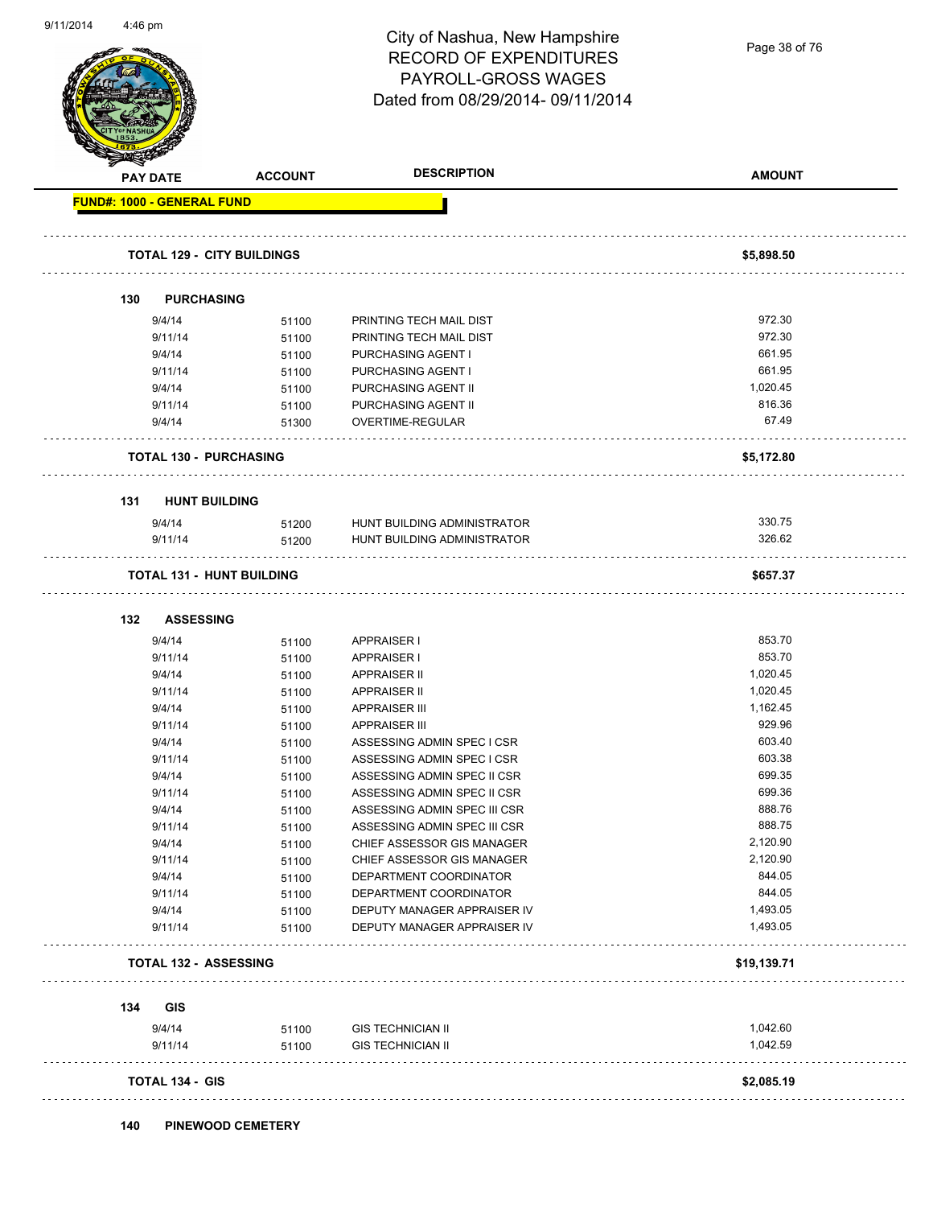# City of Nashua, New Hampshire
## RECORD OF EXPENDITURES
## PAYROLL-GROSS WAGES
## Dated from 08/29/2014- 09/11/2014

| PAY DATE | ACCOUNT | DESCRIPTION | AMOUNT |
|---|---|---|---|
| **FUND#: 1000 - GENERAL FUND** | | | |
| **TOTAL 129 - CITY BUILDINGS** | | | **$5,898.50** |
| **130 PURCHASING** | | | |
| 9/4/14 | 51100 | PRINTING TECH MAIL DIST | 972.30 |
| 9/11/14 | 51100 | PRINTING TECH MAIL DIST | 972.30 |
| 9/4/14 | 51100 | PURCHASING AGENT I | 661.95 |
| 9/11/14 | 51100 | PURCHASING AGENT I | 661.95 |
| 9/4/14 | 51100 | PURCHASING AGENT II | 1,020.45 |
| 9/11/14 | 51100 | PURCHASING AGENT II | 816.36 |
| 9/4/14 | 51300 | OVERTIME-REGULAR | 67.49 |
| **TOTAL 130 - PURCHASING** | | | **$5,172.80** |
| **131 HUNT BUILDING** | | | |
| 9/4/14 | 51200 | HUNT BUILDING ADMINISTRATOR | 330.75 |
| 9/11/14 | 51200 | HUNT BUILDING ADMINISTRATOR | 326.62 |
| **TOTAL 131 - HUNT BUILDING** | | | **$657.37** |
| **132 ASSESSING** | | | |
| 9/4/14 | 51100 | APPRAISER I | 853.70 |
| 9/11/14 | 51100 | APPRAISER I | 853.70 |
| 9/4/14 | 51100 | APPRAISER II | 1,020.45 |
| 9/11/14 | 51100 | APPRAISER II | 1,020.45 |
| 9/4/14 | 51100 | APPRAISER III | 1,162.45 |
| 9/11/14 | 51100 | APPRAISER III | 929.96 |
| 9/4/14 | 51100 | ASSESSING ADMIN SPEC I CSR | 603.40 |
| 9/11/14 | 51100 | ASSESSING ADMIN SPEC I CSR | 603.38 |
| 9/4/14 | 51100 | ASSESSING ADMIN SPEC II CSR | 699.35 |
| 9/11/14 | 51100 | ASSESSING ADMIN SPEC II CSR | 699.36 |
| 9/4/14 | 51100 | ASSESSING ADMIN SPEC III CSR | 888.76 |
| 9/11/14 | 51100 | ASSESSING ADMIN SPEC III CSR | 888.75 |
| 9/4/14 | 51100 | CHIEF ASSESSOR GIS MANAGER | 2,120.90 |
| 9/11/14 | 51100 | CHIEF ASSESSOR GIS MANAGER | 2,120.90 |
| 9/4/14 | 51100 | DEPARTMENT COORDINATOR | 844.05 |
| 9/11/14 | 51100 | DEPARTMENT COORDINATOR | 844.05 |
| 9/4/14 | 51100 | DEPUTY MANAGER APPRAISER IV | 1,493.05 |
| 9/11/14 | 51100 | DEPUTY MANAGER APPRAISER IV | 1,493.05 |
| **TOTAL 132 - ASSESSING** | | | **$19,139.71** |
| **134 GIS** | | | |
| 9/4/14 | 51100 | GIS TECHNICIAN II | 1,042.60 |
| 9/11/14 | 51100 | GIS TECHNICIAN II | 1,042.59 |
| **TOTAL 134 - GIS** | | | **$2,085.19** |
| **140 PINEWOOD CEMETERY** | | | |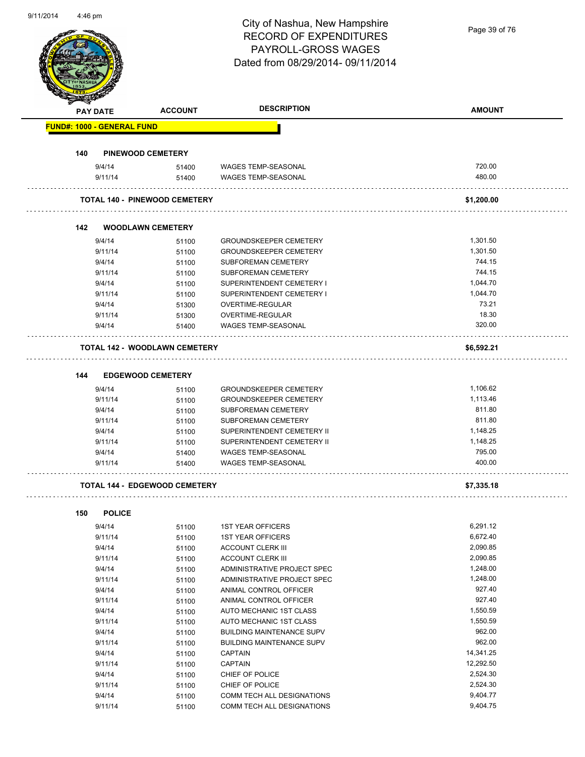# City of Nashua, New Hampshire
## RECORD OF EXPENDITURES
## PAYROLL-GROSS WAGES
## Dated from 08/29/2014- 09/11/2014

| PAY DATE | ACCOUNT | DESCRIPTION | AMOUNT |
|---|---|---|---|
| **FUND#: 1000 - GENERAL FUND** | | | |
| **140 PINEWOOD CEMETERY** | | | |
| 9/4/14 | 51400 | WAGES TEMP-SEASONAL | 720.00 |
| 9/11/14 | 51400 | WAGES TEMP-SEASONAL | 480.00 |
| **TOTAL 140 - PINEWOOD CEMETERY** | | | **$1,200.00** |
| **142 WOODLAWN CEMETERY** | | | |
| 9/4/14 | 51100 | GROUNDSKEEPER CEMETERY | 1,301.50 |
| 9/11/14 | 51100 | GROUNDSKEEPER CEMETERY | 1,301.50 |
| 9/4/14 | 51100 | SUBFOREMAN CEMETERY | 744.15 |
| 9/11/14 | 51100 | SUBFOREMAN CEMETERY | 744.15 |
| 9/4/14 | 51100 | SUPERINTENDENT CEMETERY I | 1,044.70 |
| 9/11/14 | 51100 | SUPERINTENDENT CEMETERY I | 1,044.70 |
| 9/4/14 | 51300 | OVERTIME-REGULAR | 73.21 |
| 9/11/14 | 51300 | OVERTIME-REGULAR | 18.30 |
| 9/4/14 | 51400 | WAGES TEMP-SEASONAL | 320.00 |
| **TOTAL 142 - WOODLAWN CEMETERY** | | | **$6,592.21** |
| **144 EDGEWOOD CEMETERY** | | | |
| 9/4/14 | 51100 | GROUNDSKEEPER CEMETERY | 1,106.62 |
| 9/11/14 | 51100 | GROUNDSKEEPER CEMETERY | 1,113.46 |
| 9/4/14 | 51100 | SUBFOREMAN CEMETERY | 811.80 |
| 9/11/14 | 51100 | SUBFOREMAN CEMETERY | 811.80 |
| 9/4/14 | 51100 | SUPERINTENDENT CEMETERY II | 1,148.25 |
| 9/11/14 | 51100 | SUPERINTENDENT CEMETERY II | 1,148.25 |
| 9/4/14 | 51400 | WAGES TEMP-SEASONAL | 795.00 |
| 9/11/14 | 51400 | WAGES TEMP-SEASONAL | 400.00 |
| **TOTAL 144 - EDGEWOOD CEMETERY** | | | **$7,335.18** |
| **150 POLICE** | | | |
| 9/4/14 | 51100 | 1ST YEAR OFFICERS | 6,291.12 |
| 9/11/14 | 51100 | 1ST YEAR OFFICERS | 6,672.40 |
| 9/4/14 | 51100 | ACCOUNT CLERK III | 2,090.85 |
| 9/11/14 | 51100 | ACCOUNT CLERK III | 2,090.85 |
| 9/4/14 | 51100 | ADMINISTRATIVE PROJECT SPEC | 1,248.00 |
| 9/11/14 | 51100 | ADMINISTRATIVE PROJECT SPEC | 1,248.00 |
| 9/4/14 | 51100 | ANIMAL CONTROL OFFICER | 927.40 |
| 9/11/14 | 51100 | ANIMAL CONTROL OFFICER | 927.40 |
| 9/4/14 | 51100 | AUTO MECHANIC 1ST CLASS | 1,550.59 |
| 9/11/14 | 51100 | AUTO MECHANIC 1ST CLASS | 1,550.59 |
| 9/4/14 | 51100 | BUILDING MAINTENANCE SUPV | 962.00 |
| 9/11/14 | 51100 | BUILDING MAINTENANCE SUPV | 962.00 |
| 9/4/14 | 51100 | CAPTAIN | 14,341.25 |
| 9/11/14 | 51100 | CAPTAIN | 12,292.50 |
| 9/4/14 | 51100 | CHIEF OF POLICE | 2,524.30 |
| 9/11/14 | 51100 | CHIEF OF POLICE | 2,524.30 |
| 9/4/14 | 51100 | COMM TECH ALL DESIGNATIONS | 9,404.77 |
| 9/11/14 | 51100 | COMM TECH ALL DESIGNATIONS | 9,404.75 |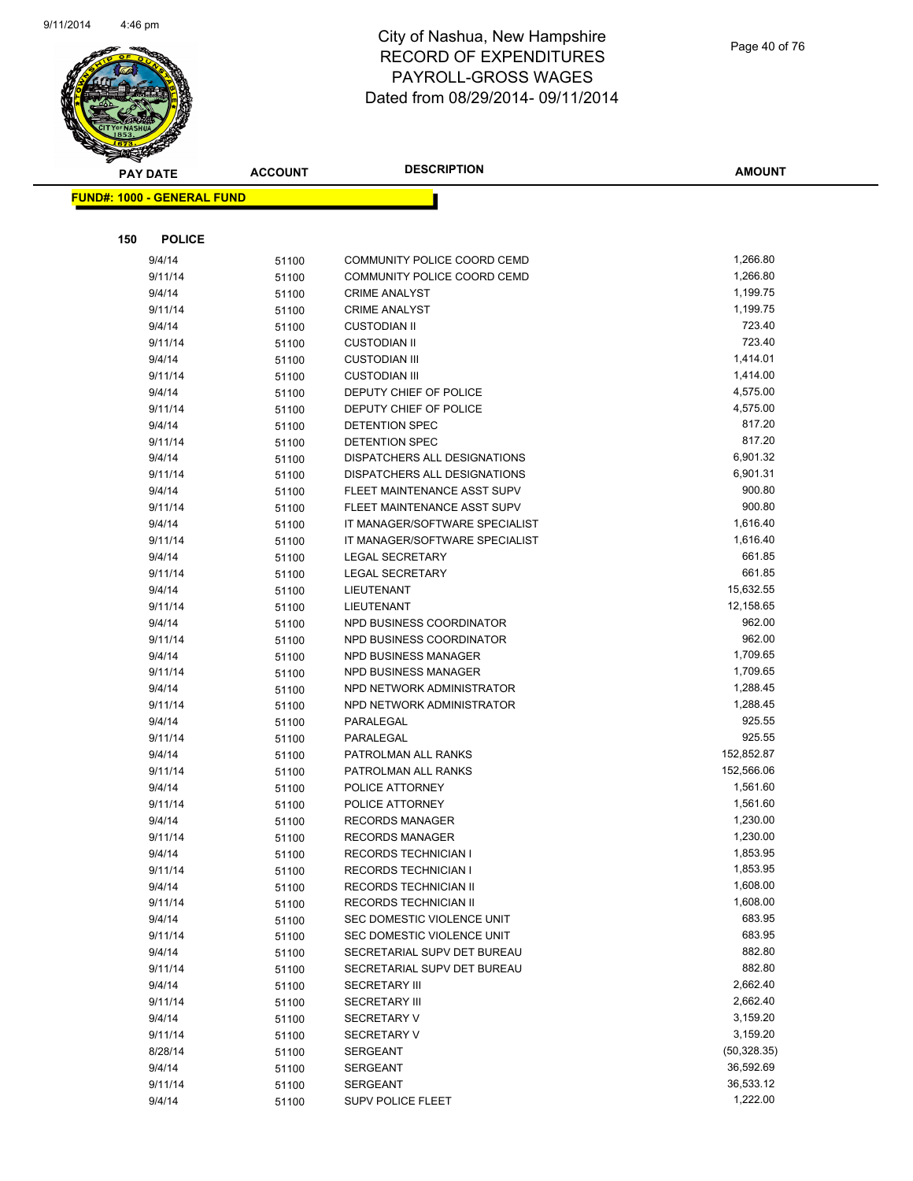# City of Nashua, New Hampshire
## RECORD OF EXPENDITURES
## PAYROLL-GROSS WAGES
## Dated from 08/29/2014- 09/11/2014

**FUND#: 1000 - GENERAL FUND**

**150 POLICE**

| PAY DATE | ACCOUNT | DESCRIPTION | AMOUNT |
|---|---|---|---|
| 9/4/14 | 51100 | COMMUNITY POLICE COORD CEMD | 1,266.80 |
| 9/11/14 | 51100 | COMMUNITY POLICE COORD CEMD | 1,266.80 |
| 9/4/14 | 51100 | CRIME ANALYST | 1,199.75 |
| 9/11/14 | 51100 | CRIME ANALYST | 1,199.75 |
| 9/4/14 | 51100 | CUSTODIAN II | 723.40 |
| 9/11/14 | 51100 | CUSTODIAN II | 723.40 |
| 9/4/14 | 51100 | CUSTODIAN III | 1,414.01 |
| 9/11/14 | 51100 | CUSTODIAN III | 1,414.00 |
| 9/4/14 | 51100 | DEPUTY CHIEF OF POLICE | 4,575.00 |
| 9/11/14 | 51100 | DEPUTY CHIEF OF POLICE | 4,575.00 |
| 9/4/14 | 51100 | DETENTION SPEC | 817.20 |
| 9/11/14 | 51100 | DETENTION SPEC | 817.20 |
| 9/4/14 | 51100 | DISPATCHERS ALL DESIGNATIONS | 6,901.32 |
| 9/11/14 | 51100 | DISPATCHERS ALL DESIGNATIONS | 6,901.31 |
| 9/4/14 | 51100 | FLEET MAINTENANCE ASST SUPV | 900.80 |
| 9/11/14 | 51100 | FLEET MAINTENANCE ASST SUPV | 900.80 |
| 9/4/14 | 51100 | IT MANAGER/SOFTWARE SPECIALIST | 1,616.40 |
| 9/11/14 | 51100 | IT MANAGER/SOFTWARE SPECIALIST | 1,616.40 |
| 9/4/14 | 51100 | LEGAL SECRETARY | 661.85 |
| 9/11/14 | 51100 | LEGAL SECRETARY | 661.85 |
| 9/4/14 | 51100 | LIEUTENANT | 15,632.55 |
| 9/11/14 | 51100 | LIEUTENANT | 12,158.65 |
| 9/4/14 | 51100 | NPD BUSINESS COORDINATOR | 962.00 |
| 9/11/14 | 51100 | NPD BUSINESS COORDINATOR | 962.00 |
| 9/4/14 | 51100 | NPD BUSINESS MANAGER | 1,709.65 |
| 9/11/14 | 51100 | NPD BUSINESS MANAGER | 1,709.65 |
| 9/4/14 | 51100 | NPD NETWORK ADMINISTRATOR | 1,288.45 |
| 9/11/14 | 51100 | NPD NETWORK ADMINISTRATOR | 1,288.45 |
| 9/4/14 | 51100 | PARALEGAL | 925.55 |
| 9/11/14 | 51100 | PARALEGAL | 925.55 |
| 9/4/14 | 51100 | PATROLMAN ALL RANKS | 152,852.87 |
| 9/11/14 | 51100 | PATROLMAN ALL RANKS | 152,566.06 |
| 9/4/14 | 51100 | POLICE ATTORNEY | 1,561.60 |
| 9/11/14 | 51100 | POLICE ATTORNEY | 1,561.60 |
| 9/4/14 | 51100 | RECORDS MANAGER | 1,230.00 |
| 9/11/14 | 51100 | RECORDS MANAGER | 1,230.00 |
| 9/4/14 | 51100 | RECORDS TECHNICIAN I | 1,853.95 |
| 9/11/14 | 51100 | RECORDS TECHNICIAN I | 1,853.95 |
| 9/4/14 | 51100 | RECORDS TECHNICIAN II | 1,608.00 |
| 9/11/14 | 51100 | RECORDS TECHNICIAN II | 1,608.00 |
| 9/4/14 | 51100 | SEC DOMESTIC VIOLENCE UNIT | 683.95 |
| 9/11/14 | 51100 | SEC DOMESTIC VIOLENCE UNIT | 683.95 |
| 9/4/14 | 51100 | SECRETARIAL SUPV DET BUREAU | 882.80 |
| 9/11/14 | 51100 | SECRETARIAL SUPV DET BUREAU | 882.80 |
| 9/4/14 | 51100 | SECRETARY III | 2,662.40 |
| 9/11/14 | 51100 | SECRETARY III | 2,662.40 |
| 9/4/14 | 51100 | SECRETARY V | 3,159.20 |
| 9/11/14 | 51100 | SECRETARY V | 3,159.20 |
| 8/28/14 | 51100 | SERGEANT | (50,328.35) |
| 9/4/14 | 51100 | SERGEANT | 36,592.69 |
| 9/11/14 | 51100 | SERGEANT | 36,533.12 |
| 9/4/14 | 51100 | SUPV POLICE FLEET | 1,222.00 |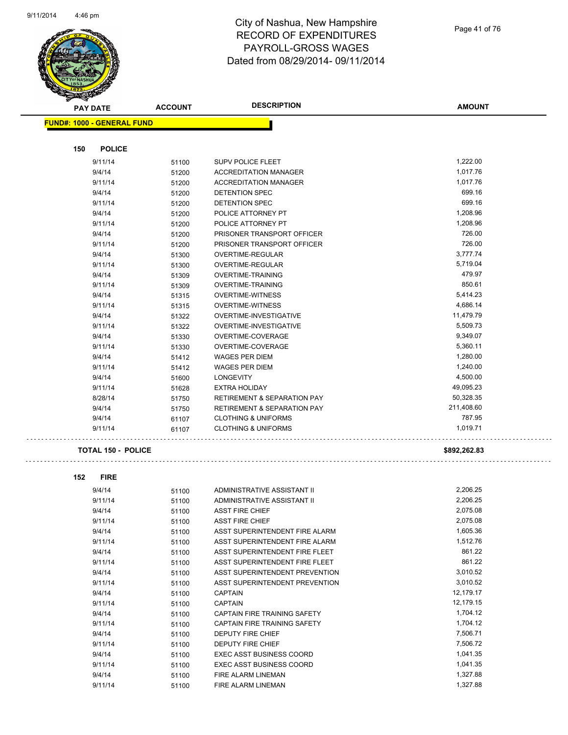# City of Nashua, New Hampshire
## RECORD OF EXPENDITURES
## PAYROLL-GROSS WAGES
## Dated from 08/29/2014- 09/11/2014

| PAY DATE | ACCOUNT | DESCRIPTION | AMOUNT |
|---|---|---|---|

**FUND#: 1000 - GENERAL FUND**

**150 POLICE**

| PAY DATE | ACCOUNT | DESCRIPTION | AMOUNT |
|---|---|---|---|
| 9/11/14 | 51100 | SUPV POLICE FLEET | 1,222.00 |
| 9/4/14 | 51200 | ACCREDITATION MANAGER | 1,017.76 |
| 9/11/14 | 51200 | ACCREDITATION MANAGER | 1,017.76 |
| 9/4/14 | 51200 | DETENTION SPEC | 699.16 |
| 9/11/14 | 51200 | DETENTION SPEC | 699.16 |
| 9/4/14 | 51200 | POLICE ATTORNEY PT | 1,208.96 |
| 9/11/14 | 51200 | POLICE ATTORNEY PT | 1,208.96 |
| 9/4/14 | 51200 | PRISONER TRANSPORT OFFICER | 726.00 |
| 9/11/14 | 51200 | PRISONER TRANSPORT OFFICER | 726.00 |
| 9/4/14 | 51300 | OVERTIME-REGULAR | 3,777.74 |
| 9/11/14 | 51300 | OVERTIME-REGULAR | 5,719.04 |
| 9/4/14 | 51309 | OVERTIME-TRAINING | 479.97 |
| 9/11/14 | 51309 | OVERTIME-TRAINING | 850.61 |
| 9/4/14 | 51315 | OVERTIME-WITNESS | 5,414.23 |
| 9/11/14 | 51315 | OVERTIME-WITNESS | 4,686.14 |
| 9/4/14 | 51322 | OVERTIME-INVESTIGATIVE | 11,479.79 |
| 9/11/14 | 51322 | OVERTIME-INVESTIGATIVE | 5,509.73 |
| 9/4/14 | 51330 | OVERTIME-COVERAGE | 9,349.07 |
| 9/11/14 | 51330 | OVERTIME-COVERAGE | 5,360.11 |
| 9/4/14 | 51412 | WAGES PER DIEM | 1,280.00 |
| 9/11/14 | 51412 | WAGES PER DIEM | 1,240.00 |
| 9/4/14 | 51600 | LONGEVITY | 4,500.00 |
| 9/11/14 | 51628 | EXTRA HOLIDAY | 49,095.23 |
| 8/28/14 | 51750 | RETIREMENT & SEPARATION PAY | 50,328.35 |
| 9/4/14 | 51750 | RETIREMENT & SEPARATION PAY | 211,408.60 |
| 9/4/14 | 61107 | CLOTHING & UNIFORMS | 787.95 |
| 9/11/14 | 61107 | CLOTHING & UNIFORMS | 1,019.71 |

**TOTAL 150 - POLICE** **$892,262.83**

**152 FIRE**

| PAY DATE | ACCOUNT | DESCRIPTION | AMOUNT |
|---|---|---|---|
| 9/4/14 | 51100 | ADMINISTRATIVE ASSISTANT II | 2,206.25 |
| 9/11/14 | 51100 | ADMINISTRATIVE ASSISTANT II | 2,206.25 |
| 9/4/14 | 51100 | ASST FIRE CHIEF | 2,075.08 |
| 9/11/14 | 51100 | ASST FIRE CHIEF | 2,075.08 |
| 9/4/14 | 51100 | ASST SUPERINTENDENT FIRE ALARM | 1,605.36 |
| 9/11/14 | 51100 | ASST SUPERINTENDENT FIRE ALARM | 1,512.76 |
| 9/4/14 | 51100 | ASST SUPERINTENDENT FIRE FLEET | 861.22 |
| 9/11/14 | 51100 | ASST SUPERINTENDENT FIRE FLEET | 861.22 |
| 9/4/14 | 51100 | ASST SUPERINTENDENT PREVENTION | 3,010.52 |
| 9/11/14 | 51100 | ASST SUPERINTENDENT PREVENTION | 3,010.52 |
| 9/4/14 | 51100 | CAPTAIN | 12,179.17 |
| 9/11/14 | 51100 | CAPTAIN | 12,179.15 |
| 9/4/14 | 51100 | CAPTAIN FIRE TRAINING SAFETY | 1,704.12 |
| 9/11/14 | 51100 | CAPTAIN FIRE TRAINING SAFETY | 1,704.12 |
| 9/4/14 | 51100 | DEPUTY FIRE CHIEF | 7,506.71 |
| 9/11/14 | 51100 | DEPUTY FIRE CHIEF | 7,506.72 |
| 9/4/14 | 51100 | EXEC ASST BUSINESS COORD | 1,041.35 |
| 9/11/14 | 51100 | EXEC ASST BUSINESS COORD | 1,041.35 |
| 9/4/14 | 51100 | FIRE ALARM LINEMAN | 1,327.88 |
| 9/11/14 | 51100 | FIRE ALARM LINEMAN | 1,327.88 |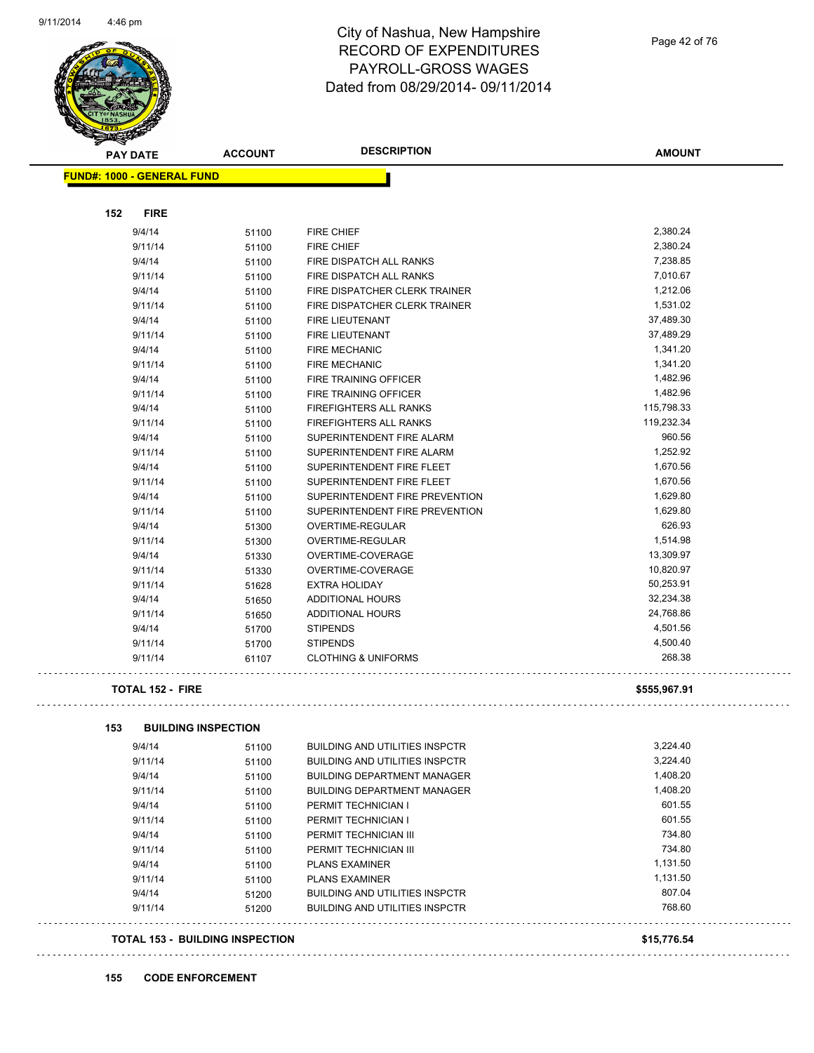# City of Nashua, New Hampshire
## RECORD OF EXPENDITURES
## PAYROLL-GROSS WAGES
## Dated from 08/29/2014- 09/11/2014

| PAY DATE | ACCOUNT | DESCRIPTION | AMOUNT |
|---|---|---|---|

**FUND#: 1000 - GENERAL FUND**

### 152 FIRE

| PAY DATE | ACCOUNT | DESCRIPTION | AMOUNT |
|---|---|---|---|
| 9/4/14 | 51100 | FIRE CHIEF | 2,380.24 |
| 9/11/14 | 51100 | FIRE CHIEF | 2,380.24 |
| 9/4/14 | 51100 | FIRE DISPATCH ALL RANKS | 7,238.85 |
| 9/11/14 | 51100 | FIRE DISPATCH ALL RANKS | 7,010.67 |
| 9/4/14 | 51100 | FIRE DISPATCHER CLERK TRAINER | 1,212.06 |
| 9/11/14 | 51100 | FIRE DISPATCHER CLERK TRAINER | 1,531.02 |
| 9/4/14 | 51100 | FIRE LIEUTENANT | 37,489.30 |
| 9/11/14 | 51100 | FIRE LIEUTENANT | 37,489.29 |
| 9/4/14 | 51100 | FIRE MECHANIC | 1,341.20 |
| 9/11/14 | 51100 | FIRE MECHANIC | 1,341.20 |
| 9/4/14 | 51100 | FIRE TRAINING OFFICER | 1,482.96 |
| 9/11/14 | 51100 | FIRE TRAINING OFFICER | 1,482.96 |
| 9/4/14 | 51100 | FIREFIGHTERS ALL RANKS | 115,798.33 |
| 9/11/14 | 51100 | FIREFIGHTERS ALL RANKS | 119,232.34 |
| 9/4/14 | 51100 | SUPERINTENDENT FIRE ALARM | 960.56 |
| 9/11/14 | 51100 | SUPERINTENDENT FIRE ALARM | 1,252.92 |
| 9/4/14 | 51100 | SUPERINTENDENT FIRE FLEET | 1,670.56 |
| 9/11/14 | 51100 | SUPERINTENDENT FIRE FLEET | 1,670.56 |
| 9/4/14 | 51100 | SUPERINTENDENT FIRE PREVENTION | 1,629.80 |
| 9/11/14 | 51100 | SUPERINTENDENT FIRE PREVENTION | 1,629.80 |
| 9/4/14 | 51300 | OVERTIME-REGULAR | 626.93 |
| 9/11/14 | 51300 | OVERTIME-REGULAR | 1,514.98 |
| 9/4/14 | 51330 | OVERTIME-COVERAGE | 13,309.97 |
| 9/11/14 | 51330 | OVERTIME-COVERAGE | 10,820.97 |
| 9/11/14 | 51628 | EXTRA HOLIDAY | 50,253.91 |
| 9/4/14 | 51650 | ADDITIONAL HOURS | 32,234.38 |
| 9/11/14 | 51650 | ADDITIONAL HOURS | 24,768.86 |
| 9/4/14 | 51700 | STIPENDS | 4,501.56 |
| 9/11/14 | 51700 | STIPENDS | 4,500.40 |
| 9/11/14 | 61107 | CLOTHING & UNIFORMS | 268.38 |

**TOTAL 152 - FIRE** **$555,967.91**

### 153 BUILDING INSPECTION

| PAY DATE | ACCOUNT | DESCRIPTION | AMOUNT |
|---|---|---|---|
| 9/4/14 | 51100 | BUILDING AND UTILITIES INSPCTR | 3,224.40 |
| 9/11/14 | 51100 | BUILDING AND UTILITIES INSPCTR | 3,224.40 |
| 9/4/14 | 51100 | BUILDING DEPARTMENT MANAGER | 1,408.20 |
| 9/11/14 | 51100 | BUILDING DEPARTMENT MANAGER | 1,408.20 |
| 9/4/14 | 51100 | PERMIT TECHNICIAN I | 601.55 |
| 9/11/14 | 51100 | PERMIT TECHNICIAN I | 601.55 |
| 9/4/14 | 51100 | PERMIT TECHNICIAN III | 734.80 |
| 9/11/14 | 51100 | PERMIT TECHNICIAN III | 734.80 |
| 9/4/14 | 51100 | PLANS EXAMINER | 1,131.50 |
| 9/11/14 | 51100 | PLANS EXAMINER | 1,131.50 |
| 9/4/14 | 51200 | BUILDING AND UTILITIES INSPCTR | 807.04 |
| 9/11/14 | 51200 | BUILDING AND UTILITIES INSPCTR | 768.60 |

**TOTAL 153 - BUILDING INSPECTION** **$15,776.54**

### 155 CODE ENFORCEMENT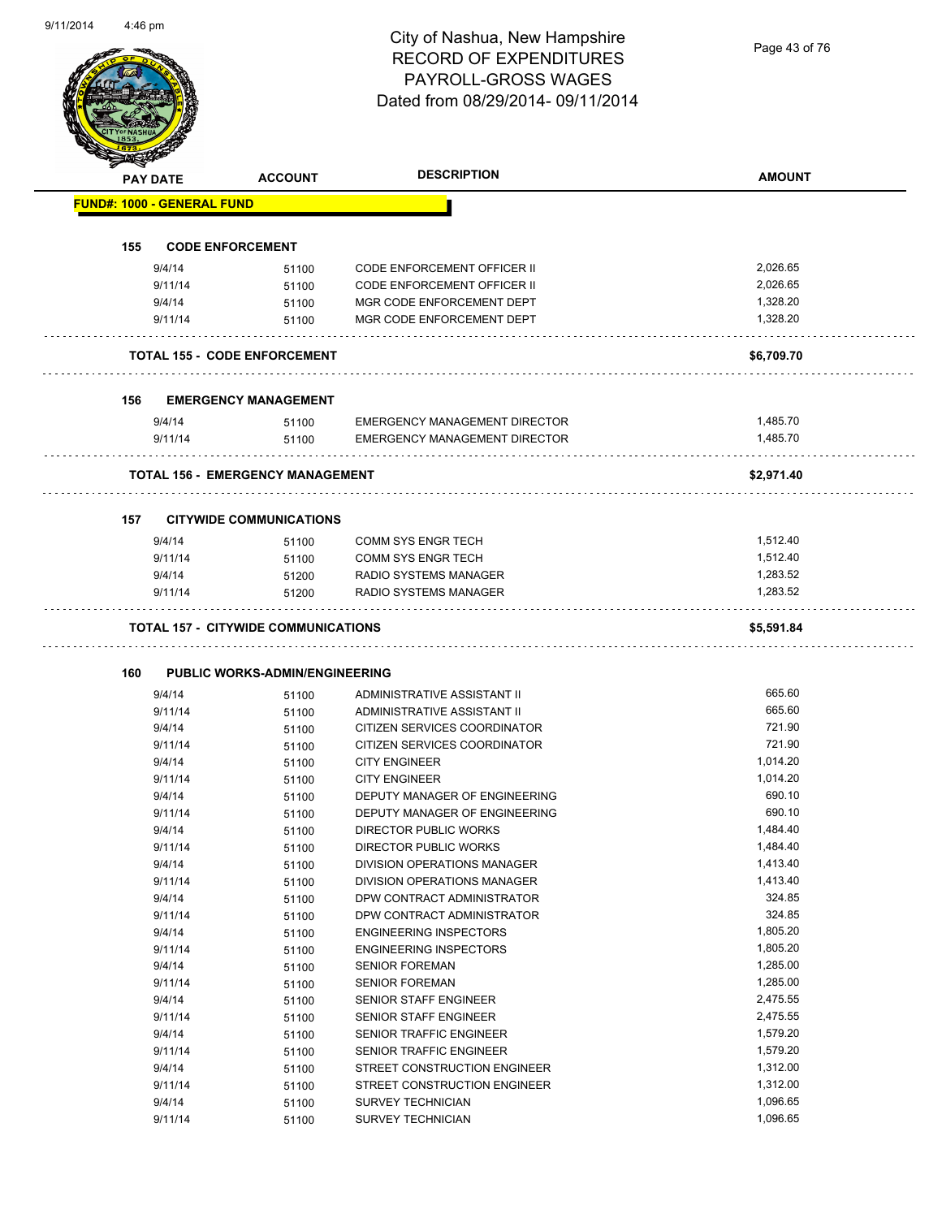# City of Nashua, New Hampshire
## RECORD OF EXPENDITURES
## PAYROLL-GROSS WAGES
## Dated from 08/29/2014- 09/11/2014

| PAY DATE | ACCOUNT | DESCRIPTION | AMOUNT |
|---|---|---|---|
| **FUND#: 1000 - GENERAL FUND** | | | |
| **155 CODE ENFORCEMENT** | | | |
| 9/4/14 | 51100 | CODE ENFORCEMENT OFFICER II | 2,026.65 |
| 9/11/14 | 51100 | CODE ENFORCEMENT OFFICER II | 2,026.65 |
| 9/4/14 | 51100 | MGR CODE ENFORCEMENT DEPT | 1,328.20 |
| 9/11/14 | 51100 | MGR CODE ENFORCEMENT DEPT | 1,328.20 |
| **TOTAL 155 - CODE ENFORCEMENT** | | | **$6,709.70** |
| **156 EMERGENCY MANAGEMENT** | | | |
| 9/4/14 | 51100 | EMERGENCY MANAGEMENT DIRECTOR | 1,485.70 |
| 9/11/14 | 51100 | EMERGENCY MANAGEMENT DIRECTOR | 1,485.70 |
| **TOTAL 156 - EMERGENCY MANAGEMENT** | | | **$2,971.40** |
| **157 CITYWIDE COMMUNICATIONS** | | | |
| 9/4/14 | 51100 | COMM SYS ENGR TECH | 1,512.40 |
| 9/11/14 | 51100 | COMM SYS ENGR TECH | 1,512.40 |
| 9/4/14 | 51200 | RADIO SYSTEMS MANAGER | 1,283.52 |
| 9/11/14 | 51200 | RADIO SYSTEMS MANAGER | 1,283.52 |
| **TOTAL 157 - CITYWIDE COMMUNICATIONS** | | | **$5,591.84** |
| **160 PUBLIC WORKS-ADMIN/ENGINEERING** | | | |
| 9/4/14 | 51100 | ADMINISTRATIVE ASSISTANT II | 665.60 |
| 9/11/14 | 51100 | ADMINISTRATIVE ASSISTANT II | 665.60 |
| 9/4/14 | 51100 | CITIZEN SERVICES COORDINATOR | 721.90 |
| 9/11/14 | 51100 | CITIZEN SERVICES COORDINATOR | 721.90 |
| 9/4/14 | 51100 | CITY ENGINEER | 1,014.20 |
| 9/11/14 | 51100 | CITY ENGINEER | 1,014.20 |
| 9/4/14 | 51100 | DEPUTY MANAGER OF ENGINEERING | 690.10 |
| 9/11/14 | 51100 | DEPUTY MANAGER OF ENGINEERING | 690.10 |
| 9/4/14 | 51100 | DIRECTOR PUBLIC WORKS | 1,484.40 |
| 9/11/14 | 51100 | DIRECTOR PUBLIC WORKS | 1,484.40 |
| 9/4/14 | 51100 | DIVISION OPERATIONS MANAGER | 1,413.40 |
| 9/11/14 | 51100 | DIVISION OPERATIONS MANAGER | 1,413.40 |
| 9/4/14 | 51100 | DPW CONTRACT ADMINISTRATOR | 324.85 |
| 9/11/14 | 51100 | DPW CONTRACT ADMINISTRATOR | 324.85 |
| 9/4/14 | 51100 | ENGINEERING INSPECTORS | 1,805.20 |
| 9/11/14 | 51100 | ENGINEERING INSPECTORS | 1,805.20 |
| 9/4/14 | 51100 | SENIOR FOREMAN | 1,285.00 |
| 9/11/14 | 51100 | SENIOR FOREMAN | 1,285.00 |
| 9/4/14 | 51100 | SENIOR STAFF ENGINEER | 2,475.55 |
| 9/11/14 | 51100 | SENIOR STAFF ENGINEER | 2,475.55 |
| 9/4/14 | 51100 | SENIOR TRAFFIC ENGINEER | 1,579.20 |
| 9/11/14 | 51100 | SENIOR TRAFFIC ENGINEER | 1,579.20 |
| 9/4/14 | 51100 | STREET CONSTRUCTION ENGINEER | 1,312.00 |
| 9/11/14 | 51100 | STREET CONSTRUCTION ENGINEER | 1,312.00 |
| 9/4/14 | 51100 | SURVEY TECHNICIAN | 1,096.65 |
| 9/11/14 | 51100 | SURVEY TECHNICIAN | 1,096.65 |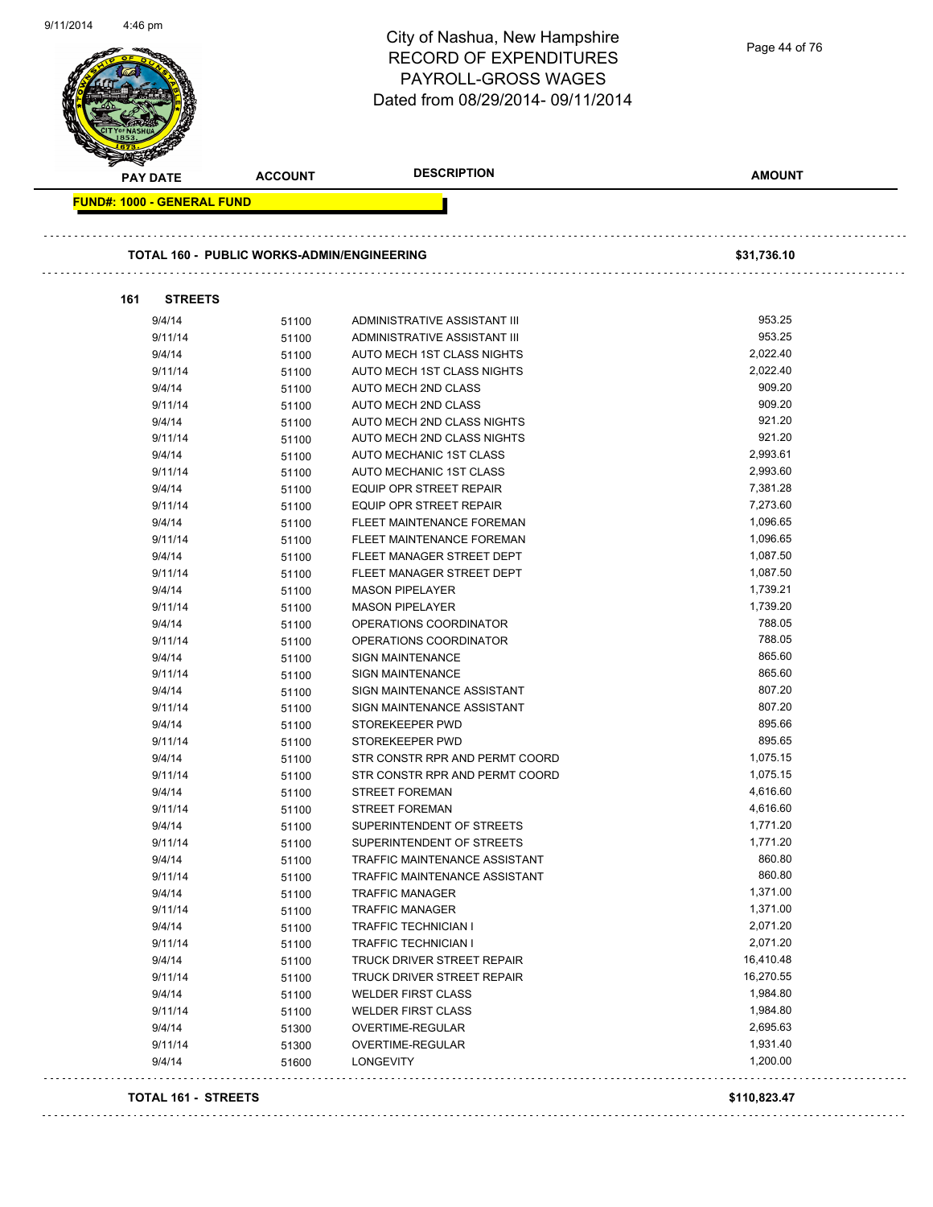# City of Nashua, New Hampshire
## RECORD OF EXPENDITURES
## PAYROLL-GROSS WAGES
## Dated from 08/29/2014- 09/11/2014

**FUND#: 1000 - GENERAL FUND**

**TOTAL 160 - PUBLIC WORKS-ADMIN/ENGINEERING** — **$31,736.10**

### 161 STREETS

| PAY DATE | ACCOUNT | DESCRIPTION | AMOUNT |
|---|---|---|---|
| 9/4/14 | 51100 | ADMINISTRATIVE ASSISTANT III | 953.25 |
| 9/11/14 | 51100 | ADMINISTRATIVE ASSISTANT III | 953.25 |
| 9/4/14 | 51100 | AUTO MECH 1ST CLASS NIGHTS | 2,022.40 |
| 9/11/14 | 51100 | AUTO MECH 1ST CLASS NIGHTS | 2,022.40 |
| 9/4/14 | 51100 | AUTO MECH 2ND CLASS | 909.20 |
| 9/11/14 | 51100 | AUTO MECH 2ND CLASS | 909.20 |
| 9/4/14 | 51100 | AUTO MECH 2ND CLASS NIGHTS | 921.20 |
| 9/11/14 | 51100 | AUTO MECH 2ND CLASS NIGHTS | 921.20 |
| 9/4/14 | 51100 | AUTO MECHANIC 1ST CLASS | 2,993.61 |
| 9/11/14 | 51100 | AUTO MECHANIC 1ST CLASS | 2,993.60 |
| 9/4/14 | 51100 | EQUIP OPR STREET REPAIR | 7,381.28 |
| 9/11/14 | 51100 | EQUIP OPR STREET REPAIR | 7,273.60 |
| 9/4/14 | 51100 | FLEET MAINTENANCE FOREMAN | 1,096.65 |
| 9/11/14 | 51100 | FLEET MAINTENANCE FOREMAN | 1,096.65 |
| 9/4/14 | 51100 | FLEET MANAGER STREET DEPT | 1,087.50 |
| 9/11/14 | 51100 | FLEET MANAGER STREET DEPT | 1,087.50 |
| 9/4/14 | 51100 | MASON PIPELAYER | 1,739.21 |
| 9/11/14 | 51100 | MASON PIPELAYER | 1,739.20 |
| 9/4/14 | 51100 | OPERATIONS COORDINATOR | 788.05 |
| 9/11/14 | 51100 | OPERATIONS COORDINATOR | 788.05 |
| 9/4/14 | 51100 | SIGN MAINTENANCE | 865.60 |
| 9/11/14 | 51100 | SIGN MAINTENANCE | 865.60 |
| 9/4/14 | 51100 | SIGN MAINTENANCE ASSISTANT | 807.20 |
| 9/11/14 | 51100 | SIGN MAINTENANCE ASSISTANT | 807.20 |
| 9/4/14 | 51100 | STOREKEEPER PWD | 895.66 |
| 9/11/14 | 51100 | STOREKEEPER PWD | 895.65 |
| 9/4/14 | 51100 | STR CONSTR RPR AND PERMT COORD | 1,075.15 |
| 9/11/14 | 51100 | STR CONSTR RPR AND PERMT COORD | 1,075.15 |
| 9/4/14 | 51100 | STREET FOREMAN | 4,616.60 |
| 9/11/14 | 51100 | STREET FOREMAN | 4,616.60 |
| 9/4/14 | 51100 | SUPERINTENDENT OF STREETS | 1,771.20 |
| 9/11/14 | 51100 | SUPERINTENDENT OF STREETS | 1,771.20 |
| 9/4/14 | 51100 | TRAFFIC MAINTENANCE ASSISTANT | 860.80 |
| 9/11/14 | 51100 | TRAFFIC MAINTENANCE ASSISTANT | 860.80 |
| 9/4/14 | 51100 | TRAFFIC MANAGER | 1,371.00 |
| 9/11/14 | 51100 | TRAFFIC MANAGER | 1,371.00 |
| 9/4/14 | 51100 | TRAFFIC TECHNICIAN I | 2,071.20 |
| 9/11/14 | 51100 | TRAFFIC TECHNICIAN I | 2,071.20 |
| 9/4/14 | 51100 | TRUCK DRIVER STREET REPAIR | 16,410.48 |
| 9/11/14 | 51100 | TRUCK DRIVER STREET REPAIR | 16,270.55 |
| 9/4/14 | 51100 | WELDER FIRST CLASS | 1,984.80 |
| 9/11/14 | 51100 | WELDER FIRST CLASS | 1,984.80 |
| 9/4/14 | 51300 | OVERTIME-REGULAR | 2,695.63 |
| 9/11/14 | 51300 | OVERTIME-REGULAR | 1,931.40 |
| 9/4/14 | 51600 | LONGEVITY | 1,200.00 |

**TOTAL 161 - STREETS** — **$110,823.47**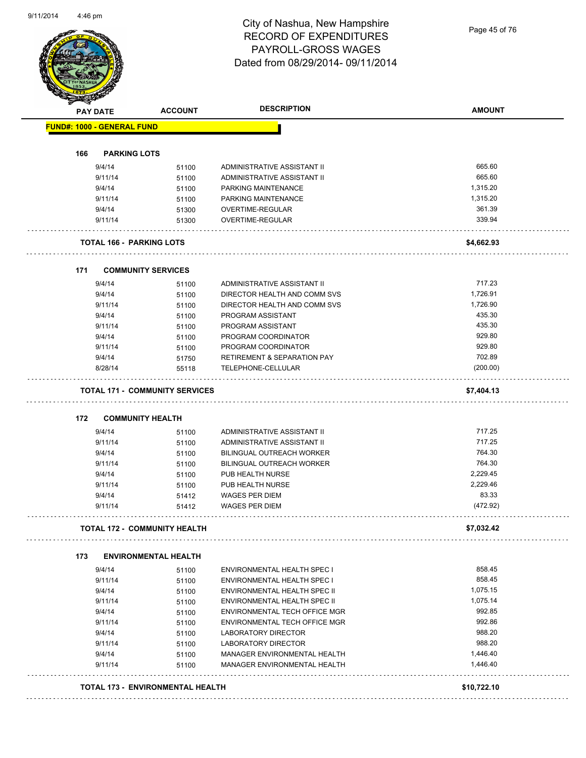# City of Nashua, New Hampshire
## RECORD OF EXPENDITURES
## PAYROLL-GROSS WAGES
## Dated from 08/29/2014- 09/11/2014

**FUND#: 1000 - GENERAL FUND**

### 166 PARKING LOTS

| PAY DATE | ACCOUNT | DESCRIPTION | AMOUNT |
|---|---|---|---|
| 9/4/14 | 51100 | ADMINISTRATIVE ASSISTANT II | 665.60 |
| 9/11/14 | 51100 | ADMINISTRATIVE ASSISTANT II | 665.60 |
| 9/4/14 | 51100 | PARKING MAINTENANCE | 1,315.20 |
| 9/11/14 | 51100 | PARKING MAINTENANCE | 1,315.20 |
| 9/4/14 | 51300 | OVERTIME-REGULAR | 361.39 |
| 9/11/14 | 51300 | OVERTIME-REGULAR | 339.94 |
| **TOTAL 166 - PARKING LOTS** | | | **$4,662.93** |

### 171 COMMUNITY SERVICES

| PAY DATE | ACCOUNT | DESCRIPTION | AMOUNT |
|---|---|---|---|
| 9/4/14 | 51100 | ADMINISTRATIVE ASSISTANT II | 717.23 |
| 9/4/14 | 51100 | DIRECTOR HEALTH AND COMM SVS | 1,726.91 |
| 9/11/14 | 51100 | DIRECTOR HEALTH AND COMM SVS | 1,726.90 |
| 9/4/14 | 51100 | PROGRAM ASSISTANT | 435.30 |
| 9/11/14 | 51100 | PROGRAM ASSISTANT | 435.30 |
| 9/4/14 | 51100 | PROGRAM COORDINATOR | 929.80 |
| 9/11/14 | 51100 | PROGRAM COORDINATOR | 929.80 |
| 9/4/14 | 51750 | RETIREMENT & SEPARATION PAY | 702.89 |
| 8/28/14 | 55118 | TELEPHONE-CELLULAR | (200.00) |
| **TOTAL 171 - COMMUNITY SERVICES** | | | **$7,404.13** |

### 172 COMMUNITY HEALTH

| PAY DATE | ACCOUNT | DESCRIPTION | AMOUNT |
|---|---|---|---|
| 9/4/14 | 51100 | ADMINISTRATIVE ASSISTANT II | 717.25 |
| 9/11/14 | 51100 | ADMINISTRATIVE ASSISTANT II | 717.25 |
| 9/4/14 | 51100 | BILINGUAL OUTREACH WORKER | 764.30 |
| 9/11/14 | 51100 | BILINGUAL OUTREACH WORKER | 764.30 |
| 9/4/14 | 51100 | PUB HEALTH NURSE | 2,229.45 |
| 9/11/14 | 51100 | PUB HEALTH NURSE | 2,229.46 |
| 9/4/14 | 51412 | WAGES PER DIEM | 83.33 |
| 9/11/14 | 51412 | WAGES PER DIEM | (472.92) |
| **TOTAL 172 - COMMUNITY HEALTH** | | | **$7,032.42** |

### 173 ENVIRONMENTAL HEALTH

| PAY DATE | ACCOUNT | DESCRIPTION | AMOUNT |
|---|---|---|---|
| 9/4/14 | 51100 | ENVIRONMENTAL HEALTH SPEC I | 858.45 |
| 9/11/14 | 51100 | ENVIRONMENTAL HEALTH SPEC I | 858.45 |
| 9/4/14 | 51100 | ENVIRONMENTAL HEALTH SPEC II | 1,075.15 |
| 9/11/14 | 51100 | ENVIRONMENTAL HEALTH SPEC II | 1,075.14 |
| 9/4/14 | 51100 | ENVIRONMENTAL TECH OFFICE MGR | 992.85 |
| 9/11/14 | 51100 | ENVIRONMENTAL TECH OFFICE MGR | 992.86 |
| 9/4/14 | 51100 | LABORATORY DIRECTOR | 988.20 |
| 9/11/14 | 51100 | LABORATORY DIRECTOR | 988.20 |
| 9/4/14 | 51100 | MANAGER ENVIRONMENTAL HEALTH | 1,446.40 |
| 9/11/14 | 51100 | MANAGER ENVIRONMENTAL HEALTH | 1,446.40 |
| **TOTAL 173 - ENVIRONMENTAL HEALTH** | | | **$10,722.10** |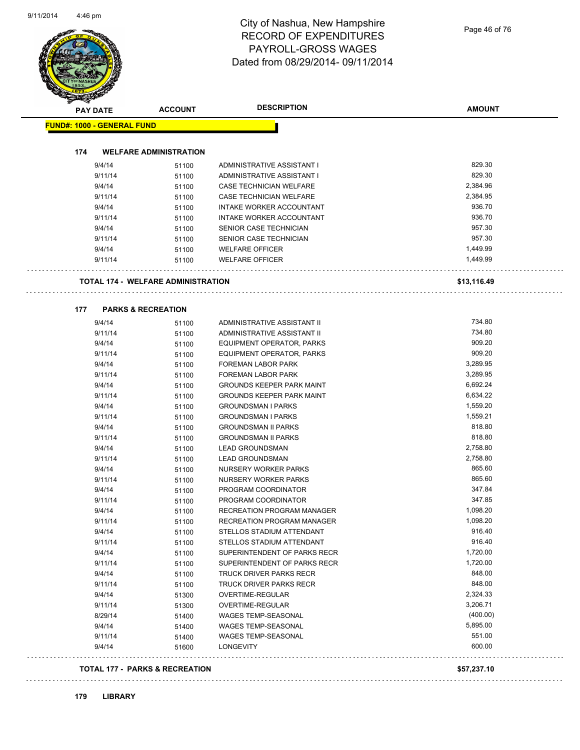# City of Nashua, New Hampshire
# RECORD OF EXPENDITURES
# PAYROLL-GROSS WAGES
# Dated from 08/29/2014- 09/11/2014

**FUND#: 1000 - GENERAL FUND**

### 174 WELFARE ADMINISTRATION

| PAY DATE | ACCOUNT | DESCRIPTION | AMOUNT |
|---|---|---|---|
| 9/4/14 | 51100 | ADMINISTRATIVE ASSISTANT I | 829.30 |
| 9/11/14 | 51100 | ADMINISTRATIVE ASSISTANT I | 829.30 |
| 9/4/14 | 51100 | CASE TECHNICIAN WELFARE | 2,384.96 |
| 9/11/14 | 51100 | CASE TECHNICIAN WELFARE | 2,384.95 |
| 9/4/14 | 51100 | INTAKE WORKER ACCOUNTANT | 936.70 |
| 9/11/14 | 51100 | INTAKE WORKER ACCOUNTANT | 936.70 |
| 9/4/14 | 51100 | SENIOR CASE TECHNICIAN | 957.30 |
| 9/11/14 | 51100 | SENIOR CASE TECHNICIAN | 957.30 |
| 9/4/14 | 51100 | WELFARE OFFICER | 1,449.99 |
| 9/11/14 | 51100 | WELFARE OFFICER | 1,449.99 |

**TOTAL 174 - WELFARE ADMINISTRATION** **$13,116.49**

### 177 PARKS & RECREATION

| PAY DATE | ACCOUNT | DESCRIPTION | AMOUNT |
|---|---|---|---|
| 9/4/14 | 51100 | ADMINISTRATIVE ASSISTANT II | 734.80 |
| 9/11/14 | 51100 | ADMINISTRATIVE ASSISTANT II | 734.80 |
| 9/4/14 | 51100 | EQUIPMENT OPERATOR, PARKS | 909.20 |
| 9/11/14 | 51100 | EQUIPMENT OPERATOR, PARKS | 909.20 |
| 9/4/14 | 51100 | FOREMAN LABOR PARK | 3,289.95 |
| 9/11/14 | 51100 | FOREMAN LABOR PARK | 3,289.95 |
| 9/4/14 | 51100 | GROUNDS KEEPER PARK MAINT | 6,692.24 |
| 9/11/14 | 51100 | GROUNDS KEEPER PARK MAINT | 6,634.22 |
| 9/4/14 | 51100 | GROUNDSMAN I PARKS | 1,559.20 |
| 9/11/14 | 51100 | GROUNDSMAN I PARKS | 1,559.21 |
| 9/4/14 | 51100 | GROUNDSMAN II PARKS | 818.80 |
| 9/11/14 | 51100 | GROUNDSMAN II PARKS | 818.80 |
| 9/4/14 | 51100 | LEAD GROUNDSMAN | 2,758.80 |
| 9/11/14 | 51100 | LEAD GROUNDSMAN | 2,758.80 |
| 9/4/14 | 51100 | NURSERY WORKER PARKS | 865.60 |
| 9/11/14 | 51100 | NURSERY WORKER PARKS | 865.60 |
| 9/4/14 | 51100 | PROGRAM COORDINATOR | 347.84 |
| 9/11/14 | 51100 | PROGRAM COORDINATOR | 347.85 |
| 9/4/14 | 51100 | RECREATION PROGRAM MANAGER | 1,098.20 |
| 9/11/14 | 51100 | RECREATION PROGRAM MANAGER | 1,098.20 |
| 9/4/14 | 51100 | STELLOS STADIUM ATTENDANT | 916.40 |
| 9/11/14 | 51100 | STELLOS STADIUM ATTENDANT | 916.40 |
| 9/4/14 | 51100 | SUPERINTENDENT OF PARKS RECR | 1,720.00 |
| 9/11/14 | 51100 | SUPERINTENDENT OF PARKS RECR | 1,720.00 |
| 9/4/14 | 51100 | TRUCK DRIVER PARKS RECR | 848.00 |
| 9/11/14 | 51100 | TRUCK DRIVER PARKS RECR | 848.00 |
| 9/4/14 | 51300 | OVERTIME-REGULAR | 2,324.33 |
| 9/11/14 | 51300 | OVERTIME-REGULAR | 3,206.71 |
| 8/29/14 | 51400 | WAGES TEMP-SEASONAL | (400.00) |
| 9/4/14 | 51400 | WAGES TEMP-SEASONAL | 5,895.00 |
| 9/11/14 | 51400 | WAGES TEMP-SEASONAL | 551.00 |
| 9/4/14 | 51600 | LONGEVITY | 600.00 |

**TOTAL 177 - PARKS & RECREATION** **$57,237.10**

### 179 LIBRARY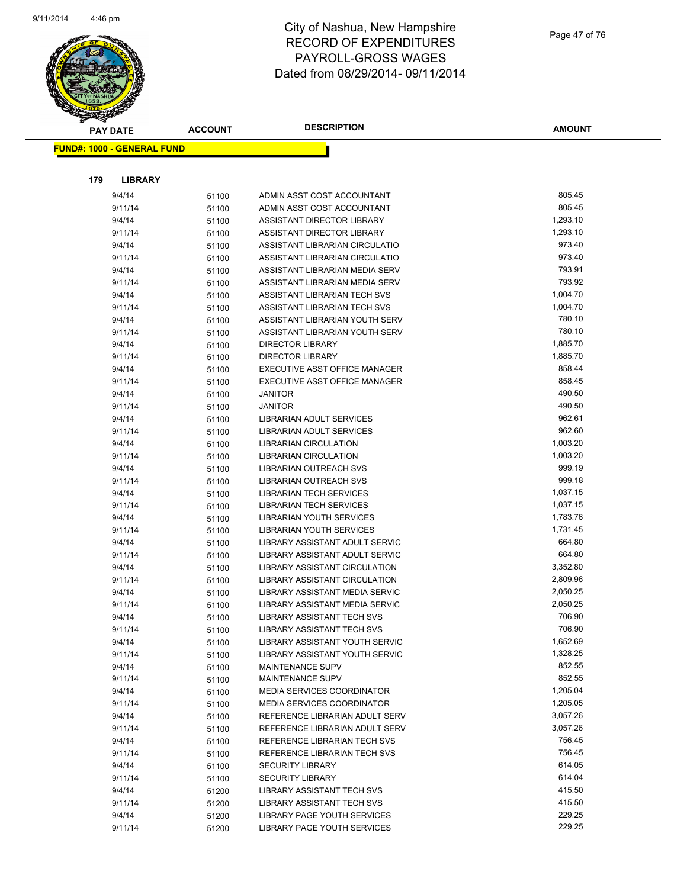# City of Nashua, New Hampshire
## RECORD OF EXPENDITURES
## PAYROLL-GROSS WAGES
## Dated from 08/29/2014- 09/11/2014

**FUND#: 1000 - GENERAL FUND**

**179 LIBRARY**

| PAY DATE | ACCOUNT | DESCRIPTION | AMOUNT |
|---|---|---|---|
| 9/4/14 | 51100 | ADMIN ASST COST ACCOUNTANT | 805.45 |
| 9/11/14 | 51100 | ADMIN ASST COST ACCOUNTANT | 805.45 |
| 9/4/14 | 51100 | ASSISTANT DIRECTOR LIBRARY | 1,293.10 |
| 9/11/14 | 51100 | ASSISTANT DIRECTOR LIBRARY | 1,293.10 |
| 9/4/14 | 51100 | ASSISTANT LIBRARIAN CIRCULATIO | 973.40 |
| 9/11/14 | 51100 | ASSISTANT LIBRARIAN CIRCULATIO | 973.40 |
| 9/4/14 | 51100 | ASSISTANT LIBRARIAN MEDIA SERV | 793.91 |
| 9/11/14 | 51100 | ASSISTANT LIBRARIAN MEDIA SERV | 793.92 |
| 9/4/14 | 51100 | ASSISTANT LIBRARIAN TECH SVS | 1,004.70 |
| 9/11/14 | 51100 | ASSISTANT LIBRARIAN TECH SVS | 1,004.70 |
| 9/4/14 | 51100 | ASSISTANT LIBRARIAN YOUTH SERV | 780.10 |
| 9/11/14 | 51100 | ASSISTANT LIBRARIAN YOUTH SERV | 780.10 |
| 9/4/14 | 51100 | DIRECTOR LIBRARY | 1,885.70 |
| 9/11/14 | 51100 | DIRECTOR LIBRARY | 1,885.70 |
| 9/4/14 | 51100 | EXECUTIVE ASST OFFICE MANAGER | 858.44 |
| 9/11/14 | 51100 | EXECUTIVE ASST OFFICE MANAGER | 858.45 |
| 9/4/14 | 51100 | JANITOR | 490.50 |
| 9/11/14 | 51100 | JANITOR | 490.50 |
| 9/4/14 | 51100 | LIBRARIAN ADULT SERVICES | 962.61 |
| 9/11/14 | 51100 | LIBRARIAN ADULT SERVICES | 962.60 |
| 9/4/14 | 51100 | LIBRARIAN CIRCULATION | 1,003.20 |
| 9/11/14 | 51100 | LIBRARIAN CIRCULATION | 1,003.20 |
| 9/4/14 | 51100 | LIBRARIAN OUTREACH SVS | 999.19 |
| 9/11/14 | 51100 | LIBRARIAN OUTREACH SVS | 999.18 |
| 9/4/14 | 51100 | LIBRARIAN TECH SERVICES | 1,037.15 |
| 9/11/14 | 51100 | LIBRARIAN TECH SERVICES | 1,037.15 |
| 9/4/14 | 51100 | LIBRARIAN YOUTH SERVICES | 1,783.76 |
| 9/11/14 | 51100 | LIBRARIAN YOUTH SERVICES | 1,731.45 |
| 9/4/14 | 51100 | LIBRARY ASSISTANT ADULT SERVIC | 664.80 |
| 9/11/14 | 51100 | LIBRARY ASSISTANT ADULT SERVIC | 664.80 |
| 9/4/14 | 51100 | LIBRARY ASSISTANT CIRCULATION | 3,352.80 |
| 9/11/14 | 51100 | LIBRARY ASSISTANT CIRCULATION | 2,809.96 |
| 9/4/14 | 51100 | LIBRARY ASSISTANT MEDIA SERVIC | 2,050.25 |
| 9/11/14 | 51100 | LIBRARY ASSISTANT MEDIA SERVIC | 2,050.25 |
| 9/4/14 | 51100 | LIBRARY ASSISTANT TECH SVS | 706.90 |
| 9/11/14 | 51100 | LIBRARY ASSISTANT TECH SVS | 706.90 |
| 9/4/14 | 51100 | LIBRARY ASSISTANT YOUTH SERVIC | 1,652.69 |
| 9/11/14 | 51100 | LIBRARY ASSISTANT YOUTH SERVIC | 1,328.25 |
| 9/4/14 | 51100 | MAINTENANCE SUPV | 852.55 |
| 9/11/14 | 51100 | MAINTENANCE SUPV | 852.55 |
| 9/4/14 | 51100 | MEDIA SERVICES COORDINATOR | 1,205.04 |
| 9/11/14 | 51100 | MEDIA SERVICES COORDINATOR | 1,205.05 |
| 9/4/14 | 51100 | REFERENCE LIBRARIAN ADULT SERV | 3,057.26 |
| 9/11/14 | 51100 | REFERENCE LIBRARIAN ADULT SERV | 3,057.26 |
| 9/4/14 | 51100 | REFERENCE LIBRARIAN TECH SVS | 756.45 |
| 9/11/14 | 51100 | REFERENCE LIBRARIAN TECH SVS | 756.45 |
| 9/4/14 | 51100 | SECURITY LIBRARY | 614.05 |
| 9/11/14 | 51100 | SECURITY LIBRARY | 614.04 |
| 9/4/14 | 51200 | LIBRARY ASSISTANT TECH SVS | 415.50 |
| 9/11/14 | 51200 | LIBRARY ASSISTANT TECH SVS | 415.50 |
| 9/4/14 | 51200 | LIBRARY PAGE YOUTH SERVICES | 229.25 |
| 9/11/14 | 51200 | LIBRARY PAGE YOUTH SERVICES | 229.25 |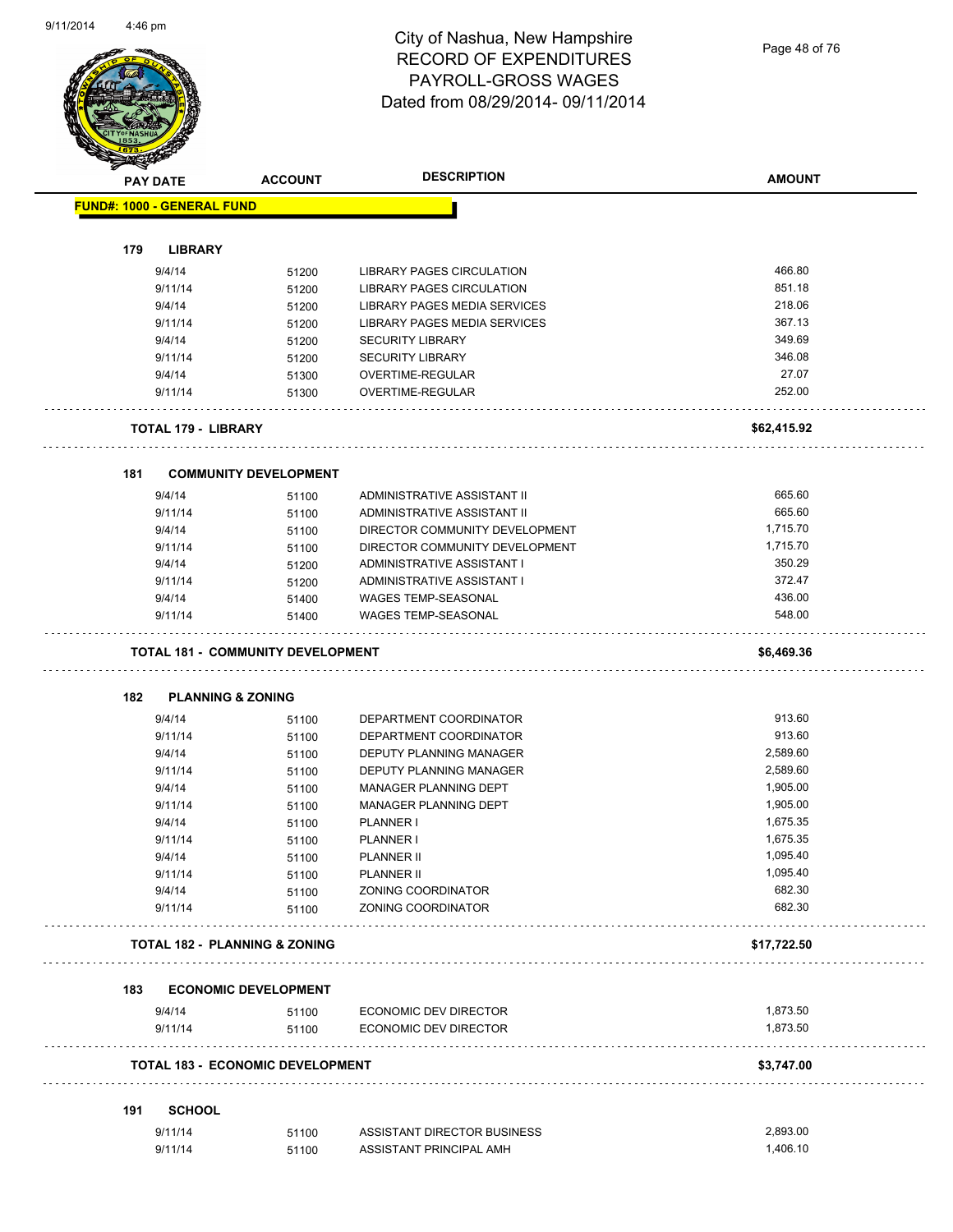# City of Nashua, New Hampshire
## RECORD OF EXPENDITURES
## PAYROLL-GROSS WAGES
## Dated from 08/29/2014- 09/11/2014

| PAY DATE | ACCOUNT | DESCRIPTION | AMOUNT |
|---|---|---|---|
| **FUND#: 1000 - GENERAL FUND** | | | |
| **179 LIBRARY** | | | |
| 9/4/14 | 51200 | LIBRARY PAGES CIRCULATION | 466.80 |
| 9/11/14 | 51200 | LIBRARY PAGES CIRCULATION | 851.18 |
| 9/4/14 | 51200 | LIBRARY PAGES MEDIA SERVICES | 218.06 |
| 9/11/14 | 51200 | LIBRARY PAGES MEDIA SERVICES | 367.13 |
| 9/4/14 | 51200 | SECURITY LIBRARY | 349.69 |
| 9/11/14 | 51200 | SECURITY LIBRARY | 346.08 |
| 9/4/14 | 51300 | OVERTIME-REGULAR | 27.07 |
| 9/11/14 | 51300 | OVERTIME-REGULAR | 252.00 |
| **TOTAL 179 - LIBRARY** | | | **$62,415.92** |
| **181 COMMUNITY DEVELOPMENT** | | | |
| 9/4/14 | 51100 | ADMINISTRATIVE ASSISTANT II | 665.60 |
| 9/11/14 | 51100 | ADMINISTRATIVE ASSISTANT II | 665.60 |
| 9/4/14 | 51100 | DIRECTOR COMMUNITY DEVELOPMENT | 1,715.70 |
| 9/11/14 | 51100 | DIRECTOR COMMUNITY DEVELOPMENT | 1,715.70 |
| 9/4/14 | 51200 | ADMINISTRATIVE ASSISTANT I | 350.29 |
| 9/11/14 | 51200 | ADMINISTRATIVE ASSISTANT I | 372.47 |
| 9/4/14 | 51400 | WAGES TEMP-SEASONAL | 436.00 |
| 9/11/14 | 51400 | WAGES TEMP-SEASONAL | 548.00 |
| **TOTAL 181 - COMMUNITY DEVELOPMENT** | | | **$6,469.36** |
| **182 PLANNING & ZONING** | | | |
| 9/4/14 | 51100 | DEPARTMENT COORDINATOR | 913.60 |
| 9/11/14 | 51100 | DEPARTMENT COORDINATOR | 913.60 |
| 9/4/14 | 51100 | DEPUTY PLANNING MANAGER | 2,589.60 |
| 9/11/14 | 51100 | DEPUTY PLANNING MANAGER | 2,589.60 |
| 9/4/14 | 51100 | MANAGER PLANNING DEPT | 1,905.00 |
| 9/11/14 | 51100 | MANAGER PLANNING DEPT | 1,905.00 |
| 9/4/14 | 51100 | PLANNER I | 1,675.35 |
| 9/11/14 | 51100 | PLANNER I | 1,675.35 |
| 9/4/14 | 51100 | PLANNER II | 1,095.40 |
| 9/11/14 | 51100 | PLANNER II | 1,095.40 |
| 9/4/14 | 51100 | ZONING COORDINATOR | 682.30 |
| 9/11/14 | 51100 | ZONING COORDINATOR | 682.30 |
| **TOTAL 182 - PLANNING & ZONING** | | | **$17,722.50** |
| **183 ECONOMIC DEVELOPMENT** | | | |
| 9/4/14 | 51100 | ECONOMIC DEV DIRECTOR | 1,873.50 |
| 9/11/14 | 51100 | ECONOMIC DEV DIRECTOR | 1,873.50 |
| **TOTAL 183 - ECONOMIC DEVELOPMENT** | | | **$3,747.00** |
| **191 SCHOOL** | | | |
| 9/11/14 | 51100 | ASSISTANT DIRECTOR BUSINESS | 2,893.00 |
| 9/11/14 | 51100 | ASSISTANT PRINCIPAL AMH | 1,406.10 |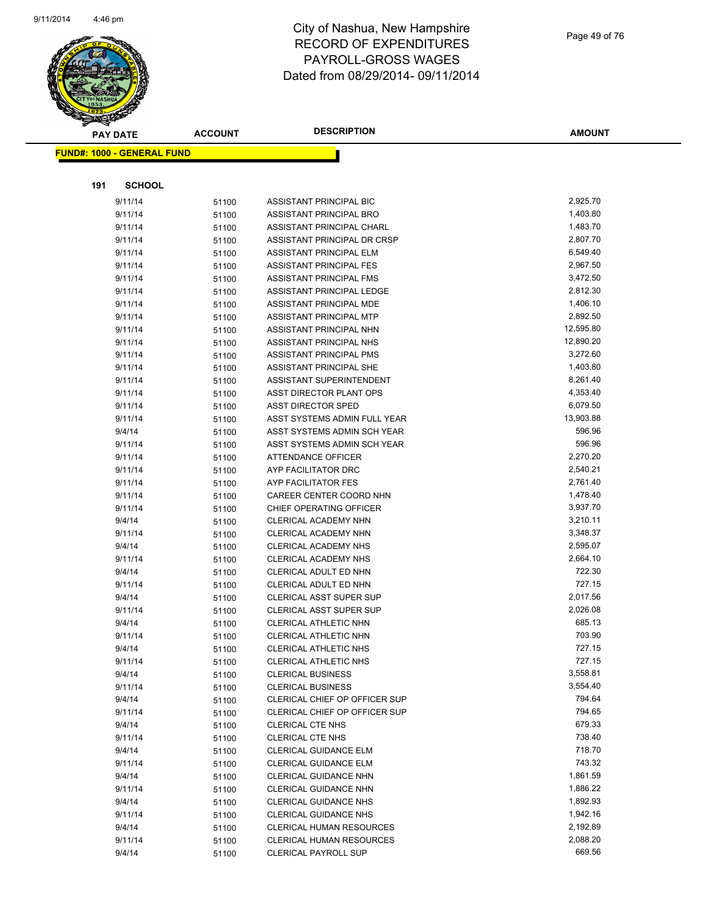# City of Nashua, New Hampshire
## RECORD OF EXPENDITURES
## PAYROLL-GROSS WAGES
## Dated from 08/29/2014- 09/11/2014

**FUND#: 1000 - GENERAL FUND**

**191 SCHOOL**

| PAY DATE | ACCOUNT | DESCRIPTION | AMOUNT |
|---|---|---|---|
| 9/11/14 | 51100 | ASSISTANT PRINCIPAL BIC | 2,925.70 |
| 9/11/14 | 51100 | ASSISTANT PRINCIPAL BRO | 1,403.80 |
| 9/11/14 | 51100 | ASSISTANT PRINCIPAL CHARL | 1,483.70 |
| 9/11/14 | 51100 | ASSISTANT PRINCIPAL DR CRSP | 2,807.70 |
| 9/11/14 | 51100 | ASSISTANT PRINCIPAL ELM | 6,549.40 |
| 9/11/14 | 51100 | ASSISTANT PRINCIPAL FES | 2,967.50 |
| 9/11/14 | 51100 | ASSISTANT PRINCIPAL FMS | 3,472.50 |
| 9/11/14 | 51100 | ASSISTANT PRINCIPAL LEDGE | 2,812.30 |
| 9/11/14 | 51100 | ASSISTANT PRINCIPAL MDE | 1,406.10 |
| 9/11/14 | 51100 | ASSISTANT PRINCIPAL MTP | 2,892.50 |
| 9/11/14 | 51100 | ASSISTANT PRINCIPAL NHN | 12,595.80 |
| 9/11/14 | 51100 | ASSISTANT PRINCIPAL NHS | 12,890.20 |
| 9/11/14 | 51100 | ASSISTANT PRINCIPAL PMS | 3,272.60 |
| 9/11/14 | 51100 | ASSISTANT PRINCIPAL SHE | 1,403.80 |
| 9/11/14 | 51100 | ASSISTANT SUPERINTENDENT | 8,261.40 |
| 9/11/14 | 51100 | ASST DIRECTOR PLANT OPS | 4,353.40 |
| 9/11/14 | 51100 | ASST DIRECTOR SPED | 6,079.50 |
| 9/11/14 | 51100 | ASST SYSTEMS ADMIN FULL YEAR | 13,903.88 |
| 9/4/14 | 51100 | ASST SYSTEMS ADMIN SCH YEAR | 596.96 |
| 9/11/14 | 51100 | ASST SYSTEMS ADMIN SCH YEAR | 596.96 |
| 9/11/14 | 51100 | ATTENDANCE OFFICER | 2,270.20 |
| 9/11/14 | 51100 | AYP FACILITATOR DRC | 2,540.21 |
| 9/11/14 | 51100 | AYP FACILITATOR FES | 2,761.40 |
| 9/11/14 | 51100 | CAREER CENTER COORD NHN | 1,478.40 |
| 9/11/14 | 51100 | CHIEF OPERATING OFFICER | 3,937.70 |
| 9/4/14 | 51100 | CLERICAL ACADEMY NHN | 3,210.11 |
| 9/11/14 | 51100 | CLERICAL ACADEMY NHN | 3,348.37 |
| 9/4/14 | 51100 | CLERICAL ACADEMY NHS | 2,595.07 |
| 9/11/14 | 51100 | CLERICAL ACADEMY NHS | 2,664.10 |
| 9/4/14 | 51100 | CLERICAL ADULT ED NHN | 722.30 |
| 9/11/14 | 51100 | CLERICAL ADULT ED NHN | 727.15 |
| 9/4/14 | 51100 | CLERICAL ASST SUPER SUP | 2,017.56 |
| 9/11/14 | 51100 | CLERICAL ASST SUPER SUP | 2,026.08 |
| 9/4/14 | 51100 | CLERICAL ATHLETIC NHN | 685.13 |
| 9/11/14 | 51100 | CLERICAL ATHLETIC NHN | 703.90 |
| 9/4/14 | 51100 | CLERICAL ATHLETIC NHS | 727.15 |
| 9/11/14 | 51100 | CLERICAL ATHLETIC NHS | 727.15 |
| 9/4/14 | 51100 | CLERICAL BUSINESS | 3,558.81 |
| 9/11/14 | 51100 | CLERICAL BUSINESS | 3,554.40 |
| 9/4/14 | 51100 | CLERICAL CHIEF OP OFFICER SUP | 794.64 |
| 9/11/14 | 51100 | CLERICAL CHIEF OP OFFICER SUP | 794.65 |
| 9/4/14 | 51100 | CLERICAL CTE NHS | 679.33 |
| 9/11/14 | 51100 | CLERICAL CTE NHS | 738.40 |
| 9/4/14 | 51100 | CLERICAL GUIDANCE ELM | 718.70 |
| 9/11/14 | 51100 | CLERICAL GUIDANCE ELM | 743.32 |
| 9/4/14 | 51100 | CLERICAL GUIDANCE NHN | 1,861.59 |
| 9/11/14 | 51100 | CLERICAL GUIDANCE NHN | 1,886.22 |
| 9/4/14 | 51100 | CLERICAL GUIDANCE NHS | 1,892.93 |
| 9/11/14 | 51100 | CLERICAL GUIDANCE NHS | 1,942.16 |
| 9/4/14 | 51100 | CLERICAL HUMAN RESOURCES | 2,192.89 |
| 9/11/14 | 51100 | CLERICAL HUMAN RESOURCES | 2,088.20 |
| 9/4/14 | 51100 | CLERICAL PAYROLL SUP | 669.56 |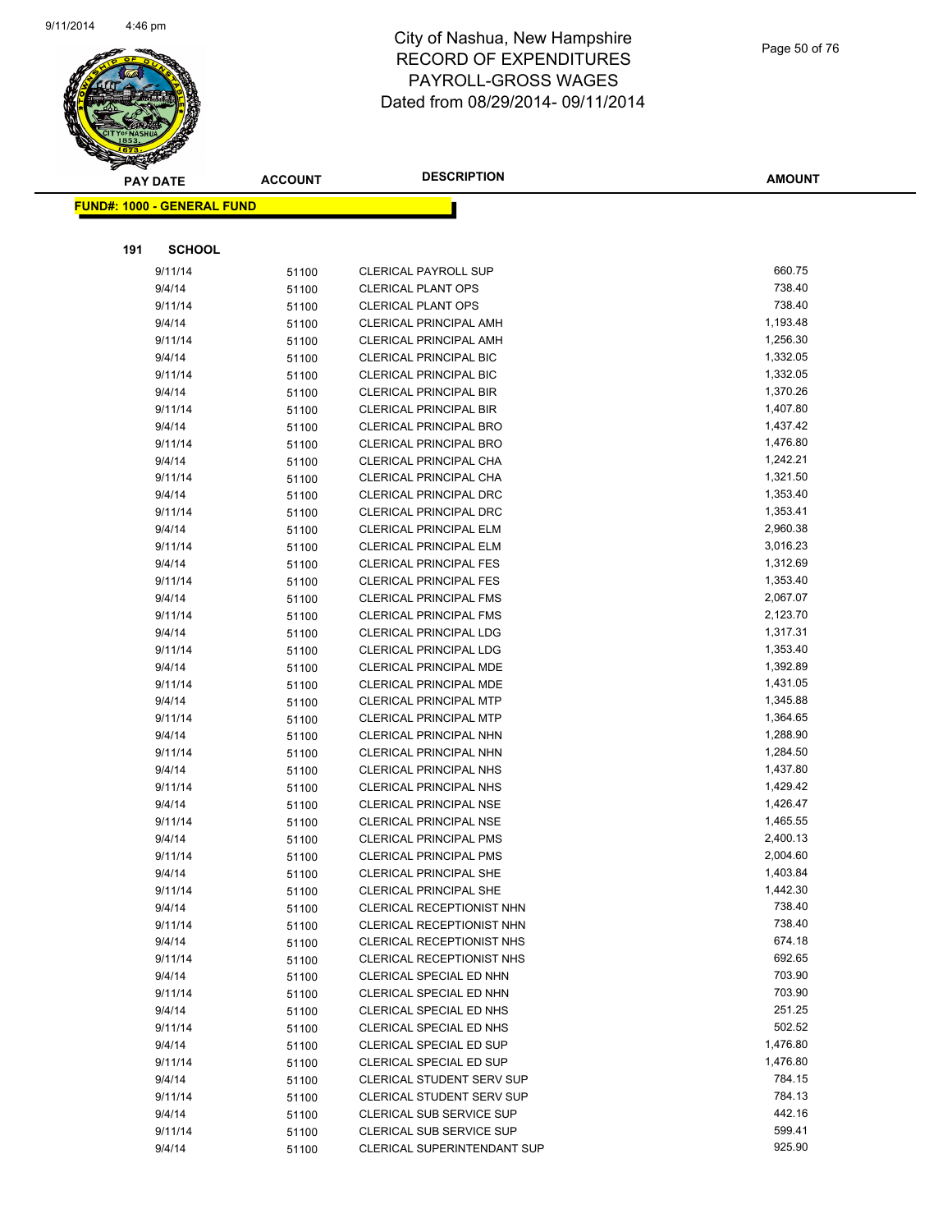# City of Nashua, New Hampshire
## RECORD OF EXPENDITURES
## PAYROLL-GROSS WAGES
## Dated from 08/29/2014- 09/11/2014

| PAY DATE | ACCOUNT | DESCRIPTION | AMOUNT |
|---|---|---|---|

**FUND#: 1000 - GENERAL FUND**

**191 SCHOOL**

| PAY DATE | ACCOUNT | DESCRIPTION | AMOUNT |
|---|---|---|---|
| 9/11/14 | 51100 | CLERICAL PAYROLL SUP | 660.75 |
| 9/4/14 | 51100 | CLERICAL PLANT OPS | 738.40 |
| 9/11/14 | 51100 | CLERICAL PLANT OPS | 738.40 |
| 9/4/14 | 51100 | CLERICAL PRINCIPAL AMH | 1,193.48 |
| 9/11/14 | 51100 | CLERICAL PRINCIPAL AMH | 1,256.30 |
| 9/4/14 | 51100 | CLERICAL PRINCIPAL BIC | 1,332.05 |
| 9/11/14 | 51100 | CLERICAL PRINCIPAL BIC | 1,332.05 |
| 9/4/14 | 51100 | CLERICAL PRINCIPAL BIR | 1,370.26 |
| 9/11/14 | 51100 | CLERICAL PRINCIPAL BIR | 1,407.80 |
| 9/4/14 | 51100 | CLERICAL PRINCIPAL BRO | 1,437.42 |
| 9/11/14 | 51100 | CLERICAL PRINCIPAL BRO | 1,476.80 |
| 9/4/14 | 51100 | CLERICAL PRINCIPAL CHA | 1,242.21 |
| 9/11/14 | 51100 | CLERICAL PRINCIPAL CHA | 1,321.50 |
| 9/4/14 | 51100 | CLERICAL PRINCIPAL DRC | 1,353.40 |
| 9/11/14 | 51100 | CLERICAL PRINCIPAL DRC | 1,353.41 |
| 9/4/14 | 51100 | CLERICAL PRINCIPAL ELM | 2,960.38 |
| 9/11/14 | 51100 | CLERICAL PRINCIPAL ELM | 3,016.23 |
| 9/4/14 | 51100 | CLERICAL PRINCIPAL FES | 1,312.69 |
| 9/11/14 | 51100 | CLERICAL PRINCIPAL FES | 1,353.40 |
| 9/4/14 | 51100 | CLERICAL PRINCIPAL FMS | 2,067.07 |
| 9/11/14 | 51100 | CLERICAL PRINCIPAL FMS | 2,123.70 |
| 9/4/14 | 51100 | CLERICAL PRINCIPAL LDG | 1,317.31 |
| 9/11/14 | 51100 | CLERICAL PRINCIPAL LDG | 1,353.40 |
| 9/4/14 | 51100 | CLERICAL PRINCIPAL MDE | 1,392.89 |
| 9/11/14 | 51100 | CLERICAL PRINCIPAL MDE | 1,431.05 |
| 9/4/14 | 51100 | CLERICAL PRINCIPAL MTP | 1,345.88 |
| 9/11/14 | 51100 | CLERICAL PRINCIPAL MTP | 1,364.65 |
| 9/4/14 | 51100 | CLERICAL PRINCIPAL NHN | 1,288.90 |
| 9/11/14 | 51100 | CLERICAL PRINCIPAL NHN | 1,284.50 |
| 9/4/14 | 51100 | CLERICAL PRINCIPAL NHS | 1,437.80 |
| 9/11/14 | 51100 | CLERICAL PRINCIPAL NHS | 1,429.42 |
| 9/4/14 | 51100 | CLERICAL PRINCIPAL NSE | 1,426.47 |
| 9/11/14 | 51100 | CLERICAL PRINCIPAL NSE | 1,465.55 |
| 9/4/14 | 51100 | CLERICAL PRINCIPAL PMS | 2,400.13 |
| 9/11/14 | 51100 | CLERICAL PRINCIPAL PMS | 2,004.60 |
| 9/4/14 | 51100 | CLERICAL PRINCIPAL SHE | 1,403.84 |
| 9/11/14 | 51100 | CLERICAL PRINCIPAL SHE | 1,442.30 |
| 9/4/14 | 51100 | CLERICAL RECEPTIONIST NHN | 738.40 |
| 9/11/14 | 51100 | CLERICAL RECEPTIONIST NHN | 738.40 |
| 9/4/14 | 51100 | CLERICAL RECEPTIONIST NHS | 674.18 |
| 9/11/14 | 51100 | CLERICAL RECEPTIONIST NHS | 692.65 |
| 9/4/14 | 51100 | CLERICAL SPECIAL ED NHN | 703.90 |
| 9/11/14 | 51100 | CLERICAL SPECIAL ED NHN | 703.90 |
| 9/4/14 | 51100 | CLERICAL SPECIAL ED NHS | 251.25 |
| 9/11/14 | 51100 | CLERICAL SPECIAL ED NHS | 502.52 |
| 9/4/14 | 51100 | CLERICAL SPECIAL ED SUP | 1,476.80 |
| 9/11/14 | 51100 | CLERICAL SPECIAL ED SUP | 1,476.80 |
| 9/4/14 | 51100 | CLERICAL STUDENT SERV SUP | 784.15 |
| 9/11/14 | 51100 | CLERICAL STUDENT SERV SUP | 784.13 |
| 9/4/14 | 51100 | CLERICAL SUB SERVICE SUP | 442.16 |
| 9/11/14 | 51100 | CLERICAL SUB SERVICE SUP | 599.41 |
| 9/4/14 | 51100 | CLERICAL SUPERINTENDANT SUP | 925.90 |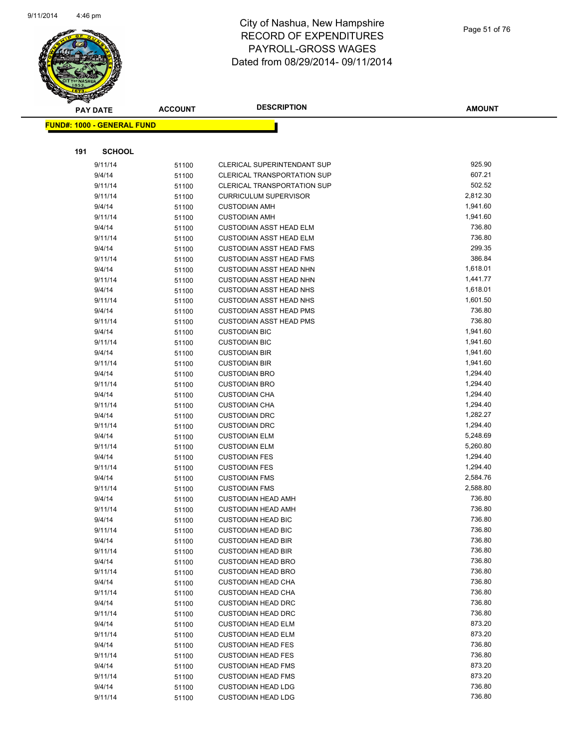# City of Nashua, New Hampshire
## RECORD OF EXPENDITURES
## PAYROLL-GROSS WAGES
## Dated from 08/29/2014- 09/11/2014

**FUND#: 1000 - GENERAL FUND**

**191 SCHOOL**

| PAY DATE | ACCOUNT | DESCRIPTION | AMOUNT |
|---|---|---|---|
| 9/11/14 | 51100 | CLERICAL SUPERINTENDANT SUP | 925.90 |
| 9/4/14 | 51100 | CLERICAL TRANSPORTATION SUP | 607.21 |
| 9/11/14 | 51100 | CLERICAL TRANSPORTATION SUP | 502.52 |
| 9/11/14 | 51100 | CURRICULUM SUPERVISOR | 2,812.30 |
| 9/4/14 | 51100 | CUSTODIAN AMH | 1,941.60 |
| 9/11/14 | 51100 | CUSTODIAN AMH | 1,941.60 |
| 9/4/14 | 51100 | CUSTODIAN ASST HEAD ELM | 736.80 |
| 9/11/14 | 51100 | CUSTODIAN ASST HEAD ELM | 736.80 |
| 9/4/14 | 51100 | CUSTODIAN ASST HEAD FMS | 299.35 |
| 9/11/14 | 51100 | CUSTODIAN ASST HEAD FMS | 386.84 |
| 9/4/14 | 51100 | CUSTODIAN ASST HEAD NHN | 1,618.01 |
| 9/11/14 | 51100 | CUSTODIAN ASST HEAD NHN | 1,441.77 |
| 9/4/14 | 51100 | CUSTODIAN ASST HEAD NHS | 1,618.01 |
| 9/11/14 | 51100 | CUSTODIAN ASST HEAD NHS | 1,601.50 |
| 9/4/14 | 51100 | CUSTODIAN ASST HEAD PMS | 736.80 |
| 9/11/14 | 51100 | CUSTODIAN ASST HEAD PMS | 736.80 |
| 9/4/14 | 51100 | CUSTODIAN BIC | 1,941.60 |
| 9/11/14 | 51100 | CUSTODIAN BIC | 1,941.60 |
| 9/4/14 | 51100 | CUSTODIAN BIR | 1,941.60 |
| 9/11/14 | 51100 | CUSTODIAN BIR | 1,941.60 |
| 9/4/14 | 51100 | CUSTODIAN BRO | 1,294.40 |
| 9/11/14 | 51100 | CUSTODIAN BRO | 1,294.40 |
| 9/4/14 | 51100 | CUSTODIAN CHA | 1,294.40 |
| 9/11/14 | 51100 | CUSTODIAN CHA | 1,294.40 |
| 9/4/14 | 51100 | CUSTODIAN DRC | 1,282.27 |
| 9/11/14 | 51100 | CUSTODIAN DRC | 1,294.40 |
| 9/4/14 | 51100 | CUSTODIAN ELM | 5,248.69 |
| 9/11/14 | 51100 | CUSTODIAN ELM | 5,260.80 |
| 9/4/14 | 51100 | CUSTODIAN FES | 1,294.40 |
| 9/11/14 | 51100 | CUSTODIAN FES | 1,294.40 |
| 9/4/14 | 51100 | CUSTODIAN FMS | 2,584.76 |
| 9/11/14 | 51100 | CUSTODIAN FMS | 2,588.80 |
| 9/4/14 | 51100 | CUSTODIAN HEAD AMH | 736.80 |
| 9/11/14 | 51100 | CUSTODIAN HEAD AMH | 736.80 |
| 9/4/14 | 51100 | CUSTODIAN HEAD BIC | 736.80 |
| 9/11/14 | 51100 | CUSTODIAN HEAD BIC | 736.80 |
| 9/4/14 | 51100 | CUSTODIAN HEAD BIR | 736.80 |
| 9/11/14 | 51100 | CUSTODIAN HEAD BIR | 736.80 |
| 9/4/14 | 51100 | CUSTODIAN HEAD BRO | 736.80 |
| 9/11/14 | 51100 | CUSTODIAN HEAD BRO | 736.80 |
| 9/4/14 | 51100 | CUSTODIAN HEAD CHA | 736.80 |
| 9/11/14 | 51100 | CUSTODIAN HEAD CHA | 736.80 |
| 9/4/14 | 51100 | CUSTODIAN HEAD DRC | 736.80 |
| 9/11/14 | 51100 | CUSTODIAN HEAD DRC | 736.80 |
| 9/4/14 | 51100 | CUSTODIAN HEAD ELM | 873.20 |
| 9/11/14 | 51100 | CUSTODIAN HEAD ELM | 873.20 |
| 9/4/14 | 51100 | CUSTODIAN HEAD FES | 736.80 |
| 9/11/14 | 51100 | CUSTODIAN HEAD FES | 736.80 |
| 9/4/14 | 51100 | CUSTODIAN HEAD FMS | 873.20 |
| 9/11/14 | 51100 | CUSTODIAN HEAD FMS | 873.20 |
| 9/4/14 | 51100 | CUSTODIAN HEAD LDG | 736.80 |
| 9/11/14 | 51100 | CUSTODIAN HEAD LDG | 736.80 |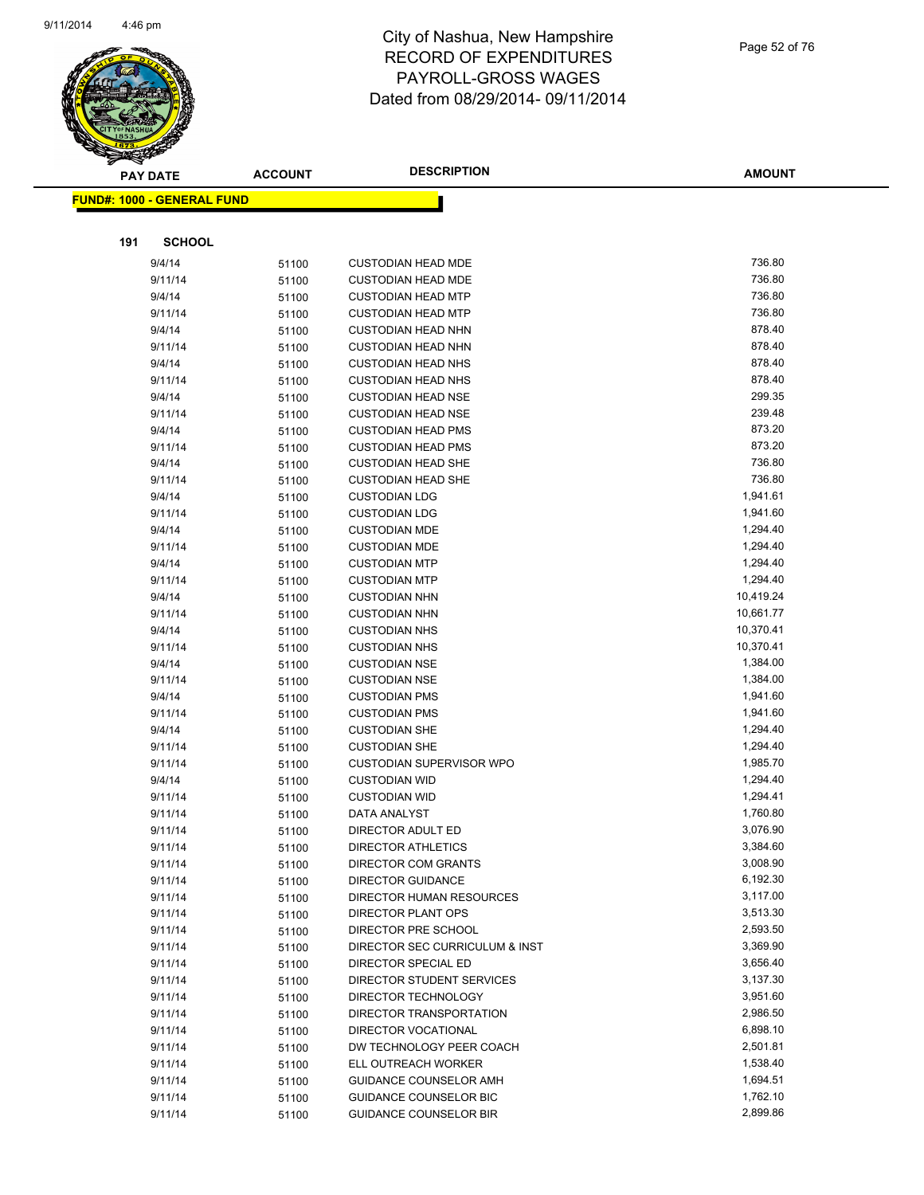# City of Nashua, New Hampshire
## RECORD OF EXPENDITURES
## PAYROLL-GROSS WAGES
## Dated from 08/29/2014- 09/11/2014

**FUND#: 1000 - GENERAL FUND**

**191 SCHOOL**

| PAY DATE | ACCOUNT | DESCRIPTION | AMOUNT |
|---|---|---|---|
| 9/4/14 | 51100 | CUSTODIAN HEAD MDE | 736.80 |
| 9/11/14 | 51100 | CUSTODIAN HEAD MDE | 736.80 |
| 9/4/14 | 51100 | CUSTODIAN HEAD MTP | 736.80 |
| 9/11/14 | 51100 | CUSTODIAN HEAD MTP | 736.80 |
| 9/4/14 | 51100 | CUSTODIAN HEAD NHN | 878.40 |
| 9/11/14 | 51100 | CUSTODIAN HEAD NHN | 878.40 |
| 9/4/14 | 51100 | CUSTODIAN HEAD NHS | 878.40 |
| 9/11/14 | 51100 | CUSTODIAN HEAD NHS | 878.40 |
| 9/4/14 | 51100 | CUSTODIAN HEAD NSE | 299.35 |
| 9/11/14 | 51100 | CUSTODIAN HEAD NSE | 239.48 |
| 9/4/14 | 51100 | CUSTODIAN HEAD PMS | 873.20 |
| 9/11/14 | 51100 | CUSTODIAN HEAD PMS | 873.20 |
| 9/4/14 | 51100 | CUSTODIAN HEAD SHE | 736.80 |
| 9/11/14 | 51100 | CUSTODIAN HEAD SHE | 736.80 |
| 9/4/14 | 51100 | CUSTODIAN LDG | 1,941.61 |
| 9/11/14 | 51100 | CUSTODIAN LDG | 1,941.60 |
| 9/4/14 | 51100 | CUSTODIAN MDE | 1,294.40 |
| 9/11/14 | 51100 | CUSTODIAN MDE | 1,294.40 |
| 9/4/14 | 51100 | CUSTODIAN MTP | 1,294.40 |
| 9/11/14 | 51100 | CUSTODIAN MTP | 1,294.40 |
| 9/4/14 | 51100 | CUSTODIAN NHN | 10,419.24 |
| 9/11/14 | 51100 | CUSTODIAN NHN | 10,661.77 |
| 9/4/14 | 51100 | CUSTODIAN NHS | 10,370.41 |
| 9/11/14 | 51100 | CUSTODIAN NHS | 10,370.41 |
| 9/4/14 | 51100 | CUSTODIAN NSE | 1,384.00 |
| 9/11/14 | 51100 | CUSTODIAN NSE | 1,384.00 |
| 9/4/14 | 51100 | CUSTODIAN PMS | 1,941.60 |
| 9/11/14 | 51100 | CUSTODIAN PMS | 1,941.60 |
| 9/4/14 | 51100 | CUSTODIAN SHE | 1,294.40 |
| 9/11/14 | 51100 | CUSTODIAN SHE | 1,294.40 |
| 9/11/14 | 51100 | CUSTODIAN SUPERVISOR WPO | 1,985.70 |
| 9/4/14 | 51100 | CUSTODIAN WID | 1,294.40 |
| 9/11/14 | 51100 | CUSTODIAN WID | 1,294.41 |
| 9/11/14 | 51100 | DATA ANALYST | 1,760.80 |
| 9/11/14 | 51100 | DIRECTOR ADULT ED | 3,076.90 |
| 9/11/14 | 51100 | DIRECTOR ATHLETICS | 3,384.60 |
| 9/11/14 | 51100 | DIRECTOR COM GRANTS | 3,008.90 |
| 9/11/14 | 51100 | DIRECTOR GUIDANCE | 6,192.30 |
| 9/11/14 | 51100 | DIRECTOR HUMAN RESOURCES | 3,117.00 |
| 9/11/14 | 51100 | DIRECTOR PLANT OPS | 3,513.30 |
| 9/11/14 | 51100 | DIRECTOR PRE SCHOOL | 2,593.50 |
| 9/11/14 | 51100 | DIRECTOR SEC CURRICULUM & INST | 3,369.90 |
| 9/11/14 | 51100 | DIRECTOR SPECIAL ED | 3,656.40 |
| 9/11/14 | 51100 | DIRECTOR STUDENT SERVICES | 3,137.30 |
| 9/11/14 | 51100 | DIRECTOR TECHNOLOGY | 3,951.60 |
| 9/11/14 | 51100 | DIRECTOR TRANSPORTATION | 2,986.50 |
| 9/11/14 | 51100 | DIRECTOR VOCATIONAL | 6,898.10 |
| 9/11/14 | 51100 | DW TECHNOLOGY PEER COACH | 2,501.81 |
| 9/11/14 | 51100 | ELL OUTREACH WORKER | 1,538.40 |
| 9/11/14 | 51100 | GUIDANCE COUNSELOR AMH | 1,694.51 |
| 9/11/14 | 51100 | GUIDANCE COUNSELOR BIC | 1,762.10 |
| 9/11/14 | 51100 | GUIDANCE COUNSELOR BIR | 2,899.86 |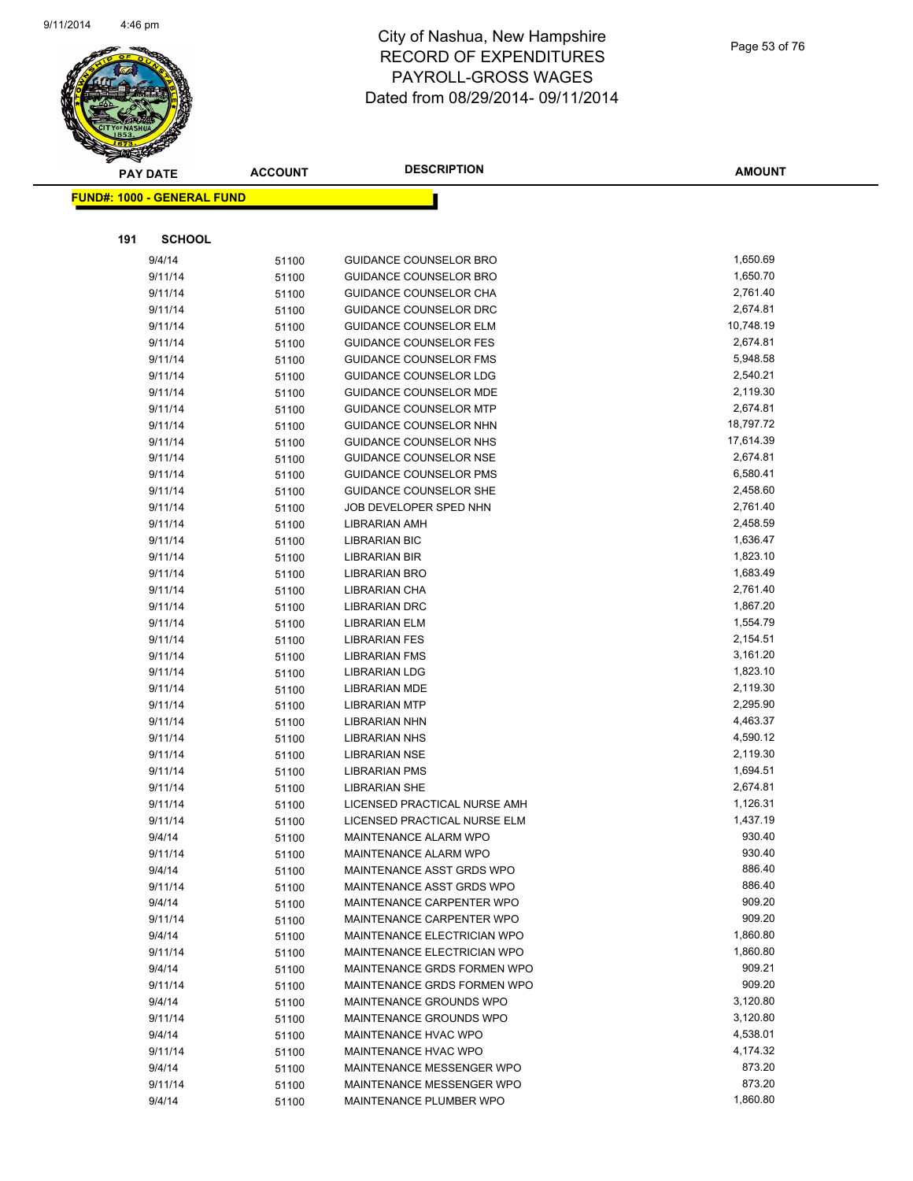# City of Nashua, New Hampshire
# RECORD OF EXPENDITURES
# PAYROLL-GROSS WAGES
# Dated from 08/29/2014- 09/11/2014

**FUND#: 1000 - GENERAL FUND**

**191 SCHOOL**

| PAY DATE | ACCOUNT | DESCRIPTION | AMOUNT |
|---|---|---|---|
| 9/4/14 | 51100 | GUIDANCE COUNSELOR BRO | 1,650.69 |
| 9/11/14 | 51100 | GUIDANCE COUNSELOR BRO | 1,650.70 |
| 9/11/14 | 51100 | GUIDANCE COUNSELOR CHA | 2,761.40 |
| 9/11/14 | 51100 | GUIDANCE COUNSELOR DRC | 2,674.81 |
| 9/11/14 | 51100 | GUIDANCE COUNSELOR ELM | 10,748.19 |
| 9/11/14 | 51100 | GUIDANCE COUNSELOR FES | 2,674.81 |
| 9/11/14 | 51100 | GUIDANCE COUNSELOR FMS | 5,948.58 |
| 9/11/14 | 51100 | GUIDANCE COUNSELOR LDG | 2,540.21 |
| 9/11/14 | 51100 | GUIDANCE COUNSELOR MDE | 2,119.30 |
| 9/11/14 | 51100 | GUIDANCE COUNSELOR MTP | 2,674.81 |
| 9/11/14 | 51100 | GUIDANCE COUNSELOR NHN | 18,797.72 |
| 9/11/14 | 51100 | GUIDANCE COUNSELOR NHS | 17,614.39 |
| 9/11/14 | 51100 | GUIDANCE COUNSELOR NSE | 2,674.81 |
| 9/11/14 | 51100 | GUIDANCE COUNSELOR PMS | 6,580.41 |
| 9/11/14 | 51100 | GUIDANCE COUNSELOR SHE | 2,458.60 |
| 9/11/14 | 51100 | JOB DEVELOPER SPED NHN | 2,761.40 |
| 9/11/14 | 51100 | LIBRARIAN AMH | 2,458.59 |
| 9/11/14 | 51100 | LIBRARIAN BIC | 1,636.47 |
| 9/11/14 | 51100 | LIBRARIAN BIR | 1,823.10 |
| 9/11/14 | 51100 | LIBRARIAN BRO | 1,683.49 |
| 9/11/14 | 51100 | LIBRARIAN CHA | 2,761.40 |
| 9/11/14 | 51100 | LIBRARIAN DRC | 1,867.20 |
| 9/11/14 | 51100 | LIBRARIAN ELM | 1,554.79 |
| 9/11/14 | 51100 | LIBRARIAN FES | 2,154.51 |
| 9/11/14 | 51100 | LIBRARIAN FMS | 3,161.20 |
| 9/11/14 | 51100 | LIBRARIAN LDG | 1,823.10 |
| 9/11/14 | 51100 | LIBRARIAN MDE | 2,119.30 |
| 9/11/14 | 51100 | LIBRARIAN MTP | 2,295.90 |
| 9/11/14 | 51100 | LIBRARIAN NHN | 4,463.37 |
| 9/11/14 | 51100 | LIBRARIAN NHS | 4,590.12 |
| 9/11/14 | 51100 | LIBRARIAN NSE | 2,119.30 |
| 9/11/14 | 51100 | LIBRARIAN PMS | 1,694.51 |
| 9/11/14 | 51100 | LIBRARIAN SHE | 2,674.81 |
| 9/11/14 | 51100 | LICENSED PRACTICAL NURSE AMH | 1,126.31 |
| 9/11/14 | 51100 | LICENSED PRACTICAL NURSE ELM | 1,437.19 |
| 9/4/14 | 51100 | MAINTENANCE ALARM WPO | 930.40 |
| 9/11/14 | 51100 | MAINTENANCE ALARM WPO | 930.40 |
| 9/4/14 | 51100 | MAINTENANCE ASST GRDS WPO | 886.40 |
| 9/11/14 | 51100 | MAINTENANCE ASST GRDS WPO | 886.40 |
| 9/4/14 | 51100 | MAINTENANCE CARPENTER WPO | 909.20 |
| 9/11/14 | 51100 | MAINTENANCE CARPENTER WPO | 909.20 |
| 9/4/14 | 51100 | MAINTENANCE ELECTRICIAN WPO | 1,860.80 |
| 9/11/14 | 51100 | MAINTENANCE ELECTRICIAN WPO | 1,860.80 |
| 9/4/14 | 51100 | MAINTENANCE GRDS FORMEN WPO | 909.21 |
| 9/11/14 | 51100 | MAINTENANCE GRDS FORMEN WPO | 909.20 |
| 9/4/14 | 51100 | MAINTENANCE GROUNDS WPO | 3,120.80 |
| 9/11/14 | 51100 | MAINTENANCE GROUNDS WPO | 3,120.80 |
| 9/4/14 | 51100 | MAINTENANCE HVAC WPO | 4,538.01 |
| 9/11/14 | 51100 | MAINTENANCE HVAC WPO | 4,174.32 |
| 9/4/14 | 51100 | MAINTENANCE MESSENGER WPO | 873.20 |
| 9/11/14 | 51100 | MAINTENANCE MESSENGER WPO | 873.20 |
| 9/4/14 | 51100 | MAINTENANCE PLUMBER WPO | 1,860.80 |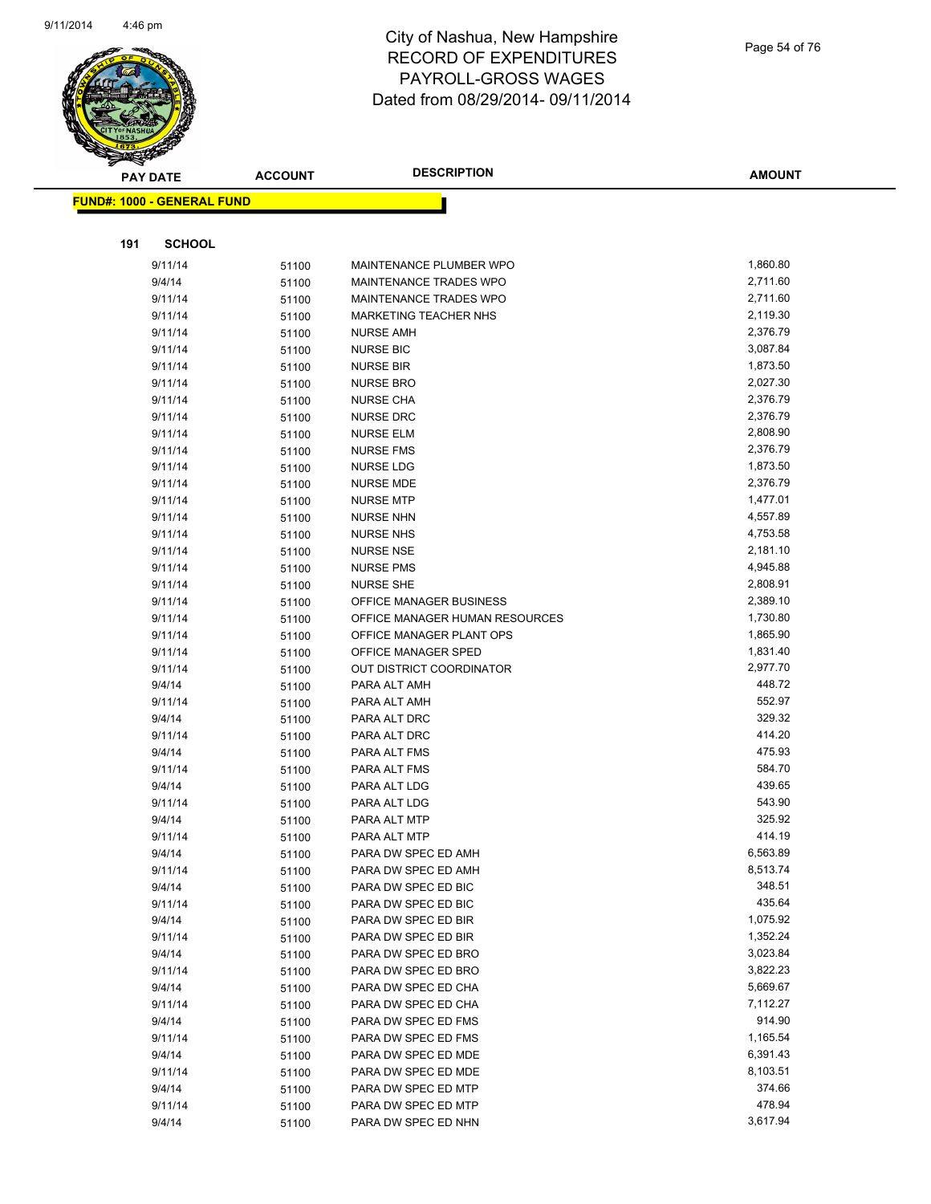# City of Nashua, New Hampshire
## RECORD OF EXPENDITURES
## PAYROLL-GROSS WAGES
## Dated from 08/29/2014- 09/11/2014

**FUND#: 1000 - GENERAL FUND**

**191 SCHOOL**

| PAY DATE | ACCOUNT | DESCRIPTION | AMOUNT |
|---|---|---|---|
| 9/11/14 | 51100 | MAINTENANCE PLUMBER WPO | 1,860.80 |
| 9/4/14 | 51100 | MAINTENANCE TRADES WPO | 2,711.60 |
| 9/11/14 | 51100 | MAINTENANCE TRADES WPO | 2,711.60 |
| 9/11/14 | 51100 | MARKETING TEACHER NHS | 2,119.30 |
| 9/11/14 | 51100 | NURSE AMH | 2,376.79 |
| 9/11/14 | 51100 | NURSE BIC | 3,087.84 |
| 9/11/14 | 51100 | NURSE BIR | 1,873.50 |
| 9/11/14 | 51100 | NURSE BRO | 2,027.30 |
| 9/11/14 | 51100 | NURSE CHA | 2,376.79 |
| 9/11/14 | 51100 | NURSE DRC | 2,376.79 |
| 9/11/14 | 51100 | NURSE ELM | 2,808.90 |
| 9/11/14 | 51100 | NURSE FMS | 2,376.79 |
| 9/11/14 | 51100 | NURSE LDG | 1,873.50 |
| 9/11/14 | 51100 | NURSE MDE | 2,376.79 |
| 9/11/14 | 51100 | NURSE MTP | 1,477.01 |
| 9/11/14 | 51100 | NURSE NHN | 4,557.89 |
| 9/11/14 | 51100 | NURSE NHS | 4,753.58 |
| 9/11/14 | 51100 | NURSE NSE | 2,181.10 |
| 9/11/14 | 51100 | NURSE PMS | 4,945.88 |
| 9/11/14 | 51100 | NURSE SHE | 2,808.91 |
| 9/11/14 | 51100 | OFFICE MANAGER BUSINESS | 2,389.10 |
| 9/11/14 | 51100 | OFFICE MANAGER HUMAN RESOURCES | 1,730.80 |
| 9/11/14 | 51100 | OFFICE MANAGER PLANT OPS | 1,865.90 |
| 9/11/14 | 51100 | OFFICE MANAGER SPED | 1,831.40 |
| 9/11/14 | 51100 | OUT DISTRICT COORDINATOR | 2,977.70 |
| 9/4/14 | 51100 | PARA ALT AMH | 448.72 |
| 9/11/14 | 51100 | PARA ALT AMH | 552.97 |
| 9/4/14 | 51100 | PARA ALT DRC | 329.32 |
| 9/11/14 | 51100 | PARA ALT DRC | 414.20 |
| 9/4/14 | 51100 | PARA ALT FMS | 475.93 |
| 9/11/14 | 51100 | PARA ALT FMS | 584.70 |
| 9/4/14 | 51100 | PARA ALT LDG | 439.65 |
| 9/11/14 | 51100 | PARA ALT LDG | 543.90 |
| 9/4/14 | 51100 | PARA ALT MTP | 325.92 |
| 9/11/14 | 51100 | PARA ALT MTP | 414.19 |
| 9/4/14 | 51100 | PARA DW SPEC ED AMH | 6,563.89 |
| 9/11/14 | 51100 | PARA DW SPEC ED AMH | 8,513.74 |
| 9/4/14 | 51100 | PARA DW SPEC ED BIC | 348.51 |
| 9/11/14 | 51100 | PARA DW SPEC ED BIC | 435.64 |
| 9/4/14 | 51100 | PARA DW SPEC ED BIR | 1,075.92 |
| 9/11/14 | 51100 | PARA DW SPEC ED BIR | 1,352.24 |
| 9/4/14 | 51100 | PARA DW SPEC ED BRO | 3,023.84 |
| 9/11/14 | 51100 | PARA DW SPEC ED BRO | 3,822.23 |
| 9/4/14 | 51100 | PARA DW SPEC ED CHA | 5,669.67 |
| 9/11/14 | 51100 | PARA DW SPEC ED CHA | 7,112.27 |
| 9/4/14 | 51100 | PARA DW SPEC ED FMS | 914.90 |
| 9/11/14 | 51100 | PARA DW SPEC ED FMS | 1,165.54 |
| 9/4/14 | 51100 | PARA DW SPEC ED MDE | 6,391.43 |
| 9/11/14 | 51100 | PARA DW SPEC ED MDE | 8,103.51 |
| 9/4/14 | 51100 | PARA DW SPEC ED MTP | 374.66 |
| 9/11/14 | 51100 | PARA DW SPEC ED MTP | 478.94 |
| 9/4/14 | 51100 | PARA DW SPEC ED NHN | 3,617.94 |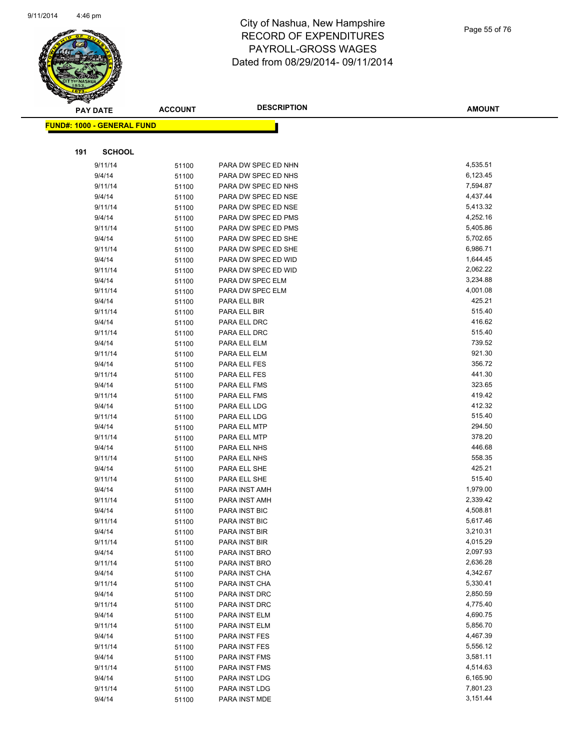# City of Nashua, New Hampshire
## RECORD OF EXPENDITURES
## PAYROLL-GROSS WAGES
## Dated from 08/29/2014- 09/11/2014

**FUND#: 1000 - GENERAL FUND**

**191 SCHOOL**

| PAY DATE | ACCOUNT | DESCRIPTION | AMOUNT |
|---|---|---|---|
| 9/11/14 | 51100 | PARA DW SPEC ED NHN | 4,535.51 |
| 9/4/14 | 51100 | PARA DW SPEC ED NHS | 6,123.45 |
| 9/11/14 | 51100 | PARA DW SPEC ED NHS | 7,594.87 |
| 9/4/14 | 51100 | PARA DW SPEC ED NSE | 4,437.44 |
| 9/11/14 | 51100 | PARA DW SPEC ED NSE | 5,413.32 |
| 9/4/14 | 51100 | PARA DW SPEC ED PMS | 4,252.16 |
| 9/11/14 | 51100 | PARA DW SPEC ED PMS | 5,405.86 |
| 9/4/14 | 51100 | PARA DW SPEC ED SHE | 5,702.65 |
| 9/11/14 | 51100 | PARA DW SPEC ED SHE | 6,986.71 |
| 9/4/14 | 51100 | PARA DW SPEC ED WID | 1,644.45 |
| 9/11/14 | 51100 | PARA DW SPEC ED WID | 2,062.22 |
| 9/4/14 | 51100 | PARA DW SPEC ELM | 3,234.88 |
| 9/11/14 | 51100 | PARA DW SPEC ELM | 4,001.08 |
| 9/4/14 | 51100 | PARA ELL BIR | 425.21 |
| 9/11/14 | 51100 | PARA ELL BIR | 515.40 |
| 9/4/14 | 51100 | PARA ELL DRC | 416.62 |
| 9/11/14 | 51100 | PARA ELL DRC | 515.40 |
| 9/4/14 | 51100 | PARA ELL ELM | 739.52 |
| 9/11/14 | 51100 | PARA ELL ELM | 921.30 |
| 9/4/14 | 51100 | PARA ELL FES | 356.72 |
| 9/11/14 | 51100 | PARA ELL FES | 441.30 |
| 9/4/14 | 51100 | PARA ELL FMS | 323.65 |
| 9/11/14 | 51100 | PARA ELL FMS | 419.42 |
| 9/4/14 | 51100 | PARA ELL LDG | 412.32 |
| 9/11/14 | 51100 | PARA ELL LDG | 515.40 |
| 9/4/14 | 51100 | PARA ELL MTP | 294.50 |
| 9/11/14 | 51100 | PARA ELL MTP | 378.20 |
| 9/4/14 | 51100 | PARA ELL NHS | 446.68 |
| 9/11/14 | 51100 | PARA ELL NHS | 558.35 |
| 9/4/14 | 51100 | PARA ELL SHE | 425.21 |
| 9/11/14 | 51100 | PARA ELL SHE | 515.40 |
| 9/4/14 | 51100 | PARA INST AMH | 1,979.00 |
| 9/11/14 | 51100 | PARA INST AMH | 2,339.42 |
| 9/4/14 | 51100 | PARA INST BIC | 4,508.81 |
| 9/11/14 | 51100 | PARA INST BIC | 5,617.46 |
| 9/4/14 | 51100 | PARA INST BIR | 3,210.31 |
| 9/11/14 | 51100 | PARA INST BIR | 4,015.29 |
| 9/4/14 | 51100 | PARA INST BRO | 2,097.93 |
| 9/11/14 | 51100 | PARA INST BRO | 2,636.28 |
| 9/4/14 | 51100 | PARA INST CHA | 4,342.67 |
| 9/11/14 | 51100 | PARA INST CHA | 5,330.41 |
| 9/4/14 | 51100 | PARA INST DRC | 2,850.59 |
| 9/11/14 | 51100 | PARA INST DRC | 4,775.40 |
| 9/4/14 | 51100 | PARA INST ELM | 4,690.75 |
| 9/11/14 | 51100 | PARA INST ELM | 5,856.70 |
| 9/4/14 | 51100 | PARA INST FES | 4,467.39 |
| 9/11/14 | 51100 | PARA INST FES | 5,556.12 |
| 9/4/14 | 51100 | PARA INST FMS | 3,581.11 |
| 9/11/14 | 51100 | PARA INST FMS | 4,514.63 |
| 9/4/14 | 51100 | PARA INST LDG | 6,165.90 |
| 9/11/14 | 51100 | PARA INST LDG | 7,801.23 |
| 9/4/14 | 51100 | PARA INST MDE | 3,151.44 |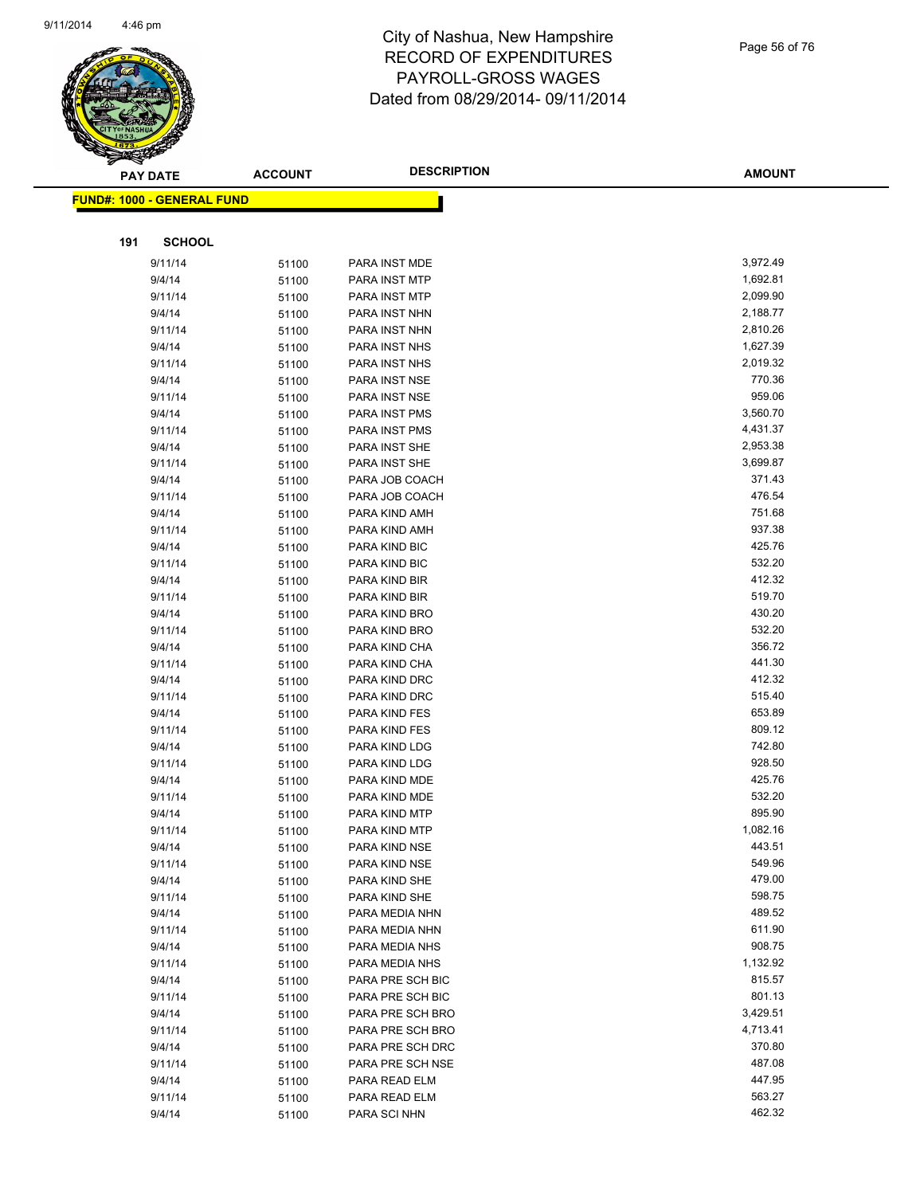# City of Nashua, New Hampshire
# RECORD OF EXPENDITURES
# PAYROLL-GROSS WAGES
# Dated from 08/29/2014- 09/11/2014

**FUND#: 1000 - GENERAL FUND**

**191 SCHOOL**

| PAY DATE | ACCOUNT | DESCRIPTION | AMOUNT |
|---|---|---|---|
| 9/11/14 | 51100 | PARA INST MDE | 3,972.49 |
| 9/4/14 | 51100 | PARA INST MTP | 1,692.81 |
| 9/11/14 | 51100 | PARA INST MTP | 2,099.90 |
| 9/4/14 | 51100 | PARA INST NHN | 2,188.77 |
| 9/11/14 | 51100 | PARA INST NHN | 2,810.26 |
| 9/4/14 | 51100 | PARA INST NHS | 1,627.39 |
| 9/11/14 | 51100 | PARA INST NHS | 2,019.32 |
| 9/4/14 | 51100 | PARA INST NSE | 770.36 |
| 9/11/14 | 51100 | PARA INST NSE | 959.06 |
| 9/4/14 | 51100 | PARA INST PMS | 3,560.70 |
| 9/11/14 | 51100 | PARA INST PMS | 4,431.37 |
| 9/4/14 | 51100 | PARA INST SHE | 2,953.38 |
| 9/11/14 | 51100 | PARA INST SHE | 3,699.87 |
| 9/4/14 | 51100 | PARA JOB COACH | 371.43 |
| 9/11/14 | 51100 | PARA JOB COACH | 476.54 |
| 9/4/14 | 51100 | PARA KIND AMH | 751.68 |
| 9/11/14 | 51100 | PARA KIND AMH | 937.38 |
| 9/4/14 | 51100 | PARA KIND BIC | 425.76 |
| 9/11/14 | 51100 | PARA KIND BIC | 532.20 |
| 9/4/14 | 51100 | PARA KIND BIR | 412.32 |
| 9/11/14 | 51100 | PARA KIND BIR | 519.70 |
| 9/4/14 | 51100 | PARA KIND BRO | 430.20 |
| 9/11/14 | 51100 | PARA KIND BRO | 532.20 |
| 9/4/14 | 51100 | PARA KIND CHA | 356.72 |
| 9/11/14 | 51100 | PARA KIND CHA | 441.30 |
| 9/4/14 | 51100 | PARA KIND DRC | 412.32 |
| 9/11/14 | 51100 | PARA KIND DRC | 515.40 |
| 9/4/14 | 51100 | PARA KIND FES | 653.89 |
| 9/11/14 | 51100 | PARA KIND FES | 809.12 |
| 9/4/14 | 51100 | PARA KIND LDG | 742.80 |
| 9/11/14 | 51100 | PARA KIND LDG | 928.50 |
| 9/4/14 | 51100 | PARA KIND MDE | 425.76 |
| 9/11/14 | 51100 | PARA KIND MDE | 532.20 |
| 9/4/14 | 51100 | PARA KIND MTP | 895.90 |
| 9/11/14 | 51100 | PARA KIND MTP | 1,082.16 |
| 9/4/14 | 51100 | PARA KIND NSE | 443.51 |
| 9/11/14 | 51100 | PARA KIND NSE | 549.96 |
| 9/4/14 | 51100 | PARA KIND SHE | 479.00 |
| 9/11/14 | 51100 | PARA KIND SHE | 598.75 |
| 9/4/14 | 51100 | PARA MEDIA NHN | 489.52 |
| 9/11/14 | 51100 | PARA MEDIA NHN | 611.90 |
| 9/4/14 | 51100 | PARA MEDIA NHS | 908.75 |
| 9/11/14 | 51100 | PARA MEDIA NHS | 1,132.92 |
| 9/4/14 | 51100 | PARA PRE SCH BIC | 815.57 |
| 9/11/14 | 51100 | PARA PRE SCH BIC | 801.13 |
| 9/4/14 | 51100 | PARA PRE SCH BRO | 3,429.51 |
| 9/11/14 | 51100 | PARA PRE SCH BRO | 4,713.41 |
| 9/4/14 | 51100 | PARA PRE SCH DRC | 370.80 |
| 9/11/14 | 51100 | PARA PRE SCH NSE | 487.08 |
| 9/4/14 | 51100 | PARA READ ELM | 447.95 |
| 9/11/14 | 51100 | PARA READ ELM | 563.27 |
| 9/4/14 | 51100 | PARA SCI NHN | 462.32 |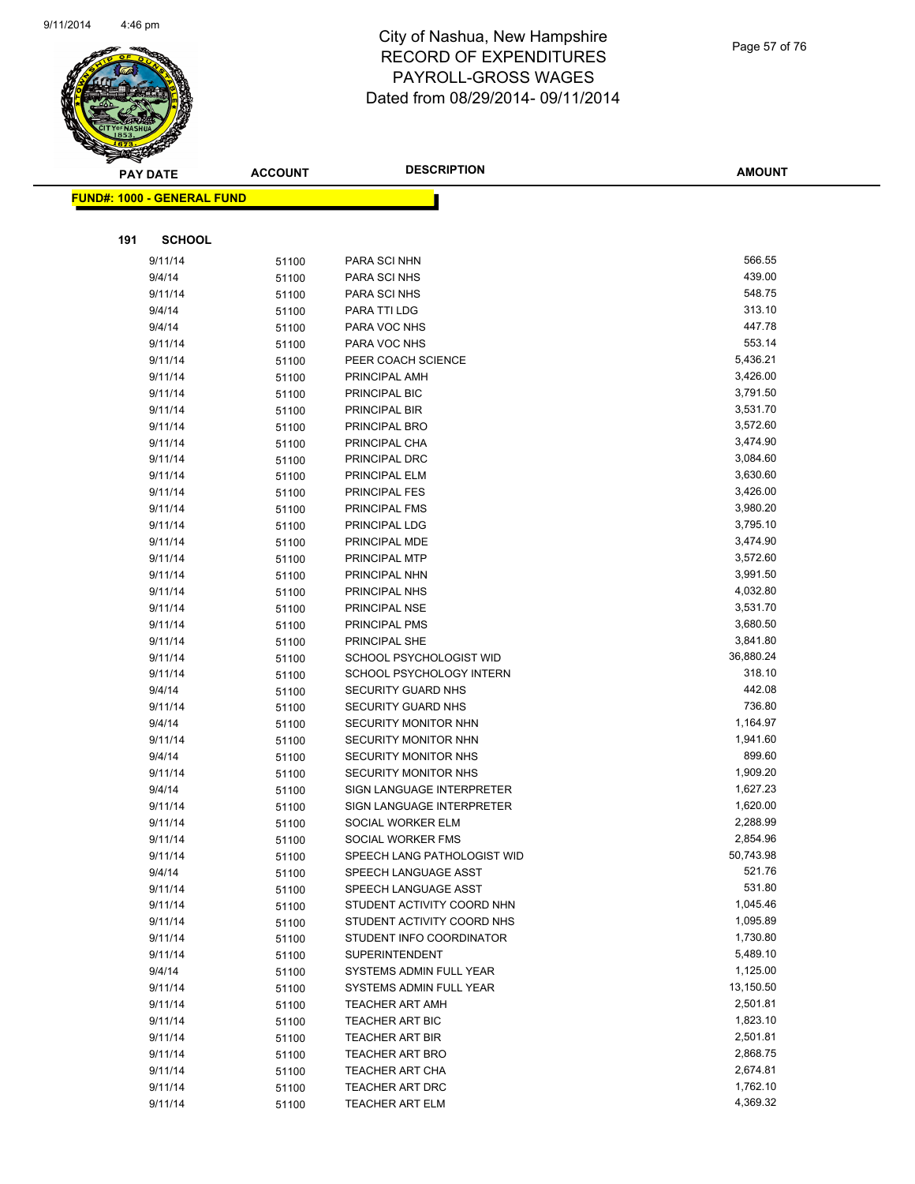# City of Nashua, New Hampshire
## RECORD OF EXPENDITURES
## PAYROLL-GROSS WAGES
## Dated from 08/29/2014- 09/11/2014

**FUND#: 1000 - GENERAL FUND**

**191 SCHOOL**

| PAY DATE | ACCOUNT | DESCRIPTION | AMOUNT |
|---|---|---|---|
| 9/11/14 | 51100 | PARA SCI NHN | 566.55 |
| 9/4/14 | 51100 | PARA SCI NHS | 439.00 |
| 9/11/14 | 51100 | PARA SCI NHS | 548.75 |
| 9/4/14 | 51100 | PARA TTI LDG | 313.10 |
| 9/4/14 | 51100 | PARA VOC NHS | 447.78 |
| 9/11/14 | 51100 | PARA VOC NHS | 553.14 |
| 9/11/14 | 51100 | PEER COACH SCIENCE | 5,436.21 |
| 9/11/14 | 51100 | PRINCIPAL AMH | 3,426.00 |
| 9/11/14 | 51100 | PRINCIPAL BIC | 3,791.50 |
| 9/11/14 | 51100 | PRINCIPAL BIR | 3,531.70 |
| 9/11/14 | 51100 | PRINCIPAL BRO | 3,572.60 |
| 9/11/14 | 51100 | PRINCIPAL CHA | 3,474.90 |
| 9/11/14 | 51100 | PRINCIPAL DRC | 3,084.60 |
| 9/11/14 | 51100 | PRINCIPAL ELM | 3,630.60 |
| 9/11/14 | 51100 | PRINCIPAL FES | 3,426.00 |
| 9/11/14 | 51100 | PRINCIPAL FMS | 3,980.20 |
| 9/11/14 | 51100 | PRINCIPAL LDG | 3,795.10 |
| 9/11/14 | 51100 | PRINCIPAL MDE | 3,474.90 |
| 9/11/14 | 51100 | PRINCIPAL MTP | 3,572.60 |
| 9/11/14 | 51100 | PRINCIPAL NHN | 3,991.50 |
| 9/11/14 | 51100 | PRINCIPAL NHS | 4,032.80 |
| 9/11/14 | 51100 | PRINCIPAL NSE | 3,531.70 |
| 9/11/14 | 51100 | PRINCIPAL PMS | 3,680.50 |
| 9/11/14 | 51100 | PRINCIPAL SHE | 3,841.80 |
| 9/11/14 | 51100 | SCHOOL PSYCHOLOGIST WID | 36,880.24 |
| 9/11/14 | 51100 | SCHOOL PSYCHOLOGY INTERN | 318.10 |
| 9/4/14 | 51100 | SECURITY GUARD NHS | 442.08 |
| 9/11/14 | 51100 | SECURITY GUARD NHS | 736.80 |
| 9/4/14 | 51100 | SECURITY MONITOR NHN | 1,164.97 |
| 9/11/14 | 51100 | SECURITY MONITOR NHN | 1,941.60 |
| 9/4/14 | 51100 | SECURITY MONITOR NHS | 899.60 |
| 9/11/14 | 51100 | SECURITY MONITOR NHS | 1,909.20 |
| 9/4/14 | 51100 | SIGN LANGUAGE INTERPRETER | 1,627.23 |
| 9/11/14 | 51100 | SIGN LANGUAGE INTERPRETER | 1,620.00 |
| 9/11/14 | 51100 | SOCIAL WORKER ELM | 2,288.99 |
| 9/11/14 | 51100 | SOCIAL WORKER FMS | 2,854.96 |
| 9/11/14 | 51100 | SPEECH LANG PATHOLOGIST WID | 50,743.98 |
| 9/4/14 | 51100 | SPEECH LANGUAGE ASST | 521.76 |
| 9/11/14 | 51100 | SPEECH LANGUAGE ASST | 531.80 |
| 9/11/14 | 51100 | STUDENT ACTIVITY COORD NHN | 1,045.46 |
| 9/11/14 | 51100 | STUDENT ACTIVITY COORD NHS | 1,095.89 |
| 9/11/14 | 51100 | STUDENT INFO COORDINATOR | 1,730.80 |
| 9/11/14 | 51100 | SUPERINTENDENT | 5,489.10 |
| 9/4/14 | 51100 | SYSTEMS ADMIN FULL YEAR | 1,125.00 |
| 9/11/14 | 51100 | SYSTEMS ADMIN FULL YEAR | 13,150.50 |
| 9/11/14 | 51100 | TEACHER ART AMH | 2,501.81 |
| 9/11/14 | 51100 | TEACHER ART BIC | 1,823.10 |
| 9/11/14 | 51100 | TEACHER ART BIR | 2,501.81 |
| 9/11/14 | 51100 | TEACHER ART BRO | 2,868.75 |
| 9/11/14 | 51100 | TEACHER ART CHA | 2,674.81 |
| 9/11/14 | 51100 | TEACHER ART DRC | 1,762.10 |
| 9/11/14 | 51100 | TEACHER ART ELM | 4,369.32 |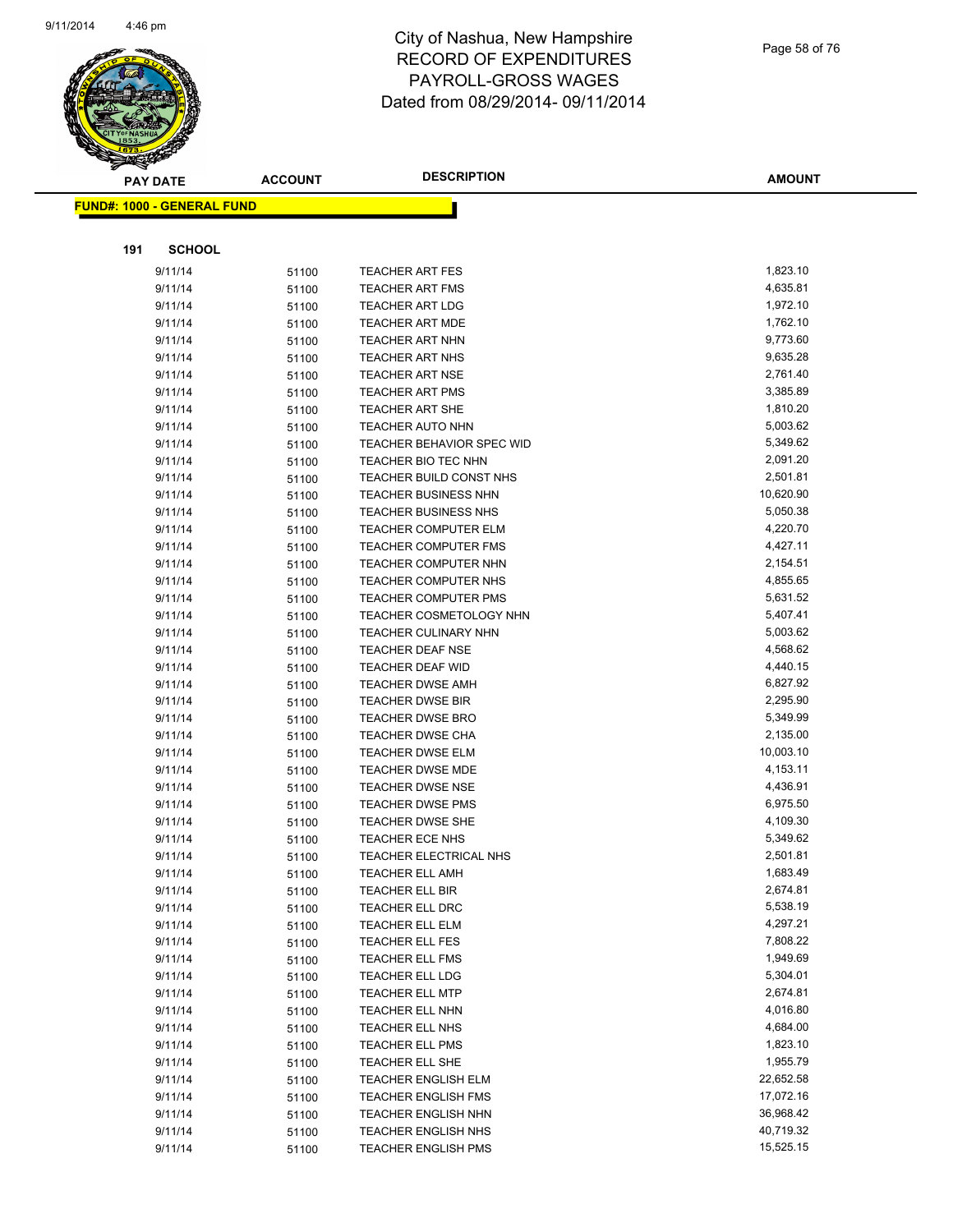# City of Nashua, New Hampshire
## RECORD OF EXPENDITURES
## PAYROLL-GROSS WAGES
## Dated from 08/29/2014- 09/11/2014

| PAY DATE | ACCOUNT | DESCRIPTION | AMOUNT |
|---|---|---|---|

**FUND#: 1000 - GENERAL FUND**

**191 SCHOOL**

| PAY DATE | ACCOUNT | DESCRIPTION | AMOUNT |
|---|---|---|---|
| 9/11/14 | 51100 | TEACHER ART FES | 1,823.10 |
| 9/11/14 | 51100 | TEACHER ART FMS | 4,635.81 |
| 9/11/14 | 51100 | TEACHER ART LDG | 1,972.10 |
| 9/11/14 | 51100 | TEACHER ART MDE | 1,762.10 |
| 9/11/14 | 51100 | TEACHER ART NHN | 9,773.60 |
| 9/11/14 | 51100 | TEACHER ART NHS | 9,635.28 |
| 9/11/14 | 51100 | TEACHER ART NSE | 2,761.40 |
| 9/11/14 | 51100 | TEACHER ART PMS | 3,385.89 |
| 9/11/14 | 51100 | TEACHER ART SHE | 1,810.20 |
| 9/11/14 | 51100 | TEACHER AUTO NHN | 5,003.62 |
| 9/11/14 | 51100 | TEACHER BEHAVIOR SPEC WID | 5,349.62 |
| 9/11/14 | 51100 | TEACHER BIO TEC NHN | 2,091.20 |
| 9/11/14 | 51100 | TEACHER BUILD CONST NHS | 2,501.81 |
| 9/11/14 | 51100 | TEACHER BUSINESS NHN | 10,620.90 |
| 9/11/14 | 51100 | TEACHER BUSINESS NHS | 5,050.38 |
| 9/11/14 | 51100 | TEACHER COMPUTER ELM | 4,220.70 |
| 9/11/14 | 51100 | TEACHER COMPUTER FMS | 4,427.11 |
| 9/11/14 | 51100 | TEACHER COMPUTER NHN | 2,154.51 |
| 9/11/14 | 51100 | TEACHER COMPUTER NHS | 4,855.65 |
| 9/11/14 | 51100 | TEACHER COMPUTER PMS | 5,631.52 |
| 9/11/14 | 51100 | TEACHER COSMETOLOGY NHN | 5,407.41 |
| 9/11/14 | 51100 | TEACHER CULINARY NHN | 5,003.62 |
| 9/11/14 | 51100 | TEACHER DEAF NSE | 4,568.62 |
| 9/11/14 | 51100 | TEACHER DEAF WID | 4,440.15 |
| 9/11/14 | 51100 | TEACHER DWSE AMH | 6,827.92 |
| 9/11/14 | 51100 | TEACHER DWSE BIR | 2,295.90 |
| 9/11/14 | 51100 | TEACHER DWSE BRO | 5,349.99 |
| 9/11/14 | 51100 | TEACHER DWSE CHA | 2,135.00 |
| 9/11/14 | 51100 | TEACHER DWSE ELM | 10,003.10 |
| 9/11/14 | 51100 | TEACHER DWSE MDE | 4,153.11 |
| 9/11/14 | 51100 | TEACHER DWSE NSE | 4,436.91 |
| 9/11/14 | 51100 | TEACHER DWSE PMS | 6,975.50 |
| 9/11/14 | 51100 | TEACHER DWSE SHE | 4,109.30 |
| 9/11/14 | 51100 | TEACHER ECE NHS | 5,349.62 |
| 9/11/14 | 51100 | TEACHER ELECTRICAL NHS | 2,501.81 |
| 9/11/14 | 51100 | TEACHER ELL AMH | 1,683.49 |
| 9/11/14 | 51100 | TEACHER ELL BIR | 2,674.81 |
| 9/11/14 | 51100 | TEACHER ELL DRC | 5,538.19 |
| 9/11/14 | 51100 | TEACHER ELL ELM | 4,297.21 |
| 9/11/14 | 51100 | TEACHER ELL FES | 7,808.22 |
| 9/11/14 | 51100 | TEACHER ELL FMS | 1,949.69 |
| 9/11/14 | 51100 | TEACHER ELL LDG | 5,304.01 |
| 9/11/14 | 51100 | TEACHER ELL MTP | 2,674.81 |
| 9/11/14 | 51100 | TEACHER ELL NHN | 4,016.80 |
| 9/11/14 | 51100 | TEACHER ELL NHS | 4,684.00 |
| 9/11/14 | 51100 | TEACHER ELL PMS | 1,823.10 |
| 9/11/14 | 51100 | TEACHER ELL SHE | 1,955.79 |
| 9/11/14 | 51100 | TEACHER ENGLISH ELM | 22,652.58 |
| 9/11/14 | 51100 | TEACHER ENGLISH FMS | 17,072.16 |
| 9/11/14 | 51100 | TEACHER ENGLISH NHN | 36,968.42 |
| 9/11/14 | 51100 | TEACHER ENGLISH NHS | 40,719.32 |
| 9/11/14 | 51100 | TEACHER ENGLISH PMS | 15,525.15 |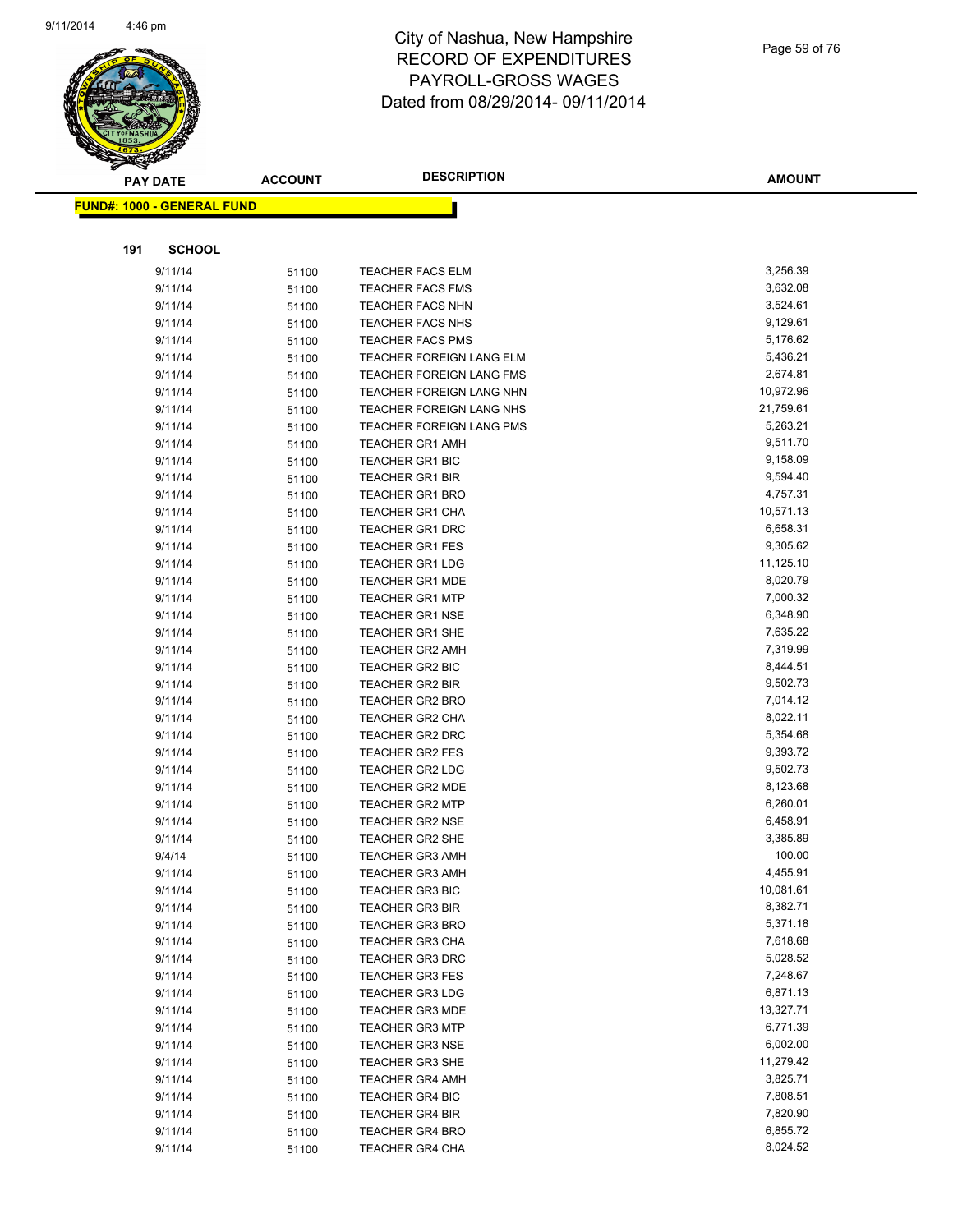# City of Nashua, New Hampshire
# RECORD OF EXPENDITURES
# PAYROLL-GROSS WAGES
# Dated from 08/29/2014- 09/11/2014

**FUND#: 1000 - GENERAL FUND**

**191 SCHOOL**

| PAY DATE | ACCOUNT | DESCRIPTION | AMOUNT |
|---|---|---|---|
| 9/11/14 | 51100 | TEACHER FACS ELM | 3,256.39 |
| 9/11/14 | 51100 | TEACHER FACS FMS | 3,632.08 |
| 9/11/14 | 51100 | TEACHER FACS NHN | 3,524.61 |
| 9/11/14 | 51100 | TEACHER FACS NHS | 9,129.61 |
| 9/11/14 | 51100 | TEACHER FACS PMS | 5,176.62 |
| 9/11/14 | 51100 | TEACHER FOREIGN LANG ELM | 5,436.21 |
| 9/11/14 | 51100 | TEACHER FOREIGN LANG FMS | 2,674.81 |
| 9/11/14 | 51100 | TEACHER FOREIGN LANG NHN | 10,972.96 |
| 9/11/14 | 51100 | TEACHER FOREIGN LANG NHS | 21,759.61 |
| 9/11/14 | 51100 | TEACHER FOREIGN LANG PMS | 5,263.21 |
| 9/11/14 | 51100 | TEACHER GR1 AMH | 9,511.70 |
| 9/11/14 | 51100 | TEACHER GR1 BIC | 9,158.09 |
| 9/11/14 | 51100 | TEACHER GR1 BIR | 9,594.40 |
| 9/11/14 | 51100 | TEACHER GR1 BRO | 4,757.31 |
| 9/11/14 | 51100 | TEACHER GR1 CHA | 10,571.13 |
| 9/11/14 | 51100 | TEACHER GR1 DRC | 6,658.31 |
| 9/11/14 | 51100 | TEACHER GR1 FES | 9,305.62 |
| 9/11/14 | 51100 | TEACHER GR1 LDG | 11,125.10 |
| 9/11/14 | 51100 | TEACHER GR1 MDE | 8,020.79 |
| 9/11/14 | 51100 | TEACHER GR1 MTP | 7,000.32 |
| 9/11/14 | 51100 | TEACHER GR1 NSE | 6,348.90 |
| 9/11/14 | 51100 | TEACHER GR1 SHE | 7,635.22 |
| 9/11/14 | 51100 | TEACHER GR2 AMH | 7,319.99 |
| 9/11/14 | 51100 | TEACHER GR2 BIC | 8,444.51 |
| 9/11/14 | 51100 | TEACHER GR2 BIR | 9,502.73 |
| 9/11/14 | 51100 | TEACHER GR2 BRO | 7,014.12 |
| 9/11/14 | 51100 | TEACHER GR2 CHA | 8,022.11 |
| 9/11/14 | 51100 | TEACHER GR2 DRC | 5,354.68 |
| 9/11/14 | 51100 | TEACHER GR2 FES | 9,393.72 |
| 9/11/14 | 51100 | TEACHER GR2 LDG | 9,502.73 |
| 9/11/14 | 51100 | TEACHER GR2 MDE | 8,123.68 |
| 9/11/14 | 51100 | TEACHER GR2 MTP | 6,260.01 |
| 9/11/14 | 51100 | TEACHER GR2 NSE | 6,458.91 |
| 9/11/14 | 51100 | TEACHER GR2 SHE | 3,385.89 |
| 9/4/14 | 51100 | TEACHER GR3 AMH | 100.00 |
| 9/11/14 | 51100 | TEACHER GR3 AMH | 4,455.91 |
| 9/11/14 | 51100 | TEACHER GR3 BIC | 10,081.61 |
| 9/11/14 | 51100 | TEACHER GR3 BIR | 8,382.71 |
| 9/11/14 | 51100 | TEACHER GR3 BRO | 5,371.18 |
| 9/11/14 | 51100 | TEACHER GR3 CHA | 7,618.68 |
| 9/11/14 | 51100 | TEACHER GR3 DRC | 5,028.52 |
| 9/11/14 | 51100 | TEACHER GR3 FES | 7,248.67 |
| 9/11/14 | 51100 | TEACHER GR3 LDG | 6,871.13 |
| 9/11/14 | 51100 | TEACHER GR3 MDE | 13,327.71 |
| 9/11/14 | 51100 | TEACHER GR3 MTP | 6,771.39 |
| 9/11/14 | 51100 | TEACHER GR3 NSE | 6,002.00 |
| 9/11/14 | 51100 | TEACHER GR3 SHE | 11,279.42 |
| 9/11/14 | 51100 | TEACHER GR4 AMH | 3,825.71 |
| 9/11/14 | 51100 | TEACHER GR4 BIC | 7,808.51 |
| 9/11/14 | 51100 | TEACHER GR4 BIR | 7,820.90 |
| 9/11/14 | 51100 | TEACHER GR4 BRO | 6,855.72 |
| 9/11/14 | 51100 | TEACHER GR4 CHA | 8,024.52 |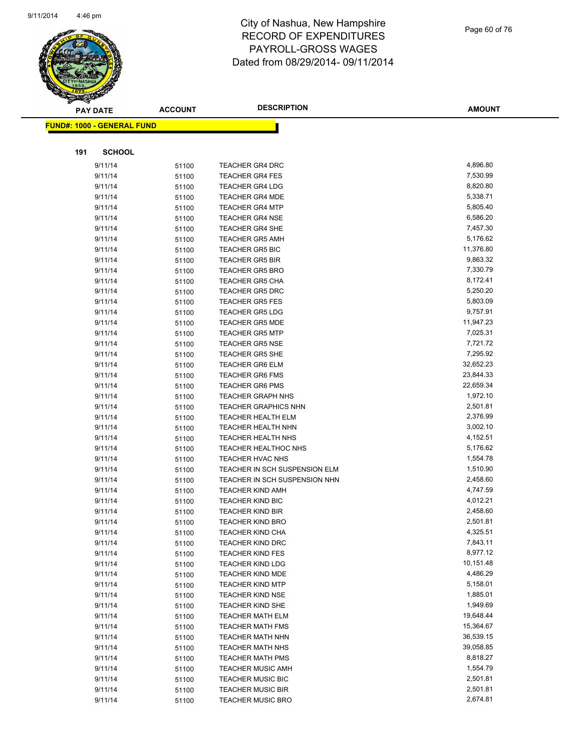# City of Nashua, New Hampshire
## RECORD OF EXPENDITURES
## PAYROLL-GROSS WAGES
## Dated from 08/29/2014- 09/11/2014

**FUND#: 1000 - GENERAL FUND**

**191 SCHOOL**

| PAY DATE | ACCOUNT | DESCRIPTION | AMOUNT |
|---|---|---|---|
| 9/11/14 | 51100 | TEACHER GR4 DRC | 4,896.80 |
| 9/11/14 | 51100 | TEACHER GR4 FES | 7,530.99 |
| 9/11/14 | 51100 | TEACHER GR4 LDG | 8,820.80 |
| 9/11/14 | 51100 | TEACHER GR4 MDE | 5,338.71 |
| 9/11/14 | 51100 | TEACHER GR4 MTP | 5,805.40 |
| 9/11/14 | 51100 | TEACHER GR4 NSE | 6,586.20 |
| 9/11/14 | 51100 | TEACHER GR4 SHE | 7,457.30 |
| 9/11/14 | 51100 | TEACHER GR5 AMH | 5,176.62 |
| 9/11/14 | 51100 | TEACHER GR5 BIC | 11,376.80 |
| 9/11/14 | 51100 | TEACHER GR5 BIR | 9,863.32 |
| 9/11/14 | 51100 | TEACHER GR5 BRO | 7,330.79 |
| 9/11/14 | 51100 | TEACHER GR5 CHA | 8,172.41 |
| 9/11/14 | 51100 | TEACHER GR5 DRC | 5,250.20 |
| 9/11/14 | 51100 | TEACHER GR5 FES | 5,803.09 |
| 9/11/14 | 51100 | TEACHER GR5 LDG | 9,757.91 |
| 9/11/14 | 51100 | TEACHER GR5 MDE | 11,947.23 |
| 9/11/14 | 51100 | TEACHER GR5 MTP | 7,025.31 |
| 9/11/14 | 51100 | TEACHER GR5 NSE | 7,721.72 |
| 9/11/14 | 51100 | TEACHER GR5 SHE | 7,295.92 |
| 9/11/14 | 51100 | TEACHER GR6 ELM | 32,652.23 |
| 9/11/14 | 51100 | TEACHER GR6 FMS | 23,844.33 |
| 9/11/14 | 51100 | TEACHER GR6 PMS | 22,659.34 |
| 9/11/14 | 51100 | TEACHER GRAPH NHS | 1,972.10 |
| 9/11/14 | 51100 | TEACHER GRAPHICS NHN | 2,501.81 |
| 9/11/14 | 51100 | TEACHER HEALTH ELM | 2,376.99 |
| 9/11/14 | 51100 | TEACHER HEALTH NHN | 3,002.10 |
| 9/11/14 | 51100 | TEACHER HEALTH NHS | 4,152.51 |
| 9/11/14 | 51100 | TEACHER HEALTHOC NHS | 5,176.62 |
| 9/11/14 | 51100 | TEACHER HVAC NHS | 1,554.78 |
| 9/11/14 | 51100 | TEACHER IN SCH SUSPENSION ELM | 1,510.90 |
| 9/11/14 | 51100 | TEACHER IN SCH SUSPENSION NHN | 2,458.60 |
| 9/11/14 | 51100 | TEACHER KIND AMH | 4,747.59 |
| 9/11/14 | 51100 | TEACHER KIND BIC | 4,012.21 |
| 9/11/14 | 51100 | TEACHER KIND BIR | 2,458.60 |
| 9/11/14 | 51100 | TEACHER KIND BRO | 2,501.81 |
| 9/11/14 | 51100 | TEACHER KIND CHA | 4,325.51 |
| 9/11/14 | 51100 | TEACHER KIND DRC | 7,843.11 |
| 9/11/14 | 51100 | TEACHER KIND FES | 8,977.12 |
| 9/11/14 | 51100 | TEACHER KIND LDG | 10,151.48 |
| 9/11/14 | 51100 | TEACHER KIND MDE | 4,486.29 |
| 9/11/14 | 51100 | TEACHER KIND MTP | 5,158.01 |
| 9/11/14 | 51100 | TEACHER KIND NSE | 1,885.01 |
| 9/11/14 | 51100 | TEACHER KIND SHE | 1,949.69 |
| 9/11/14 | 51100 | TEACHER MATH ELM | 19,648.44 |
| 9/11/14 | 51100 | TEACHER MATH FMS | 15,364.67 |
| 9/11/14 | 51100 | TEACHER MATH NHN | 36,539.15 |
| 9/11/14 | 51100 | TEACHER MATH NHS | 39,058.85 |
| 9/11/14 | 51100 | TEACHER MATH PMS | 8,818.27 |
| 9/11/14 | 51100 | TEACHER MUSIC AMH | 1,554.79 |
| 9/11/14 | 51100 | TEACHER MUSIC BIC | 2,501.81 |
| 9/11/14 | 51100 | TEACHER MUSIC BIR | 2,501.81 |
| 9/11/14 | 51100 | TEACHER MUSIC BRO | 2,674.81 |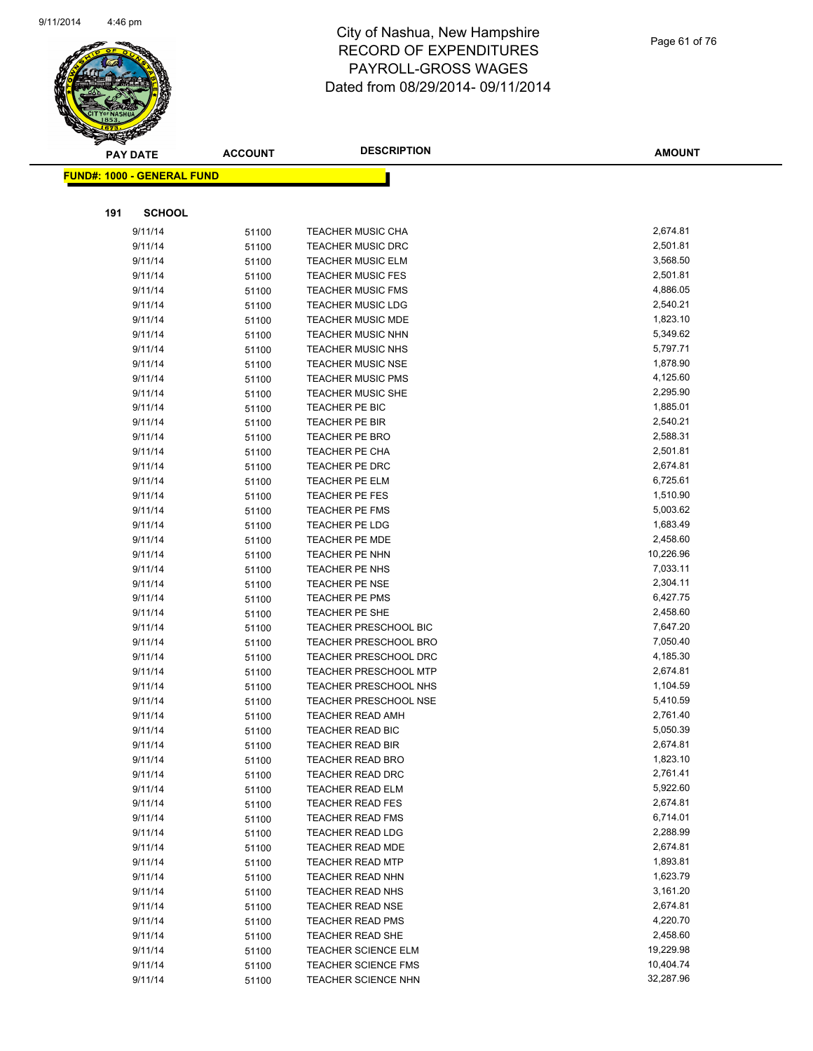# City of Nashua, New Hampshire
## RECORD OF EXPENDITURES
## PAYROLL-GROSS WAGES
## Dated from 08/29/2014- 09/11/2014

**FUND#: 1000 - GENERAL FUND**

**191 SCHOOL**

| PAY DATE | ACCOUNT | DESCRIPTION | AMOUNT |
|---|---|---|---|
| 9/11/14 | 51100 | TEACHER MUSIC CHA | 2,674.81 |
| 9/11/14 | 51100 | TEACHER MUSIC DRC | 2,501.81 |
| 9/11/14 | 51100 | TEACHER MUSIC ELM | 3,568.50 |
| 9/11/14 | 51100 | TEACHER MUSIC FES | 2,501.81 |
| 9/11/14 | 51100 | TEACHER MUSIC FMS | 4,886.05 |
| 9/11/14 | 51100 | TEACHER MUSIC LDG | 2,540.21 |
| 9/11/14 | 51100 | TEACHER MUSIC MDE | 1,823.10 |
| 9/11/14 | 51100 | TEACHER MUSIC NHN | 5,349.62 |
| 9/11/14 | 51100 | TEACHER MUSIC NHS | 5,797.71 |
| 9/11/14 | 51100 | TEACHER MUSIC NSE | 1,878.90 |
| 9/11/14 | 51100 | TEACHER MUSIC PMS | 4,125.60 |
| 9/11/14 | 51100 | TEACHER MUSIC SHE | 2,295.90 |
| 9/11/14 | 51100 | TEACHER PE BIC | 1,885.01 |
| 9/11/14 | 51100 | TEACHER PE BIR | 2,540.21 |
| 9/11/14 | 51100 | TEACHER PE BRO | 2,588.31 |
| 9/11/14 | 51100 | TEACHER PE CHA | 2,501.81 |
| 9/11/14 | 51100 | TEACHER PE DRC | 2,674.81 |
| 9/11/14 | 51100 | TEACHER PE ELM | 6,725.61 |
| 9/11/14 | 51100 | TEACHER PE FES | 1,510.90 |
| 9/11/14 | 51100 | TEACHER PE FMS | 5,003.62 |
| 9/11/14 | 51100 | TEACHER PE LDG | 1,683.49 |
| 9/11/14 | 51100 | TEACHER PE MDE | 2,458.60 |
| 9/11/14 | 51100 | TEACHER PE NHN | 10,226.96 |
| 9/11/14 | 51100 | TEACHER PE NHS | 7,033.11 |
| 9/11/14 | 51100 | TEACHER PE NSE | 2,304.11 |
| 9/11/14 | 51100 | TEACHER PE PMS | 6,427.75 |
| 9/11/14 | 51100 | TEACHER PE SHE | 2,458.60 |
| 9/11/14 | 51100 | TEACHER PRESCHOOL BIC | 7,647.20 |
| 9/11/14 | 51100 | TEACHER PRESCHOOL BRO | 7,050.40 |
| 9/11/14 | 51100 | TEACHER PRESCHOOL DRC | 4,185.30 |
| 9/11/14 | 51100 | TEACHER PRESCHOOL MTP | 2,674.81 |
| 9/11/14 | 51100 | TEACHER PRESCHOOL NHS | 1,104.59 |
| 9/11/14 | 51100 | TEACHER PRESCHOOL NSE | 5,410.59 |
| 9/11/14 | 51100 | TEACHER READ AMH | 2,761.40 |
| 9/11/14 | 51100 | TEACHER READ BIC | 5,050.39 |
| 9/11/14 | 51100 | TEACHER READ BIR | 2,674.81 |
| 9/11/14 | 51100 | TEACHER READ BRO | 1,823.10 |
| 9/11/14 | 51100 | TEACHER READ DRC | 2,761.41 |
| 9/11/14 | 51100 | TEACHER READ ELM | 5,922.60 |
| 9/11/14 | 51100 | TEACHER READ FES | 2,674.81 |
| 9/11/14 | 51100 | TEACHER READ FMS | 6,714.01 |
| 9/11/14 | 51100 | TEACHER READ LDG | 2,288.99 |
| 9/11/14 | 51100 | TEACHER READ MDE | 2,674.81 |
| 9/11/14 | 51100 | TEACHER READ MTP | 1,893.81 |
| 9/11/14 | 51100 | TEACHER READ NHN | 1,623.79 |
| 9/11/14 | 51100 | TEACHER READ NHS | 3,161.20 |
| 9/11/14 | 51100 | TEACHER READ NSE | 2,674.81 |
| 9/11/14 | 51100 | TEACHER READ PMS | 4,220.70 |
| 9/11/14 | 51100 | TEACHER READ SHE | 2,458.60 |
| 9/11/14 | 51100 | TEACHER SCIENCE ELM | 19,229.98 |
| 9/11/14 | 51100 | TEACHER SCIENCE FMS | 10,404.74 |
| 9/11/14 | 51100 | TEACHER SCIENCE NHN | 32,287.96 |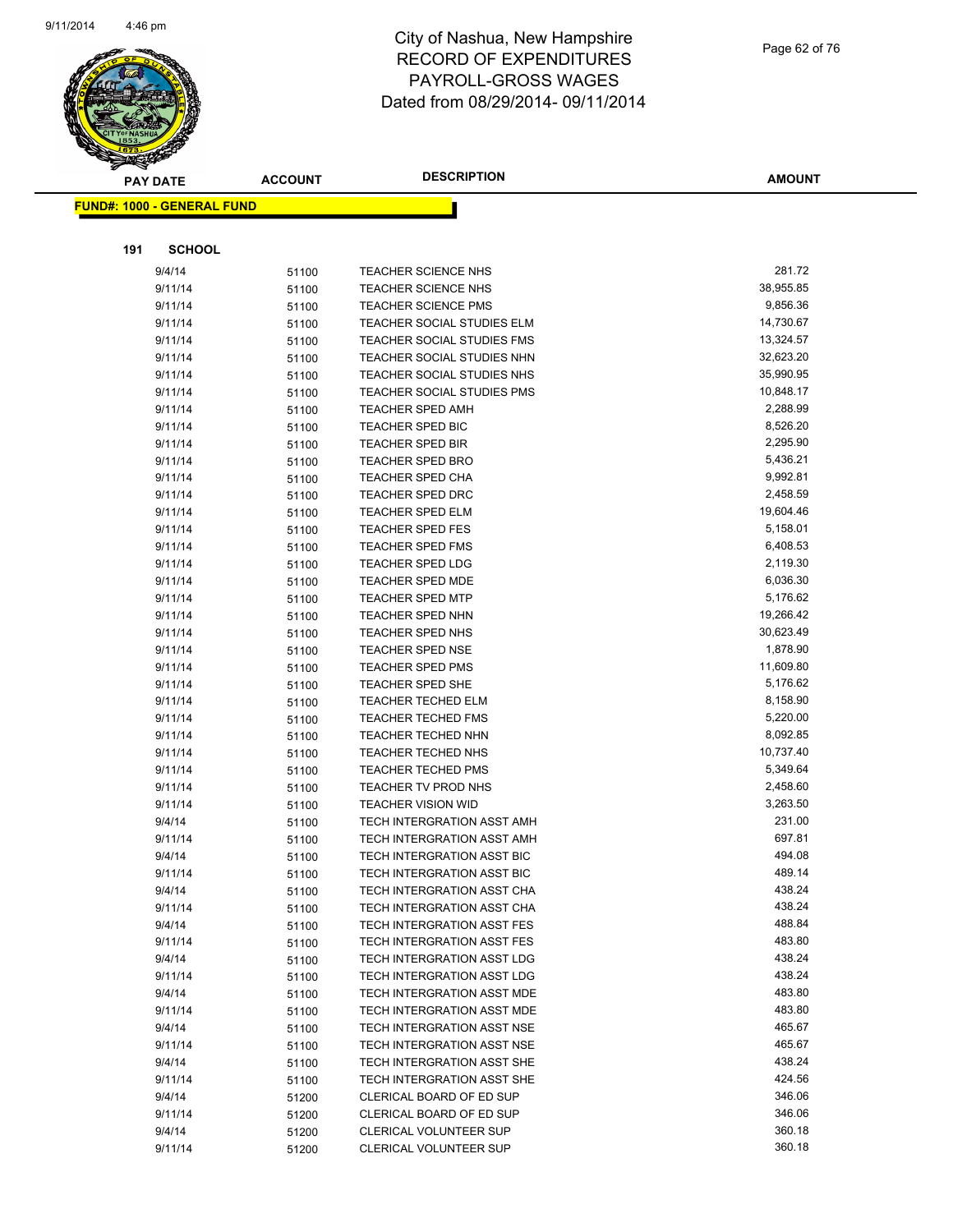# City of Nashua, New Hampshire
## RECORD OF EXPENDITURES
## PAYROLL-GROSS WAGES
## Dated from 08/29/2014- 09/11/2014

**FUND#: 1000 - GENERAL FUND**

**191 SCHOOL**

| PAY DATE | ACCOUNT | DESCRIPTION | AMOUNT |
|---|---|---|---|
| 9/4/14 | 51100 | TEACHER SCIENCE NHS | 281.72 |
| 9/11/14 | 51100 | TEACHER SCIENCE NHS | 38,955.85 |
| 9/11/14 | 51100 | TEACHER SCIENCE PMS | 9,856.36 |
| 9/11/14 | 51100 | TEACHER SOCIAL STUDIES ELM | 14,730.67 |
| 9/11/14 | 51100 | TEACHER SOCIAL STUDIES FMS | 13,324.57 |
| 9/11/14 | 51100 | TEACHER SOCIAL STUDIES NHN | 32,623.20 |
| 9/11/14 | 51100 | TEACHER SOCIAL STUDIES NHS | 35,990.95 |
| 9/11/14 | 51100 | TEACHER SOCIAL STUDIES PMS | 10,848.17 |
| 9/11/14 | 51100 | TEACHER SPED AMH | 2,288.99 |
| 9/11/14 | 51100 | TEACHER SPED BIC | 8,526.20 |
| 9/11/14 | 51100 | TEACHER SPED BIR | 2,295.90 |
| 9/11/14 | 51100 | TEACHER SPED BRO | 5,436.21 |
| 9/11/14 | 51100 | TEACHER SPED CHA | 9,992.81 |
| 9/11/14 | 51100 | TEACHER SPED DRC | 2,458.59 |
| 9/11/14 | 51100 | TEACHER SPED ELM | 19,604.46 |
| 9/11/14 | 51100 | TEACHER SPED FES | 5,158.01 |
| 9/11/14 | 51100 | TEACHER SPED FMS | 6,408.53 |
| 9/11/14 | 51100 | TEACHER SPED LDG | 2,119.30 |
| 9/11/14 | 51100 | TEACHER SPED MDE | 6,036.30 |
| 9/11/14 | 51100 | TEACHER SPED MTP | 5,176.62 |
| 9/11/14 | 51100 | TEACHER SPED NHN | 19,266.42 |
| 9/11/14 | 51100 | TEACHER SPED NHS | 30,623.49 |
| 9/11/14 | 51100 | TEACHER SPED NSE | 1,878.90 |
| 9/11/14 | 51100 | TEACHER SPED PMS | 11,609.80 |
| 9/11/14 | 51100 | TEACHER SPED SHE | 5,176.62 |
| 9/11/14 | 51100 | TEACHER TECHED ELM | 8,158.90 |
| 9/11/14 | 51100 | TEACHER TECHED FMS | 5,220.00 |
| 9/11/14 | 51100 | TEACHER TECHED NHN | 8,092.85 |
| 9/11/14 | 51100 | TEACHER TECHED NHS | 10,737.40 |
| 9/11/14 | 51100 | TEACHER TECHED PMS | 5,349.64 |
| 9/11/14 | 51100 | TEACHER TV PROD NHS | 2,458.60 |
| 9/11/14 | 51100 | TEACHER VISION WID | 3,263.50 |
| 9/4/14 | 51100 | TECH INTERGRATION ASST AMH | 231.00 |
| 9/11/14 | 51100 | TECH INTERGRATION ASST AMH | 697.81 |
| 9/4/14 | 51100 | TECH INTERGRATION ASST BIC | 494.08 |
| 9/11/14 | 51100 | TECH INTERGRATION ASST BIC | 489.14 |
| 9/4/14 | 51100 | TECH INTERGRATION ASST CHA | 438.24 |
| 9/11/14 | 51100 | TECH INTERGRATION ASST CHA | 438.24 |
| 9/4/14 | 51100 | TECH INTERGRATION ASST FES | 488.84 |
| 9/11/14 | 51100 | TECH INTERGRATION ASST FES | 483.80 |
| 9/4/14 | 51100 | TECH INTERGRATION ASST LDG | 438.24 |
| 9/11/14 | 51100 | TECH INTERGRATION ASST LDG | 438.24 |
| 9/4/14 | 51100 | TECH INTERGRATION ASST MDE | 483.80 |
| 9/11/14 | 51100 | TECH INTERGRATION ASST MDE | 483.80 |
| 9/4/14 | 51100 | TECH INTERGRATION ASST NSE | 465.67 |
| 9/11/14 | 51100 | TECH INTERGRATION ASST NSE | 465.67 |
| 9/4/14 | 51100 | TECH INTERGRATION ASST SHE | 438.24 |
| 9/11/14 | 51100 | TECH INTERGRATION ASST SHE | 424.56 |
| 9/4/14 | 51200 | CLERICAL BOARD OF ED SUP | 346.06 |
| 9/11/14 | 51200 | CLERICAL BOARD OF ED SUP | 346.06 |
| 9/4/14 | 51200 | CLERICAL VOLUNTEER SUP | 360.18 |
| 9/11/14 | 51200 | CLERICAL VOLUNTEER SUP | 360.18 |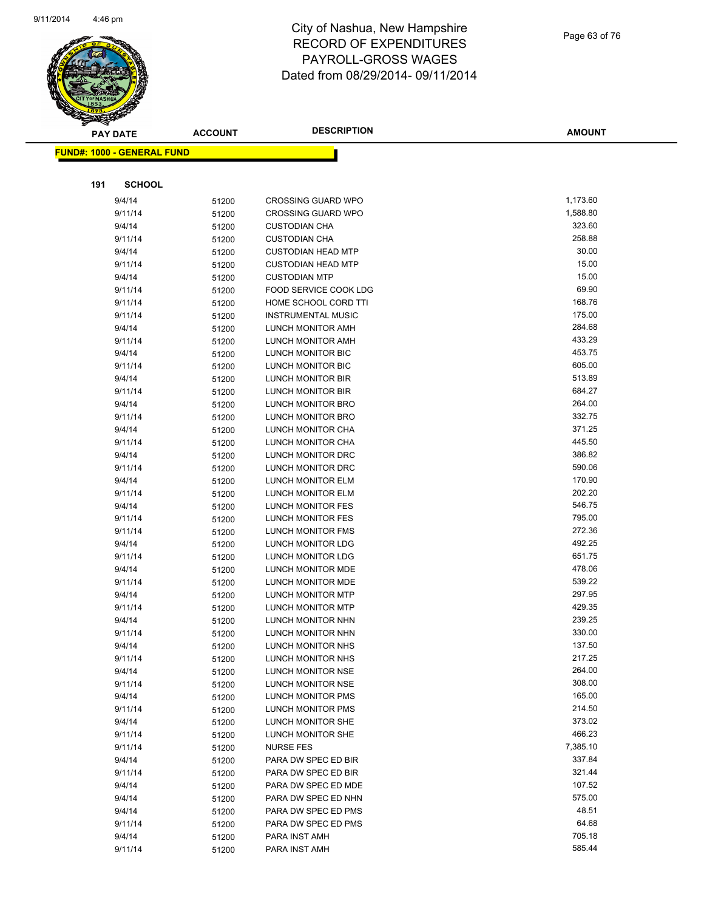# City of Nashua, New Hampshire
## RECORD OF EXPENDITURES
## PAYROLL-GROSS WAGES
## Dated from 08/29/2014- 09/11/2014

| PAY DATE | ACCOUNT | DESCRIPTION | AMOUNT |
|---|---|---|---|
| **FUND#: 1000 - GENERAL FUND** | | | |
| **191 SCHOOL** | | | |
| 9/4/14 | 51200 | CROSSING GUARD WPO | 1,173.60 |
| 9/11/14 | 51200 | CROSSING GUARD WPO | 1,588.80 |
| 9/4/14 | 51200 | CUSTODIAN CHA | 323.60 |
| 9/11/14 | 51200 | CUSTODIAN CHA | 258.88 |
| 9/4/14 | 51200 | CUSTODIAN HEAD MTP | 30.00 |
| 9/11/14 | 51200 | CUSTODIAN HEAD MTP | 15.00 |
| 9/4/14 | 51200 | CUSTODIAN MTP | 15.00 |
| 9/11/14 | 51200 | FOOD SERVICE COOK LDG | 69.90 |
| 9/11/14 | 51200 | HOME SCHOOL CORD TTI | 168.76 |
| 9/11/14 | 51200 | INSTRUMENTAL MUSIC | 175.00 |
| 9/4/14 | 51200 | LUNCH MONITOR AMH | 284.68 |
| 9/11/14 | 51200 | LUNCH MONITOR AMH | 433.29 |
| 9/4/14 | 51200 | LUNCH MONITOR BIC | 453.75 |
| 9/11/14 | 51200 | LUNCH MONITOR BIC | 605.00 |
| 9/4/14 | 51200 | LUNCH MONITOR BIR | 513.89 |
| 9/11/14 | 51200 | LUNCH MONITOR BIR | 684.27 |
| 9/4/14 | 51200 | LUNCH MONITOR BRO | 264.00 |
| 9/11/14 | 51200 | LUNCH MONITOR BRO | 332.75 |
| 9/4/14 | 51200 | LUNCH MONITOR CHA | 371.25 |
| 9/11/14 | 51200 | LUNCH MONITOR CHA | 445.50 |
| 9/4/14 | 51200 | LUNCH MONITOR DRC | 386.82 |
| 9/11/14 | 51200 | LUNCH MONITOR DRC | 590.06 |
| 9/4/14 | 51200 | LUNCH MONITOR ELM | 170.90 |
| 9/11/14 | 51200 | LUNCH MONITOR ELM | 202.20 |
| 9/4/14 | 51200 | LUNCH MONITOR FES | 546.75 |
| 9/11/14 | 51200 | LUNCH MONITOR FES | 795.00 |
| 9/11/14 | 51200 | LUNCH MONITOR FMS | 272.36 |
| 9/4/14 | 51200 | LUNCH MONITOR LDG | 492.25 |
| 9/11/14 | 51200 | LUNCH MONITOR LDG | 651.75 |
| 9/4/14 | 51200 | LUNCH MONITOR MDE | 478.06 |
| 9/11/14 | 51200 | LUNCH MONITOR MDE | 539.22 |
| 9/4/14 | 51200 | LUNCH MONITOR MTP | 297.95 |
| 9/11/14 | 51200 | LUNCH MONITOR MTP | 429.35 |
| 9/4/14 | 51200 | LUNCH MONITOR NHN | 239.25 |
| 9/11/14 | 51200 | LUNCH MONITOR NHN | 330.00 |
| 9/4/14 | 51200 | LUNCH MONITOR NHS | 137.50 |
| 9/11/14 | 51200 | LUNCH MONITOR NHS | 217.25 |
| 9/4/14 | 51200 | LUNCH MONITOR NSE | 264.00 |
| 9/11/14 | 51200 | LUNCH MONITOR NSE | 308.00 |
| 9/4/14 | 51200 | LUNCH MONITOR PMS | 165.00 |
| 9/11/14 | 51200 | LUNCH MONITOR PMS | 214.50 |
| 9/4/14 | 51200 | LUNCH MONITOR SHE | 373.02 |
| 9/11/14 | 51200 | LUNCH MONITOR SHE | 466.23 |
| 9/11/14 | 51200 | NURSE FES | 7,385.10 |
| 9/4/14 | 51200 | PARA DW SPEC ED BIR | 337.84 |
| 9/11/14 | 51200 | PARA DW SPEC ED BIR | 321.44 |
| 9/4/14 | 51200 | PARA DW SPEC ED MDE | 107.52 |
| 9/4/14 | 51200 | PARA DW SPEC ED NHN | 575.00 |
| 9/4/14 | 51200 | PARA DW SPEC ED PMS | 48.51 |
| 9/11/14 | 51200 | PARA DW SPEC ED PMS | 64.68 |
| 9/4/14 | 51200 | PARA INST AMH | 705.18 |
| 9/11/14 | 51200 | PARA INST AMH | 585.44 |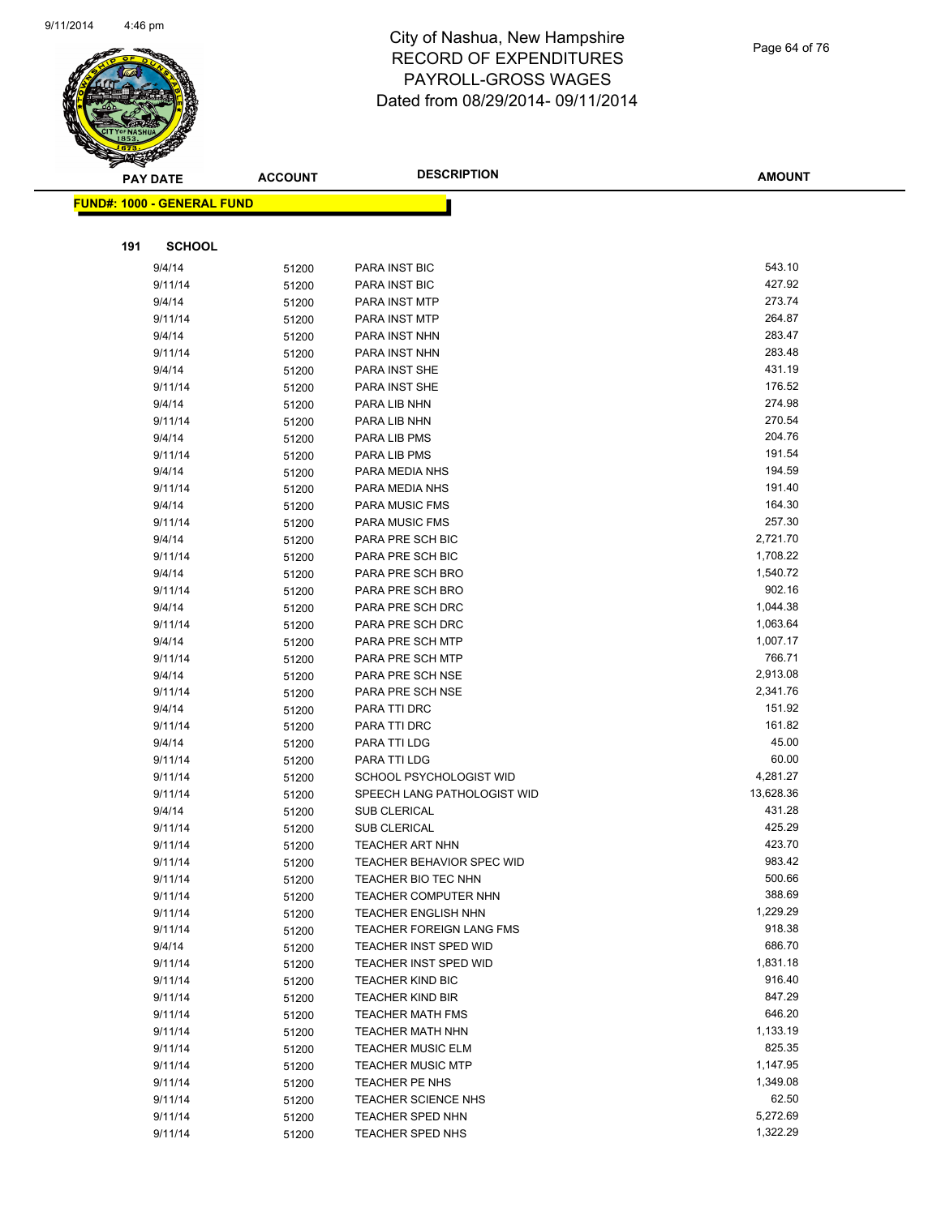# City of Nashua, New Hampshire
# RECORD OF EXPENDITURES
# PAYROLL-GROSS WAGES
# Dated from 08/29/2014- 09/11/2014

**FUND#: 1000 - GENERAL FUND**

**191 SCHOOL**

| PAY DATE | ACCOUNT | DESCRIPTION | AMOUNT |
|---|---|---|---|
| 9/4/14 | 51200 | PARA INST BIC | 543.10 |
| 9/11/14 | 51200 | PARA INST BIC | 427.92 |
| 9/4/14 | 51200 | PARA INST MTP | 273.74 |
| 9/11/14 | 51200 | PARA INST MTP | 264.87 |
| 9/4/14 | 51200 | PARA INST NHN | 283.47 |
| 9/11/14 | 51200 | PARA INST NHN | 283.48 |
| 9/4/14 | 51200 | PARA INST SHE | 431.19 |
| 9/11/14 | 51200 | PARA INST SHE | 176.52 |
| 9/4/14 | 51200 | PARA LIB NHN | 274.98 |
| 9/11/14 | 51200 | PARA LIB NHN | 270.54 |
| 9/4/14 | 51200 | PARA LIB PMS | 204.76 |
| 9/11/14 | 51200 | PARA LIB PMS | 191.54 |
| 9/4/14 | 51200 | PARA MEDIA NHS | 194.59 |
| 9/11/14 | 51200 | PARA MEDIA NHS | 191.40 |
| 9/4/14 | 51200 | PARA MUSIC FMS | 164.30 |
| 9/11/14 | 51200 | PARA MUSIC FMS | 257.30 |
| 9/4/14 | 51200 | PARA PRE SCH BIC | 2,721.70 |
| 9/11/14 | 51200 | PARA PRE SCH BIC | 1,708.22 |
| 9/4/14 | 51200 | PARA PRE SCH BRO | 1,540.72 |
| 9/11/14 | 51200 | PARA PRE SCH BRO | 902.16 |
| 9/4/14 | 51200 | PARA PRE SCH DRC | 1,044.38 |
| 9/11/14 | 51200 | PARA PRE SCH DRC | 1,063.64 |
| 9/4/14 | 51200 | PARA PRE SCH MTP | 1,007.17 |
| 9/11/14 | 51200 | PARA PRE SCH MTP | 766.71 |
| 9/4/14 | 51200 | PARA PRE SCH NSE | 2,913.08 |
| 9/11/14 | 51200 | PARA PRE SCH NSE | 2,341.76 |
| 9/4/14 | 51200 | PARA TTI DRC | 151.92 |
| 9/11/14 | 51200 | PARA TTI DRC | 161.82 |
| 9/4/14 | 51200 | PARA TTI LDG | 45.00 |
| 9/11/14 | 51200 | PARA TTI LDG | 60.00 |
| 9/11/14 | 51200 | SCHOOL PSYCHOLOGIST WID | 4,281.27 |
| 9/11/14 | 51200 | SPEECH LANG PATHOLOGIST WID | 13,628.36 |
| 9/4/14 | 51200 | SUB CLERICAL | 431.28 |
| 9/11/14 | 51200 | SUB CLERICAL | 425.29 |
| 9/11/14 | 51200 | TEACHER ART NHN | 423.70 |
| 9/11/14 | 51200 | TEACHER BEHAVIOR SPEC WID | 983.42 |
| 9/11/14 | 51200 | TEACHER BIO TEC NHN | 500.66 |
| 9/11/14 | 51200 | TEACHER COMPUTER NHN | 388.69 |
| 9/11/14 | 51200 | TEACHER ENGLISH NHN | 1,229.29 |
| 9/11/14 | 51200 | TEACHER FOREIGN LANG FMS | 918.38 |
| 9/4/14 | 51200 | TEACHER INST SPED WID | 686.70 |
| 9/11/14 | 51200 | TEACHER INST SPED WID | 1,831.18 |
| 9/11/14 | 51200 | TEACHER KIND BIC | 916.40 |
| 9/11/14 | 51200 | TEACHER KIND BIR | 847.29 |
| 9/11/14 | 51200 | TEACHER MATH FMS | 646.20 |
| 9/11/14 | 51200 | TEACHER MATH NHN | 1,133.19 |
| 9/11/14 | 51200 | TEACHER MUSIC ELM | 825.35 |
| 9/11/14 | 51200 | TEACHER MUSIC MTP | 1,147.95 |
| 9/11/14 | 51200 | TEACHER PE NHS | 1,349.08 |
| 9/11/14 | 51200 | TEACHER SCIENCE NHS | 62.50 |
| 9/11/14 | 51200 | TEACHER SPED NHN | 5,272.69 |
| 9/11/14 | 51200 | TEACHER SPED NHS | 1,322.29 |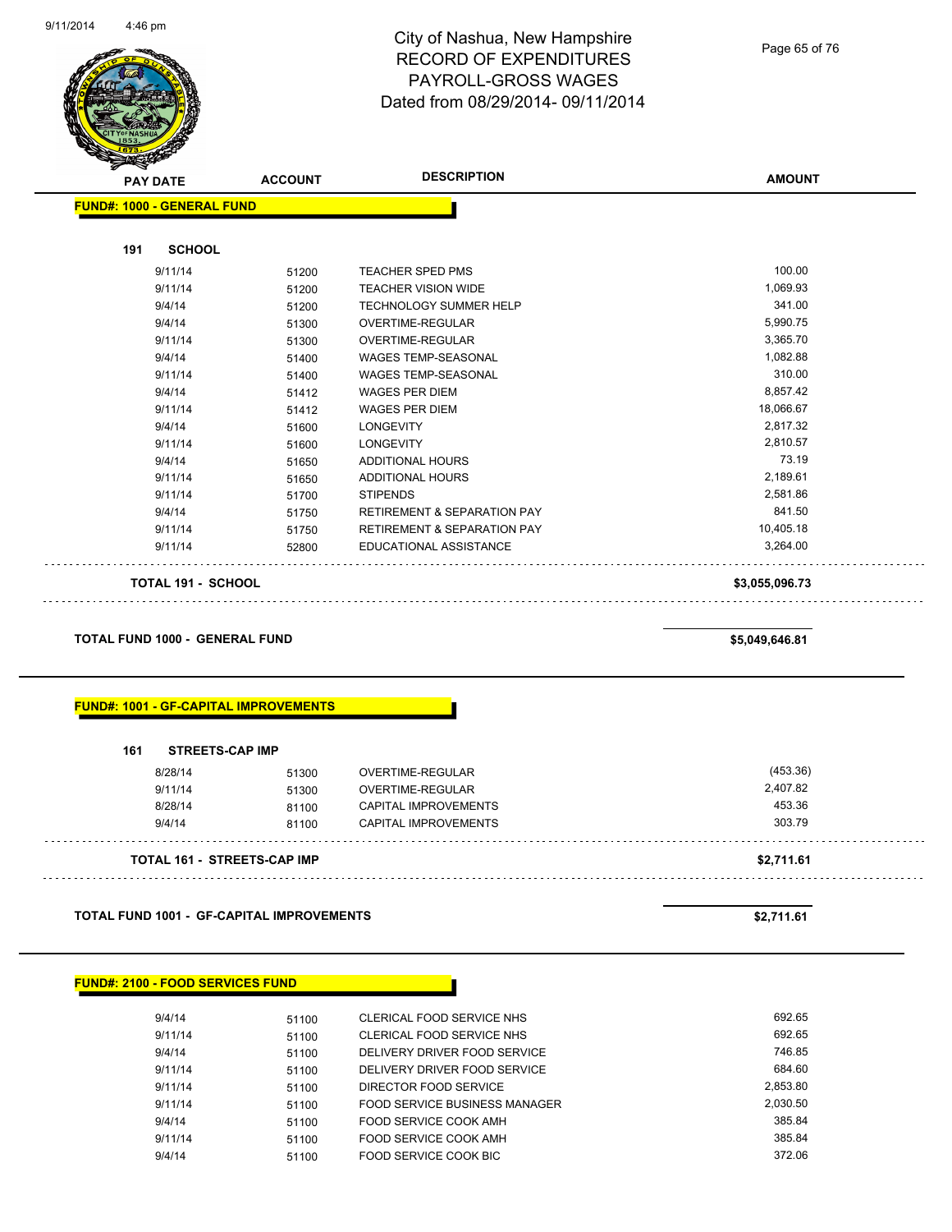# City of Nashua, New Hampshire
## RECORD OF EXPENDITURES
## PAYROLL-GROSS WAGES
## Dated from 08/29/2014- 09/11/2014

| PAY DATE | ACCOUNT | DESCRIPTION | AMOUNT |
|---|---|---|---|

**FUND#: 1000 - GENERAL FUND**

**191 SCHOOL**

| PAY DATE | ACCOUNT | DESCRIPTION | AMOUNT |
|---|---|---|---|
| 9/11/14 | 51200 | TEACHER SPED PMS | 100.00 |
| 9/11/14 | 51200 | TEACHER VISION WIDE | 1,069.93 |
| 9/4/14 | 51200 | TECHNOLOGY SUMMER HELP | 341.00 |
| 9/4/14 | 51300 | OVERTIME-REGULAR | 5,990.75 |
| 9/11/14 | 51300 | OVERTIME-REGULAR | 3,365.70 |
| 9/4/14 | 51400 | WAGES TEMP-SEASONAL | 1,082.88 |
| 9/11/14 | 51400 | WAGES TEMP-SEASONAL | 310.00 |
| 9/4/14 | 51412 | WAGES PER DIEM | 8,857.42 |
| 9/11/14 | 51412 | WAGES PER DIEM | 18,066.67 |
| 9/4/14 | 51600 | LONGEVITY | 2,817.32 |
| 9/11/14 | 51600 | LONGEVITY | 2,810.57 |
| 9/4/14 | 51650 | ADDITIONAL HOURS | 73.19 |
| 9/11/14 | 51650 | ADDITIONAL HOURS | 2,189.61 |
| 9/11/14 | 51700 | STIPENDS | 2,581.86 |
| 9/4/14 | 51750 | RETIREMENT & SEPARATION PAY | 841.50 |
| 9/11/14 | 51750 | RETIREMENT & SEPARATION PAY | 10,405.18 |
| 9/11/14 | 52800 | EDUCATIONAL ASSISTANCE | 3,264.00 |

**TOTAL 191 - SCHOOL** **$3,055,096.73**

**TOTAL FUND 1000 - GENERAL FUND** **$5,049,646.81**

**FUND#: 1001 - GF-CAPITAL IMPROVEMENTS**

**161 STREETS-CAP IMP**

| PAY DATE | ACCOUNT | DESCRIPTION | AMOUNT |
|---|---|---|---|
| 8/28/14 | 51300 | OVERTIME-REGULAR | (453.36) |
| 9/11/14 | 51300 | OVERTIME-REGULAR | 2,407.82 |
| 8/28/14 | 81100 | CAPITAL IMPROVEMENTS | 453.36 |
| 9/4/14 | 81100 | CAPITAL IMPROVEMENTS | 303.79 |

**TOTAL 161 - STREETS-CAP IMP** **$2,711.61**

**TOTAL FUND 1001 - GF-CAPITAL IMPROVEMENTS** **$2,711.61**

**FUND#: 2100 - FOOD SERVICES FUND**

| PAY DATE | ACCOUNT | DESCRIPTION | AMOUNT |
|---|---|---|---|
| 9/4/14 | 51100 | CLERICAL FOOD SERVICE NHS | 692.65 |
| 9/11/14 | 51100 | CLERICAL FOOD SERVICE NHS | 692.65 |
| 9/4/14 | 51100 | DELIVERY DRIVER FOOD SERVICE | 746.85 |
| 9/11/14 | 51100 | DELIVERY DRIVER FOOD SERVICE | 684.60 |
| 9/11/14 | 51100 | DIRECTOR FOOD SERVICE | 2,853.80 |
| 9/11/14 | 51100 | FOOD SERVICE BUSINESS MANAGER | 2,030.50 |
| 9/4/14 | 51100 | FOOD SERVICE COOK AMH | 385.84 |
| 9/11/14 | 51100 | FOOD SERVICE COOK AMH | 385.84 |
| 9/4/14 | 51100 | FOOD SERVICE COOK BIC | 372.06 |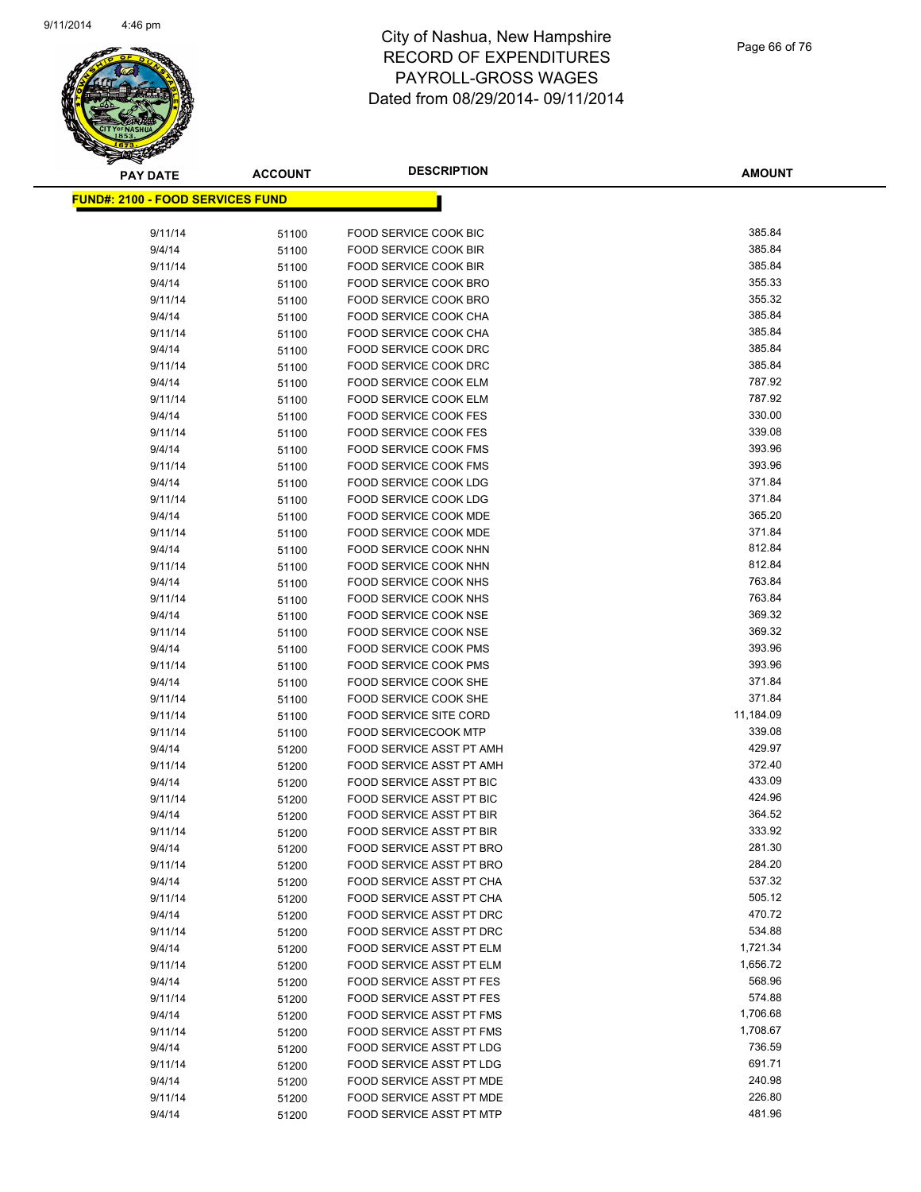# City of Nashua, New Hampshire
# RECORD OF EXPENDITURES
# PAYROLL-GROSS WAGES
# Dated from 08/29/2014- 09/11/2014

9/11/2014 4:46 pm

**FUND#: 2100 - FOOD SERVICES FUND**

| PAY DATE | ACCOUNT | DESCRIPTION | AMOUNT |
|---|---|---|---|
| 9/11/14 | 51100 | FOOD SERVICE COOK BIC | 385.84 |
| 9/4/14 | 51100 | FOOD SERVICE COOK BIR | 385.84 |
| 9/11/14 | 51100 | FOOD SERVICE COOK BIR | 385.84 |
| 9/4/14 | 51100 | FOOD SERVICE COOK BRO | 355.33 |
| 9/11/14 | 51100 | FOOD SERVICE COOK BRO | 355.32 |
| 9/4/14 | 51100 | FOOD SERVICE COOK CHA | 385.84 |
| 9/11/14 | 51100 | FOOD SERVICE COOK CHA | 385.84 |
| 9/4/14 | 51100 | FOOD SERVICE COOK DRC | 385.84 |
| 9/11/14 | 51100 | FOOD SERVICE COOK DRC | 385.84 |
| 9/4/14 | 51100 | FOOD SERVICE COOK ELM | 787.92 |
| 9/11/14 | 51100 | FOOD SERVICE COOK ELM | 787.92 |
| 9/4/14 | 51100 | FOOD SERVICE COOK FES | 330.00 |
| 9/11/14 | 51100 | FOOD SERVICE COOK FES | 339.08 |
| 9/4/14 | 51100 | FOOD SERVICE COOK FMS | 393.96 |
| 9/11/14 | 51100 | FOOD SERVICE COOK FMS | 393.96 |
| 9/4/14 | 51100 | FOOD SERVICE COOK LDG | 371.84 |
| 9/11/14 | 51100 | FOOD SERVICE COOK LDG | 371.84 |
| 9/4/14 | 51100 | FOOD SERVICE COOK MDE | 365.20 |
| 9/11/14 | 51100 | FOOD SERVICE COOK MDE | 371.84 |
| 9/4/14 | 51100 | FOOD SERVICE COOK NHN | 812.84 |
| 9/11/14 | 51100 | FOOD SERVICE COOK NHN | 812.84 |
| 9/4/14 | 51100 | FOOD SERVICE COOK NHS | 763.84 |
| 9/11/14 | 51100 | FOOD SERVICE COOK NHS | 763.84 |
| 9/4/14 | 51100 | FOOD SERVICE COOK NSE | 369.32 |
| 9/11/14 | 51100 | FOOD SERVICE COOK NSE | 369.32 |
| 9/4/14 | 51100 | FOOD SERVICE COOK PMS | 393.96 |
| 9/11/14 | 51100 | FOOD SERVICE COOK PMS | 393.96 |
| 9/4/14 | 51100 | FOOD SERVICE COOK SHE | 371.84 |
| 9/11/14 | 51100 | FOOD SERVICE COOK SHE | 371.84 |
| 9/11/14 | 51100 | FOOD SERVICE SITE CORD | 11,184.09 |
| 9/11/14 | 51100 | FOOD SERVICECOOK MTP | 339.08 |
| 9/4/14 | 51200 | FOOD SERVICE ASST PT AMH | 429.97 |
| 9/11/14 | 51200 | FOOD SERVICE ASST PT AMH | 372.40 |
| 9/4/14 | 51200 | FOOD SERVICE ASST PT BIC | 433.09 |
| 9/11/14 | 51200 | FOOD SERVICE ASST PT BIC | 424.96 |
| 9/4/14 | 51200 | FOOD SERVICE ASST PT BIR | 364.52 |
| 9/11/14 | 51200 | FOOD SERVICE ASST PT BIR | 333.92 |
| 9/4/14 | 51200 | FOOD SERVICE ASST PT BRO | 281.30 |
| 9/11/14 | 51200 | FOOD SERVICE ASST PT BRO | 284.20 |
| 9/4/14 | 51200 | FOOD SERVICE ASST PT CHA | 537.32 |
| 9/11/14 | 51200 | FOOD SERVICE ASST PT CHA | 505.12 |
| 9/4/14 | 51200 | FOOD SERVICE ASST PT DRC | 470.72 |
| 9/11/14 | 51200 | FOOD SERVICE ASST PT DRC | 534.88 |
| 9/4/14 | 51200 | FOOD SERVICE ASST PT ELM | 1,721.34 |
| 9/11/14 | 51200 | FOOD SERVICE ASST PT ELM | 1,656.72 |
| 9/4/14 | 51200 | FOOD SERVICE ASST PT FES | 568.96 |
| 9/11/14 | 51200 | FOOD SERVICE ASST PT FES | 574.88 |
| 9/4/14 | 51200 | FOOD SERVICE ASST PT FMS | 1,706.68 |
| 9/11/14 | 51200 | FOOD SERVICE ASST PT FMS | 1,708.67 |
| 9/4/14 | 51200 | FOOD SERVICE ASST PT LDG | 736.59 |
| 9/11/14 | 51200 | FOOD SERVICE ASST PT LDG | 691.71 |
| 9/4/14 | 51200 | FOOD SERVICE ASST PT MDE | 240.98 |
| 9/11/14 | 51200 | FOOD SERVICE ASST PT MDE | 226.80 |
| 9/4/14 | 51200 | FOOD SERVICE ASST PT MTP | 481.96 |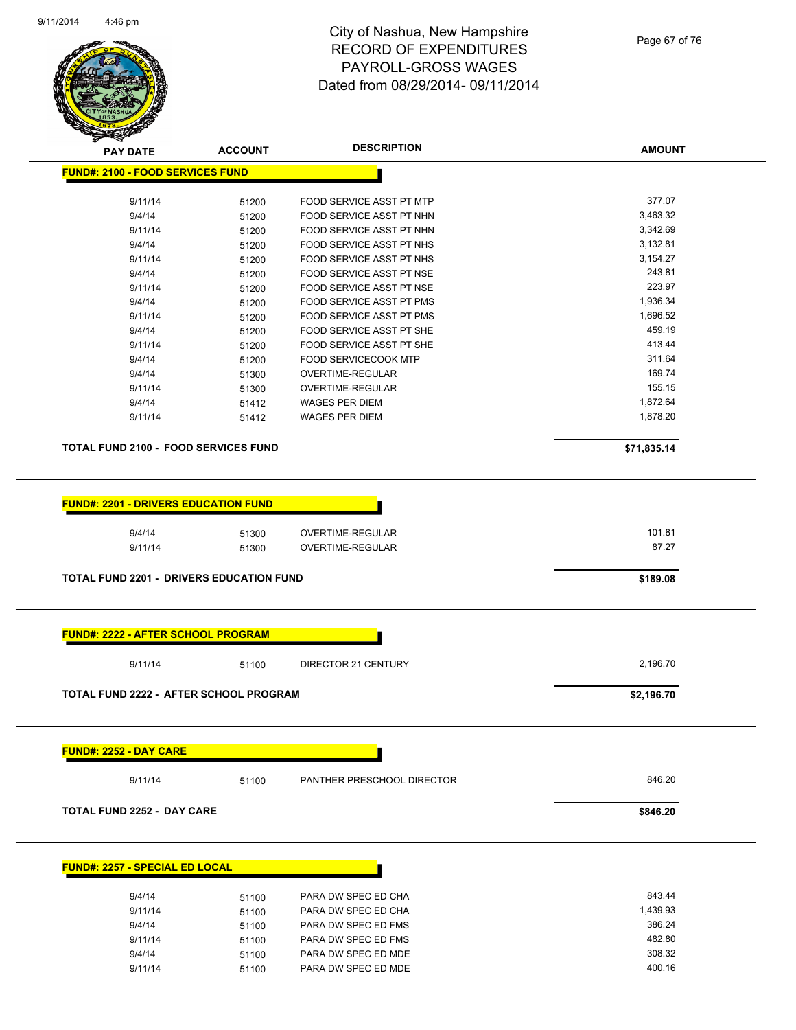# City of Nashua, New Hampshire
# RECORD OF EXPENDITURES
# PAYROLL-GROSS WAGES
# Dated from 08/29/2014- 09/11/2014

## FUND#: 2100 - FOOD SERVICES FUND

| PAY DATE | ACCOUNT | DESCRIPTION | AMOUNT |
|---|---|---|---|
| 9/11/14 | 51200 | FOOD SERVICE ASST PT MTP | 377.07 |
| 9/4/14 | 51200 | FOOD SERVICE ASST PT NHN | 3,463.32 |
| 9/11/14 | 51200 | FOOD SERVICE ASST PT NHN | 3,342.69 |
| 9/4/14 | 51200 | FOOD SERVICE ASST PT NHS | 3,132.81 |
| 9/11/14 | 51200 | FOOD SERVICE ASST PT NHS | 3,154.27 |
| 9/4/14 | 51200 | FOOD SERVICE ASST PT NSE | 243.81 |
| 9/11/14 | 51200 | FOOD SERVICE ASST PT NSE | 223.97 |
| 9/4/14 | 51200 | FOOD SERVICE ASST PT PMS | 1,936.34 |
| 9/11/14 | 51200 | FOOD SERVICE ASST PT PMS | 1,696.52 |
| 9/4/14 | 51200 | FOOD SERVICE ASST PT SHE | 459.19 |
| 9/11/14 | 51200 | FOOD SERVICE ASST PT SHE | 413.44 |
| 9/4/14 | 51200 | FOOD SERVICECOOK MTP | 311.64 |
| 9/4/14 | 51300 | OVERTIME-REGULAR | 169.74 |
| 9/11/14 | 51300 | OVERTIME-REGULAR | 155.15 |
| 9/4/14 | 51412 | WAGES PER DIEM | 1,872.64 |
| 9/11/14 | 51412 | WAGES PER DIEM | 1,878.20 |

**TOTAL FUND 2100 - FOOD SERVICES FUND** **$71,835.14**

## FUND#: 2201 - DRIVERS EDUCATION FUND

| PAY DATE | ACCOUNT | DESCRIPTION | AMOUNT |
|---|---|---|---|
| 9/4/14 | 51300 | OVERTIME-REGULAR | 101.81 |
| 9/11/14 | 51300 | OVERTIME-REGULAR | 87.27 |

**TOTAL FUND 2201 - DRIVERS EDUCATION FUND** **$189.08**

## FUND#: 2222 - AFTER SCHOOL PROGRAM

| PAY DATE | ACCOUNT | DESCRIPTION | AMOUNT |
|---|---|---|---|
| 9/11/14 | 51100 | DIRECTOR 21 CENTURY | 2,196.70 |

**TOTAL FUND 2222 - AFTER SCHOOL PROGRAM** **$2,196.70**

## FUND#: 2252 - DAY CARE

| PAY DATE | ACCOUNT | DESCRIPTION | AMOUNT |
|---|---|---|---|
| 9/11/14 | 51100 | PANTHER PRESCHOOL DIRECTOR | 846.20 |

**TOTAL FUND 2252 - DAY CARE** **$846.20**

## FUND#: 2257 - SPECIAL ED LOCAL

| PAY DATE | ACCOUNT | DESCRIPTION | AMOUNT |
|---|---|---|---|
| 9/4/14 | 51100 | PARA DW SPEC ED CHA | 843.44 |
| 9/11/14 | 51100 | PARA DW SPEC ED CHA | 1,439.93 |
| 9/4/14 | 51100 | PARA DW SPEC ED FMS | 386.24 |
| 9/11/14 | 51100 | PARA DW SPEC ED FMS | 482.80 |
| 9/4/14 | 51100 | PARA DW SPEC ED MDE | 308.32 |
| 9/11/14 | 51100 | PARA DW SPEC ED MDE | 400.16 |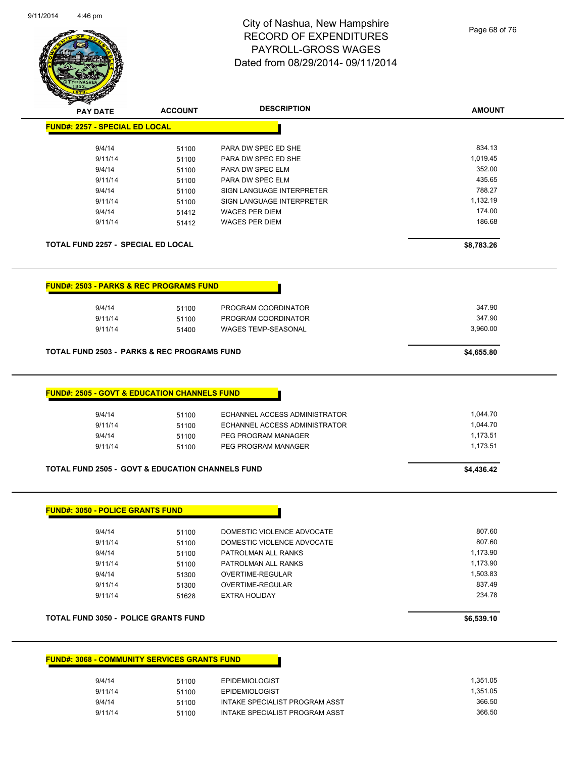# City of Nashua, New Hampshire
# RECORD OF EXPENDITURES
# PAYROLL-GROSS WAGES
# Dated from 08/29/2014- 09/11/2014

## FUND#: 2257 - SPECIAL ED LOCAL

| PAY DATE | ACCOUNT | DESCRIPTION | AMOUNT |
|---|---|---|---|
| 9/4/14 | 51100 | PARA DW SPEC ED SHE | 834.13 |
| 9/11/14 | 51100 | PARA DW SPEC ED SHE | 1,019.45 |
| 9/4/14 | 51100 | PARA DW SPEC ELM | 352.00 |
| 9/11/14 | 51100 | PARA DW SPEC ELM | 435.65 |
| 9/4/14 | 51100 | SIGN LANGUAGE INTERPRETER | 788.27 |
| 9/11/14 | 51100 | SIGN LANGUAGE INTERPRETER | 1,132.19 |
| 9/4/14 | 51412 | WAGES PER DIEM | 174.00 |
| 9/11/14 | 51412 | WAGES PER DIEM | 186.68 |

**TOTAL FUND 2257 - SPECIAL ED LOCAL** **$8,783.26**

## FUND#: 2503 - PARKS & REC PROGRAMS FUND

| PAY DATE | ACCOUNT | DESCRIPTION | AMOUNT |
|---|---|---|---|
| 9/4/14 | 51100 | PROGRAM COORDINATOR | 347.90 |
| 9/11/14 | 51100 | PROGRAM COORDINATOR | 347.90 |
| 9/11/14 | 51400 | WAGES TEMP-SEASONAL | 3,960.00 |

**TOTAL FUND 2503 - PARKS & REC PROGRAMS FUND** **$4,655.80**

## FUND#: 2505 - GOVT & EDUCATION CHANNELS FUND

| PAY DATE | ACCOUNT | DESCRIPTION | AMOUNT |
|---|---|---|---|
| 9/4/14 | 51100 | ECHANNEL ACCESS ADMINISTRATOR | 1,044.70 |
| 9/11/14 | 51100 | ECHANNEL ACCESS ADMINISTRATOR | 1,044.70 |
| 9/4/14 | 51100 | PEG PROGRAM MANAGER | 1,173.51 |
| 9/11/14 | 51100 | PEG PROGRAM MANAGER | 1,173.51 |

**TOTAL FUND 2505 - GOVT & EDUCATION CHANNELS FUND** **$4,436.42**

## FUND#: 3050 - POLICE GRANTS FUND

| PAY DATE | ACCOUNT | DESCRIPTION | AMOUNT |
|---|---|---|---|
| 9/4/14 | 51100 | DOMESTIC VIOLENCE ADVOCATE | 807.60 |
| 9/11/14 | 51100 | DOMESTIC VIOLENCE ADVOCATE | 807.60 |
| 9/4/14 | 51100 | PATROLMAN ALL RANKS | 1,173.90 |
| 9/11/14 | 51100 | PATROLMAN ALL RANKS | 1,173.90 |
| 9/4/14 | 51300 | OVERTIME-REGULAR | 1,503.83 |
| 9/11/14 | 51300 | OVERTIME-REGULAR | 837.49 |
| 9/11/14 | 51628 | EXTRA HOLIDAY | 234.78 |

**TOTAL FUND 3050 - POLICE GRANTS FUND** **$6,539.10**

## FUND#: 3068 - COMMUNITY SERVICES GRANTS FUND

| PAY DATE | ACCOUNT | DESCRIPTION | AMOUNT |
|---|---|---|---|
| 9/4/14 | 51100 | EPIDEMIOLOGIST | 1,351.05 |
| 9/11/14 | 51100 | EPIDEMIOLOGIST | 1,351.05 |
| 9/4/14 | 51100 | INTAKE SPECIALIST PROGRAM ASST | 366.50 |
| 9/11/14 | 51100 | INTAKE SPECIALIST PROGRAM ASST | 366.50 |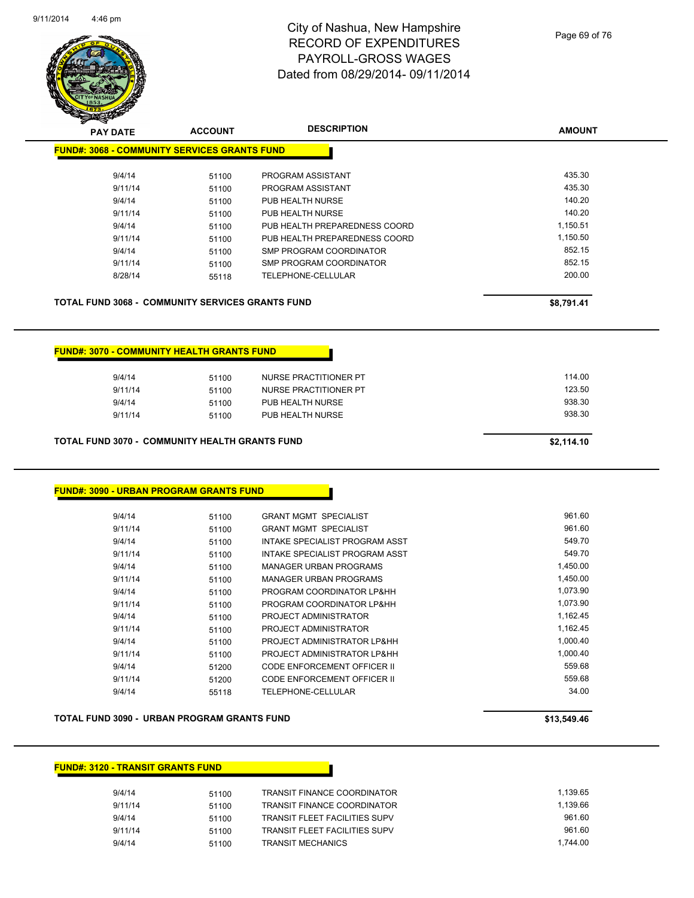# City of Nashua, New Hampshire
# RECORD OF EXPENDITURES
# PAYROLL-GROSS WAGES
# Dated from 08/29/2014- 09/11/2014

## FUND#: 3068 - COMMUNITY SERVICES GRANTS FUND

| PAY DATE | ACCOUNT | DESCRIPTION | AMOUNT |
|---|---|---|---|
| 9/4/14 | 51100 | PROGRAM ASSISTANT | 435.30 |
| 9/11/14 | 51100 | PROGRAM ASSISTANT | 435.30 |
| 9/4/14 | 51100 | PUB HEALTH NURSE | 140.20 |
| 9/11/14 | 51100 | PUB HEALTH NURSE | 140.20 |
| 9/4/14 | 51100 | PUB HEALTH PREPAREDNESS COORD | 1,150.51 |
| 9/11/14 | 51100 | PUB HEALTH PREPAREDNESS COORD | 1,150.50 |
| 9/4/14 | 51100 | SMP PROGRAM COORDINATOR | 852.15 |
| 9/11/14 | 51100 | SMP PROGRAM COORDINATOR | 852.15 |
| 8/28/14 | 55118 | TELEPHONE-CELLULAR | 200.00 |

**TOTAL FUND 3068 - COMMUNITY SERVICES GRANTS FUND** **$8,791.41**

## FUND#: 3070 - COMMUNITY HEALTH GRANTS FUND

| PAY DATE | ACCOUNT | DESCRIPTION | AMOUNT |
|---|---|---|---|
| 9/4/14 | 51100 | NURSE PRACTITIONER PT | 114.00 |
| 9/11/14 | 51100 | NURSE PRACTITIONER PT | 123.50 |
| 9/4/14 | 51100 | PUB HEALTH NURSE | 938.30 |
| 9/11/14 | 51100 | PUB HEALTH NURSE | 938.30 |

**TOTAL FUND 3070 - COMMUNITY HEALTH GRANTS FUND** **$2,114.10**

## FUND#: 3090 - URBAN PROGRAM GRANTS FUND

| PAY DATE | ACCOUNT | DESCRIPTION | AMOUNT |
|---|---|---|---|
| 9/4/14 | 51100 | GRANT MGMT SPECIALIST | 961.60 |
| 9/11/14 | 51100 | GRANT MGMT SPECIALIST | 961.60 |
| 9/4/14 | 51100 | INTAKE SPECIALIST PROGRAM ASST | 549.70 |
| 9/11/14 | 51100 | INTAKE SPECIALIST PROGRAM ASST | 549.70 |
| 9/4/14 | 51100 | MANAGER URBAN PROGRAMS | 1,450.00 |
| 9/11/14 | 51100 | MANAGER URBAN PROGRAMS | 1,450.00 |
| 9/4/14 | 51100 | PROGRAM COORDINATOR LP&HH | 1,073.90 |
| 9/11/14 | 51100 | PROGRAM COORDINATOR LP&HH | 1,073.90 |
| 9/4/14 | 51100 | PROJECT ADMINISTRATOR | 1,162.45 |
| 9/11/14 | 51100 | PROJECT ADMINISTRATOR | 1,162.45 |
| 9/4/14 | 51100 | PROJECT ADMINISTRATOR LP&HH | 1,000.40 |
| 9/11/14 | 51100 | PROJECT ADMINISTRATOR LP&HH | 1,000.40 |
| 9/4/14 | 51200 | CODE ENFORCEMENT OFFICER II | 559.68 |
| 9/11/14 | 51200 | CODE ENFORCEMENT OFFICER II | 559.68 |
| 9/4/14 | 55118 | TELEPHONE-CELLULAR | 34.00 |

**TOTAL FUND 3090 - URBAN PROGRAM GRANTS FUND** **$13,549.46**

## FUND#: 3120 - TRANSIT GRANTS FUND

| PAY DATE | ACCOUNT | DESCRIPTION | AMOUNT |
|---|---|---|---|
| 9/4/14 | 51100 | TRANSIT FINANCE COORDINATOR | 1,139.65 |
| 9/11/14 | 51100 | TRANSIT FINANCE COORDINATOR | 1,139.66 |
| 9/4/14 | 51100 | TRANSIT FLEET FACILITIES SUPV | 961.60 |
| 9/11/14 | 51100 | TRANSIT FLEET FACILITIES SUPV | 961.60 |
| 9/4/14 | 51100 | TRANSIT MECHANICS | 1,744.00 |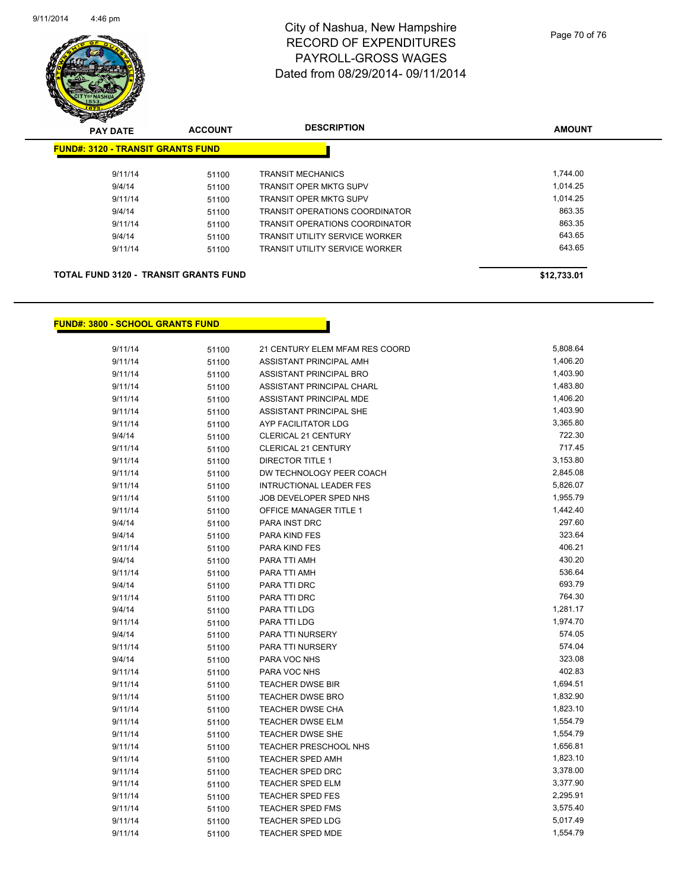# City of Nashua, New Hampshire
## RECORD OF EXPENDITURES
## PAYROLL-GROSS WAGES
## Dated from 08/29/2014- 09/11/2014

**FUND#: 3120 - TRANSIT GRANTS FUND**

| PAY DATE | ACCOUNT | DESCRIPTION | AMOUNT |
|---|---|---|---|
| 9/11/14 | 51100 | TRANSIT MECHANICS | 1,744.00 |
| 9/4/14 | 51100 | TRANSIT OPER MKTG SUPV | 1,014.25 |
| 9/11/14 | 51100 | TRANSIT OPER MKTG SUPV | 1,014.25 |
| 9/4/14 | 51100 | TRANSIT OPERATIONS COORDINATOR | 863.35 |
| 9/11/14 | 51100 | TRANSIT OPERATIONS COORDINATOR | 863.35 |
| 9/4/14 | 51100 | TRANSIT UTILITY SERVICE WORKER | 643.65 |
| 9/11/14 | 51100 | TRANSIT UTILITY SERVICE WORKER | 643.65 |

**TOTAL FUND 3120 - TRANSIT GRANTS FUND** **$12,733.01**

**FUND#: 3800 - SCHOOL GRANTS FUND**

| PAY DATE | ACCOUNT | DESCRIPTION | AMOUNT |
|---|---|---|---|
| 9/11/14 | 51100 | 21 CENTURY ELEM MFAM RES COORD | 5,808.64 |
| 9/11/14 | 51100 | ASSISTANT PRINCIPAL AMH | 1,406.20 |
| 9/11/14 | 51100 | ASSISTANT PRINCIPAL BRO | 1,403.90 |
| 9/11/14 | 51100 | ASSISTANT PRINCIPAL CHARL | 1,483.80 |
| 9/11/14 | 51100 | ASSISTANT PRINCIPAL MDE | 1,406.20 |
| 9/11/14 | 51100 | ASSISTANT PRINCIPAL SHE | 1,403.90 |
| 9/11/14 | 51100 | AYP FACILITATOR LDG | 3,365.80 |
| 9/4/14 | 51100 | CLERICAL 21 CENTURY | 722.30 |
| 9/11/14 | 51100 | CLERICAL 21 CENTURY | 717.45 |
| 9/11/14 | 51100 | DIRECTOR TITLE 1 | 3,153.80 |
| 9/11/14 | 51100 | DW TECHNOLOGY PEER COACH | 2,845.08 |
| 9/11/14 | 51100 | INTRUCTIONAL LEADER FES | 5,826.07 |
| 9/11/14 | 51100 | JOB DEVELOPER SPED NHS | 1,955.79 |
| 9/11/14 | 51100 | OFFICE MANAGER TITLE 1 | 1,442.40 |
| 9/4/14 | 51100 | PARA INST DRC | 297.60 |
| 9/4/14 | 51100 | PARA KIND FES | 323.64 |
| 9/11/14 | 51100 | PARA KIND FES | 406.21 |
| 9/4/14 | 51100 | PARA TTI AMH | 430.20 |
| 9/11/14 | 51100 | PARA TTI AMH | 536.64 |
| 9/4/14 | 51100 | PARA TTI DRC | 693.79 |
| 9/11/14 | 51100 | PARA TTI DRC | 764.30 |
| 9/4/14 | 51100 | PARA TTI LDG | 1,281.17 |
| 9/11/14 | 51100 | PARA TTI LDG | 1,974.70 |
| 9/4/14 | 51100 | PARA TTI NURSERY | 574.05 |
| 9/11/14 | 51100 | PARA TTI NURSERY | 574.04 |
| 9/4/14 | 51100 | PARA VOC NHS | 323.08 |
| 9/11/14 | 51100 | PARA VOC NHS | 402.83 |
| 9/11/14 | 51100 | TEACHER DWSE BIR | 1,694.51 |
| 9/11/14 | 51100 | TEACHER DWSE BRO | 1,832.90 |
| 9/11/14 | 51100 | TEACHER DWSE CHA | 1,823.10 |
| 9/11/14 | 51100 | TEACHER DWSE ELM | 1,554.79 |
| 9/11/14 | 51100 | TEACHER DWSE SHE | 1,554.79 |
| 9/11/14 | 51100 | TEACHER PRESCHOOL NHS | 1,656.81 |
| 9/11/14 | 51100 | TEACHER SPED AMH | 1,823.10 |
| 9/11/14 | 51100 | TEACHER SPED DRC | 3,378.00 |
| 9/11/14 | 51100 | TEACHER SPED ELM | 3,377.90 |
| 9/11/14 | 51100 | TEACHER SPED FES | 2,295.91 |
| 9/11/14 | 51100 | TEACHER SPED FMS | 3,575.40 |
| 9/11/14 | 51100 | TEACHER SPED LDG | 5,017.49 |
| 9/11/14 | 51100 | TEACHER SPED MDE | 1,554.79 |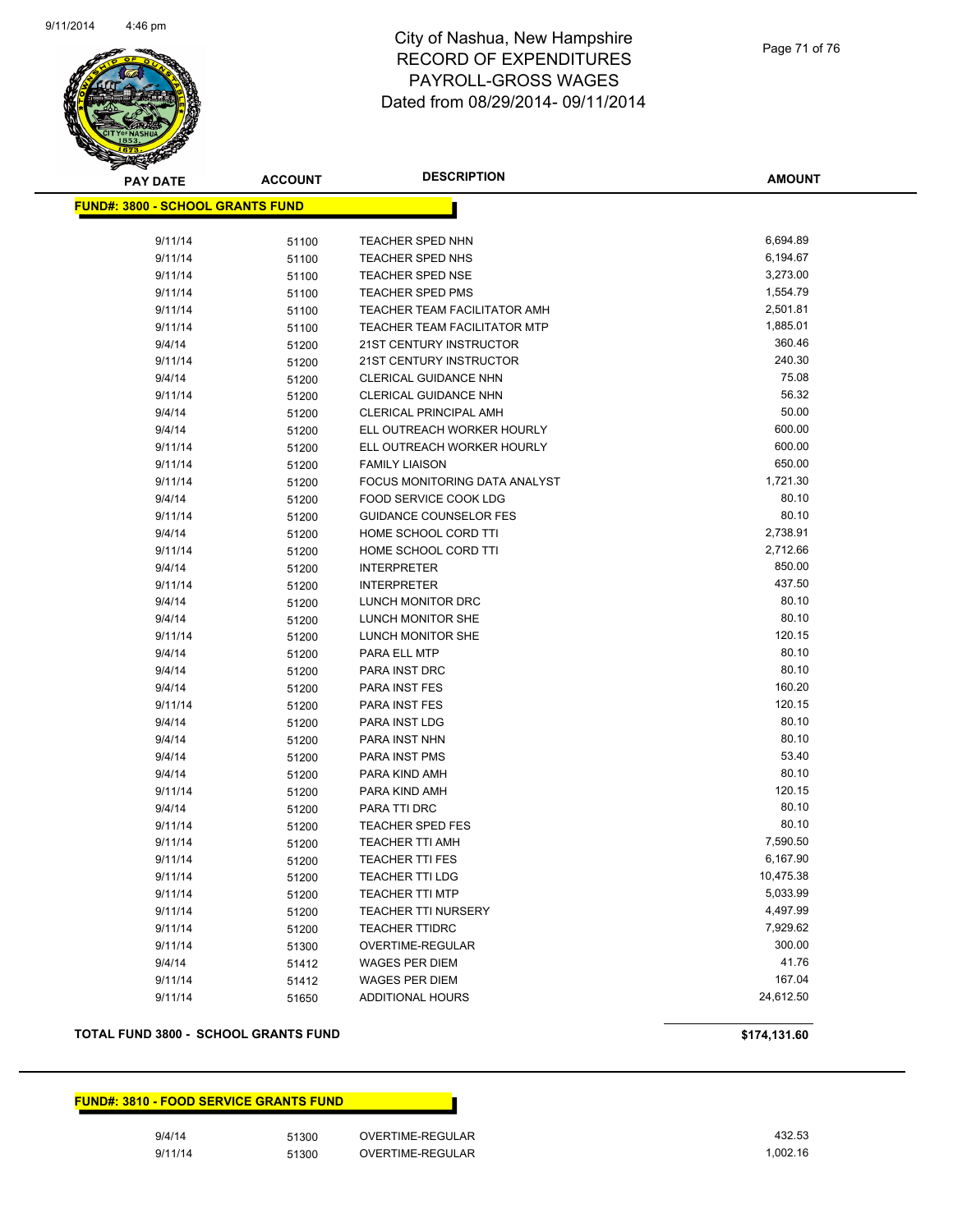# City of Nashua, New Hampshire
# RECORD OF EXPENDITURES
# PAYROLL-GROSS WAGES
# Dated from 08/29/2014- 09/11/2014

**FUND#: 3800 - SCHOOL GRANTS FUND**

| PAY DATE | ACCOUNT | DESCRIPTION | AMOUNT |
|---|---|---|---|
| 9/11/14 | 51100 | TEACHER SPED NHN | 6,694.89 |
| 9/11/14 | 51100 | TEACHER SPED NHS | 6,194.67 |
| 9/11/14 | 51100 | TEACHER SPED NSE | 3,273.00 |
| 9/11/14 | 51100 | TEACHER SPED PMS | 1,554.79 |
| 9/11/14 | 51100 | TEACHER TEAM FACILITATOR AMH | 2,501.81 |
| 9/11/14 | 51100 | TEACHER TEAM FACILITATOR MTP | 1,885.01 |
| 9/4/14 | 51200 | 21ST CENTURY INSTRUCTOR | 360.46 |
| 9/11/14 | 51200 | 21ST CENTURY INSTRUCTOR | 240.30 |
| 9/4/14 | 51200 | CLERICAL GUIDANCE NHN | 75.08 |
| 9/11/14 | 51200 | CLERICAL GUIDANCE NHN | 56.32 |
| 9/4/14 | 51200 | CLERICAL PRINCIPAL AMH | 50.00 |
| 9/4/14 | 51200 | ELL OUTREACH WORKER HOURLY | 600.00 |
| 9/11/14 | 51200 | ELL OUTREACH WORKER HOURLY | 600.00 |
| 9/11/14 | 51200 | FAMILY LIAISON | 650.00 |
| 9/11/14 | 51200 | FOCUS MONITORING DATA ANALYST | 1,721.30 |
| 9/4/14 | 51200 | FOOD SERVICE COOK LDG | 80.10 |
| 9/11/14 | 51200 | GUIDANCE COUNSELOR FES | 80.10 |
| 9/4/14 | 51200 | HOME SCHOOL CORD TTI | 2,738.91 |
| 9/11/14 | 51200 | HOME SCHOOL CORD TTI | 2,712.66 |
| 9/4/14 | 51200 | INTERPRETER | 850.00 |
| 9/11/14 | 51200 | INTERPRETER | 437.50 |
| 9/4/14 | 51200 | LUNCH MONITOR DRC | 80.10 |
| 9/4/14 | 51200 | LUNCH MONITOR SHE | 80.10 |
| 9/11/14 | 51200 | LUNCH MONITOR SHE | 120.15 |
| 9/4/14 | 51200 | PARA ELL MTP | 80.10 |
| 9/4/14 | 51200 | PARA INST DRC | 80.10 |
| 9/4/14 | 51200 | PARA INST FES | 160.20 |
| 9/11/14 | 51200 | PARA INST FES | 120.15 |
| 9/4/14 | 51200 | PARA INST LDG | 80.10 |
| 9/4/14 | 51200 | PARA INST NHN | 80.10 |
| 9/4/14 | 51200 | PARA INST PMS | 53.40 |
| 9/4/14 | 51200 | PARA KIND AMH | 80.10 |
| 9/11/14 | 51200 | PARA KIND AMH | 120.15 |
| 9/4/14 | 51200 | PARA TTI DRC | 80.10 |
| 9/11/14 | 51200 | TEACHER SPED FES | 80.10 |
| 9/11/14 | 51200 | TEACHER TTI AMH | 7,590.50 |
| 9/11/14 | 51200 | TEACHER TTI FES | 6,167.90 |
| 9/11/14 | 51200 | TEACHER TTI LDG | 10,475.38 |
| 9/11/14 | 51200 | TEACHER TTI MTP | 5,033.99 |
| 9/11/14 | 51200 | TEACHER TTI NURSERY | 4,497.99 |
| 9/11/14 | 51200 | TEACHER TTIDRC | 7,929.62 |
| 9/11/14 | 51300 | OVERTIME-REGULAR | 300.00 |
| 9/4/14 | 51412 | WAGES PER DIEM | 41.76 |
| 9/11/14 | 51412 | WAGES PER DIEM | 167.04 |
| 9/11/14 | 51650 | ADDITIONAL HOURS | 24,612.50 |

**TOTAL FUND 3800 - SCHOOL GRANTS FUND** **$174,131.60**

**FUND#: 3810 - FOOD SERVICE GRANTS FUND**

| PAY DATE | ACCOUNT | DESCRIPTION | AMOUNT |
|---|---|---|---|
| 9/4/14 | 51300 | OVERTIME-REGULAR | 432.53 |
| 9/11/14 | 51300 | OVERTIME-REGULAR | 1,002.16 |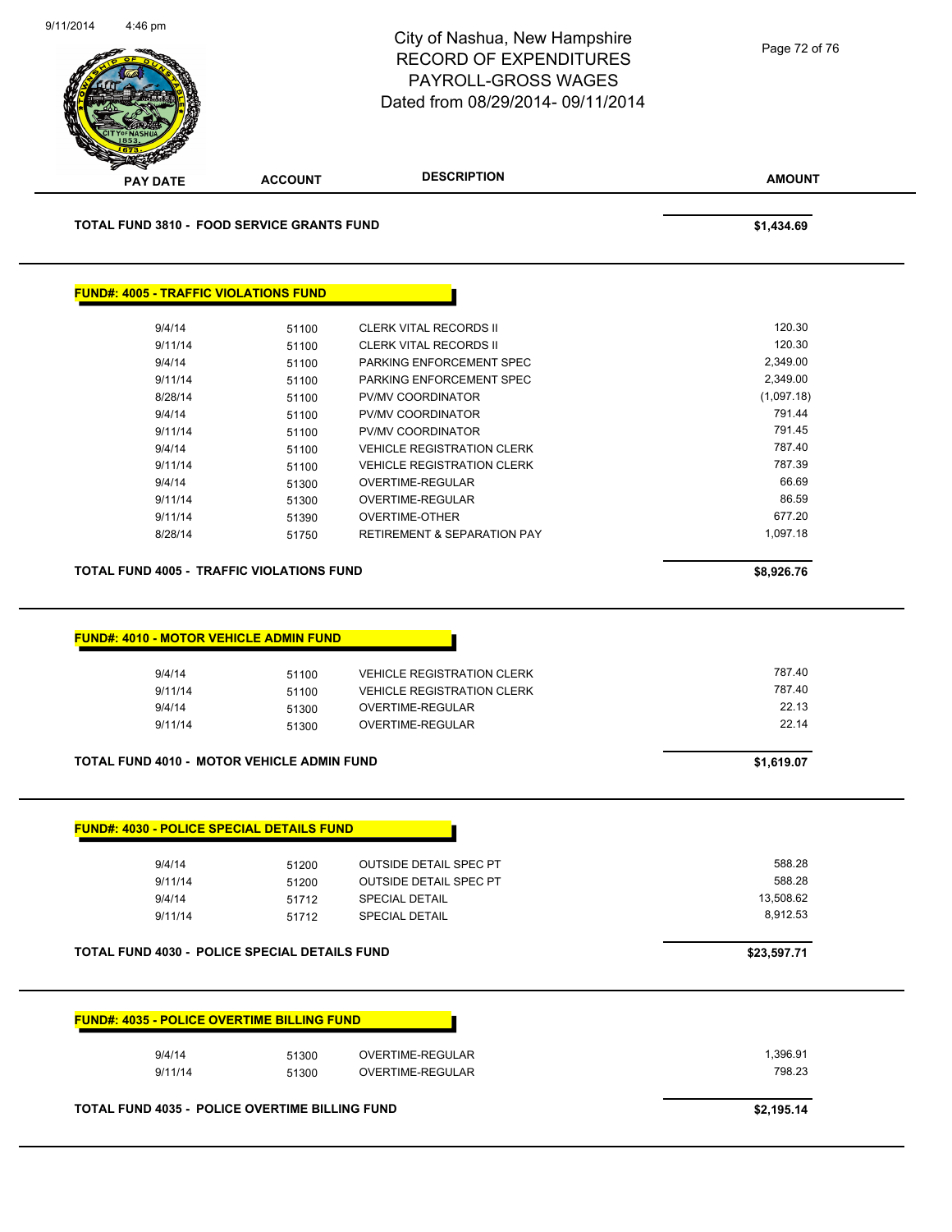# City of Nashua, New Hampshire
## RECORD OF EXPENDITURES
## PAYROLL-GROSS WAGES
## Dated from 08/29/2014- 09/11/2014

| PAY DATE | ACCOUNT | DESCRIPTION | AMOUNT |
|---|---|---|---|

**TOTAL FUND 3810 - FOOD SERVICE GRANTS FUND** **$1,434.69**

### FUND#: 4005 - TRAFFIC VIOLATIONS FUND

| PAY DATE | ACCOUNT | DESCRIPTION | AMOUNT |
|---|---|---|---|
| 9/4/14 | 51100 | CLERK VITAL RECORDS II | 120.30 |
| 9/11/14 | 51100 | CLERK VITAL RECORDS II | 120.30 |
| 9/4/14 | 51100 | PARKING ENFORCEMENT SPEC | 2,349.00 |
| 9/11/14 | 51100 | PARKING ENFORCEMENT SPEC | 2,349.00 |
| 8/28/14 | 51100 | PV/MV COORDINATOR | (1,097.18) |
| 9/4/14 | 51100 | PV/MV COORDINATOR | 791.44 |
| 9/11/14 | 51100 | PV/MV COORDINATOR | 791.45 |
| 9/4/14 | 51100 | VEHICLE REGISTRATION CLERK | 787.40 |
| 9/11/14 | 51100 | VEHICLE REGISTRATION CLERK | 787.39 |
| 9/4/14 | 51300 | OVERTIME-REGULAR | 66.69 |
| 9/11/14 | 51300 | OVERTIME-REGULAR | 86.59 |
| 9/11/14 | 51390 | OVERTIME-OTHER | 677.20 |
| 8/28/14 | 51750 | RETIREMENT & SEPARATION PAY | 1,097.18 |

**TOTAL FUND 4005 - TRAFFIC VIOLATIONS FUND** **$8,926.76**

### FUND#: 4010 - MOTOR VEHICLE ADMIN FUND

| PAY DATE | ACCOUNT | DESCRIPTION | AMOUNT |
|---|---|---|---|
| 9/4/14 | 51100 | VEHICLE REGISTRATION CLERK | 787.40 |
| 9/11/14 | 51100 | VEHICLE REGISTRATION CLERK | 787.40 |
| 9/4/14 | 51300 | OVERTIME-REGULAR | 22.13 |
| 9/11/14 | 51300 | OVERTIME-REGULAR | 22.14 |

**TOTAL FUND 4010 - MOTOR VEHICLE ADMIN FUND** **$1,619.07**

### FUND#: 4030 - POLICE SPECIAL DETAILS FUND

| PAY DATE | ACCOUNT | DESCRIPTION | AMOUNT |
|---|---|---|---|
| 9/4/14 | 51200 | OUTSIDE DETAIL SPEC PT | 588.28 |
| 9/11/14 | 51200 | OUTSIDE DETAIL SPEC PT | 588.28 |
| 9/4/14 | 51712 | SPECIAL DETAIL | 13,508.62 |
| 9/11/14 | 51712 | SPECIAL DETAIL | 8,912.53 |

**TOTAL FUND 4030 - POLICE SPECIAL DETAILS FUND** **$23,597.71**

### FUND#: 4035 - POLICE OVERTIME BILLING FUND

| PAY DATE | ACCOUNT | DESCRIPTION | AMOUNT |
|---|---|---|---|
| 9/4/14 | 51300 | OVERTIME-REGULAR | 1,396.91 |
| 9/11/14 | 51300 | OVERTIME-REGULAR | 798.23 |

**TOTAL FUND 4035 - POLICE OVERTIME BILLING FUND** **$2,195.14**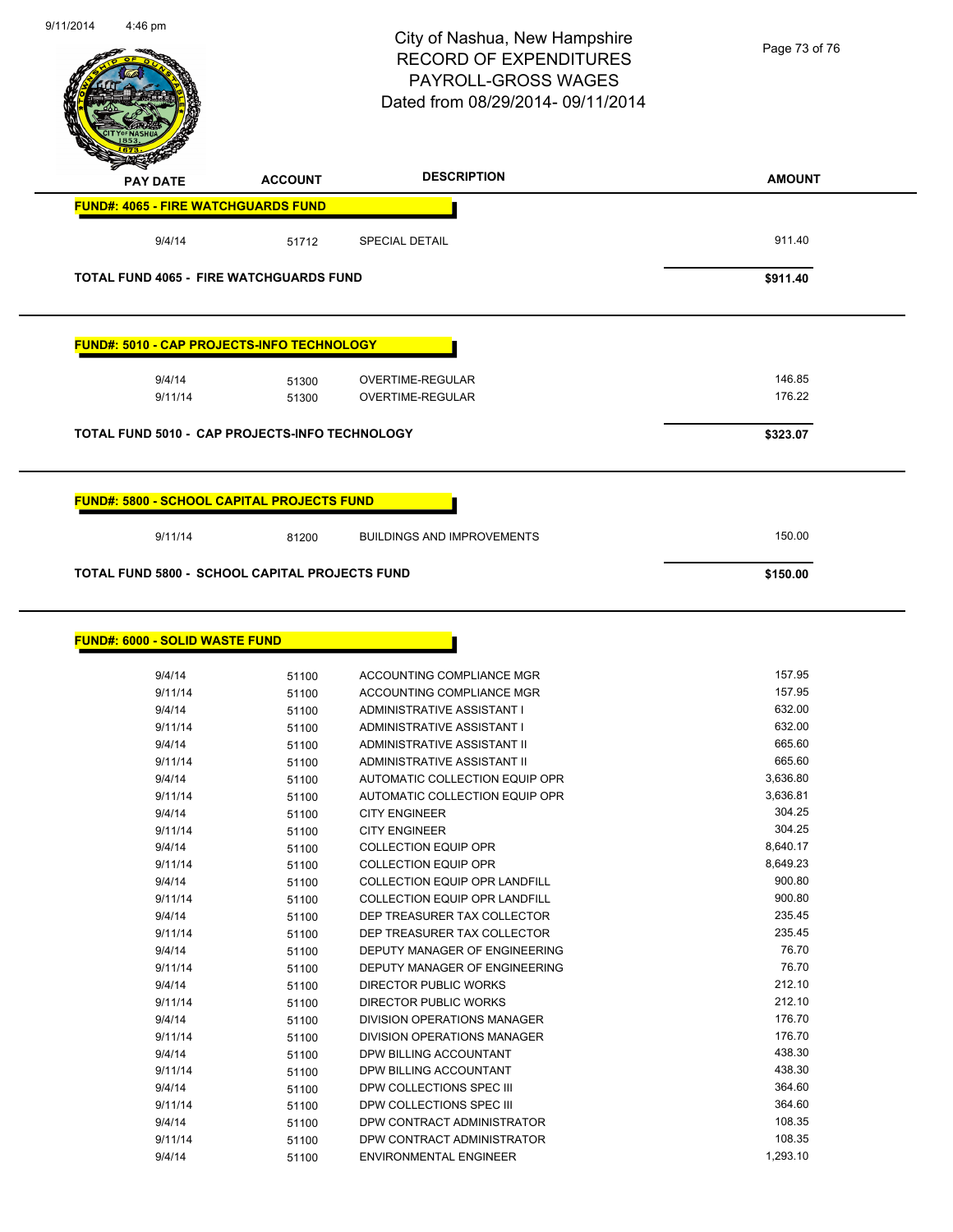# City of Nashua, New Hampshire
## RECORD OF EXPENDITURES
## PAYROLL-GROSS WAGES
## Dated from 08/29/2014- 09/11/2014

| PAY DATE | ACCOUNT | DESCRIPTION | AMOUNT |
|---|---|---|---|
| **FUND#: 4065 - FIRE WATCHGUARDS FUND** | | | |
| 9/4/14 | 51712 | SPECIAL DETAIL | 911.40 |
| **TOTAL FUND 4065 - FIRE WATCHGUARDS FUND** | | | **$911.40** |
| **FUND#: 5010 - CAP PROJECTS-INFO TECHNOLOGY** | | | |
| 9/4/14 | 51300 | OVERTIME-REGULAR | 146.85 |
| 9/11/14 | 51300 | OVERTIME-REGULAR | 176.22 |
| **TOTAL FUND 5010 - CAP PROJECTS-INFO TECHNOLOGY** | | | **$323.07** |
| **FUND#: 5800 - SCHOOL CAPITAL PROJECTS FUND** | | | |
| 9/11/14 | 81200 | BUILDINGS AND IMPROVEMENTS | 150.00 |
| **TOTAL FUND 5800 - SCHOOL CAPITAL PROJECTS FUND** | | | **$150.00** |
| **FUND#: 6000 - SOLID WASTE FUND** | | | |
| 9/4/14 | 51100 | ACCOUNTING COMPLIANCE MGR | 157.95 |
| 9/11/14 | 51100 | ACCOUNTING COMPLIANCE MGR | 157.95 |
| 9/4/14 | 51100 | ADMINISTRATIVE ASSISTANT I | 632.00 |
| 9/11/14 | 51100 | ADMINISTRATIVE ASSISTANT I | 632.00 |
| 9/4/14 | 51100 | ADMINISTRATIVE ASSISTANT II | 665.60 |
| 9/11/14 | 51100 | ADMINISTRATIVE ASSISTANT II | 665.60 |
| 9/4/14 | 51100 | AUTOMATIC COLLECTION EQUIP OPR | 3,636.80 |
| 9/11/14 | 51100 | AUTOMATIC COLLECTION EQUIP OPR | 3,636.81 |
| 9/4/14 | 51100 | CITY ENGINEER | 304.25 |
| 9/11/14 | 51100 | CITY ENGINEER | 304.25 |
| 9/4/14 | 51100 | COLLECTION EQUIP OPR | 8,640.17 |
| 9/11/14 | 51100 | COLLECTION EQUIP OPR | 8,649.23 |
| 9/4/14 | 51100 | COLLECTION EQUIP OPR LANDFILL | 900.80 |
| 9/11/14 | 51100 | COLLECTION EQUIP OPR LANDFILL | 900.80 |
| 9/4/14 | 51100 | DEP TREASURER TAX COLLECTOR | 235.45 |
| 9/11/14 | 51100 | DEP TREASURER TAX COLLECTOR | 235.45 |
| 9/4/14 | 51100 | DEPUTY MANAGER OF ENGINEERING | 76.70 |
| 9/11/14 | 51100 | DEPUTY MANAGER OF ENGINEERING | 76.70 |
| 9/4/14 | 51100 | DIRECTOR PUBLIC WORKS | 212.10 |
| 9/11/14 | 51100 | DIRECTOR PUBLIC WORKS | 212.10 |
| 9/4/14 | 51100 | DIVISION OPERATIONS MANAGER | 176.70 |
| 9/11/14 | 51100 | DIVISION OPERATIONS MANAGER | 176.70 |
| 9/4/14 | 51100 | DPW BILLING ACCOUNTANT | 438.30 |
| 9/11/14 | 51100 | DPW BILLING ACCOUNTANT | 438.30 |
| 9/4/14 | 51100 | DPW COLLECTIONS SPEC III | 364.60 |
| 9/11/14 | 51100 | DPW COLLECTIONS SPEC III | 364.60 |
| 9/4/14 | 51100 | DPW CONTRACT ADMINISTRATOR | 108.35 |
| 9/11/14 | 51100 | DPW CONTRACT ADMINISTRATOR | 108.35 |
| 9/4/14 | 51100 | ENVIRONMENTAL ENGINEER | 1,293.10 |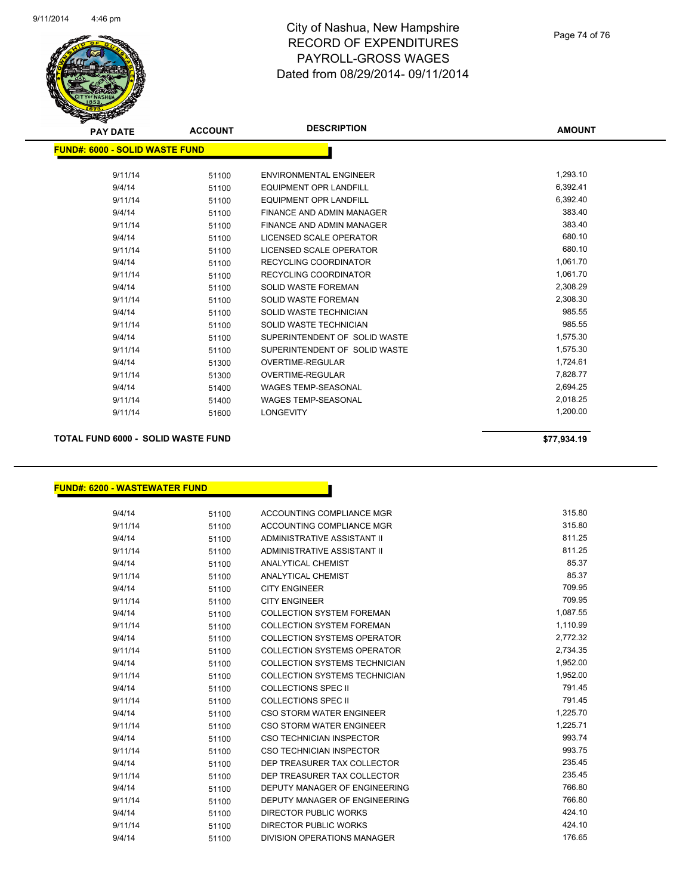# City of Nashua, New Hampshire
# RECORD OF EXPENDITURES
# PAYROLL-GROSS WAGES
# Dated from 08/29/2014- 09/11/2014

9/11/2014 4:46 pm

## FUND#: 6000 - SOLID WASTE FUND

| PAY DATE | ACCOUNT | DESCRIPTION | AMOUNT |
|---|---|---|---|
| 9/11/14 | 51100 | ENVIRONMENTAL ENGINEER | 1,293.10 |
| 9/4/14 | 51100 | EQUIPMENT OPR LANDFILL | 6,392.41 |
| 9/11/14 | 51100 | EQUIPMENT OPR LANDFILL | 6,392.40 |
| 9/4/14 | 51100 | FINANCE AND ADMIN MANAGER | 383.40 |
| 9/11/14 | 51100 | FINANCE AND ADMIN MANAGER | 383.40 |
| 9/4/14 | 51100 | LICENSED SCALE OPERATOR | 680.10 |
| 9/11/14 | 51100 | LICENSED SCALE OPERATOR | 680.10 |
| 9/4/14 | 51100 | RECYCLING COORDINATOR | 1,061.70 |
| 9/11/14 | 51100 | RECYCLING COORDINATOR | 1,061.70 |
| 9/4/14 | 51100 | SOLID WASTE FOREMAN | 2,308.29 |
| 9/11/14 | 51100 | SOLID WASTE FOREMAN | 2,308.30 |
| 9/4/14 | 51100 | SOLID WASTE TECHNICIAN | 985.55 |
| 9/11/14 | 51100 | SOLID WASTE TECHNICIAN | 985.55 |
| 9/4/14 | 51100 | SUPERINTENDENT OF SOLID WASTE | 1,575.30 |
| 9/11/14 | 51100 | SUPERINTENDENT OF SOLID WASTE | 1,575.30 |
| 9/4/14 | 51300 | OVERTIME-REGULAR | 1,724.61 |
| 9/11/14 | 51300 | OVERTIME-REGULAR | 7,828.77 |
| 9/4/14 | 51400 | WAGES TEMP-SEASONAL | 2,694.25 |
| 9/11/14 | 51400 | WAGES TEMP-SEASONAL | 2,018.25 |
| 9/11/14 | 51600 | LONGEVITY | 1,200.00 |

**TOTAL FUND 6000 - SOLID WASTE FUND** **$77,934.19**

## FUND#: 6200 - WASTEWATER FUND

| PAY DATE | ACCOUNT | DESCRIPTION | AMOUNT |
|---|---|---|---|
| 9/4/14 | 51100 | ACCOUNTING COMPLIANCE MGR | 315.80 |
| 9/11/14 | 51100 | ACCOUNTING COMPLIANCE MGR | 315.80 |
| 9/4/14 | 51100 | ADMINISTRATIVE ASSISTANT II | 811.25 |
| 9/11/14 | 51100 | ADMINISTRATIVE ASSISTANT II | 811.25 |
| 9/4/14 | 51100 | ANALYTICAL CHEMIST | 85.37 |
| 9/11/14 | 51100 | ANALYTICAL CHEMIST | 85.37 |
| 9/4/14 | 51100 | CITY ENGINEER | 709.95 |
| 9/11/14 | 51100 | CITY ENGINEER | 709.95 |
| 9/4/14 | 51100 | COLLECTION SYSTEM FOREMAN | 1,087.55 |
| 9/11/14 | 51100 | COLLECTION SYSTEM FOREMAN | 1,110.99 |
| 9/4/14 | 51100 | COLLECTION SYSTEMS OPERATOR | 2,772.32 |
| 9/11/14 | 51100 | COLLECTION SYSTEMS OPERATOR | 2,734.35 |
| 9/4/14 | 51100 | COLLECTION SYSTEMS TECHNICIAN | 1,952.00 |
| 9/11/14 | 51100 | COLLECTION SYSTEMS TECHNICIAN | 1,952.00 |
| 9/4/14 | 51100 | COLLECTIONS SPEC II | 791.45 |
| 9/11/14 | 51100 | COLLECTIONS SPEC II | 791.45 |
| 9/4/14 | 51100 | CSO STORM WATER ENGINEER | 1,225.70 |
| 9/11/14 | 51100 | CSO STORM WATER ENGINEER | 1,225.71 |
| 9/4/14 | 51100 | CSO TECHNICIAN INSPECTOR | 993.74 |
| 9/11/14 | 51100 | CSO TECHNICIAN INSPECTOR | 993.75 |
| 9/4/14 | 51100 | DEP TREASURER TAX COLLECTOR | 235.45 |
| 9/11/14 | 51100 | DEP TREASURER TAX COLLECTOR | 235.45 |
| 9/4/14 | 51100 | DEPUTY MANAGER OF ENGINEERING | 766.80 |
| 9/11/14 | 51100 | DEPUTY MANAGER OF ENGINEERING | 766.80 |
| 9/4/14 | 51100 | DIRECTOR PUBLIC WORKS | 424.10 |
| 9/11/14 | 51100 | DIRECTOR PUBLIC WORKS | 424.10 |
| 9/4/14 | 51100 | DIVISION OPERATIONS MANAGER | 176.65 |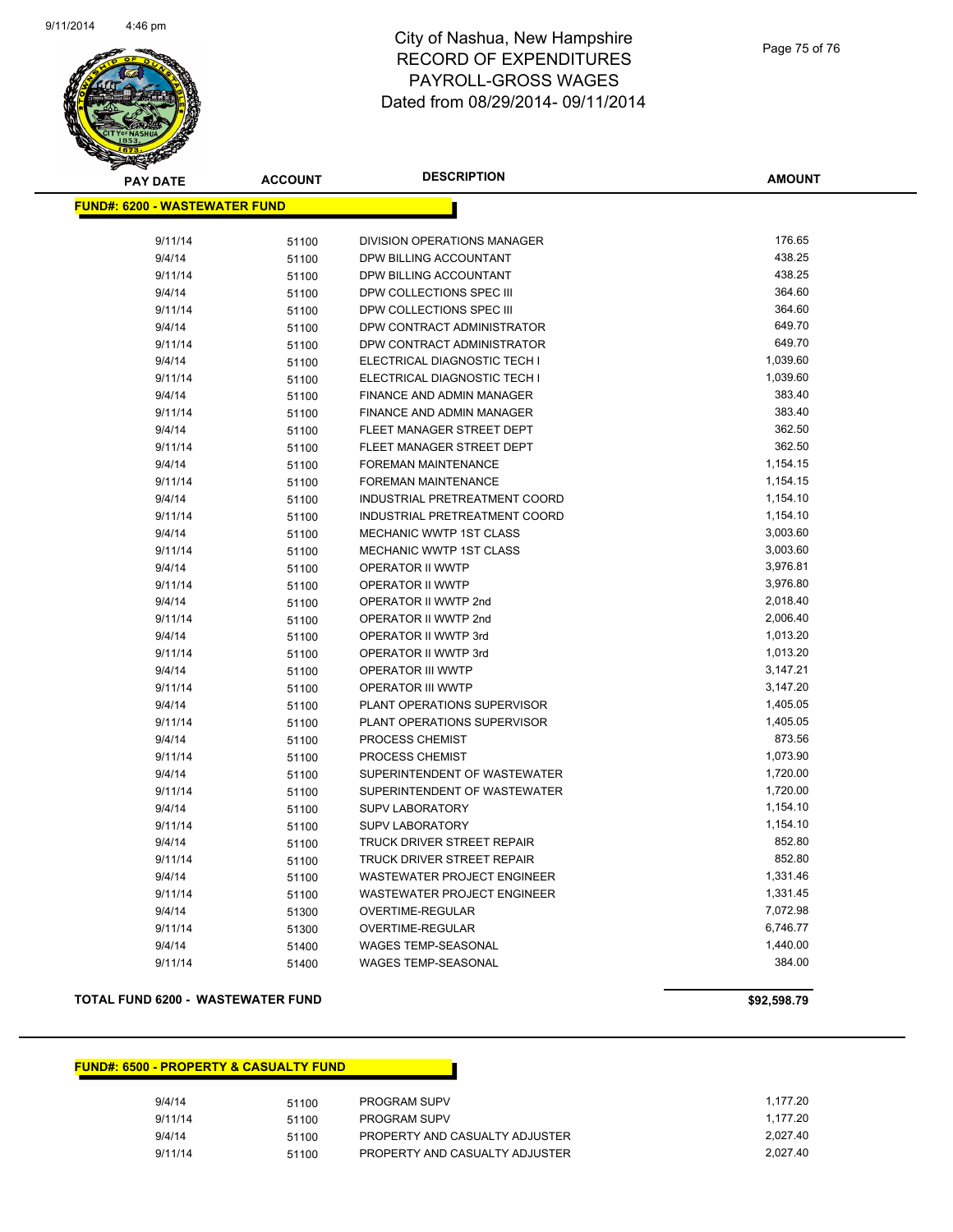# City of Nashua, New Hampshire
## RECORD OF EXPENDITURES
## PAYROLL-GROSS WAGES
## Dated from 08/29/2014- 09/11/2014

**FUND#: 6200 - WASTEWATER FUND**

| PAY DATE | ACCOUNT | DESCRIPTION | AMOUNT |
|---|---|---|---|
| 9/11/14 | 51100 | DIVISION OPERATIONS MANAGER | 176.65 |
| 9/4/14 | 51100 | DPW BILLING ACCOUNTANT | 438.25 |
| 9/11/14 | 51100 | DPW BILLING ACCOUNTANT | 438.25 |
| 9/4/14 | 51100 | DPW COLLECTIONS SPEC III | 364.60 |
| 9/11/14 | 51100 | DPW COLLECTIONS SPEC III | 364.60 |
| 9/4/14 | 51100 | DPW CONTRACT ADMINISTRATOR | 649.70 |
| 9/11/14 | 51100 | DPW CONTRACT ADMINISTRATOR | 649.70 |
| 9/4/14 | 51100 | ELECTRICAL DIAGNOSTIC TECH I | 1,039.60 |
| 9/11/14 | 51100 | ELECTRICAL DIAGNOSTIC TECH I | 1,039.60 |
| 9/4/14 | 51100 | FINANCE AND ADMIN MANAGER | 383.40 |
| 9/11/14 | 51100 | FINANCE AND ADMIN MANAGER | 383.40 |
| 9/4/14 | 51100 | FLEET MANAGER STREET DEPT | 362.50 |
| 9/11/14 | 51100 | FLEET MANAGER STREET DEPT | 362.50 |
| 9/4/14 | 51100 | FOREMAN MAINTENANCE | 1,154.15 |
| 9/11/14 | 51100 | FOREMAN MAINTENANCE | 1,154.15 |
| 9/4/14 | 51100 | INDUSTRIAL PRETREATMENT COORD | 1,154.10 |
| 9/11/14 | 51100 | INDUSTRIAL PRETREATMENT COORD | 1,154.10 |
| 9/4/14 | 51100 | MECHANIC WWTP 1ST CLASS | 3,003.60 |
| 9/11/14 | 51100 | MECHANIC WWTP 1ST CLASS | 3,003.60 |
| 9/4/14 | 51100 | OPERATOR II WWTP | 3,976.81 |
| 9/11/14 | 51100 | OPERATOR II WWTP | 3,976.80 |
| 9/4/14 | 51100 | OPERATOR II WWTP 2nd | 2,018.40 |
| 9/11/14 | 51100 | OPERATOR II WWTP 2nd | 2,006.40 |
| 9/4/14 | 51100 | OPERATOR II WWTP 3rd | 1,013.20 |
| 9/11/14 | 51100 | OPERATOR II WWTP 3rd | 1,013.20 |
| 9/4/14 | 51100 | OPERATOR III WWTP | 3,147.21 |
| 9/11/14 | 51100 | OPERATOR III WWTP | 3,147.20 |
| 9/4/14 | 51100 | PLANT OPERATIONS SUPERVISOR | 1,405.05 |
| 9/11/14 | 51100 | PLANT OPERATIONS SUPERVISOR | 1,405.05 |
| 9/4/14 | 51100 | PROCESS CHEMIST | 873.56 |
| 9/11/14 | 51100 | PROCESS CHEMIST | 1,073.90 |
| 9/4/14 | 51100 | SUPERINTENDENT OF WASTEWATER | 1,720.00 |
| 9/11/14 | 51100 | SUPERINTENDENT OF WASTEWATER | 1,720.00 |
| 9/4/14 | 51100 | SUPV LABORATORY | 1,154.10 |
| 9/11/14 | 51100 | SUPV LABORATORY | 1,154.10 |
| 9/4/14 | 51100 | TRUCK DRIVER STREET REPAIR | 852.80 |
| 9/11/14 | 51100 | TRUCK DRIVER STREET REPAIR | 852.80 |
| 9/4/14 | 51100 | WASTEWATER PROJECT ENGINEER | 1,331.46 |
| 9/11/14 | 51100 | WASTEWATER PROJECT ENGINEER | 1,331.45 |
| 9/4/14 | 51300 | OVERTIME-REGULAR | 7,072.98 |
| 9/11/14 | 51300 | OVERTIME-REGULAR | 6,746.77 |
| 9/4/14 | 51400 | WAGES TEMP-SEASONAL | 1,440.00 |
| 9/11/14 | 51400 | WAGES TEMP-SEASONAL | 384.00 |

**TOTAL FUND 6200 - WASTEWATER FUND** **$92,598.79**

**FUND#: 6500 - PROPERTY & CASUALTY FUND**

| PAY DATE | ACCOUNT | DESCRIPTION | AMOUNT |
|---|---|---|---|
| 9/4/14 | 51100 | PROGRAM SUPV | 1,177.20 |
| 9/11/14 | 51100 | PROGRAM SUPV | 1,177.20 |
| 9/4/14 | 51100 | PROPERTY AND CASUALTY ADJUSTER | 2,027.40 |
| 9/11/14 | 51100 | PROPERTY AND CASUALTY ADJUSTER | 2,027.40 |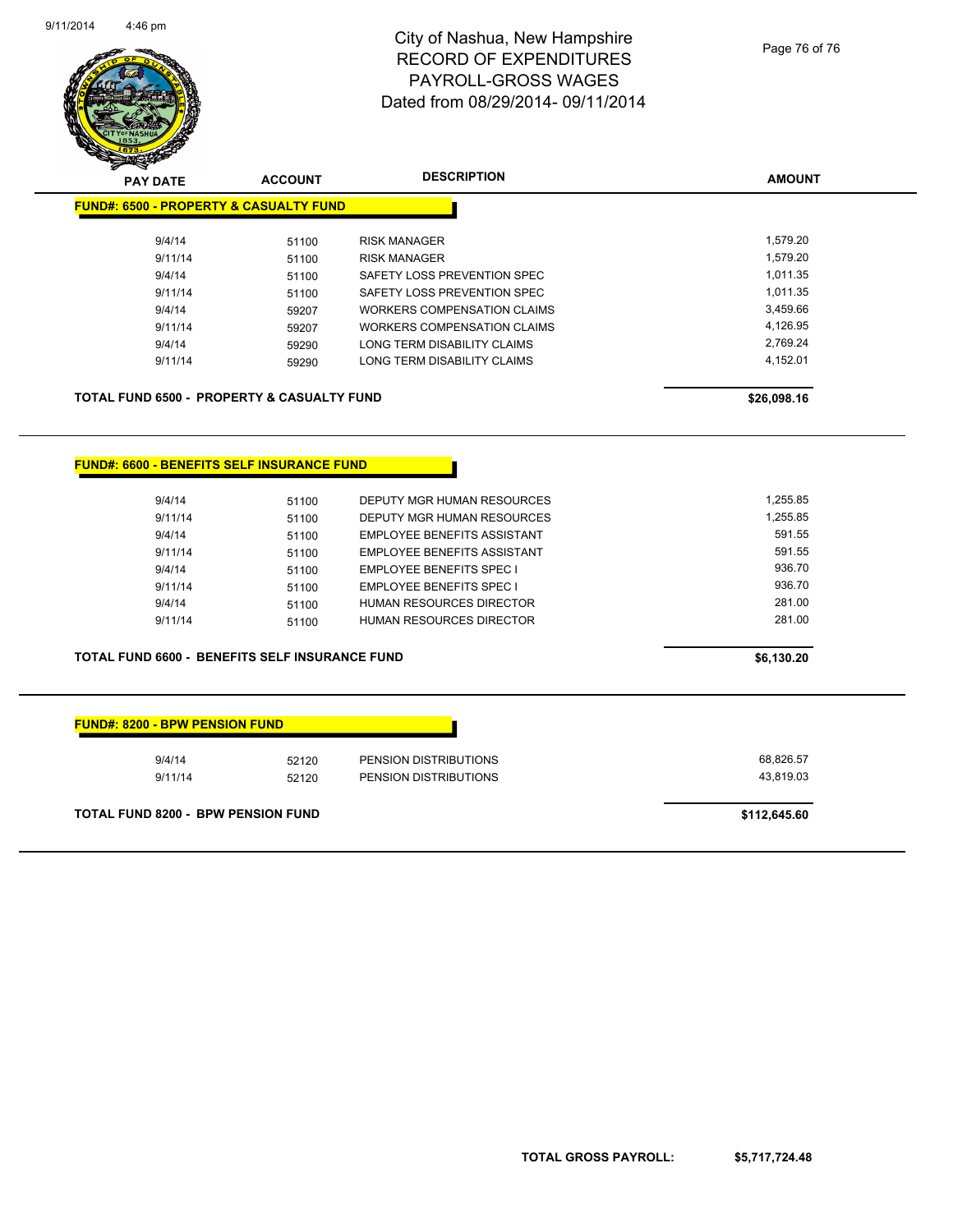# City of Nashua, New Hampshire
## RECORD OF EXPENDITURES
## PAYROLL-GROSS WAGES
## Dated from 08/29/2014- 09/11/2014

| PAY DATE | ACCOUNT | DESCRIPTION | AMOUNT |
|---|---|---|---|
| **FUND#: 6500 - PROPERTY & CASUALTY FUND** | | | |
| 9/4/14 | 51100 | RISK MANAGER | 1,579.20 |
| 9/11/14 | 51100 | RISK MANAGER | 1,579.20 |
| 9/4/14 | 51100 | SAFETY LOSS PREVENTION SPEC | 1,011.35 |
| 9/11/14 | 51100 | SAFETY LOSS PREVENTION SPEC | 1,011.35 |
| 9/4/14 | 59207 | WORKERS COMPENSATION CLAIMS | 3,459.66 |
| 9/11/14 | 59207 | WORKERS COMPENSATION CLAIMS | 4,126.95 |
| 9/4/14 | 59290 | LONG TERM DISABILITY CLAIMS | 2,769.24 |
| 9/11/14 | 59290 | LONG TERM DISABILITY CLAIMS | 4,152.01 |
| **TOTAL FUND 6500 - PROPERTY & CASUALTY FUND** | | | **$26,098.16** |
| **FUND#: 6600 - BENEFITS SELF INSURANCE FUND** | | | |
| 9/4/14 | 51100 | DEPUTY MGR HUMAN RESOURCES | 1,255.85 |
| 9/11/14 | 51100 | DEPUTY MGR HUMAN RESOURCES | 1,255.85 |
| 9/4/14 | 51100 | EMPLOYEE BENEFITS ASSISTANT | 591.55 |
| 9/11/14 | 51100 | EMPLOYEE BENEFITS ASSISTANT | 591.55 |
| 9/4/14 | 51100 | EMPLOYEE BENEFITS SPEC I | 936.70 |
| 9/11/14 | 51100 | EMPLOYEE BENEFITS SPEC I | 936.70 |
| 9/4/14 | 51100 | HUMAN RESOURCES DIRECTOR | 281.00 |
| 9/11/14 | 51100 | HUMAN RESOURCES DIRECTOR | 281.00 |
| **TOTAL FUND 6600 - BENEFITS SELF INSURANCE FUND** | | | **$6,130.20** |
| **FUND#: 8200 - BPW PENSION FUND** | | | |
| 9/4/14 | 52120 | PENSION DISTRIBUTIONS | 68,826.57 |
| 9/11/14 | 52120 | PENSION DISTRIBUTIONS | 43,819.03 |
| **TOTAL FUND 8200 - BPW PENSION FUND** | | | **$112,645.60** |

**TOTAL GROSS PAYROLL: $5,717,724.48**